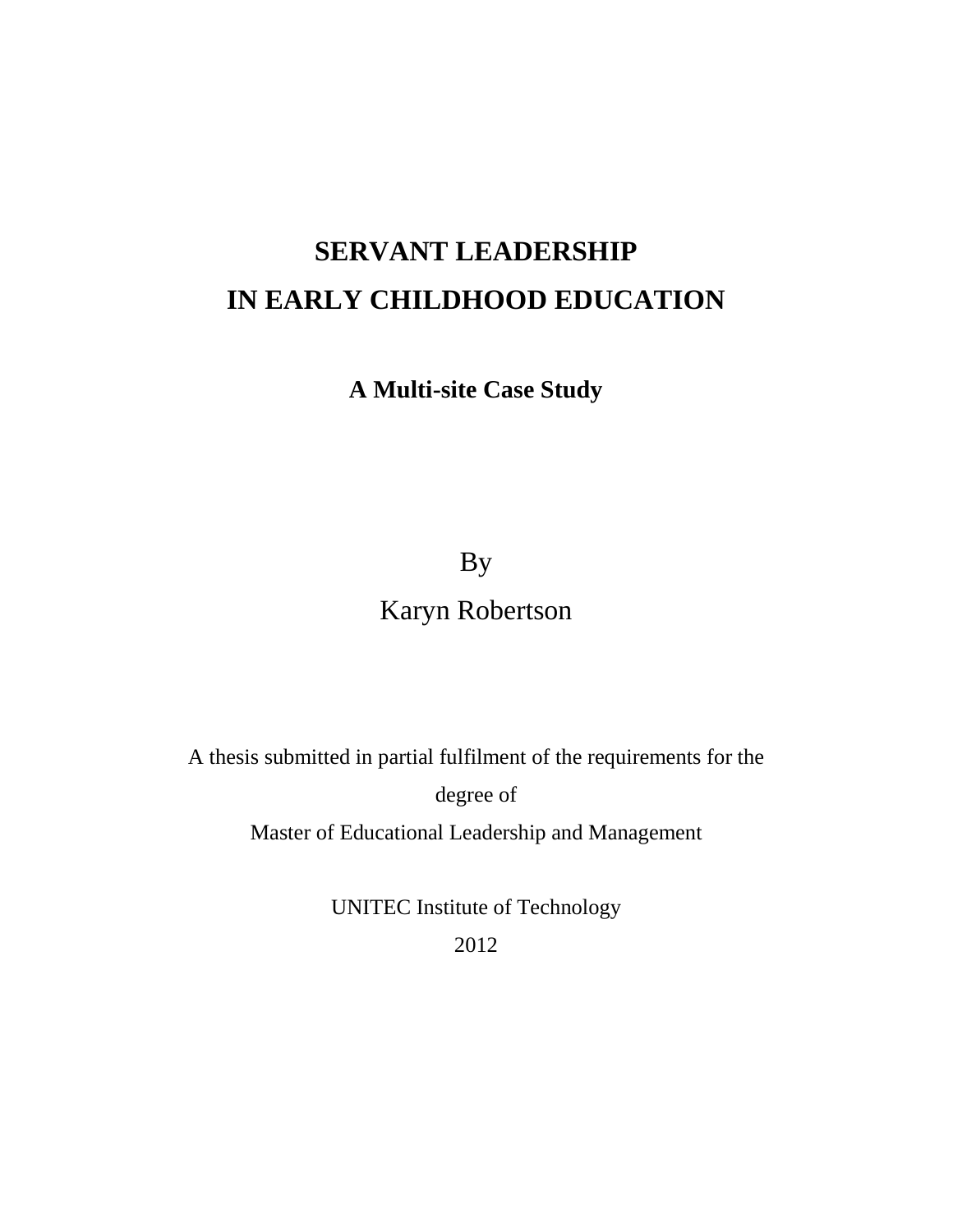# SERVANT LEADERSHIP
# IN EARLY CHILDHOOD EDUCATION

**A Multi-site Case Study**

By

Karyn Robertson

A thesis submitted in partial fulfilment of the requirements for the degree of

Master of Educational Leadership and Management

UNITEC Institute of Technology

2012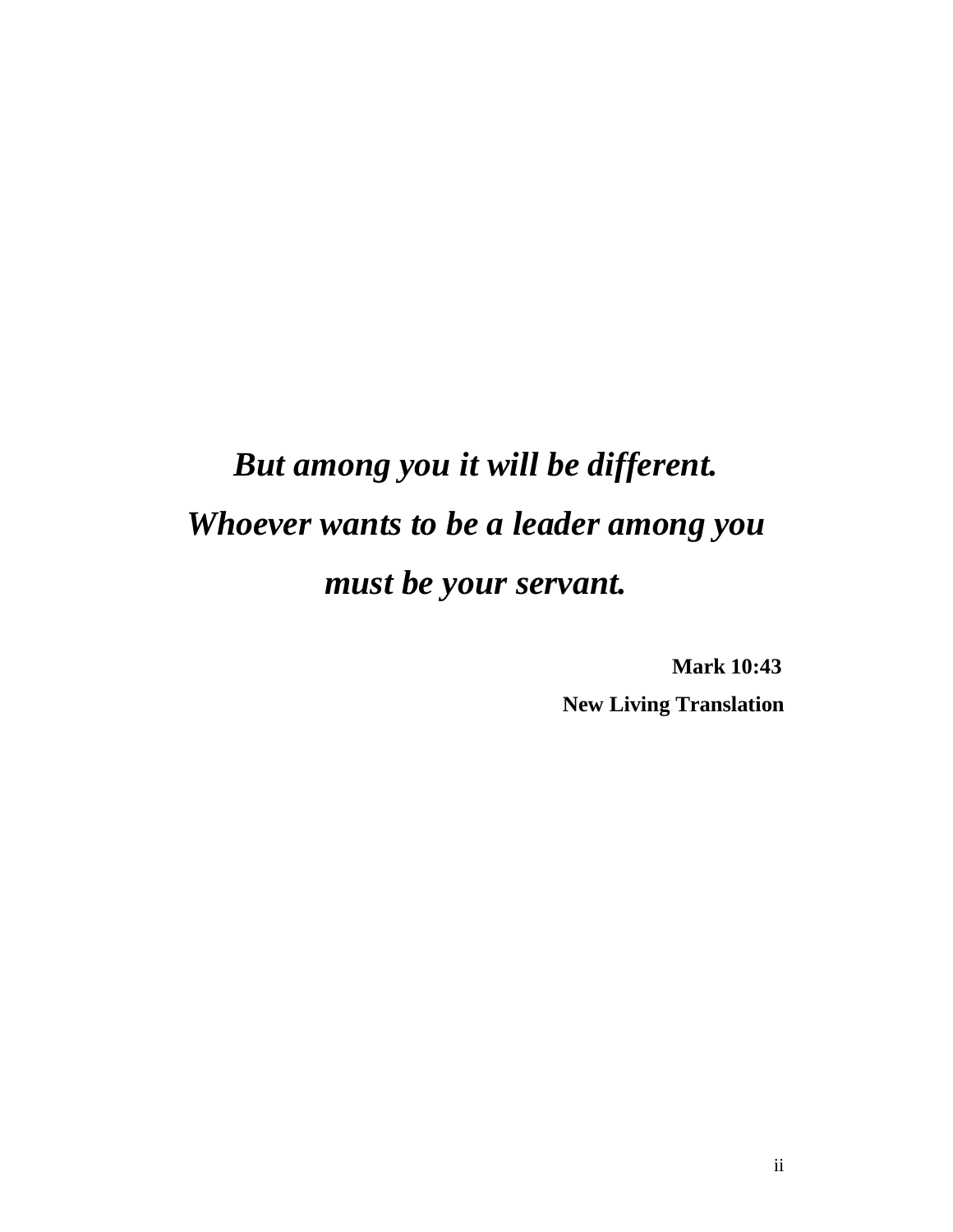***But among you it will be different.***
***Whoever wants to be a leader among you***
***must be your servant.***

**Mark 10:43**
**New Living Translation**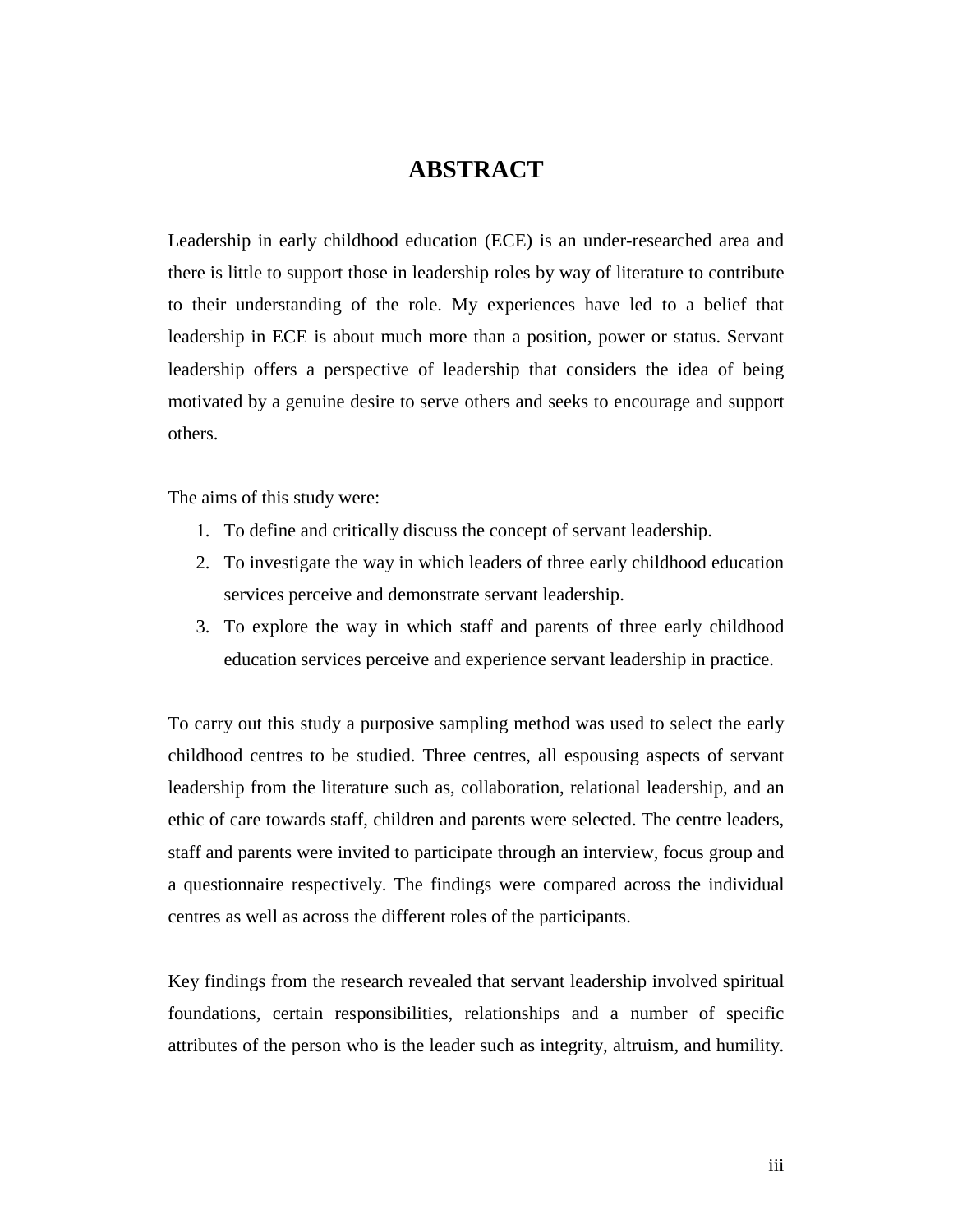# ABSTRACT

Leadership in early childhood education (ECE) is an under-researched area and there is little to support those in leadership roles by way of literature to contribute to their understanding of the role. My experiences have led to a belief that leadership in ECE is about much more than a position, power or status. Servant leadership offers a perspective of leadership that considers the idea of being motivated by a genuine desire to serve others and seeks to encourage and support others.

The aims of this study were:

1. To define and critically discuss the concept of servant leadership.
2. To investigate the way in which leaders of three early childhood education services perceive and demonstrate servant leadership.
3. To explore the way in which staff and parents of three early childhood education services perceive and experience servant leadership in practice.

To carry out this study a purposive sampling method was used to select the early childhood centres to be studied. Three centres, all espousing aspects of servant leadership from the literature such as, collaboration, relational leadership, and an ethic of care towards staff, children and parents were selected. The centre leaders, staff and parents were invited to participate through an interview, focus group and a questionnaire respectively. The findings were compared across the individual centres as well as across the different roles of the participants.

Key findings from the research revealed that servant leadership involved spiritual foundations, certain responsibilities, relationships and a number of specific attributes of the person who is the leader such as integrity, altruism, and humility.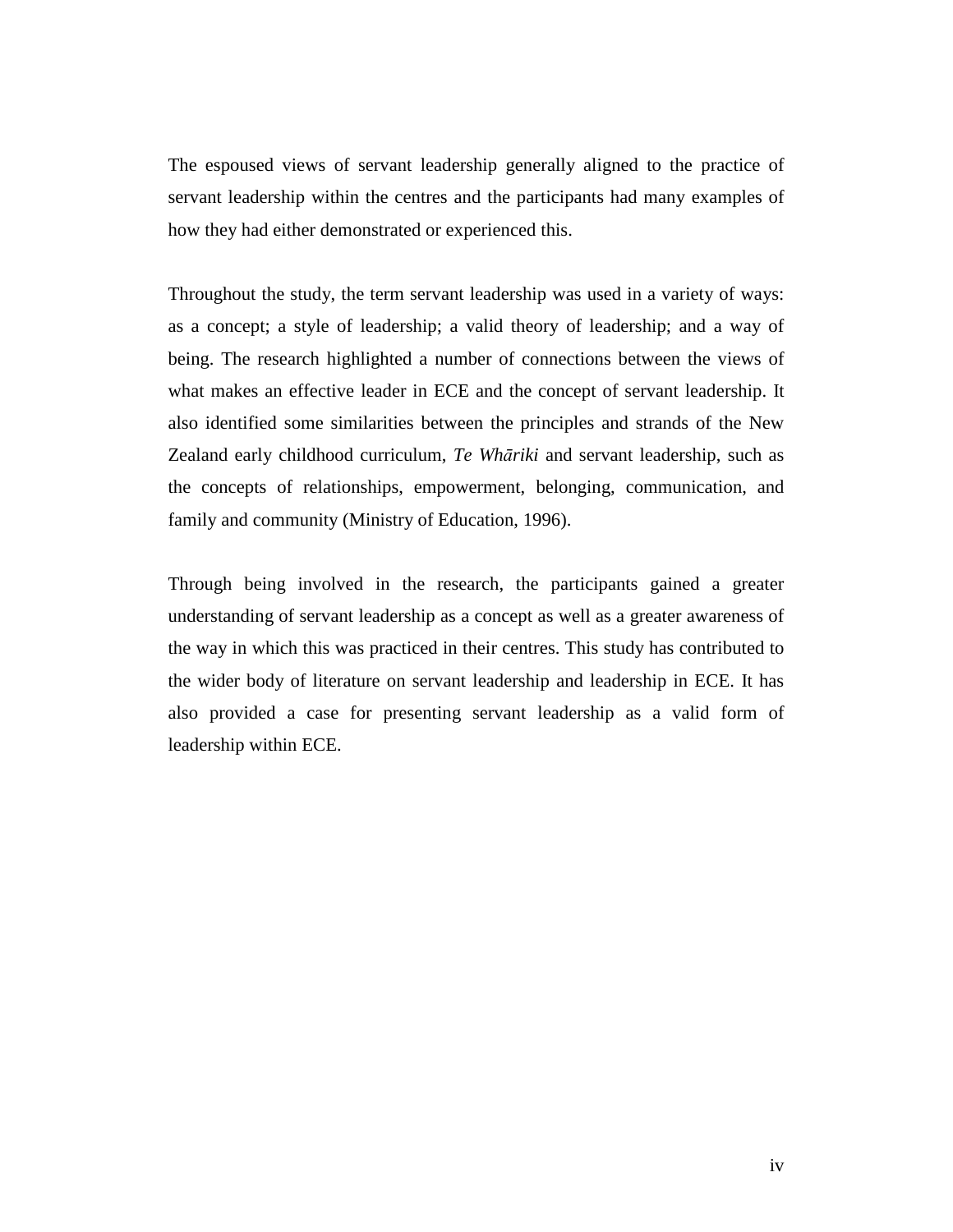The espoused views of servant leadership generally aligned to the practice of servant leadership within the centres and the participants had many examples of how they had either demonstrated or experienced this.

Throughout the study, the term servant leadership was used in a variety of ways: as a concept; a style of leadership; a valid theory of leadership; and a way of being. The research highlighted a number of connections between the views of what makes an effective leader in ECE and the concept of servant leadership. It also identified some similarities between the principles and strands of the New Zealand early childhood curriculum, *Te Whāriki* and servant leadership, such as the concepts of relationships, empowerment, belonging, communication, and family and community (Ministry of Education, 1996).

Through being involved in the research, the participants gained a greater understanding of servant leadership as a concept as well as a greater awareness of the way in which this was practiced in their centres. This study has contributed to the wider body of literature on servant leadership and leadership in ECE. It has also provided a case for presenting servant leadership as a valid form of leadership within ECE.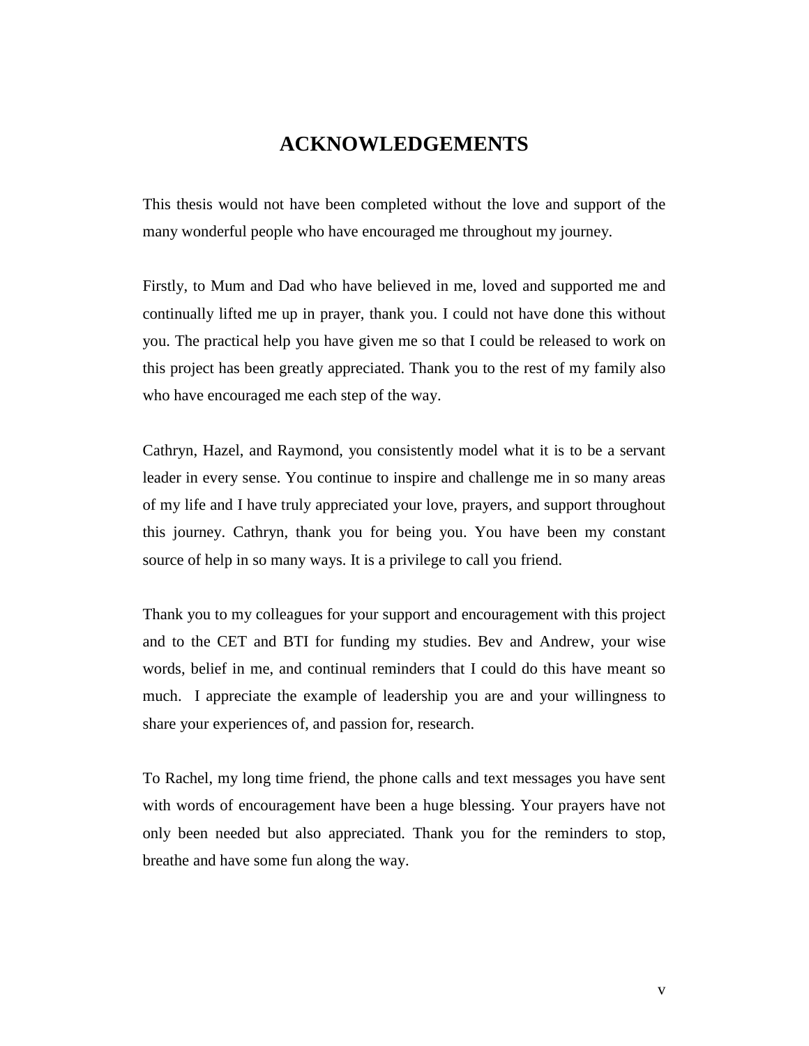# ACKNOWLEDGEMENTS

This thesis would not have been completed without the love and support of the many wonderful people who have encouraged me throughout my journey.

Firstly, to Mum and Dad who have believed in me, loved and supported me and continually lifted me up in prayer, thank you. I could not have done this without you. The practical help you have given me so that I could be released to work on this project has been greatly appreciated. Thank you to the rest of my family also who have encouraged me each step of the way.

Cathryn, Hazel, and Raymond, you consistently model what it is to be a servant leader in every sense. You continue to inspire and challenge me in so many areas of my life and I have truly appreciated your love, prayers, and support throughout this journey. Cathryn, thank you for being you. You have been my constant source of help in so many ways. It is a privilege to call you friend.

Thank you to my colleagues for your support and encouragement with this project and to the CET and BTI for funding my studies. Bev and Andrew, your wise words, belief in me, and continual reminders that I could do this have meant so much. I appreciate the example of leadership you are and your willingness to share your experiences of, and passion for, research.

To Rachel, my long time friend, the phone calls and text messages you have sent with words of encouragement have been a huge blessing. Your prayers have not only been needed but also appreciated. Thank you for the reminders to stop, breathe and have some fun along the way.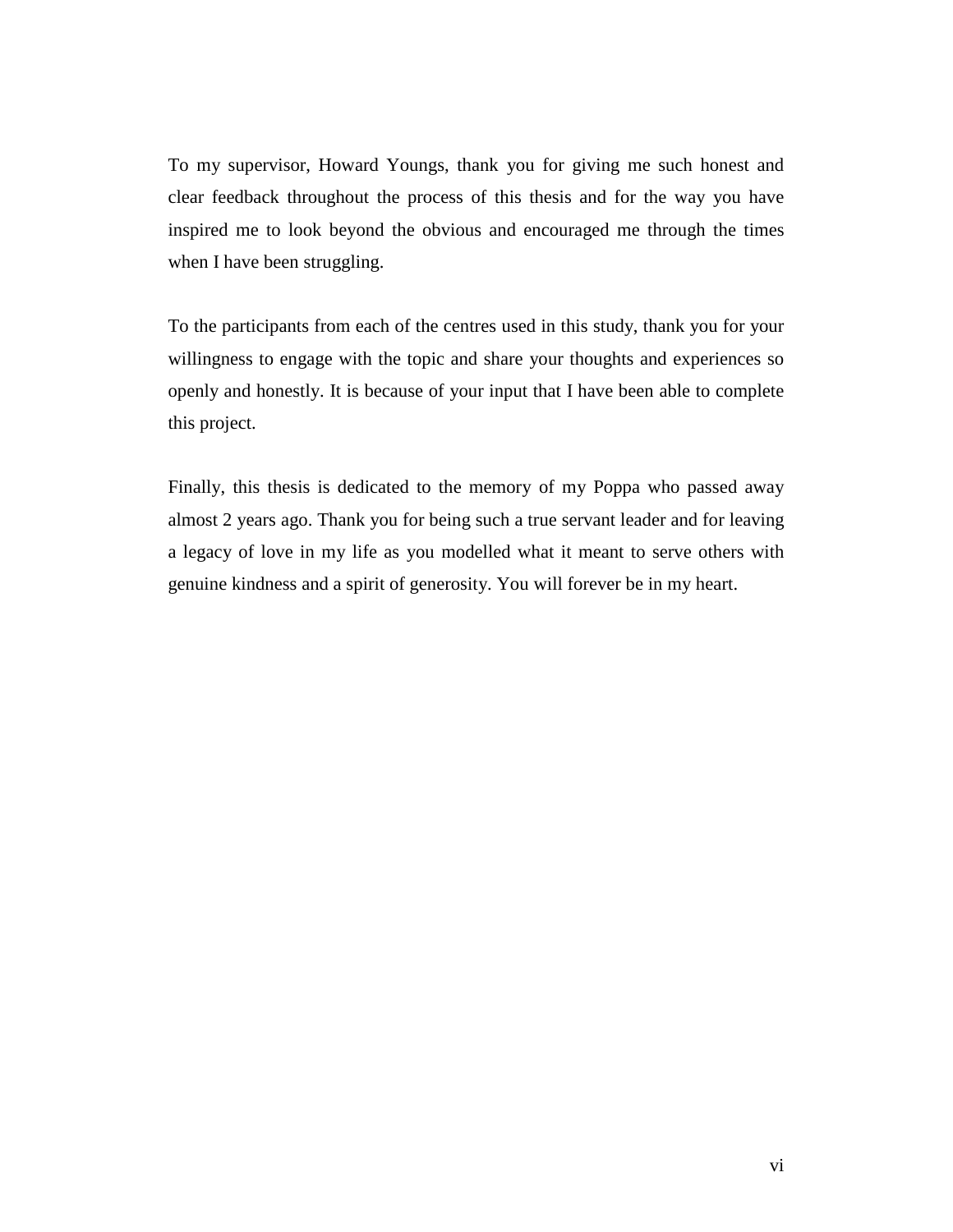To my supervisor, Howard Youngs, thank you for giving me such honest and clear feedback throughout the process of this thesis and for the way you have inspired me to look beyond the obvious and encouraged me through the times when I have been struggling.

To the participants from each of the centres used in this study, thank you for your willingness to engage with the topic and share your thoughts and experiences so openly and honestly. It is because of your input that I have been able to complete this project.

Finally, this thesis is dedicated to the memory of my Poppa who passed away almost 2 years ago. Thank you for being such a true servant leader and for leaving a legacy of love in my life as you modelled what it meant to serve others with genuine kindness and a spirit of generosity. You will forever be in my heart.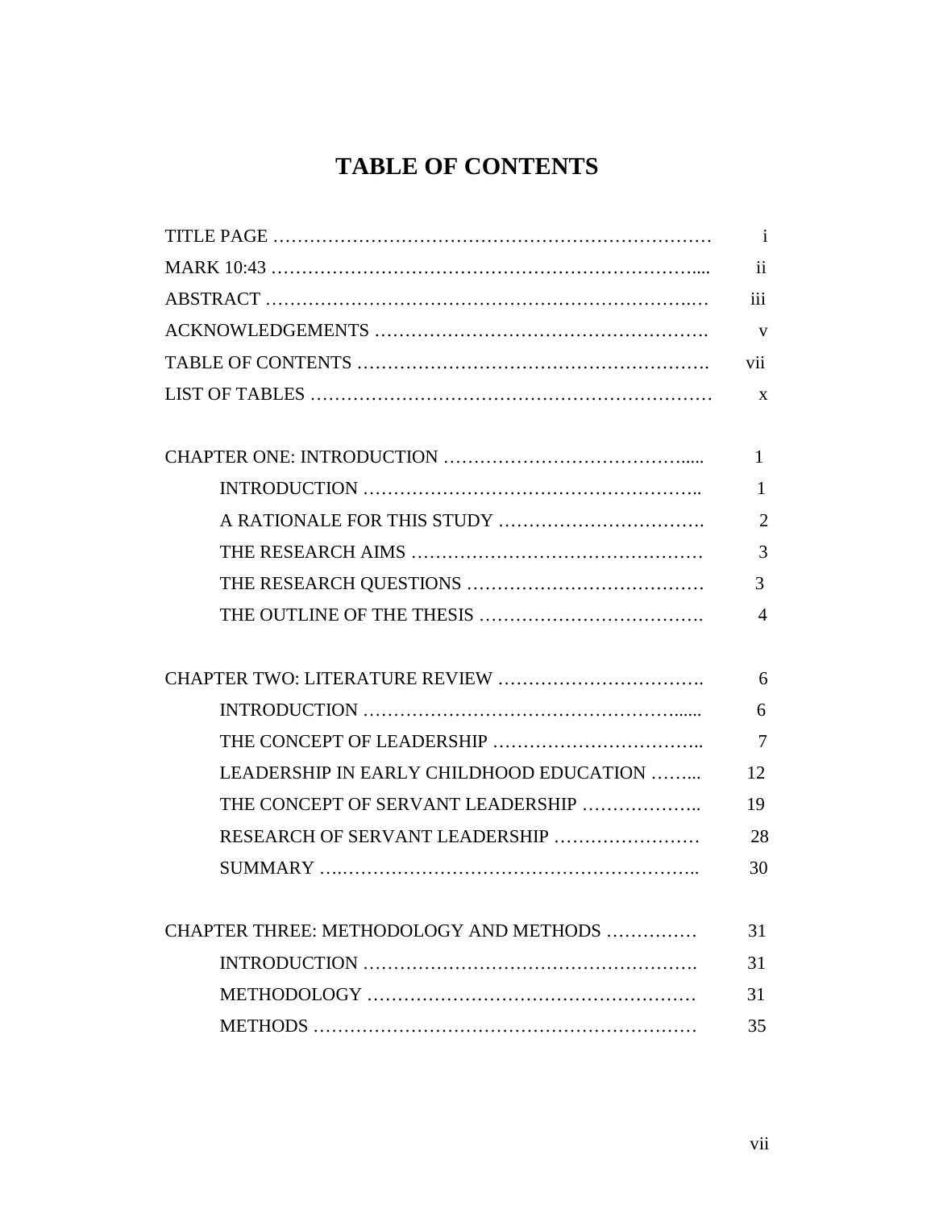# TABLE OF CONTENTS

TITLE PAGE ……………………………………………………………… i

MARK 10:43 ……………………………………………………………... ii

ABSTRACT ………………………………………………………….… iii

ACKNOWLEDGEMENTS ………………………………………………. v

TABLE OF CONTENTS …………………………………………………. vii

LIST OF TABLES ………………………………………………………… x

CHAPTER ONE: INTRODUCTION …………………………………..... 1

    INTRODUCTION ……………………………………………….. 1

    A RATIONALE FOR THIS STUDY ……………………………. 2

    THE RESEARCH AIMS ………………………………………… 3

    THE RESEARCH QUESTIONS ………………………………… 3

    THE OUTLINE OF THE THESIS ………………………………. 4

CHAPTER TWO: LITERATURE REVIEW ……………………………. 6

    INTRODUCTION …………………………………………...... 6

    THE CONCEPT OF LEADERSHIP …………………………….. 7

    LEADERSHIP IN EARLY CHILDHOOD EDUCATION ……... 12

    THE CONCEPT OF SERVANT LEADERSHIP ……………….. 19

    RESEARCH OF SERVANT LEADERSHIP …………………… 28

    SUMMARY ….………………………………………………….. 30

CHAPTER THREE: METHODOLOGY AND METHODS …………… 31

    INTRODUCTION ………………………………………………. 31

    METHODOLOGY ……………………………………………… 31

    METHODS ……………………………………………………… 35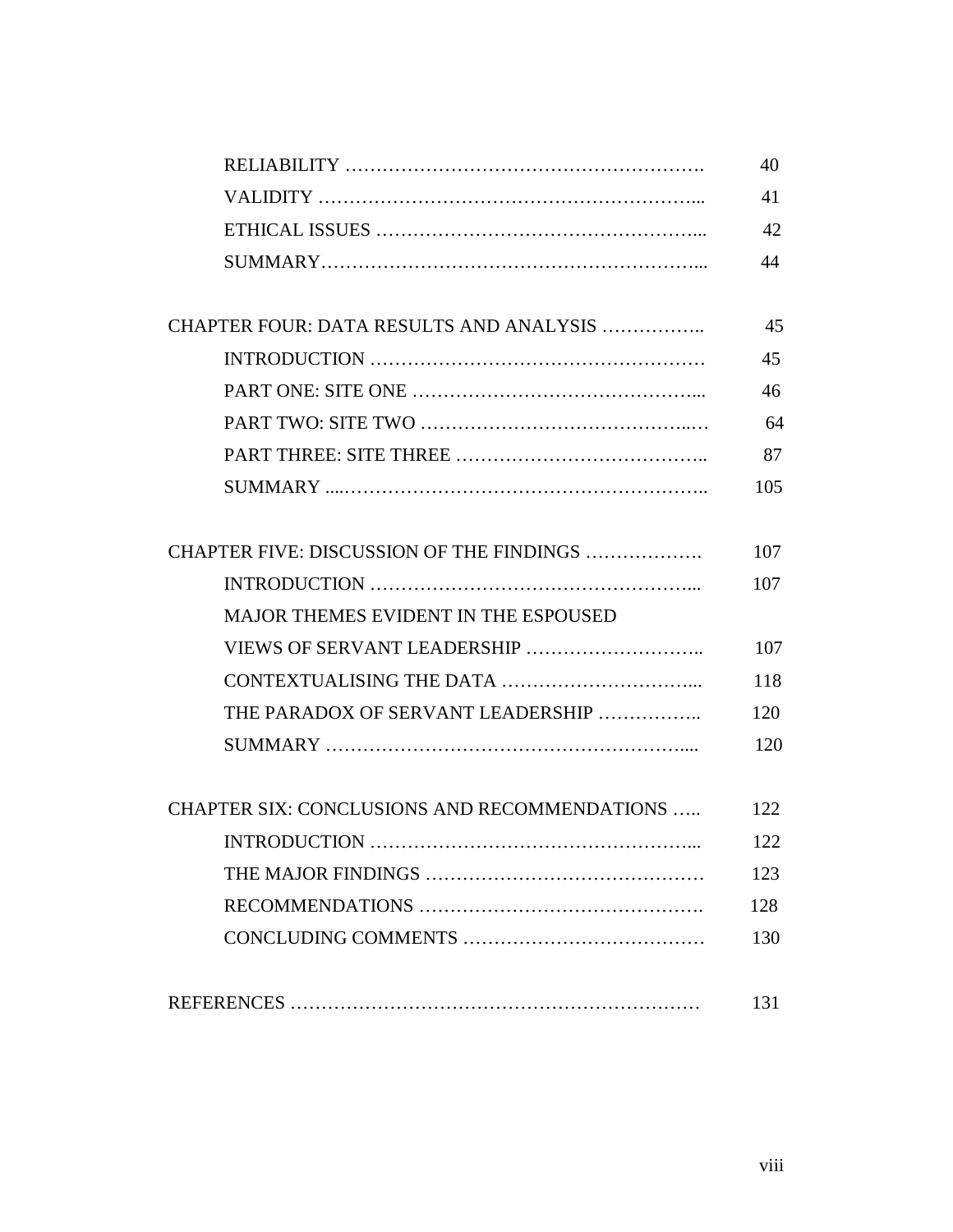RELIABILITY ………………………………………………. 40
VALIDITY …………………………………………………... 41
ETHICAL ISSUES …………………………………………... 42
SUMMARY…………………………………………………... 44

CHAPTER FOUR: DATA RESULTS AND ANALYSIS …………….. 45
INTRODUCTION ……………………………………………… 45
PART ONE: SITE ONE ……………………………………... 46
PART TWO: SITE TWO ……………………………………..… 64
PART THREE: SITE THREE ……………………………….. 87
SUMMARY ....………………………………………………….. 105

CHAPTER FIVE: DISCUSSION OF THE FINDINGS ………………. 107
INTRODUCTION …………………………………………... 107
MAJOR THEMES EVIDENT IN THE ESPOUSED VIEWS OF SERVANT LEADERSHIP ……………………….. 107
CONTEXTUALISING THE DATA …………………………... 118
THE PARADOX OF SERVANT LEADERSHIP …………….. 120
SUMMARY ………………………………………………….... 120

CHAPTER SIX: CONCLUSIONS AND RECOMMENDATIONS ….. 122
INTRODUCTION …………………………………………... 122
THE MAJOR FINDINGS ……………………………………… 123
RECOMMENDATIONS ………………………………………. 128
CONCLUDING COMMENTS ………………………………… 130

REFERENCES ………………………………………………………… 131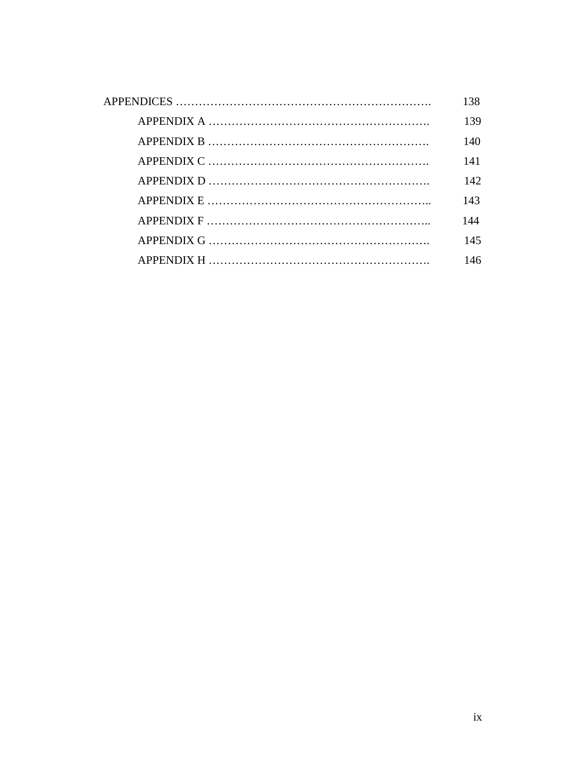APPENDICES ………………………………………………………… 138

APPENDIX A ………………………………………………… 139

APPENDIX B ………………………………………………… 140

APPENDIX C ………………………………………………… 141

APPENDIX D ………………………………………………… 142

APPENDIX E ………………………………………………….. 143

APPENDIX F ………………………………………………….. 144

APPENDIX G ………………………………………………… 145

APPENDIX H ………………………………………………… 146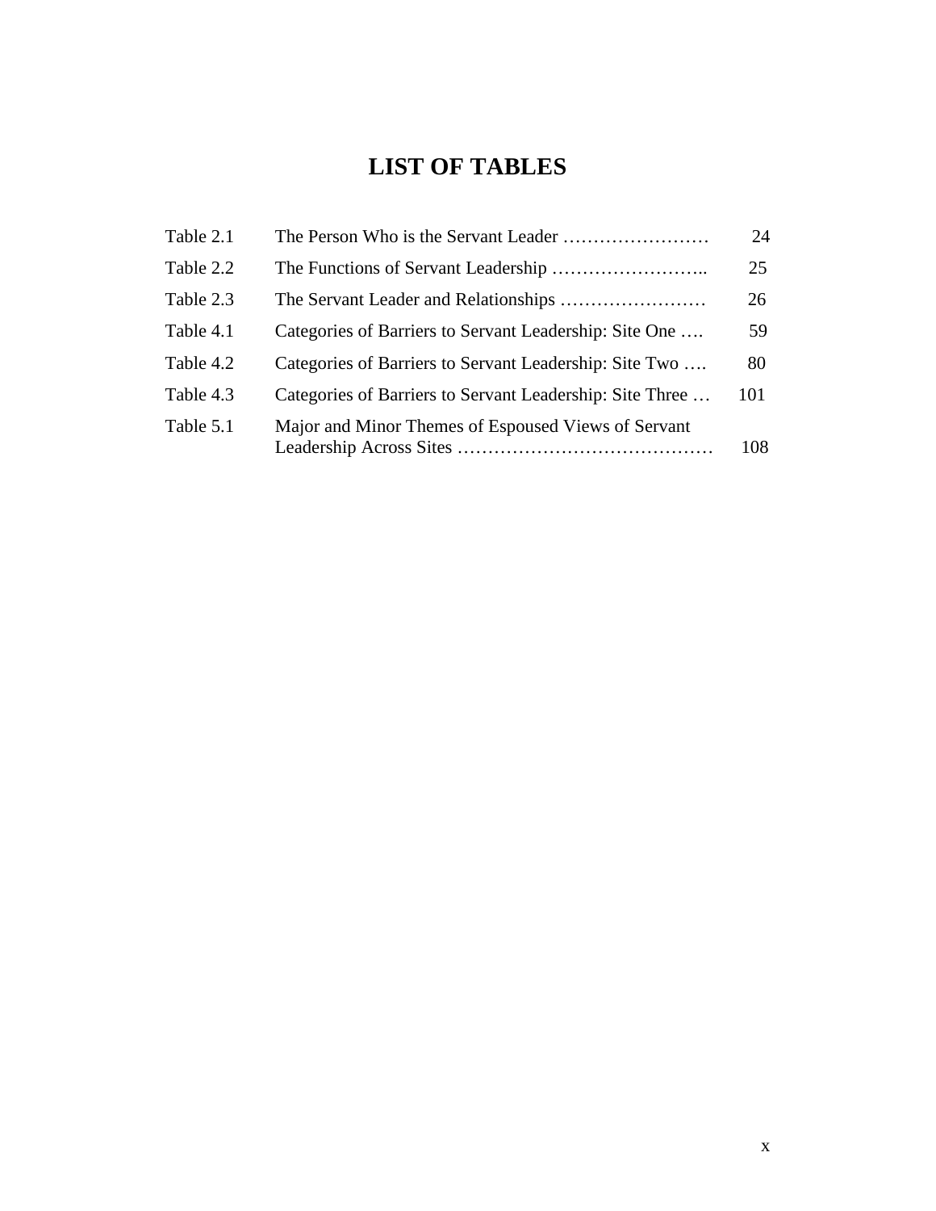# LIST OF TABLES

| | | |
|---|---|---|
| Table 2.1 | The Person Who is the Servant Leader …………………… | 24 |
| Table 2.2 | The Functions of Servant Leadership …………………….. | 25 |
| Table 2.3 | The Servant Leader and Relationships …………………… | 26 |
| Table 4.1 | Categories of Barriers to Servant Leadership: Site One …. | 59 |
| Table 4.2 | Categories of Barriers to Servant Leadership: Site Two …. | 80 |
| Table 4.3 | Categories of Barriers to Servant Leadership: Site Three … | 101 |
| Table 5.1 | Major and Minor Themes of Espoused Views of Servant Leadership Across Sites …………………………………… | 108 |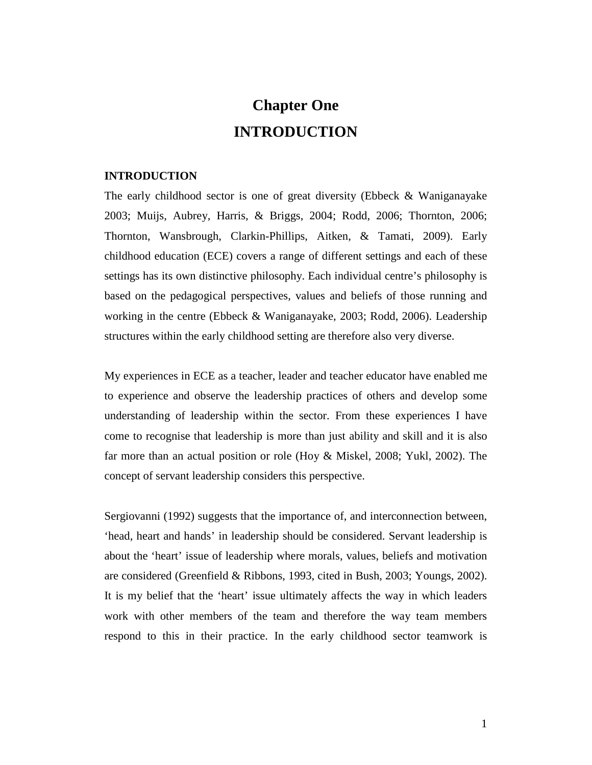# Chapter One
# INTRODUCTION

## INTRODUCTION

The early childhood sector is one of great diversity (Ebbeck & Waniganayake 2003; Muijs, Aubrey, Harris, & Briggs, 2004; Rodd, 2006; Thornton, 2006; Thornton, Wansbrough, Clarkin-Phillips, Aitken, & Tamati, 2009). Early childhood education (ECE) covers a range of different settings and each of these settings has its own distinctive philosophy. Each individual centre's philosophy is based on the pedagogical perspectives, values and beliefs of those running and working in the centre (Ebbeck & Waniganayake, 2003; Rodd, 2006). Leadership structures within the early childhood setting are therefore also very diverse.

My experiences in ECE as a teacher, leader and teacher educator have enabled me to experience and observe the leadership practices of others and develop some understanding of leadership within the sector. From these experiences I have come to recognise that leadership is more than just ability and skill and it is also far more than an actual position or role (Hoy & Miskel, 2008; Yukl, 2002). The concept of servant leadership considers this perspective.

Sergiovanni (1992) suggests that the importance of, and interconnection between, 'head, heart and hands' in leadership should be considered. Servant leadership is about the 'heart' issue of leadership where morals, values, beliefs and motivation are considered (Greenfield & Ribbons, 1993, cited in Bush, 2003; Youngs, 2002). It is my belief that the 'heart' issue ultimately affects the way in which leaders work with other members of the team and therefore the way team members respond to this in their practice. In the early childhood sector teamwork is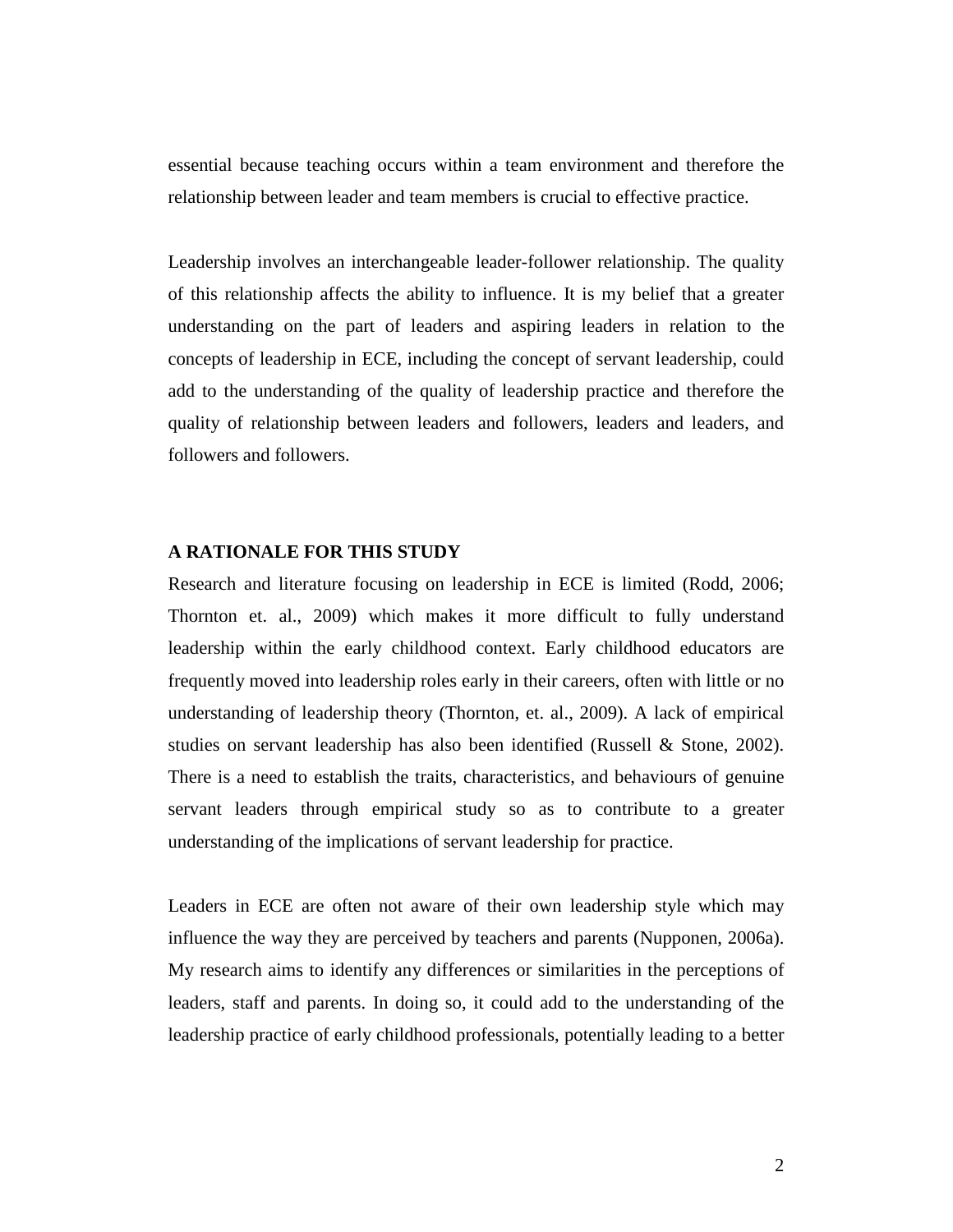essential because teaching occurs within a team environment and therefore the relationship between leader and team members is crucial to effective practice.

Leadership involves an interchangeable leader-follower relationship. The quality of this relationship affects the ability to influence. It is my belief that a greater understanding on the part of leaders and aspiring leaders in relation to the concepts of leadership in ECE, including the concept of servant leadership, could add to the understanding of the quality of leadership practice and therefore the quality of relationship between leaders and followers, leaders and leaders, and followers and followers.

## A RATIONALE FOR THIS STUDY

Research and literature focusing on leadership in ECE is limited (Rodd, 2006; Thornton et. al., 2009) which makes it more difficult to fully understand leadership within the early childhood context. Early childhood educators are frequently moved into leadership roles early in their careers, often with little or no understanding of leadership theory (Thornton, et. al., 2009). A lack of empirical studies on servant leadership has also been identified (Russell & Stone, 2002). There is a need to establish the traits, characteristics, and behaviours of genuine servant leaders through empirical study so as to contribute to a greater understanding of the implications of servant leadership for practice.

Leaders in ECE are often not aware of their own leadership style which may influence the way they are perceived by teachers and parents (Nupponen, 2006a). My research aims to identify any differences or similarities in the perceptions of leaders, staff and parents. In doing so, it could add to the understanding of the leadership practice of early childhood professionals, potentially leading to a better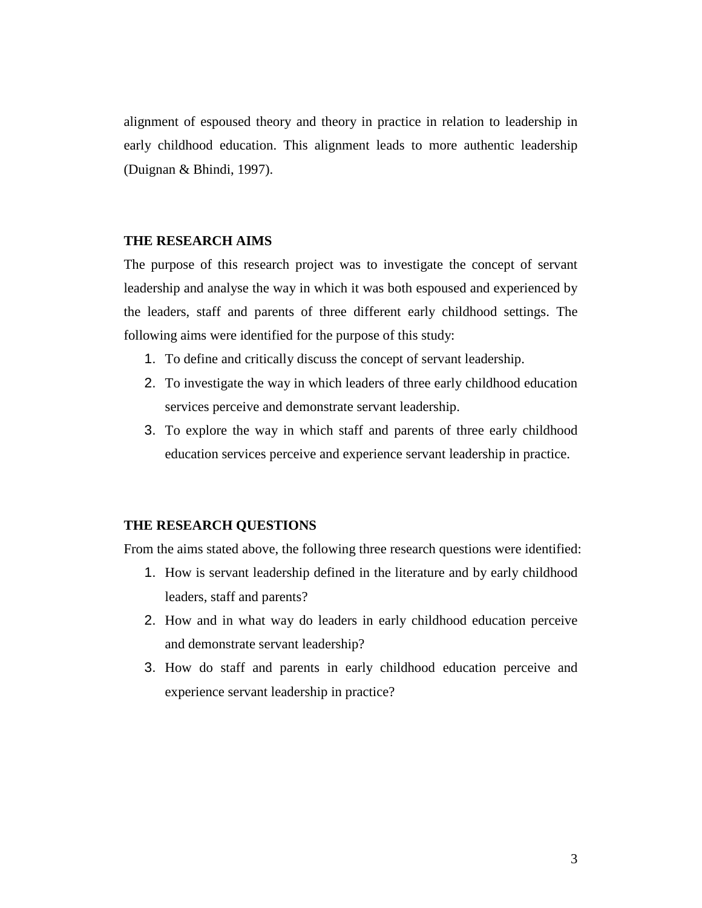alignment of espoused theory and theory in practice in relation to leadership in early childhood education. This alignment leads to more authentic leadership (Duignan & Bhindi, 1997).

## THE RESEARCH AIMS

The purpose of this research project was to investigate the concept of servant leadership and analyse the way in which it was both espoused and experienced by the leaders, staff and parents of three different early childhood settings. The following aims were identified for the purpose of this study:

1. To define and critically discuss the concept of servant leadership.
2. To investigate the way in which leaders of three early childhood education services perceive and demonstrate servant leadership.
3. To explore the way in which staff and parents of three early childhood education services perceive and experience servant leadership in practice.

## THE RESEARCH QUESTIONS

From the aims stated above, the following three research questions were identified:

1. How is servant leadership defined in the literature and by early childhood leaders, staff and parents?
2. How and in what way do leaders in early childhood education perceive and demonstrate servant leadership?
3. How do staff and parents in early childhood education perceive and experience servant leadership in practice?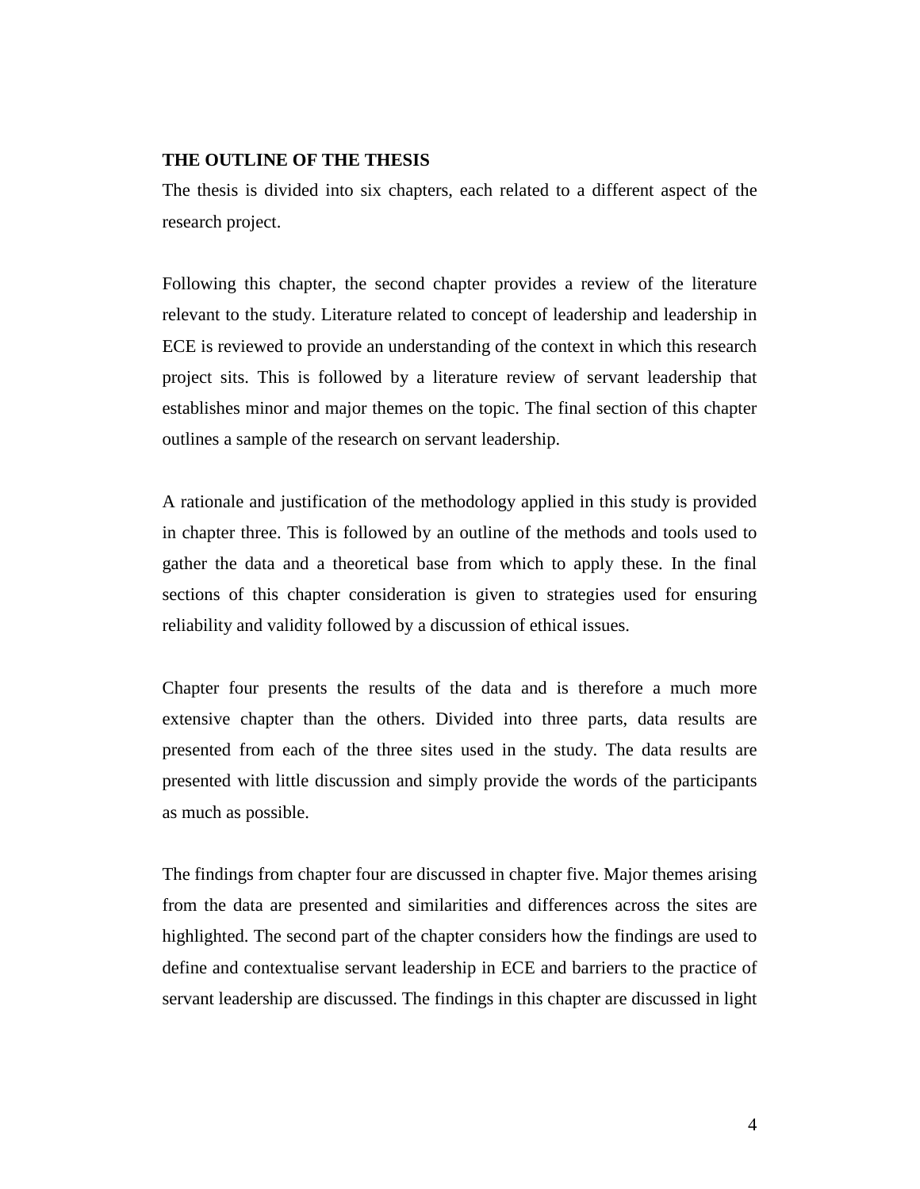**THE OUTLINE OF THE THESIS**

The thesis is divided into six chapters, each related to a different aspect of the research project.

Following this chapter, the second chapter provides a review of the literature relevant to the study. Literature related to concept of leadership and leadership in ECE is reviewed to provide an understanding of the context in which this research project sits. This is followed by a literature review of servant leadership that establishes minor and major themes on the topic. The final section of this chapter outlines a sample of the research on servant leadership.

A rationale and justification of the methodology applied in this study is provided in chapter three. This is followed by an outline of the methods and tools used to gather the data and a theoretical base from which to apply these. In the final sections of this chapter consideration is given to strategies used for ensuring reliability and validity followed by a discussion of ethical issues.

Chapter four presents the results of the data and is therefore a much more extensive chapter than the others. Divided into three parts, data results are presented from each of the three sites used in the study. The data results are presented with little discussion and simply provide the words of the participants as much as possible.

The findings from chapter four are discussed in chapter five. Major themes arising from the data are presented and similarities and differences across the sites are highlighted. The second part of the chapter considers how the findings are used to define and contextualise servant leadership in ECE and barriers to the practice of servant leadership are discussed. The findings in this chapter are discussed in light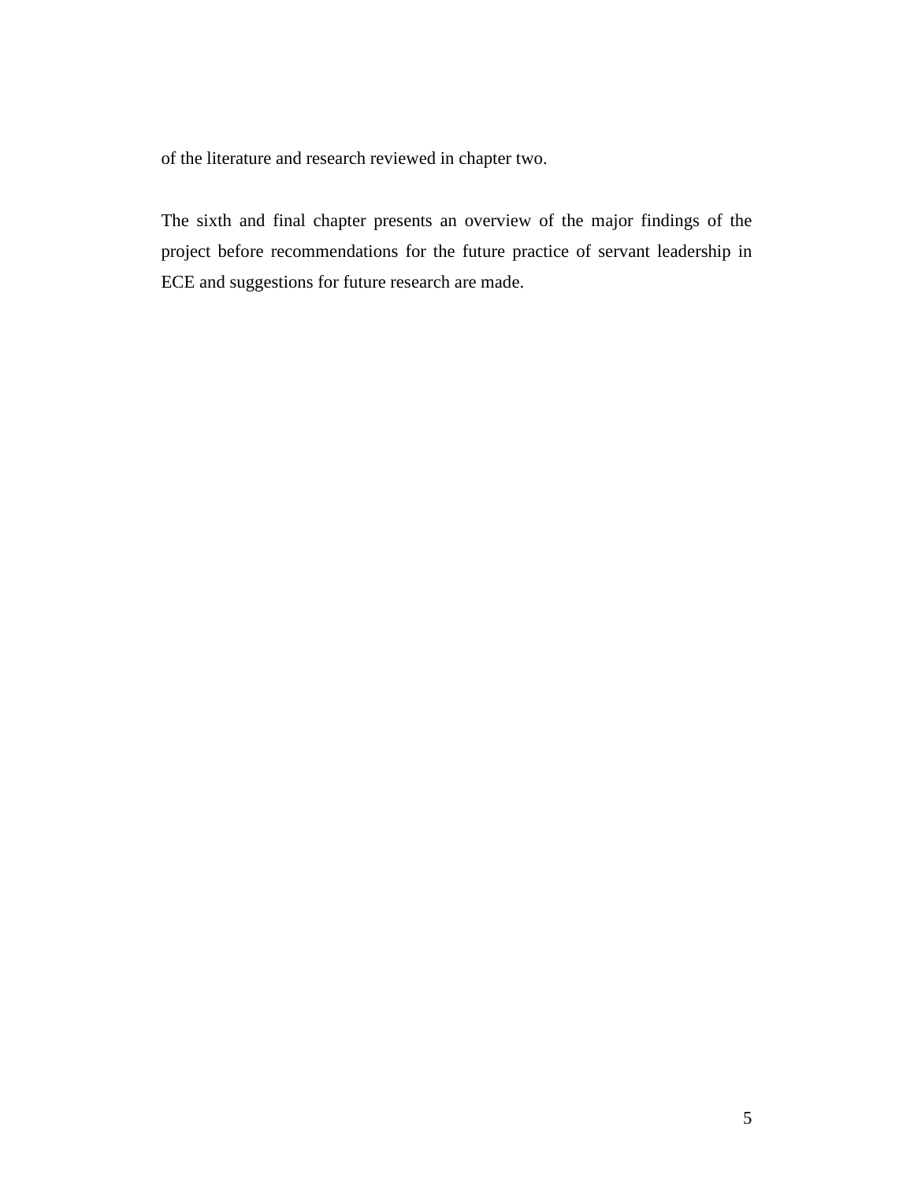of the literature and research reviewed in chapter two.

The sixth and final chapter presents an overview of the major findings of the project before recommendations for the future practice of servant leadership in ECE and suggestions for future research are made.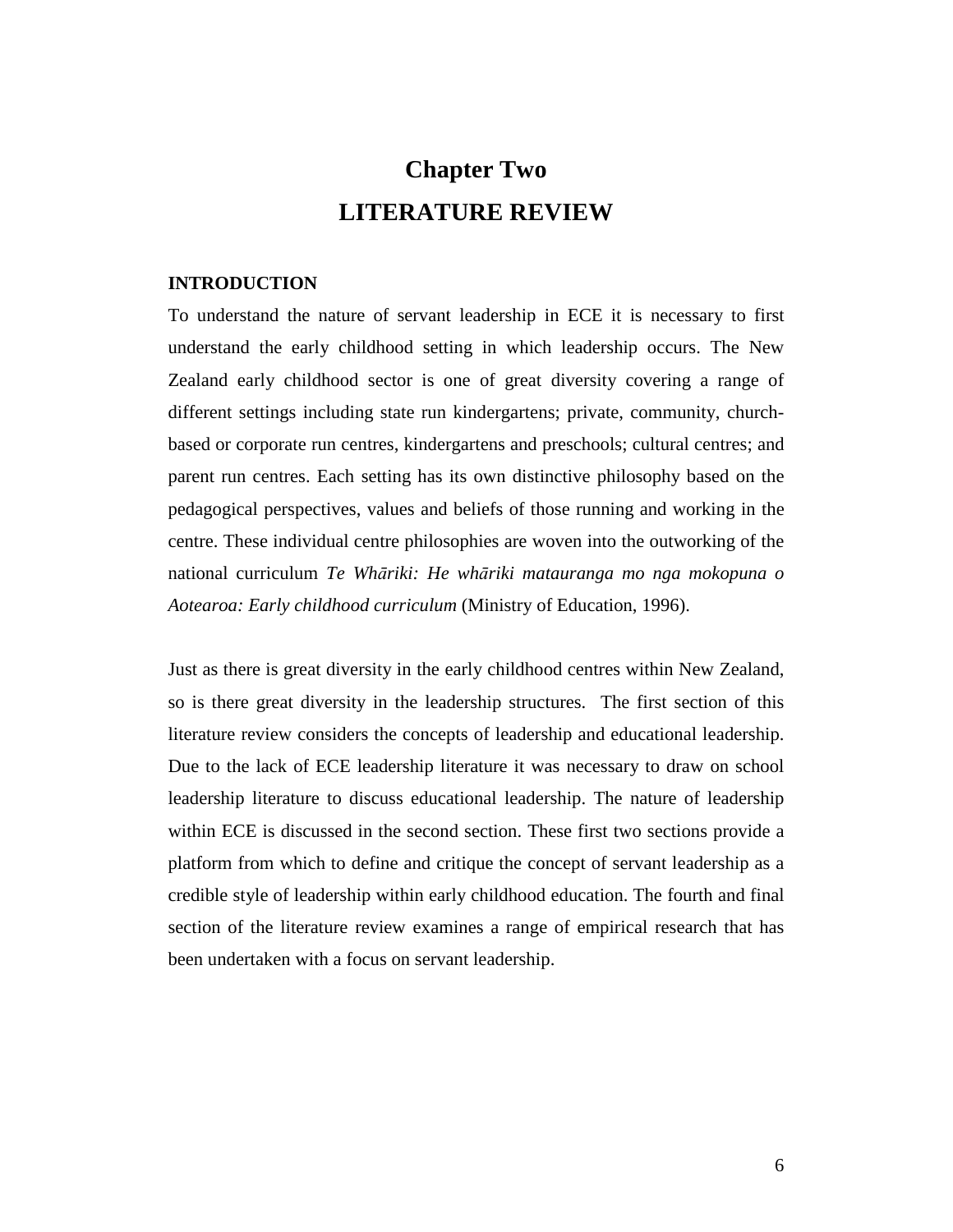# Chapter Two

# LITERATURE REVIEW

## INTRODUCTION

To understand the nature of servant leadership in ECE it is necessary to first understand the early childhood setting in which leadership occurs. The New Zealand early childhood sector is one of great diversity covering a range of different settings including state run kindergartens; private, community, church-based or corporate run centres, kindergartens and preschools; cultural centres; and parent run centres. Each setting has its own distinctive philosophy based on the pedagogical perspectives, values and beliefs of those running and working in the centre. These individual centre philosophies are woven into the outworking of the national curriculum *Te Whāriki: He whāriki matauranga mo nga mokopuna o Aotearoa: Early childhood curriculum* (Ministry of Education, 1996).

Just as there is great diversity in the early childhood centres within New Zealand, so is there great diversity in the leadership structures. The first section of this literature review considers the concepts of leadership and educational leadership. Due to the lack of ECE leadership literature it was necessary to draw on school leadership literature to discuss educational leadership. The nature of leadership within ECE is discussed in the second section. These first two sections provide a platform from which to define and critique the concept of servant leadership as a credible style of leadership within early childhood education. The fourth and final section of the literature review examines a range of empirical research that has been undertaken with a focus on servant leadership.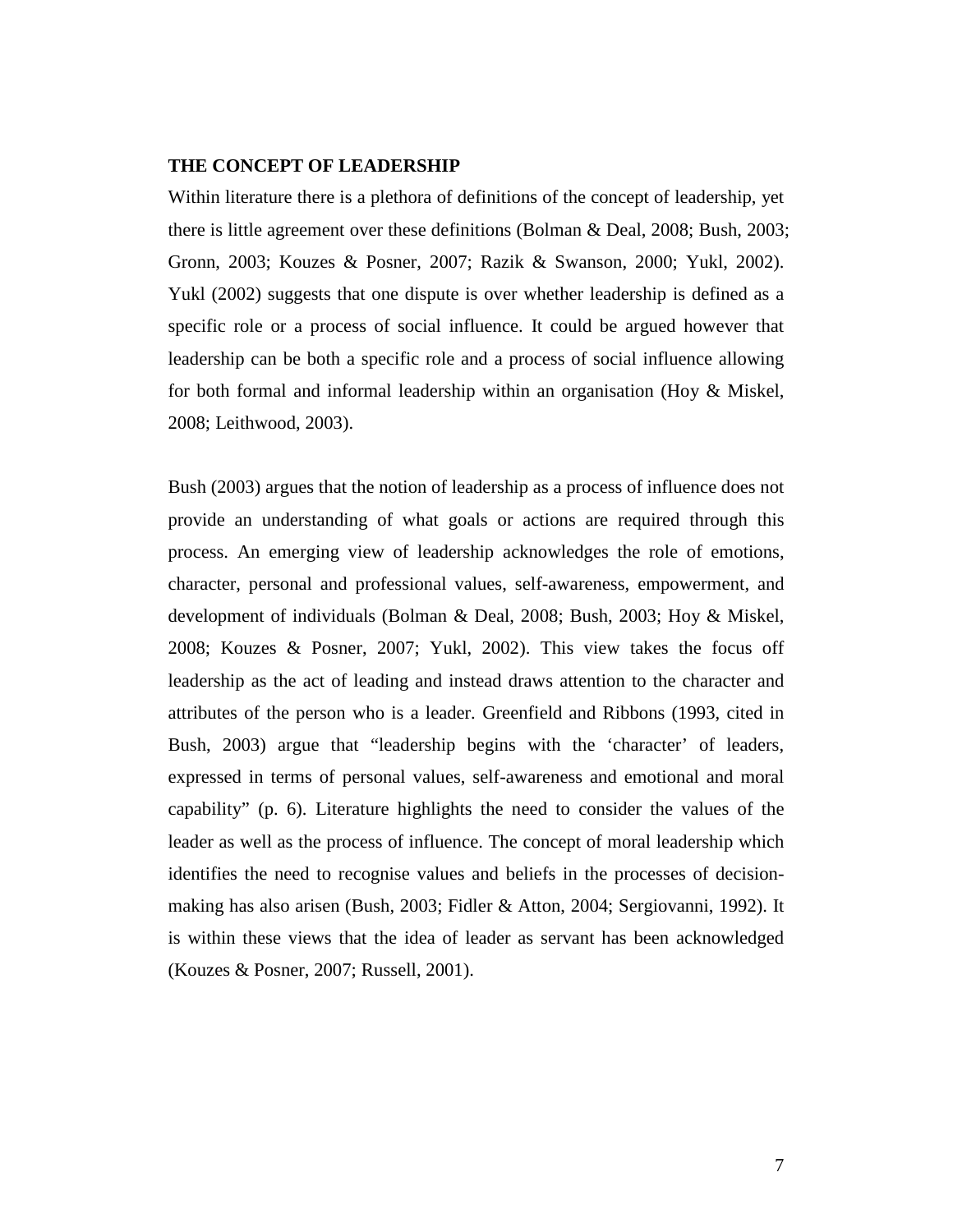## THE CONCEPT OF LEADERSHIP

Within literature there is a plethora of definitions of the concept of leadership, yet there is little agreement over these definitions (Bolman & Deal, 2008; Bush, 2003; Gronn, 2003; Kouzes & Posner, 2007; Razik & Swanson, 2000; Yukl, 2002). Yukl (2002) suggests that one dispute is over whether leadership is defined as a specific role or a process of social influence. It could be argued however that leadership can be both a specific role and a process of social influence allowing for both formal and informal leadership within an organisation (Hoy & Miskel, 2008; Leithwood, 2003).

Bush (2003) argues that the notion of leadership as a process of influence does not provide an understanding of what goals or actions are required through this process. An emerging view of leadership acknowledges the role of emotions, character, personal and professional values, self-awareness, empowerment, and development of individuals (Bolman & Deal, 2008; Bush, 2003; Hoy & Miskel, 2008; Kouzes & Posner, 2007; Yukl, 2002). This view takes the focus off leadership as the act of leading and instead draws attention to the character and attributes of the person who is a leader. Greenfield and Ribbons (1993, cited in Bush, 2003) argue that "leadership begins with the 'character' of leaders, expressed in terms of personal values, self-awareness and emotional and moral capability" (p. 6). Literature highlights the need to consider the values of the leader as well as the process of influence. The concept of moral leadership which identifies the need to recognise values and beliefs in the processes of decision-making has also arisen (Bush, 2003; Fidler & Atton, 2004; Sergiovanni, 1992). It is within these views that the idea of leader as servant has been acknowledged (Kouzes & Posner, 2007; Russell, 2001).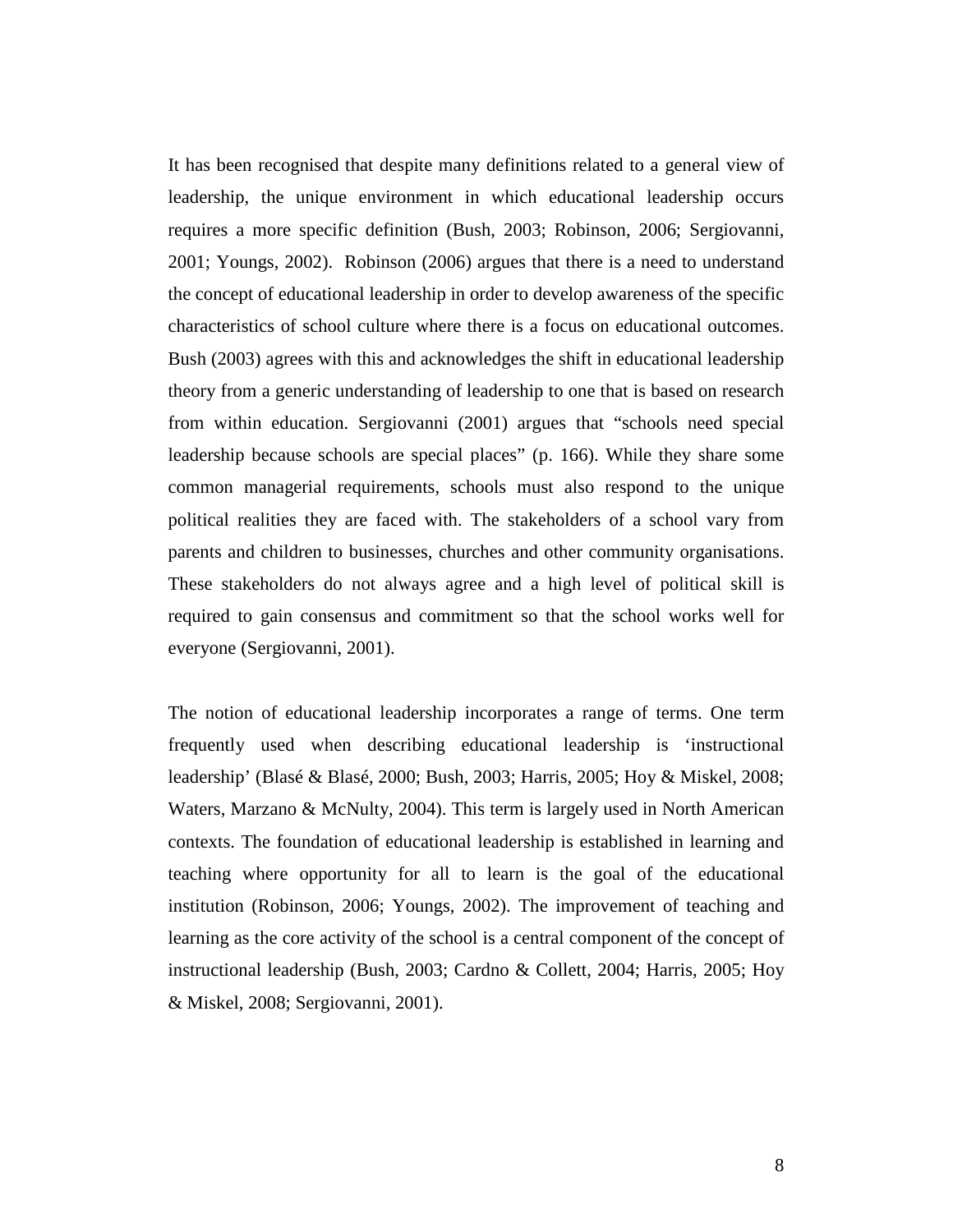It has been recognised that despite many definitions related to a general view of leadership, the unique environment in which educational leadership occurs requires a more specific definition (Bush, 2003; Robinson, 2006; Sergiovanni, 2001; Youngs, 2002). Robinson (2006) argues that there is a need to understand the concept of educational leadership in order to develop awareness of the specific characteristics of school culture where there is a focus on educational outcomes. Bush (2003) agrees with this and acknowledges the shift in educational leadership theory from a generic understanding of leadership to one that is based on research from within education. Sergiovanni (2001) argues that "schools need special leadership because schools are special places" (p. 166). While they share some common managerial requirements, schools must also respond to the unique political realities they are faced with. The stakeholders of a school vary from parents and children to businesses, churches and other community organisations. These stakeholders do not always agree and a high level of political skill is required to gain consensus and commitment so that the school works well for everyone (Sergiovanni, 2001).

The notion of educational leadership incorporates a range of terms. One term frequently used when describing educational leadership is 'instructional leadership' (Blasé & Blasé, 2000; Bush, 2003; Harris, 2005; Hoy & Miskel, 2008; Waters, Marzano & McNulty, 2004). This term is largely used in North American contexts. The foundation of educational leadership is established in learning and teaching where opportunity for all to learn is the goal of the educational institution (Robinson, 2006; Youngs, 2002). The improvement of teaching and learning as the core activity of the school is a central component of the concept of instructional leadership (Bush, 2003; Cardno & Collett, 2004; Harris, 2005; Hoy & Miskel, 2008; Sergiovanni, 2001).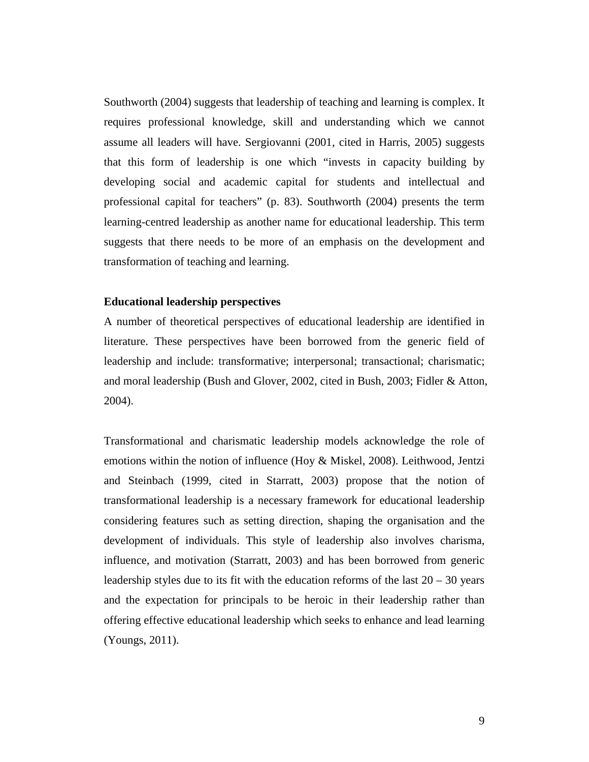Southworth (2004) suggests that leadership of teaching and learning is complex. It requires professional knowledge, skill and understanding which we cannot assume all leaders will have. Sergiovanni (2001, cited in Harris, 2005) suggests that this form of leadership is one which "invests in capacity building by developing social and academic capital for students and intellectual and professional capital for teachers" (p. 83). Southworth (2004) presents the term learning-centred leadership as another name for educational leadership. This term suggests that there needs to be more of an emphasis on the development and transformation of teaching and learning.

**Educational leadership perspectives**

A number of theoretical perspectives of educational leadership are identified in literature. These perspectives have been borrowed from the generic field of leadership and include: transformative; interpersonal; transactional; charismatic; and moral leadership (Bush and Glover, 2002, cited in Bush, 2003; Fidler & Atton, 2004).

Transformational and charismatic leadership models acknowledge the role of emotions within the notion of influence (Hoy & Miskel, 2008). Leithwood, Jentzi and Steinbach (1999, cited in Starratt, 2003) propose that the notion of transformational leadership is a necessary framework for educational leadership considering features such as setting direction, shaping the organisation and the development of individuals. This style of leadership also involves charisma, influence, and motivation (Starratt, 2003) and has been borrowed from generic leadership styles due to its fit with the education reforms of the last 20 – 30 years and the expectation for principals to be heroic in their leadership rather than offering effective educational leadership which seeks to enhance and lead learning (Youngs, 2011).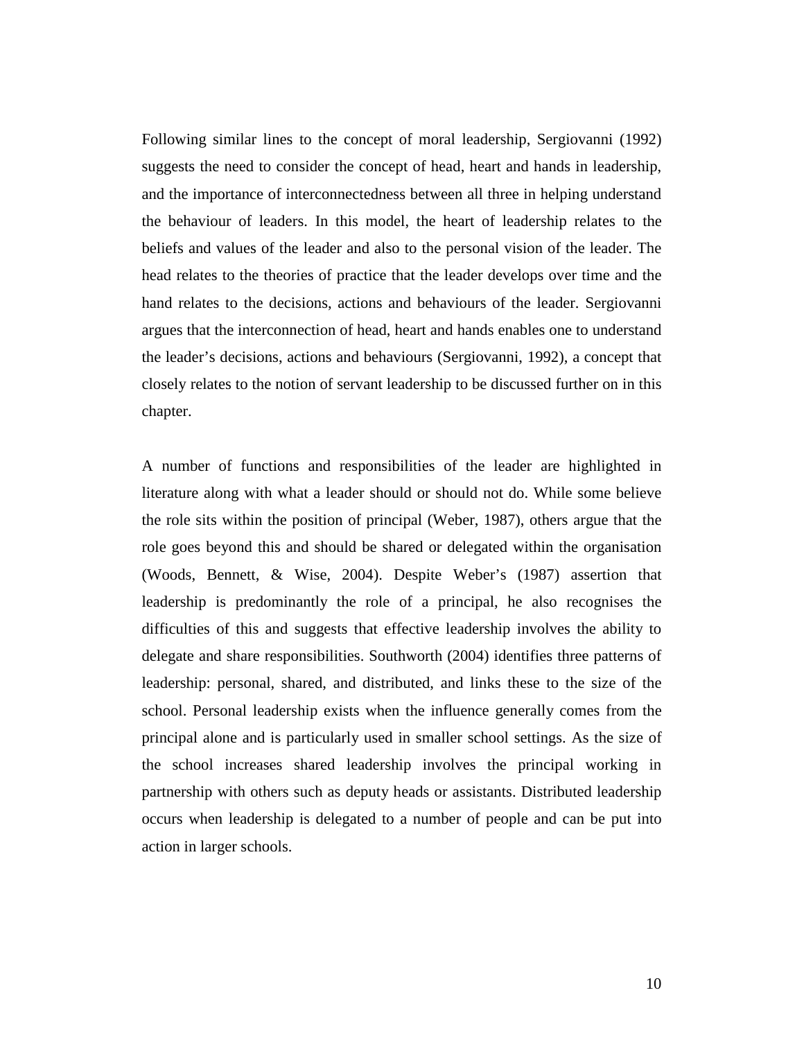Following similar lines to the concept of moral leadership, Sergiovanni (1992) suggests the need to consider the concept of head, heart and hands in leadership, and the importance of interconnectedness between all three in helping understand the behaviour of leaders. In this model, the heart of leadership relates to the beliefs and values of the leader and also to the personal vision of the leader. The head relates to the theories of practice that the leader develops over time and the hand relates to the decisions, actions and behaviours of the leader. Sergiovanni argues that the interconnection of head, heart and hands enables one to understand the leader's decisions, actions and behaviours (Sergiovanni, 1992), a concept that closely relates to the notion of servant leadership to be discussed further on in this chapter.

A number of functions and responsibilities of the leader are highlighted in literature along with what a leader should or should not do. While some believe the role sits within the position of principal (Weber, 1987), others argue that the role goes beyond this and should be shared or delegated within the organisation (Woods, Bennett, & Wise, 2004). Despite Weber's (1987) assertion that leadership is predominantly the role of a principal, he also recognises the difficulties of this and suggests that effective leadership involves the ability to delegate and share responsibilities. Southworth (2004) identifies three patterns of leadership: personal, shared, and distributed, and links these to the size of the school. Personal leadership exists when the influence generally comes from the principal alone and is particularly used in smaller school settings. As the size of the school increases shared leadership involves the principal working in partnership with others such as deputy heads or assistants. Distributed leadership occurs when leadership is delegated to a number of people and can be put into action in larger schools.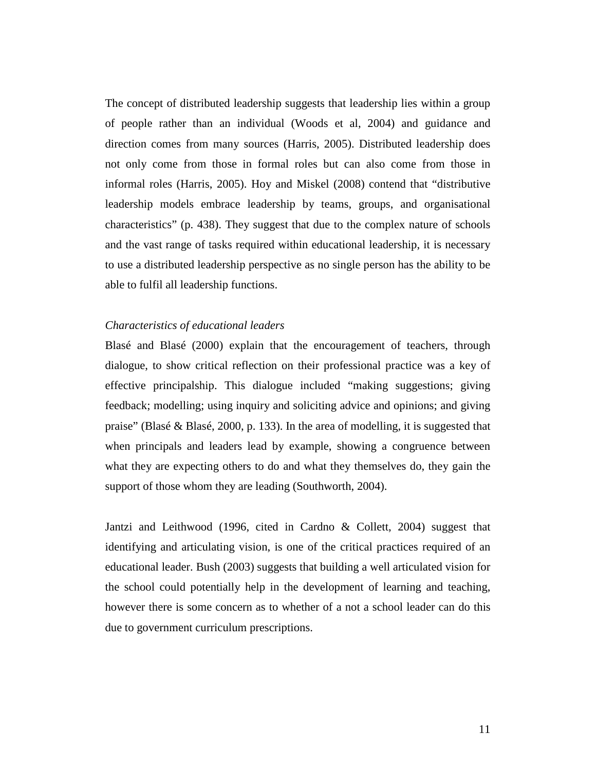The concept of distributed leadership suggests that leadership lies within a group of people rather than an individual (Woods et al, 2004) and guidance and direction comes from many sources (Harris, 2005). Distributed leadership does not only come from those in formal roles but can also come from those in informal roles (Harris, 2005). Hoy and Miskel (2008) contend that "distributive leadership models embrace leadership by teams, groups, and organisational characteristics" (p. 438). They suggest that due to the complex nature of schools and the vast range of tasks required within educational leadership, it is necessary to use a distributed leadership perspective as no single person has the ability to be able to fulfil all leadership functions.

*Characteristics of educational leaders*

Blasé and Blasé (2000) explain that the encouragement of teachers, through dialogue, to show critical reflection on their professional practice was a key of effective principalship. This dialogue included "making suggestions; giving feedback; modelling; using inquiry and soliciting advice and opinions; and giving praise" (Blasé & Blasé, 2000, p. 133). In the area of modelling, it is suggested that when principals and leaders lead by example, showing a congruence between what they are expecting others to do and what they themselves do, they gain the support of those whom they are leading (Southworth, 2004).

Jantzi and Leithwood (1996, cited in Cardno & Collett, 2004) suggest that identifying and articulating vision, is one of the critical practices required of an educational leader. Bush (2003) suggests that building a well articulated vision for the school could potentially help in the development of learning and teaching, however there is some concern as to whether of a not a school leader can do this due to government curriculum prescriptions.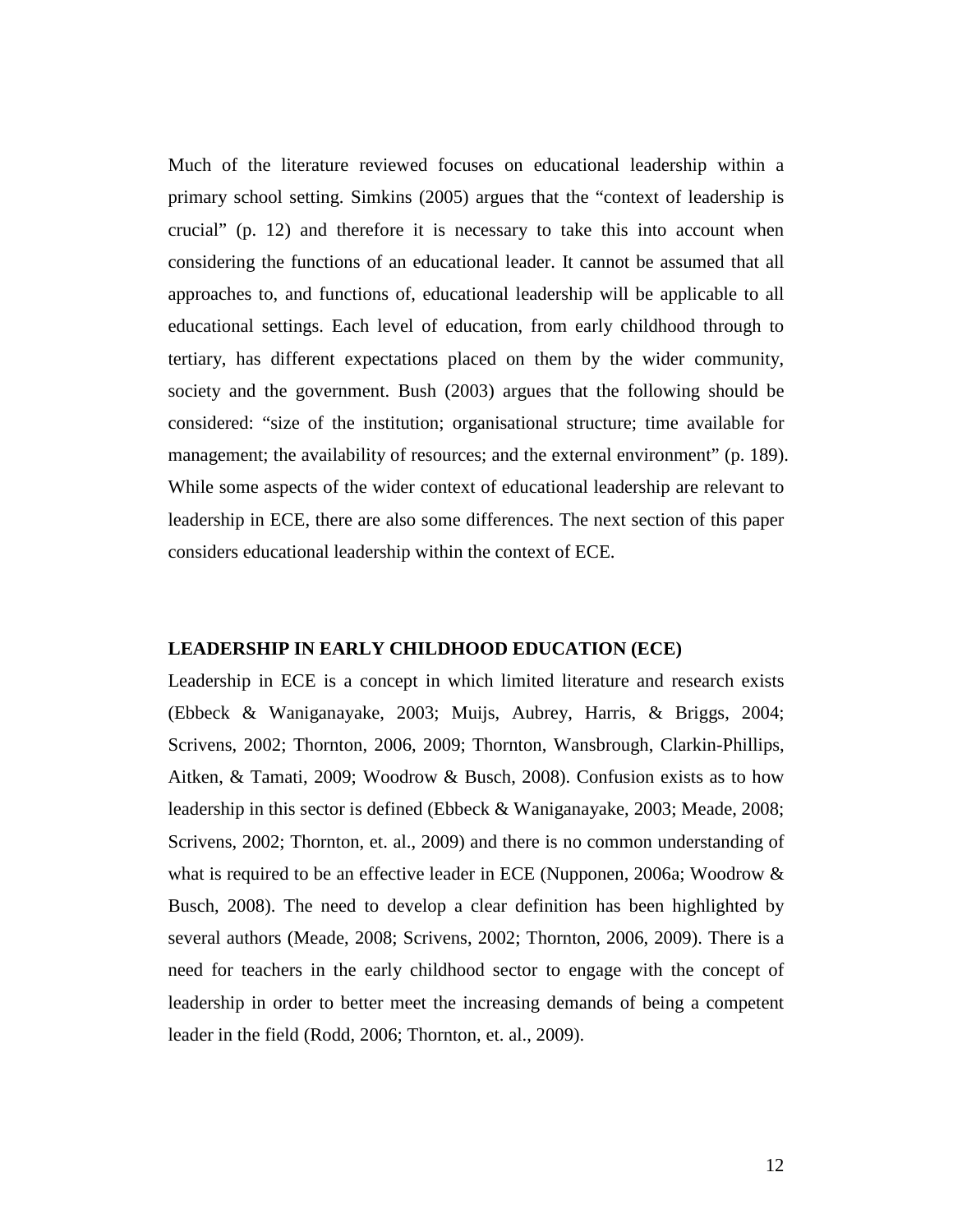Much of the literature reviewed focuses on educational leadership within a primary school setting. Simkins (2005) argues that the "context of leadership is crucial" (p. 12) and therefore it is necessary to take this into account when considering the functions of an educational leader. It cannot be assumed that all approaches to, and functions of, educational leadership will be applicable to all educational settings. Each level of education, from early childhood through to tertiary, has different expectations placed on them by the wider community, society and the government. Bush (2003) argues that the following should be considered: "size of the institution; organisational structure; time available for management; the availability of resources; and the external environment" (p. 189). While some aspects of the wider context of educational leadership are relevant to leadership in ECE, there are also some differences. The next section of this paper considers educational leadership within the context of ECE.

## LEADERSHIP IN EARLY CHILDHOOD EDUCATION (ECE)

Leadership in ECE is a concept in which limited literature and research exists (Ebbeck & Waniganayake, 2003; Muijs, Aubrey, Harris, & Briggs, 2004; Scrivens, 2002; Thornton, 2006, 2009; Thornton, Wansbrough, Clarkin-Phillips, Aitken, & Tamati, 2009; Woodrow & Busch, 2008). Confusion exists as to how leadership in this sector is defined (Ebbeck & Waniganayake, 2003; Meade, 2008; Scrivens, 2002; Thornton, et. al., 2009) and there is no common understanding of what is required to be an effective leader in ECE (Nupponen, 2006a; Woodrow & Busch, 2008). The need to develop a clear definition has been highlighted by several authors (Meade, 2008; Scrivens, 2002; Thornton, 2006, 2009). There is a need for teachers in the early childhood sector to engage with the concept of leadership in order to better meet the increasing demands of being a competent leader in the field (Rodd, 2006; Thornton, et. al., 2009).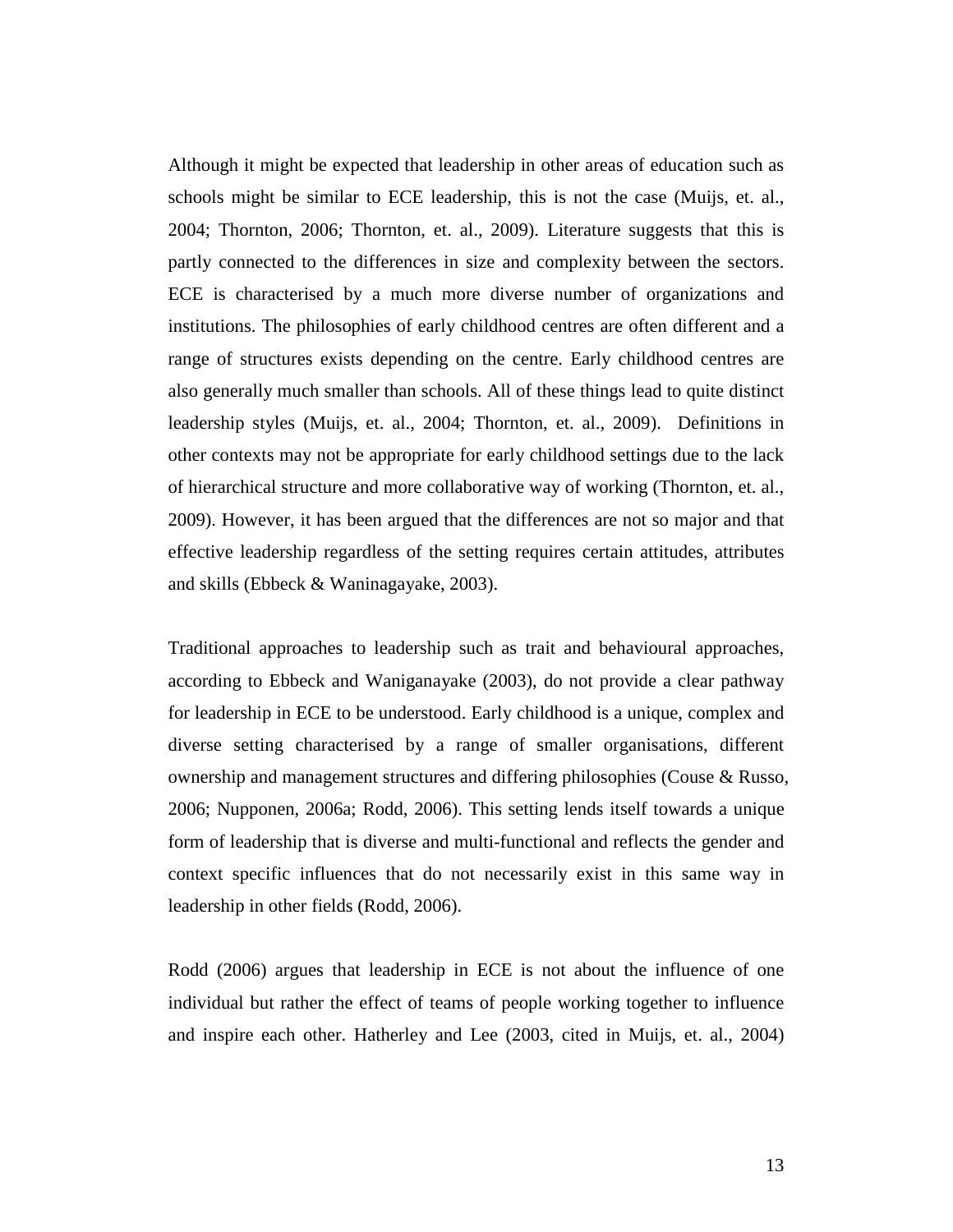Although it might be expected that leadership in other areas of education such as schools might be similar to ECE leadership, this is not the case (Muijs, et. al., 2004; Thornton, 2006; Thornton, et. al., 2009). Literature suggests that this is partly connected to the differences in size and complexity between the sectors. ECE is characterised by a much more diverse number of organizations and institutions. The philosophies of early childhood centres are often different and a range of structures exists depending on the centre. Early childhood centres are also generally much smaller than schools. All of these things lead to quite distinct leadership styles (Muijs, et. al., 2004; Thornton, et. al., 2009). Definitions in other contexts may not be appropriate for early childhood settings due to the lack of hierarchical structure and more collaborative way of working (Thornton, et. al., 2009). However, it has been argued that the differences are not so major and that effective leadership regardless of the setting requires certain attitudes, attributes and skills (Ebbeck & Waninagayake, 2003).

Traditional approaches to leadership such as trait and behavioural approaches, according to Ebbeck and Waniganayake (2003), do not provide a clear pathway for leadership in ECE to be understood. Early childhood is a unique, complex and diverse setting characterised by a range of smaller organisations, different ownership and management structures and differing philosophies (Couse & Russo, 2006; Nupponen, 2006a; Rodd, 2006). This setting lends itself towards a unique form of leadership that is diverse and multi-functional and reflects the gender and context specific influences that do not necessarily exist in this same way in leadership in other fields (Rodd, 2006).

Rodd (2006) argues that leadership in ECE is not about the influence of one individual but rather the effect of teams of people working together to influence and inspire each other. Hatherley and Lee (2003, cited in Muijs, et. al., 2004)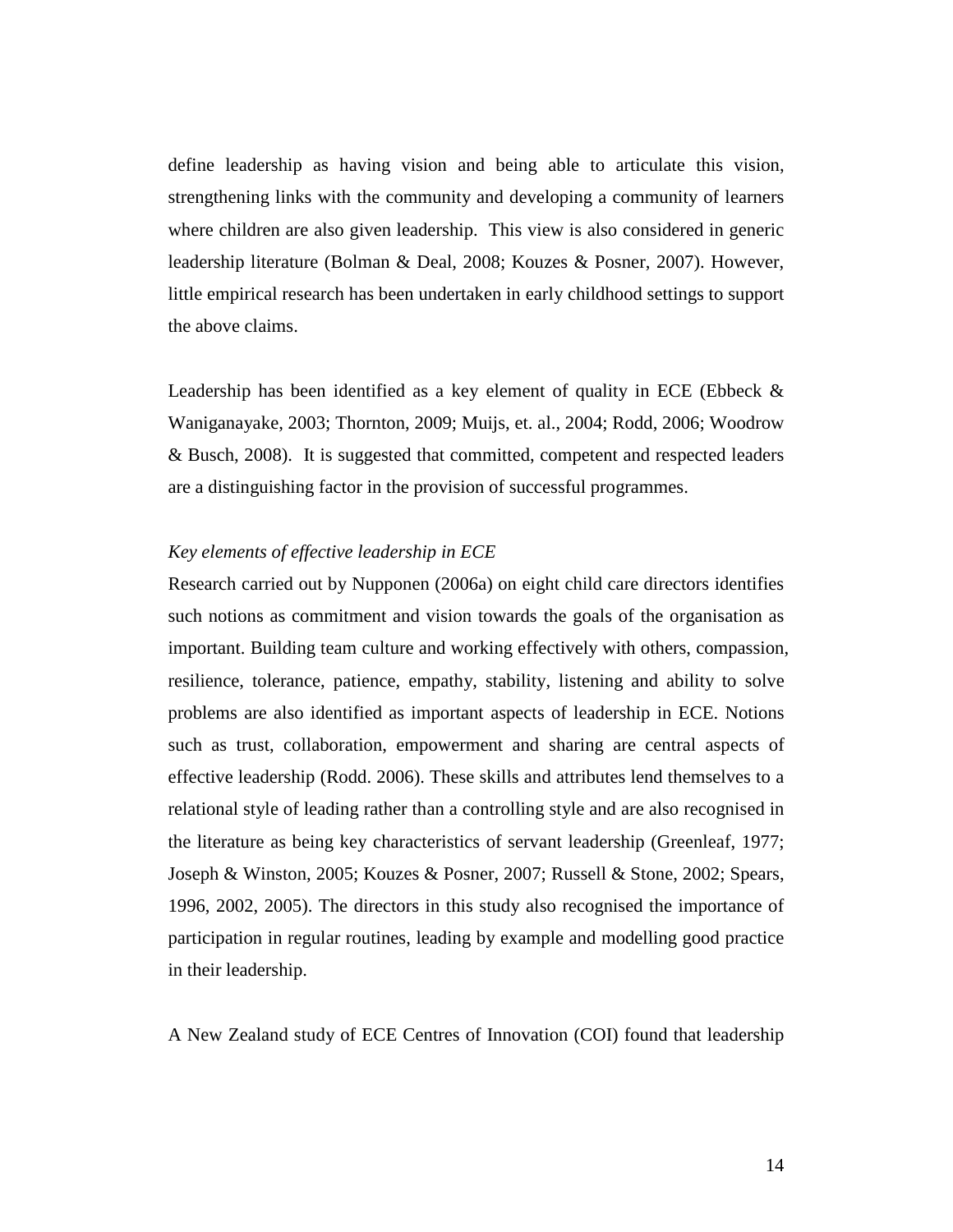define leadership as having vision and being able to articulate this vision, strengthening links with the community and developing a community of learners where children are also given leadership. This view is also considered in generic leadership literature (Bolman & Deal, 2008; Kouzes & Posner, 2007). However, little empirical research has been undertaken in early childhood settings to support the above claims.

Leadership has been identified as a key element of quality in ECE (Ebbeck & Waniganayake, 2003; Thornton, 2009; Muijs, et. al., 2004; Rodd, 2006; Woodrow & Busch, 2008). It is suggested that committed, competent and respected leaders are a distinguishing factor in the provision of successful programmes.

*Key elements of effective leadership in ECE*

Research carried out by Nupponen (2006a) on eight child care directors identifies such notions as commitment and vision towards the goals of the organisation as important. Building team culture and working effectively with others, compassion, resilience, tolerance, patience, empathy, stability, listening and ability to solve problems are also identified as important aspects of leadership in ECE. Notions such as trust, collaboration, empowerment and sharing are central aspects of effective leadership (Rodd. 2006). These skills and attributes lend themselves to a relational style of leading rather than a controlling style and are also recognised in the literature as being key characteristics of servant leadership (Greenleaf, 1977; Joseph & Winston, 2005; Kouzes & Posner, 2007; Russell & Stone, 2002; Spears, 1996, 2002, 2005). The directors in this study also recognised the importance of participation in regular routines, leading by example and modelling good practice in their leadership.

A New Zealand study of ECE Centres of Innovation (COI) found that leadership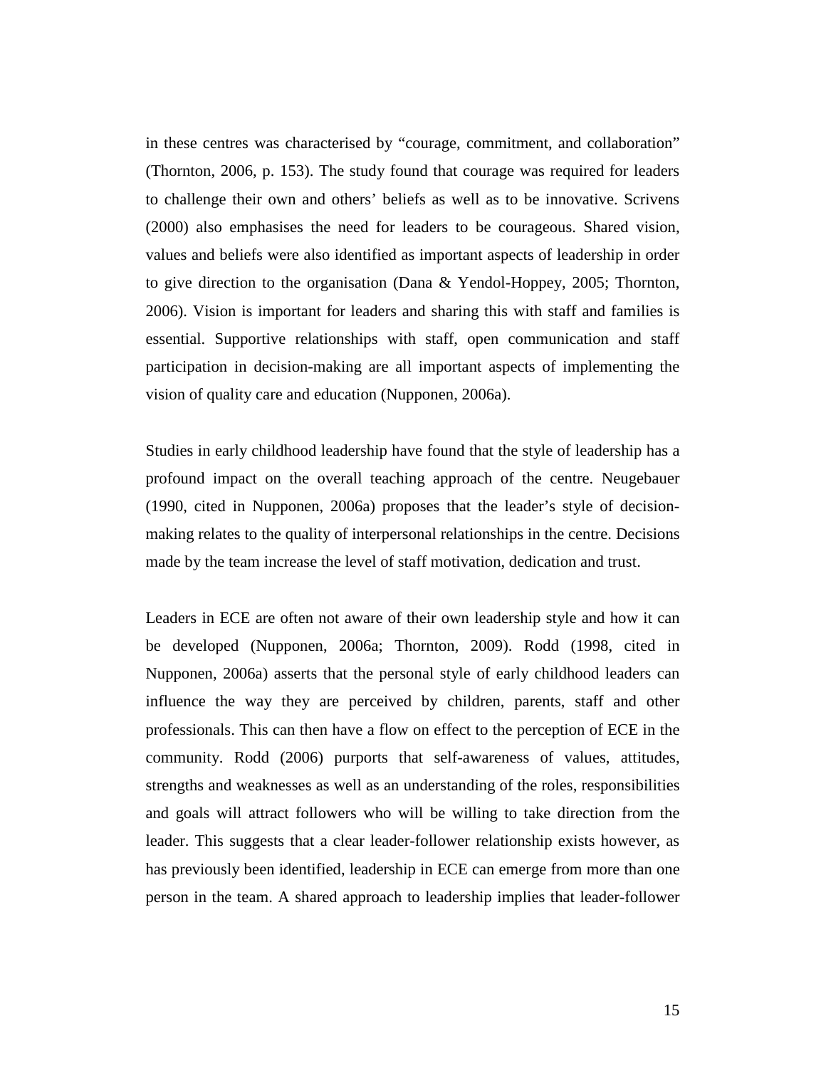in these centres was characterised by "courage, commitment, and collaboration" (Thornton, 2006, p. 153). The study found that courage was required for leaders to challenge their own and others' beliefs as well as to be innovative. Scrivens (2000) also emphasises the need for leaders to be courageous. Shared vision, values and beliefs were also identified as important aspects of leadership in order to give direction to the organisation (Dana & Yendol-Hoppey, 2005; Thornton, 2006). Vision is important for leaders and sharing this with staff and families is essential. Supportive relationships with staff, open communication and staff participation in decision-making are all important aspects of implementing the vision of quality care and education (Nupponen, 2006a).

Studies in early childhood leadership have found that the style of leadership has a profound impact on the overall teaching approach of the centre. Neugebauer (1990, cited in Nupponen, 2006a) proposes that the leader's style of decision-making relates to the quality of interpersonal relationships in the centre. Decisions made by the team increase the level of staff motivation, dedication and trust.

Leaders in ECE are often not aware of their own leadership style and how it can be developed (Nupponen, 2006a; Thornton, 2009). Rodd (1998, cited in Nupponen, 2006a) asserts that the personal style of early childhood leaders can influence the way they are perceived by children, parents, staff and other professionals. This can then have a flow on effect to the perception of ECE in the community. Rodd (2006) purports that self-awareness of values, attitudes, strengths and weaknesses as well as an understanding of the roles, responsibilities and goals will attract followers who will be willing to take direction from the leader. This suggests that a clear leader-follower relationship exists however, as has previously been identified, leadership in ECE can emerge from more than one person in the team. A shared approach to leadership implies that leader-follower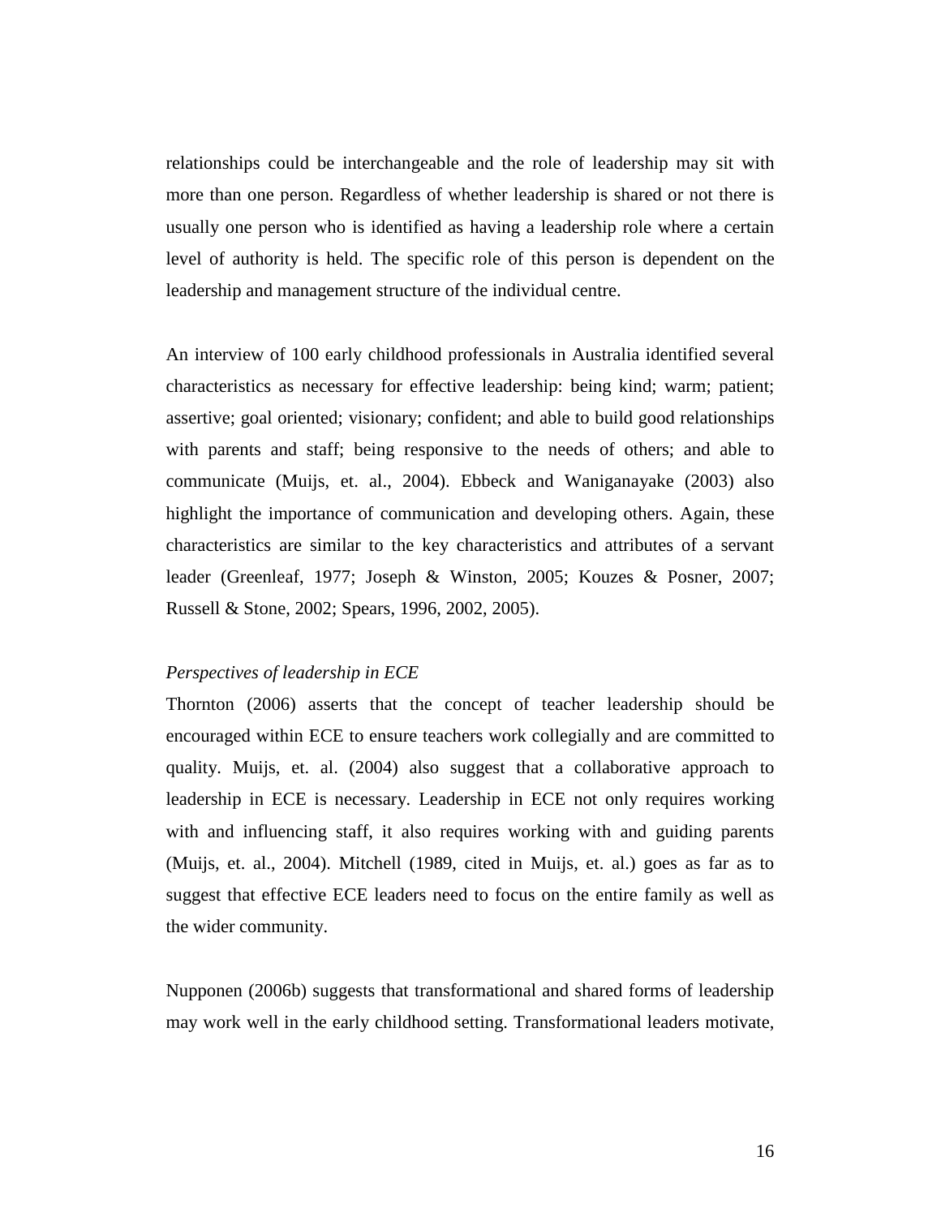relationships could be interchangeable and the role of leadership may sit with more than one person. Regardless of whether leadership is shared or not there is usually one person who is identified as having a leadership role where a certain level of authority is held. The specific role of this person is dependent on the leadership and management structure of the individual centre.

An interview of 100 early childhood professionals in Australia identified several characteristics as necessary for effective leadership: being kind; warm; patient; assertive; goal oriented; visionary; confident; and able to build good relationships with parents and staff; being responsive to the needs of others; and able to communicate (Muijs, et. al., 2004). Ebbeck and Waniganayake (2003) also highlight the importance of communication and developing others. Again, these characteristics are similar to the key characteristics and attributes of a servant leader (Greenleaf, 1977; Joseph & Winston, 2005; Kouzes & Posner, 2007; Russell & Stone, 2002; Spears, 1996, 2002, 2005).

*Perspectives of leadership in ECE*

Thornton (2006) asserts that the concept of teacher leadership should be encouraged within ECE to ensure teachers work collegially and are committed to quality. Muijs, et. al. (2004) also suggest that a collaborative approach to leadership in ECE is necessary. Leadership in ECE not only requires working with and influencing staff, it also requires working with and guiding parents (Muijs, et. al., 2004). Mitchell (1989, cited in Muijs, et. al.) goes as far as to suggest that effective ECE leaders need to focus on the entire family as well as the wider community.

Nupponen (2006b) suggests that transformational and shared forms of leadership may work well in the early childhood setting. Transformational leaders motivate,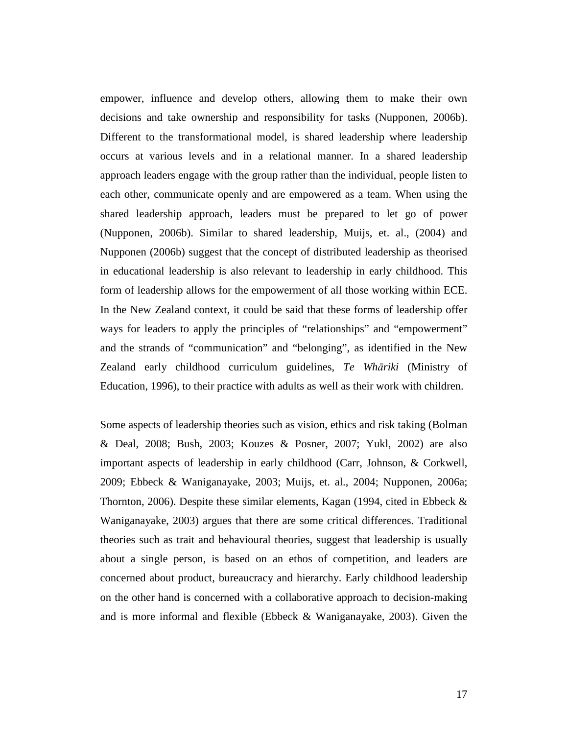empower, influence and develop others, allowing them to make their own decisions and take ownership and responsibility for tasks (Nupponen, 2006b). Different to the transformational model, is shared leadership where leadership occurs at various levels and in a relational manner. In a shared leadership approach leaders engage with the group rather than the individual, people listen to each other, communicate openly and are empowered as a team. When using the shared leadership approach, leaders must be prepared to let go of power (Nupponen, 2006b). Similar to shared leadership, Muijs, et. al., (2004) and Nupponen (2006b) suggest that the concept of distributed leadership as theorised in educational leadership is also relevant to leadership in early childhood. This form of leadership allows for the empowerment of all those working within ECE. In the New Zealand context, it could be said that these forms of leadership offer ways for leaders to apply the principles of "relationships" and "empowerment" and the strands of "communication" and "belonging", as identified in the New Zealand early childhood curriculum guidelines, *Te Whāriki* (Ministry of Education, 1996), to their practice with adults as well as their work with children.

Some aspects of leadership theories such as vision, ethics and risk taking (Bolman & Deal, 2008; Bush, 2003; Kouzes & Posner, 2007; Yukl, 2002) are also important aspects of leadership in early childhood (Carr, Johnson, & Corkwell, 2009; Ebbeck & Waniganayake, 2003; Muijs, et. al., 2004; Nupponen, 2006a; Thornton, 2006). Despite these similar elements, Kagan (1994, cited in Ebbeck & Waniganayake, 2003) argues that there are some critical differences. Traditional theories such as trait and behavioural theories, suggest that leadership is usually about a single person, is based on an ethos of competition, and leaders are concerned about product, bureaucracy and hierarchy. Early childhood leadership on the other hand is concerned with a collaborative approach to decision-making and is more informal and flexible (Ebbeck & Waniganayake, 2003). Given the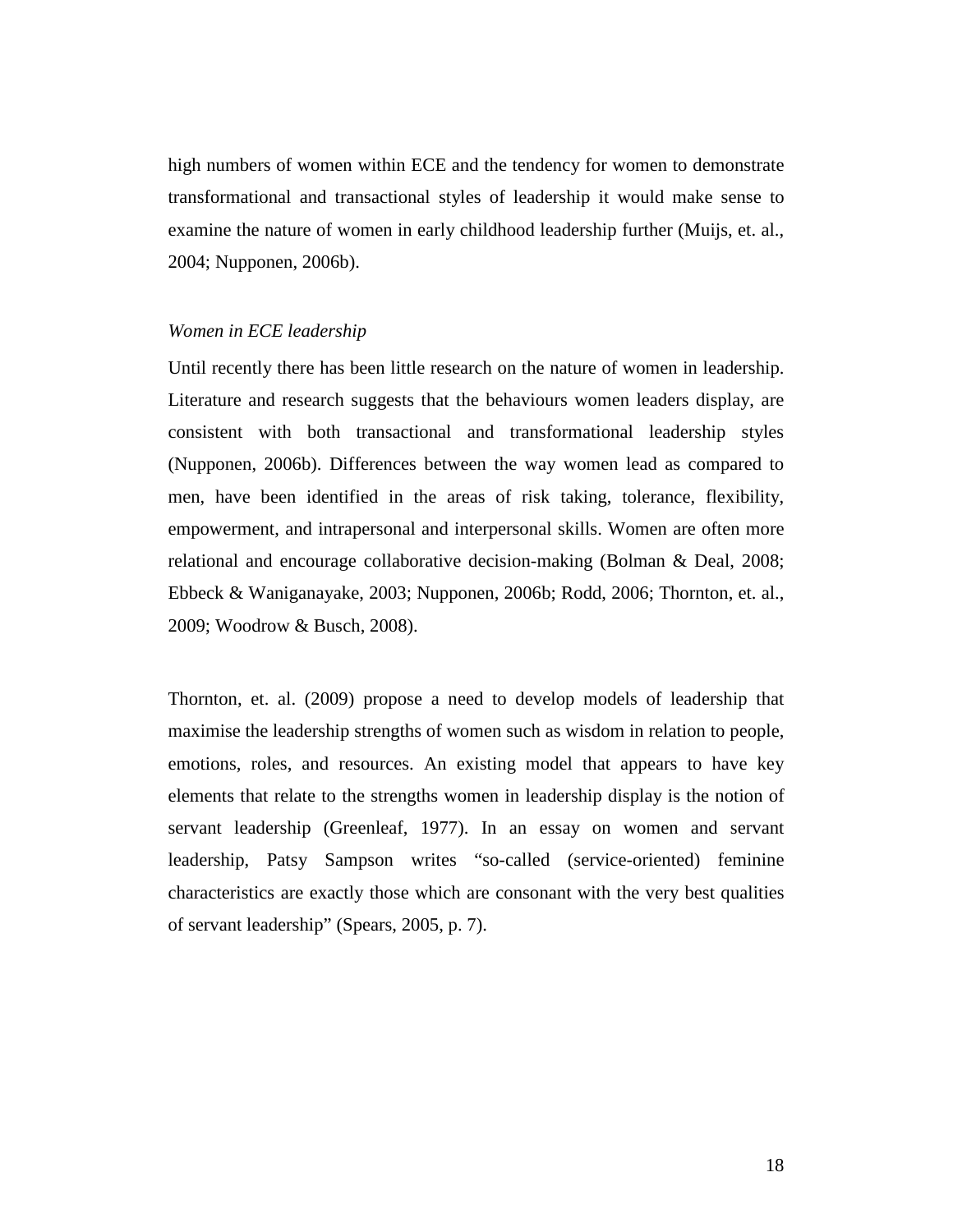high numbers of women within ECE and the tendency for women to demonstrate transformational and transactional styles of leadership it would make sense to examine the nature of women in early childhood leadership further (Muijs, et. al., 2004; Nupponen, 2006b).

*Women in ECE leadership*

Until recently there has been little research on the nature of women in leadership. Literature and research suggests that the behaviours women leaders display, are consistent with both transactional and transformational leadership styles (Nupponen, 2006b). Differences between the way women lead as compared to men, have been identified in the areas of risk taking, tolerance, flexibility, empowerment, and intrapersonal and interpersonal skills. Women are often more relational and encourage collaborative decision-making (Bolman & Deal, 2008; Ebbeck & Waniganayake, 2003; Nupponen, 2006b; Rodd, 2006; Thornton, et. al., 2009; Woodrow & Busch, 2008).

Thornton, et. al. (2009) propose a need to develop models of leadership that maximise the leadership strengths of women such as wisdom in relation to people, emotions, roles, and resources. An existing model that appears to have key elements that relate to the strengths women in leadership display is the notion of servant leadership (Greenleaf, 1977). In an essay on women and servant leadership, Patsy Sampson writes "so-called (service-oriented) feminine characteristics are exactly those which are consonant with the very best qualities of servant leadership" (Spears, 2005, p. 7).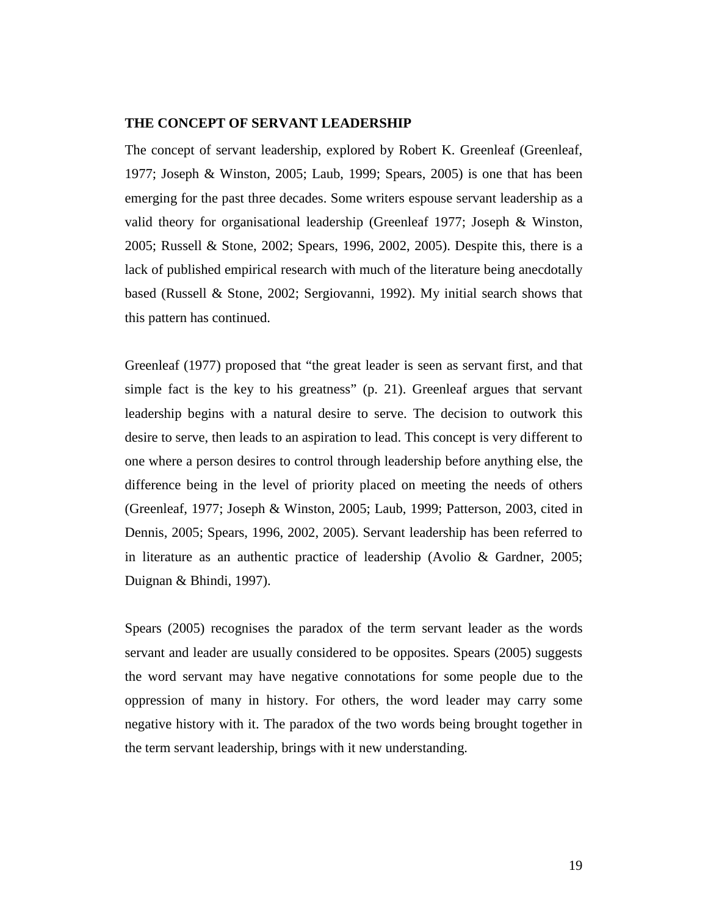## THE CONCEPT OF SERVANT LEADERSHIP

The concept of servant leadership, explored by Robert K. Greenleaf (Greenleaf, 1977; Joseph & Winston, 2005; Laub, 1999; Spears, 2005) is one that has been emerging for the past three decades. Some writers espouse servant leadership as a valid theory for organisational leadership (Greenleaf 1977; Joseph & Winston, 2005; Russell & Stone, 2002; Spears, 1996, 2002, 2005). Despite this, there is a lack of published empirical research with much of the literature being anecdotally based (Russell & Stone, 2002; Sergiovanni, 1992). My initial search shows that this pattern has continued.

Greenleaf (1977) proposed that "the great leader is seen as servant first, and that simple fact is the key to his greatness" (p. 21). Greenleaf argues that servant leadership begins with a natural desire to serve. The decision to outwork this desire to serve, then leads to an aspiration to lead. This concept is very different to one where a person desires to control through leadership before anything else, the difference being in the level of priority placed on meeting the needs of others (Greenleaf, 1977; Joseph & Winston, 2005; Laub, 1999; Patterson, 2003, cited in Dennis, 2005; Spears, 1996, 2002, 2005). Servant leadership has been referred to in literature as an authentic practice of leadership (Avolio & Gardner, 2005; Duignan & Bhindi, 1997).

Spears (2005) recognises the paradox of the term servant leader as the words servant and leader are usually considered to be opposites. Spears (2005) suggests the word servant may have negative connotations for some people due to the oppression of many in history. For others, the word leader may carry some negative history with it. The paradox of the two words being brought together in the term servant leadership, brings with it new understanding.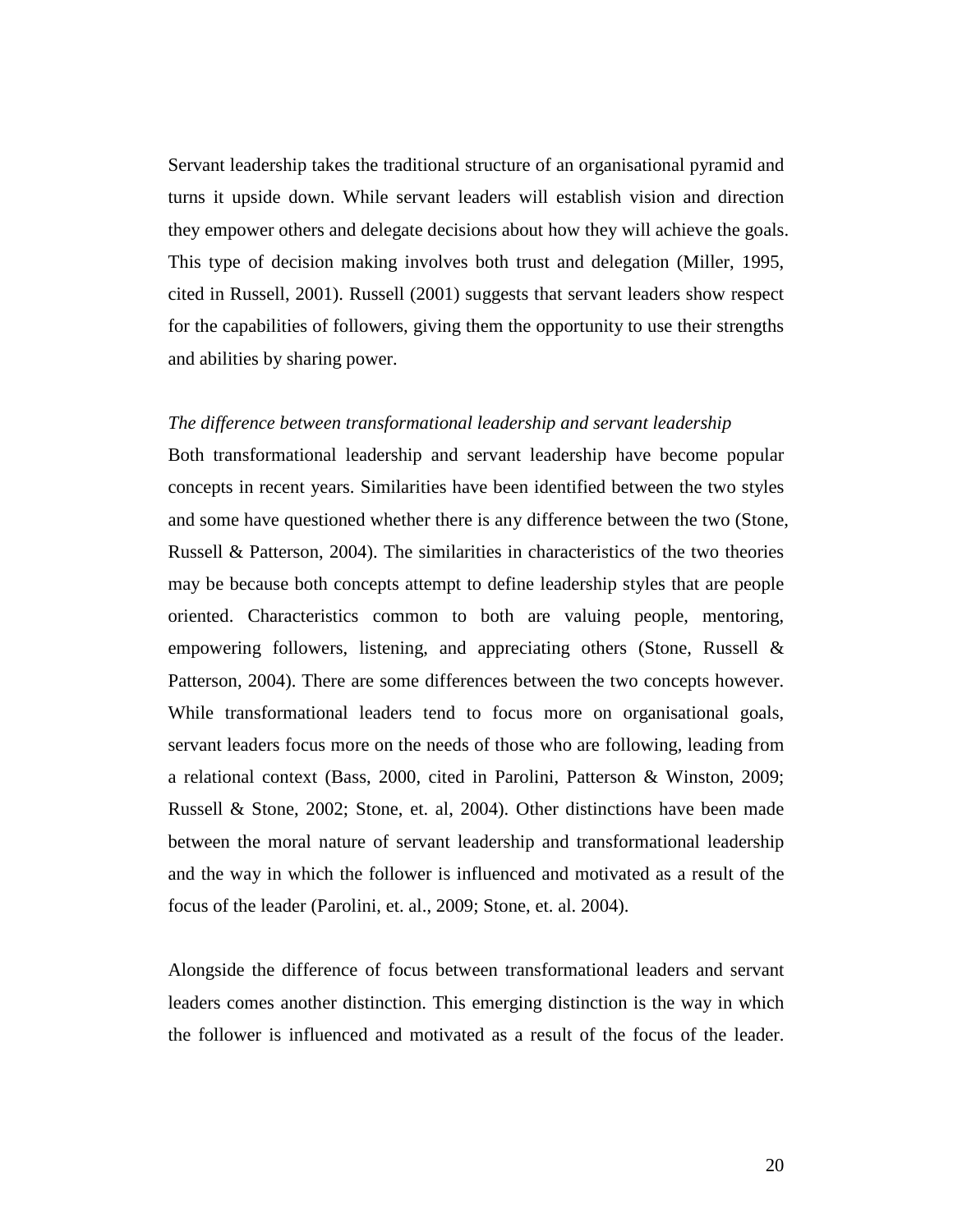Servant leadership takes the traditional structure of an organisational pyramid and turns it upside down. While servant leaders will establish vision and direction they empower others and delegate decisions about how they will achieve the goals. This type of decision making involves both trust and delegation (Miller, 1995, cited in Russell, 2001). Russell (2001) suggests that servant leaders show respect for the capabilities of followers, giving them the opportunity to use their strengths and abilities by sharing power.

*The difference between transformational leadership and servant leadership*

Both transformational leadership and servant leadership have become popular concepts in recent years. Similarities have been identified between the two styles and some have questioned whether there is any difference between the two (Stone, Russell & Patterson, 2004). The similarities in characteristics of the two theories may be because both concepts attempt to define leadership styles that are people oriented. Characteristics common to both are valuing people, mentoring, empowering followers, listening, and appreciating others (Stone, Russell & Patterson, 2004). There are some differences between the two concepts however. While transformational leaders tend to focus more on organisational goals, servant leaders focus more on the needs of those who are following, leading from a relational context (Bass, 2000, cited in Parolini, Patterson & Winston, 2009; Russell & Stone, 2002; Stone, et. al, 2004). Other distinctions have been made between the moral nature of servant leadership and transformational leadership and the way in which the follower is influenced and motivated as a result of the focus of the leader (Parolini, et. al., 2009; Stone, et. al. 2004).

Alongside the difference of focus between transformational leaders and servant leaders comes another distinction. This emerging distinction is the way in which the follower is influenced and motivated as a result of the focus of the leader.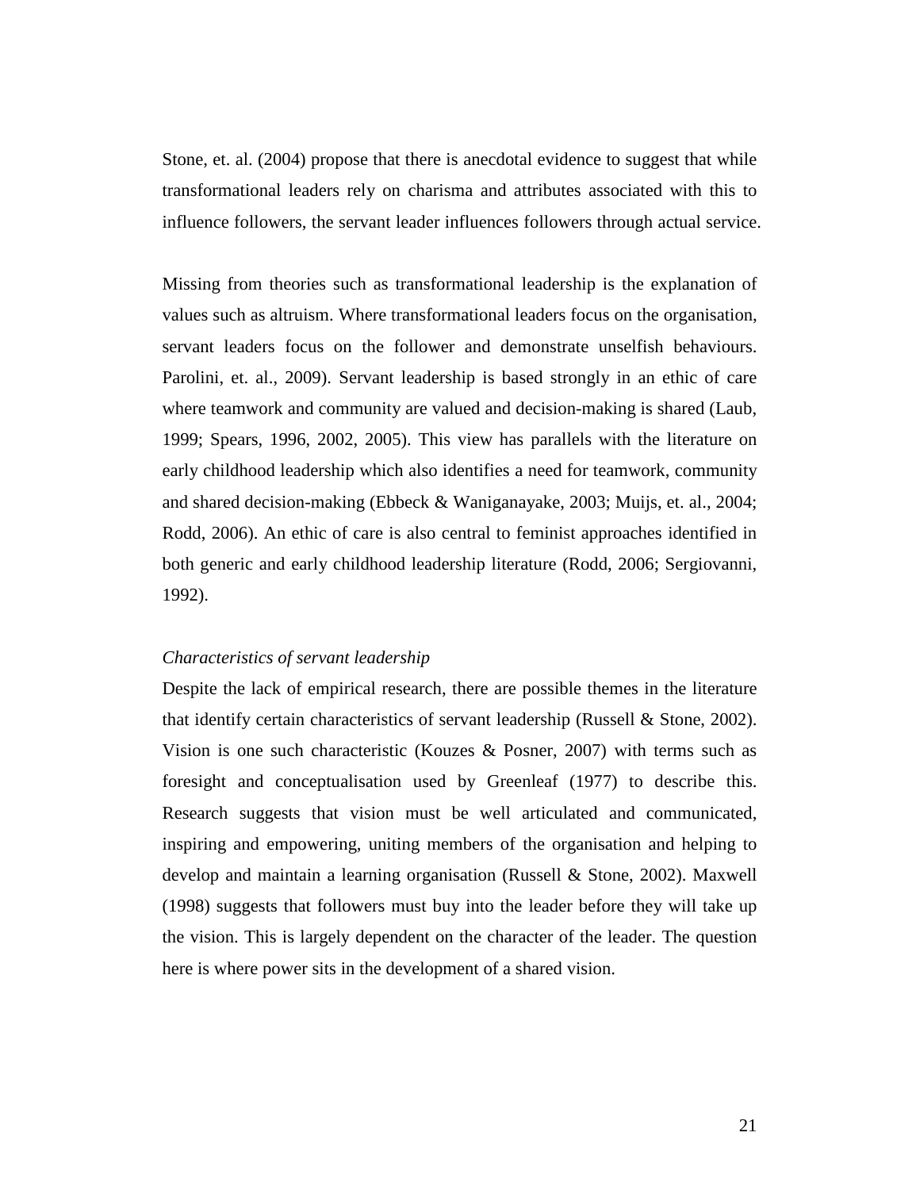Stone, et. al. (2004) propose that there is anecdotal evidence to suggest that while transformational leaders rely on charisma and attributes associated with this to influence followers, the servant leader influences followers through actual service.

Missing from theories such as transformational leadership is the explanation of values such as altruism. Where transformational leaders focus on the organisation, servant leaders focus on the follower and demonstrate unselfish behaviours. Parolini, et. al., 2009). Servant leadership is based strongly in an ethic of care where teamwork and community are valued and decision-making is shared (Laub, 1999; Spears, 1996, 2002, 2005). This view has parallels with the literature on early childhood leadership which also identifies a need for teamwork, community and shared decision-making (Ebbeck & Waniganayake, 2003; Muijs, et. al., 2004; Rodd, 2006). An ethic of care is also central to feminist approaches identified in both generic and early childhood leadership literature (Rodd, 2006; Sergiovanni, 1992).

*Characteristics of servant leadership*

Despite the lack of empirical research, there are possible themes in the literature that identify certain characteristics of servant leadership (Russell & Stone, 2002). Vision is one such characteristic (Kouzes & Posner, 2007) with terms such as foresight and conceptualisation used by Greenleaf (1977) to describe this. Research suggests that vision must be well articulated and communicated, inspiring and empowering, uniting members of the organisation and helping to develop and maintain a learning organisation (Russell & Stone, 2002). Maxwell (1998) suggests that followers must buy into the leader before they will take up the vision. This is largely dependent on the character of the leader. The question here is where power sits in the development of a shared vision.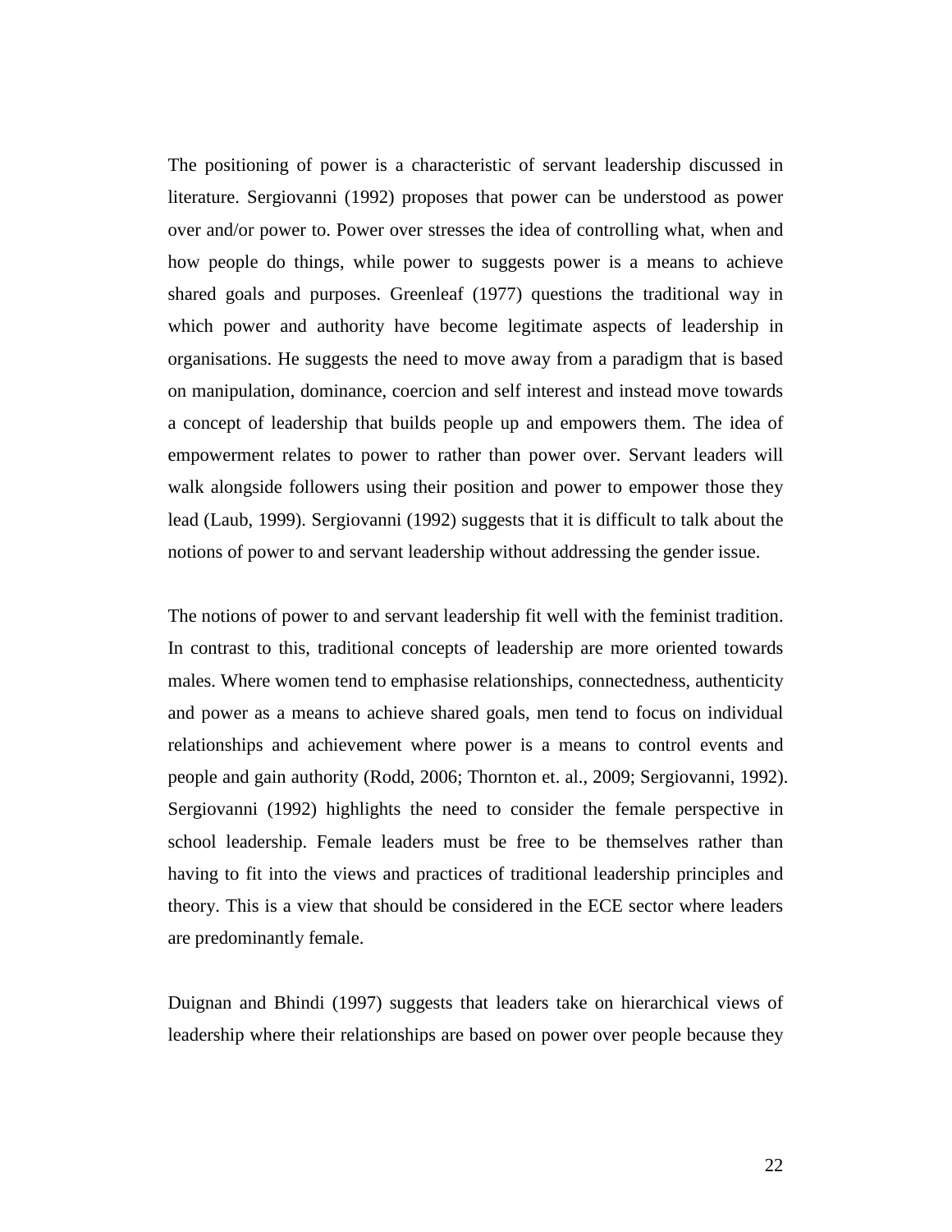The positioning of power is a characteristic of servant leadership discussed in literature. Sergiovanni (1992) proposes that power can be understood as power over and/or power to. Power over stresses the idea of controlling what, when and how people do things, while power to suggests power is a means to achieve shared goals and purposes. Greenleaf (1977) questions the traditional way in which power and authority have become legitimate aspects of leadership in organisations. He suggests the need to move away from a paradigm that is based on manipulation, dominance, coercion and self interest and instead move towards a concept of leadership that builds people up and empowers them. The idea of empowerment relates to power to rather than power over. Servant leaders will walk alongside followers using their position and power to empower those they lead (Laub, 1999). Sergiovanni (1992) suggests that it is difficult to talk about the notions of power to and servant leadership without addressing the gender issue.

The notions of power to and servant leadership fit well with the feminist tradition. In contrast to this, traditional concepts of leadership are more oriented towards males. Where women tend to emphasise relationships, connectedness, authenticity and power as a means to achieve shared goals, men tend to focus on individual relationships and achievement where power is a means to control events and people and gain authority (Rodd, 2006; Thornton et. al., 2009; Sergiovanni, 1992). Sergiovanni (1992) highlights the need to consider the female perspective in school leadership. Female leaders must be free to be themselves rather than having to fit into the views and practices of traditional leadership principles and theory. This is a view that should be considered in the ECE sector where leaders are predominantly female.

Duignan and Bhindi (1997) suggests that leaders take on hierarchical views of leadership where their relationships are based on power over people because they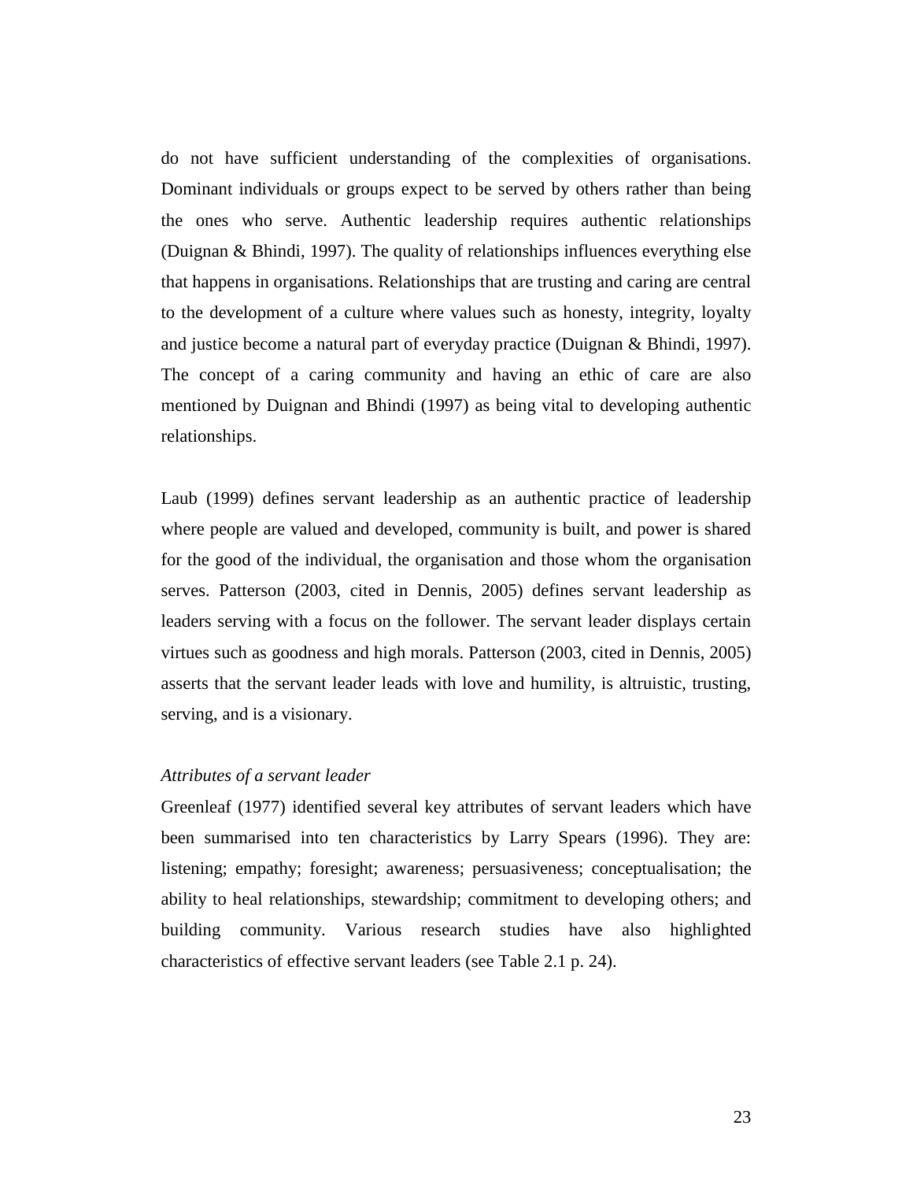do not have sufficient understanding of the complexities of organisations. Dominant individuals or groups expect to be served by others rather than being the ones who serve. Authentic leadership requires authentic relationships (Duignan & Bhindi, 1997). The quality of relationships influences everything else that happens in organisations. Relationships that are trusting and caring are central to the development of a culture where values such as honesty, integrity, loyalty and justice become a natural part of everyday practice (Duignan & Bhindi, 1997). The concept of a caring community and having an ethic of care are also mentioned by Duignan and Bhindi (1997) as being vital to developing authentic relationships.

Laub (1999) defines servant leadership as an authentic practice of leadership where people are valued and developed, community is built, and power is shared for the good of the individual, the organisation and those whom the organisation serves. Patterson (2003, cited in Dennis, 2005) defines servant leadership as leaders serving with a focus on the follower. The servant leader displays certain virtues such as goodness and high morals. Patterson (2003, cited in Dennis, 2005) asserts that the servant leader leads with love and humility, is altruistic, trusting, serving, and is a visionary.

*Attributes of a servant leader*

Greenleaf (1977) identified several key attributes of servant leaders which have been summarised into ten characteristics by Larry Spears (1996). They are: listening; empathy; foresight; awareness; persuasiveness; conceptualisation; the ability to heal relationships, stewardship; commitment to developing others; and building community. Various research studies have also highlighted characteristics of effective servant leaders (see Table 2.1 p. 24).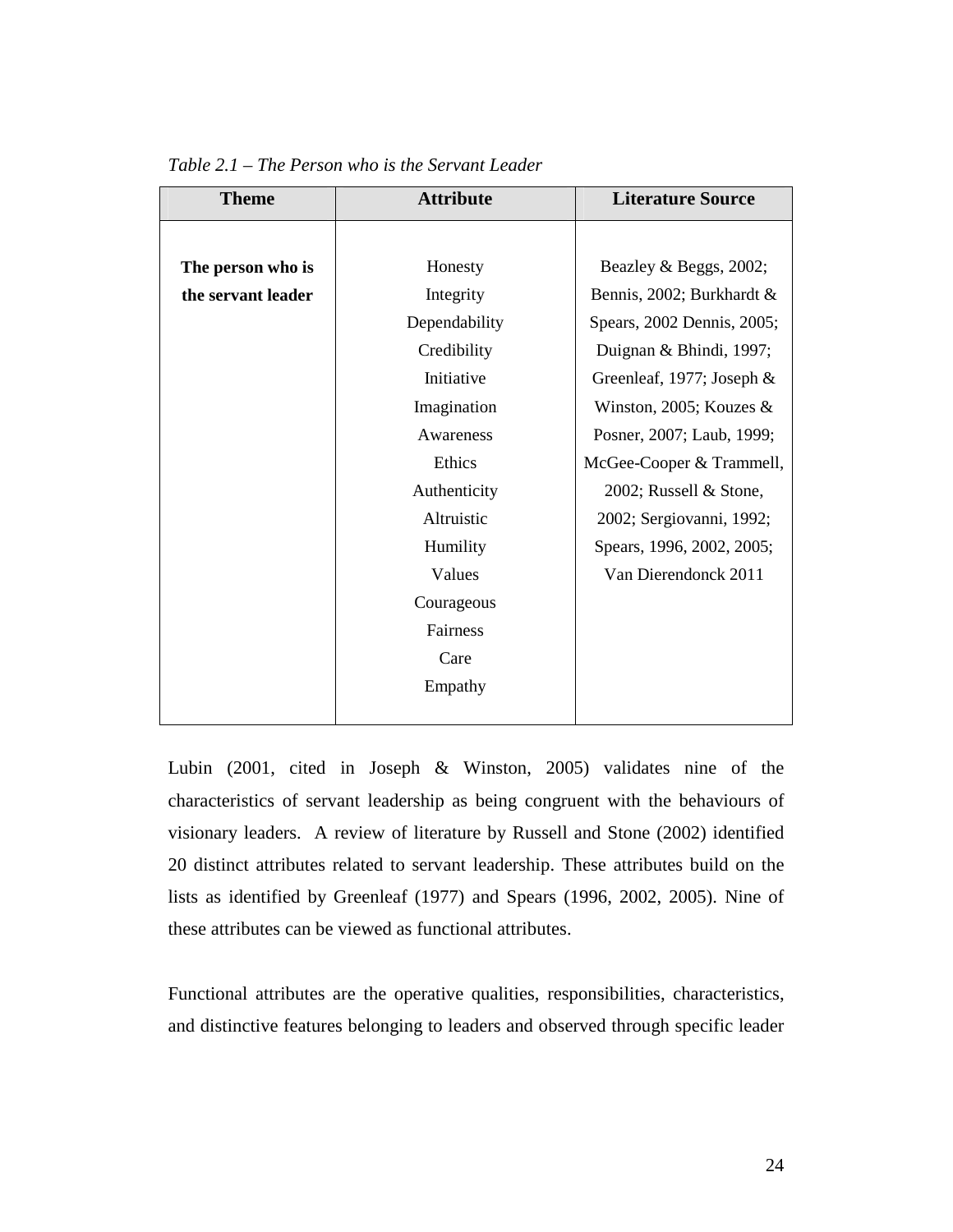*Table 2.1 – The Person who is the Servant Leader*

| Theme | Attribute | Literature Source |
|---|---|---|
| **The person who is the servant leader** | Honesty<br>Integrity<br>Dependability<br>Credibility<br>Initiative<br>Imagination<br>Awareness<br>Ethics<br>Authenticity<br>Altruistic<br>Humility<br>Values<br>Courageous<br>Fairness<br>Care<br>Empathy | Beazley & Beggs, 2002; Bennis, 2002; Burkhardt & Spears, 2002 Dennis, 2005; Duignan & Bhindi, 1997; Greenleaf, 1977; Joseph & Winston, 2005; Kouzes & Posner, 2007; Laub, 1999; McGee-Cooper & Trammell, 2002; Russell & Stone, 2002; Sergiovanni, 1992; Spears, 1996, 2002, 2005; Van Dierendonck 2011 |

Lubin (2001, cited in Joseph & Winston, 2005) validates nine of the characteristics of servant leadership as being congruent with the behaviours of visionary leaders. A review of literature by Russell and Stone (2002) identified 20 distinct attributes related to servant leadership. These attributes build on the lists as identified by Greenleaf (1977) and Spears (1996, 2002, 2005). Nine of these attributes can be viewed as functional attributes.

Functional attributes are the operative qualities, responsibilities, characteristics, and distinctive features belonging to leaders and observed through specific leader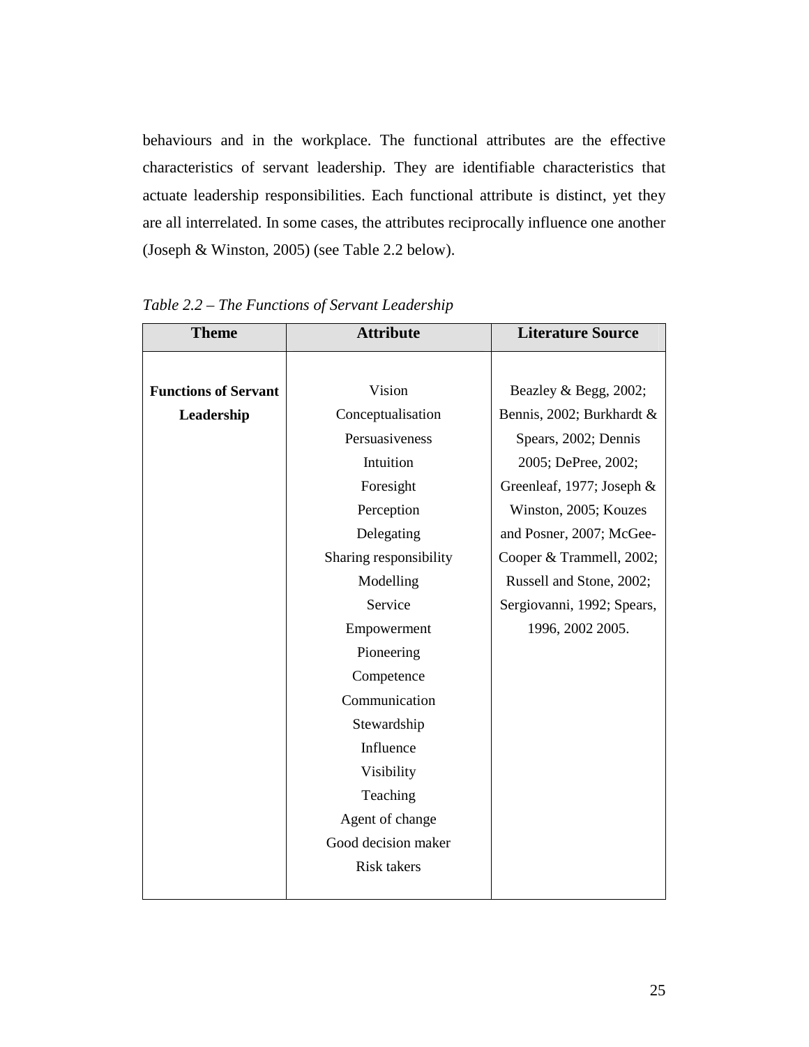behaviours and in the workplace. The functional attributes are the effective characteristics of servant leadership. They are identifiable characteristics that actuate leadership responsibilities. Each functional attribute is distinct, yet they are all interrelated. In some cases, the attributes reciprocally influence one another (Joseph & Winston, 2005) (see Table 2.2 below).

*Table 2.2 – The Functions of Servant Leadership*

| Theme | Attribute | Literature Source |
|---|---|---|
| **Functions of Servant Leadership** | Vision<br>Conceptualisation<br>Persuasiveness<br>Intuition<br>Foresight<br>Perception<br>Delegating<br>Sharing responsibility<br>Modelling<br>Service<br>Empowerment<br>Pioneering<br>Competence<br>Communication<br>Stewardship<br>Influence<br>Visibility<br>Teaching<br>Agent of change<br>Good decision maker<br>Risk takers | Beazley & Begg, 2002; Bennis, 2002; Burkhardt & Spears, 2002; Dennis 2005; DePree, 2002; Greenleaf, 1977; Joseph & Winston, 2005; Kouzes and Posner, 2007; McGee-Cooper & Trammell, 2002; Russell and Stone, 2002; Sergiovanni, 1992; Spears, 1996, 2002 2005. |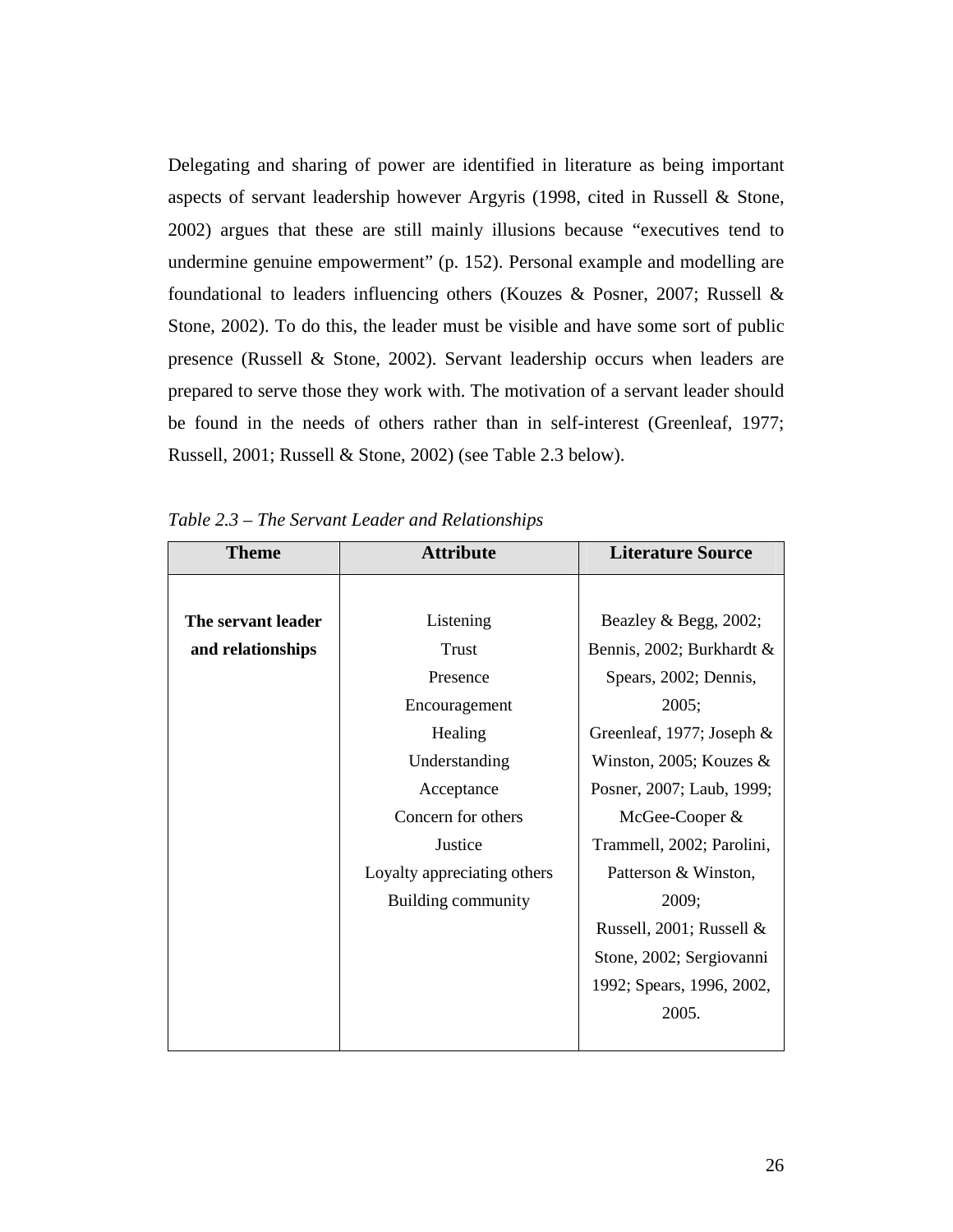Delegating and sharing of power are identified in literature as being important aspects of servant leadership however Argyris (1998, cited in Russell & Stone, 2002) argues that these are still mainly illusions because "executives tend to undermine genuine empowerment" (p. 152). Personal example and modelling are foundational to leaders influencing others (Kouzes & Posner, 2007; Russell & Stone, 2002). To do this, the leader must be visible and have some sort of public presence (Russell & Stone, 2002). Servant leadership occurs when leaders are prepared to serve those they work with. The motivation of a servant leader should be found in the needs of others rather than in self-interest (Greenleaf, 1977; Russell, 2001; Russell & Stone, 2002) (see Table 2.3 below).

*Table 2.3 – The Servant Leader and Relationships*

| Theme | Attribute | Literature Source |
|---|---|---|
| **The servant leader and relationships** | Listening<br>Trust<br>Presence<br>Encouragement<br>Healing<br>Understanding<br>Acceptance<br>Concern for others<br>Justice<br>Loyalty appreciating others<br>Building community | Beazley & Begg, 2002; Bennis, 2002; Burkhardt & Spears, 2002; Dennis, 2005;<br>Greenleaf, 1977; Joseph & Winston, 2005; Kouzes & Posner, 2007; Laub, 1999; McGee-Cooper & Trammell, 2002; Parolini, Patterson & Winston, 2009;<br>Russell, 2001; Russell & Stone, 2002; Sergiovanni 1992; Spears, 1996, 2002, 2005. |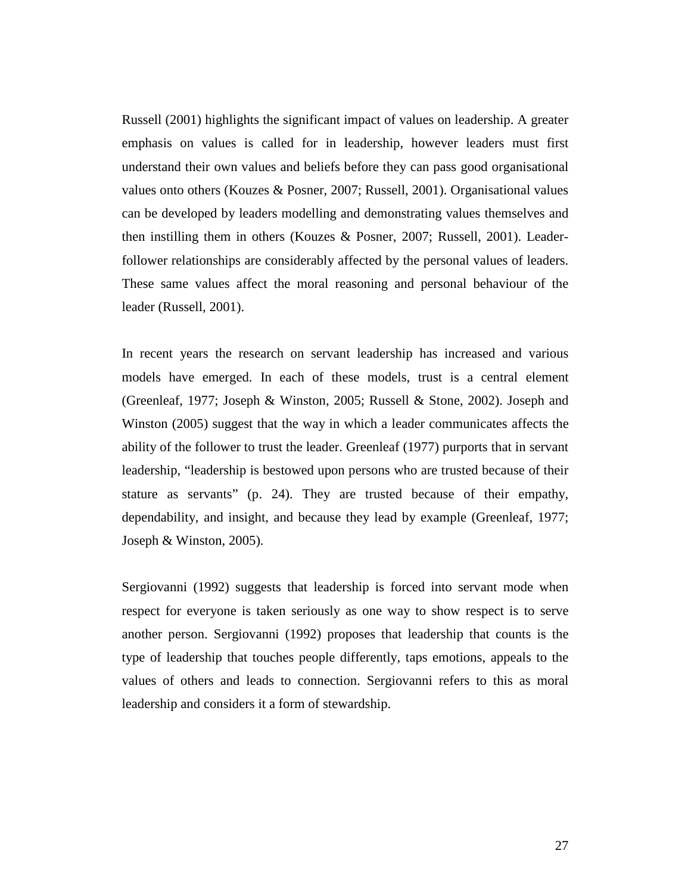Russell (2001) highlights the significant impact of values on leadership. A greater emphasis on values is called for in leadership, however leaders must first understand their own values and beliefs before they can pass good organisational values onto others (Kouzes & Posner, 2007; Russell, 2001). Organisational values can be developed by leaders modelling and demonstrating values themselves and then instilling them in others (Kouzes & Posner, 2007; Russell, 2001). Leader-follower relationships are considerably affected by the personal values of leaders. These same values affect the moral reasoning and personal behaviour of the leader (Russell, 2001).

In recent years the research on servant leadership has increased and various models have emerged. In each of these models, trust is a central element (Greenleaf, 1977; Joseph & Winston, 2005; Russell & Stone, 2002). Joseph and Winston (2005) suggest that the way in which a leader communicates affects the ability of the follower to trust the leader. Greenleaf (1977) purports that in servant leadership, "leadership is bestowed upon persons who are trusted because of their stature as servants" (p. 24). They are trusted because of their empathy, dependability, and insight, and because they lead by example (Greenleaf, 1977; Joseph & Winston, 2005).

Sergiovanni (1992) suggests that leadership is forced into servant mode when respect for everyone is taken seriously as one way to show respect is to serve another person. Sergiovanni (1992) proposes that leadership that counts is the type of leadership that touches people differently, taps emotions, appeals to the values of others and leads to connection. Sergiovanni refers to this as moral leadership and considers it a form of stewardship.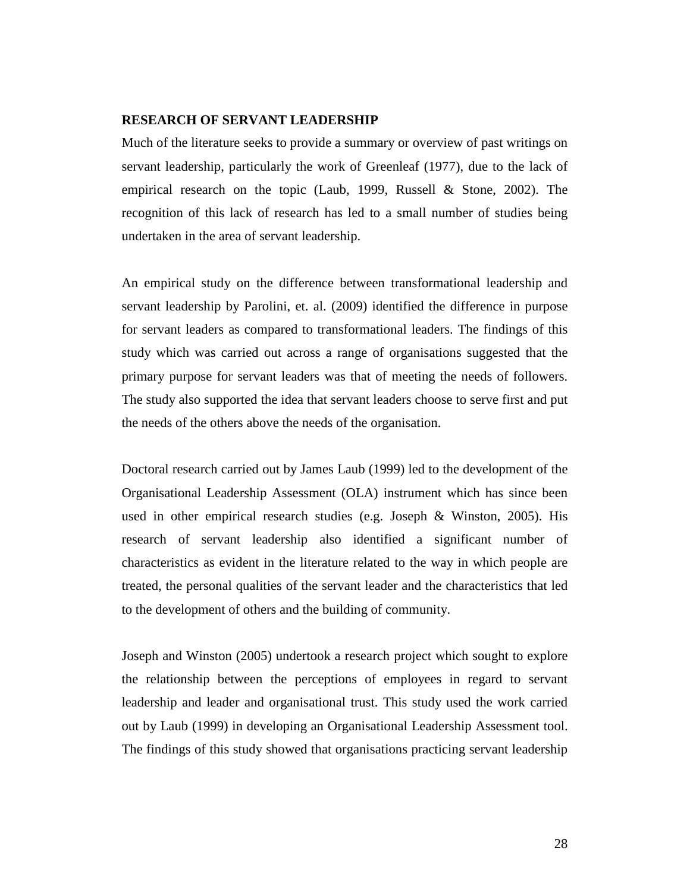**RESEARCH OF SERVANT LEADERSHIP**

Much of the literature seeks to provide a summary or overview of past writings on servant leadership, particularly the work of Greenleaf (1977), due to the lack of empirical research on the topic (Laub, 1999, Russell & Stone, 2002). The recognition of this lack of research has led to a small number of studies being undertaken in the area of servant leadership.

An empirical study on the difference between transformational leadership and servant leadership by Parolini, et. al. (2009) identified the difference in purpose for servant leaders as compared to transformational leaders. The findings of this study which was carried out across a range of organisations suggested that the primary purpose for servant leaders was that of meeting the needs of followers. The study also supported the idea that servant leaders choose to serve first and put the needs of the others above the needs of the organisation.

Doctoral research carried out by James Laub (1999) led to the development of the Organisational Leadership Assessment (OLA) instrument which has since been used in other empirical research studies (e.g. Joseph & Winston, 2005). His research of servant leadership also identified a significant number of characteristics as evident in the literature related to the way in which people are treated, the personal qualities of the servant leader and the characteristics that led to the development of others and the building of community.

Joseph and Winston (2005) undertook a research project which sought to explore the relationship between the perceptions of employees in regard to servant leadership and leader and organisational trust. This study used the work carried out by Laub (1999) in developing an Organisational Leadership Assessment tool. The findings of this study showed that organisations practicing servant leadership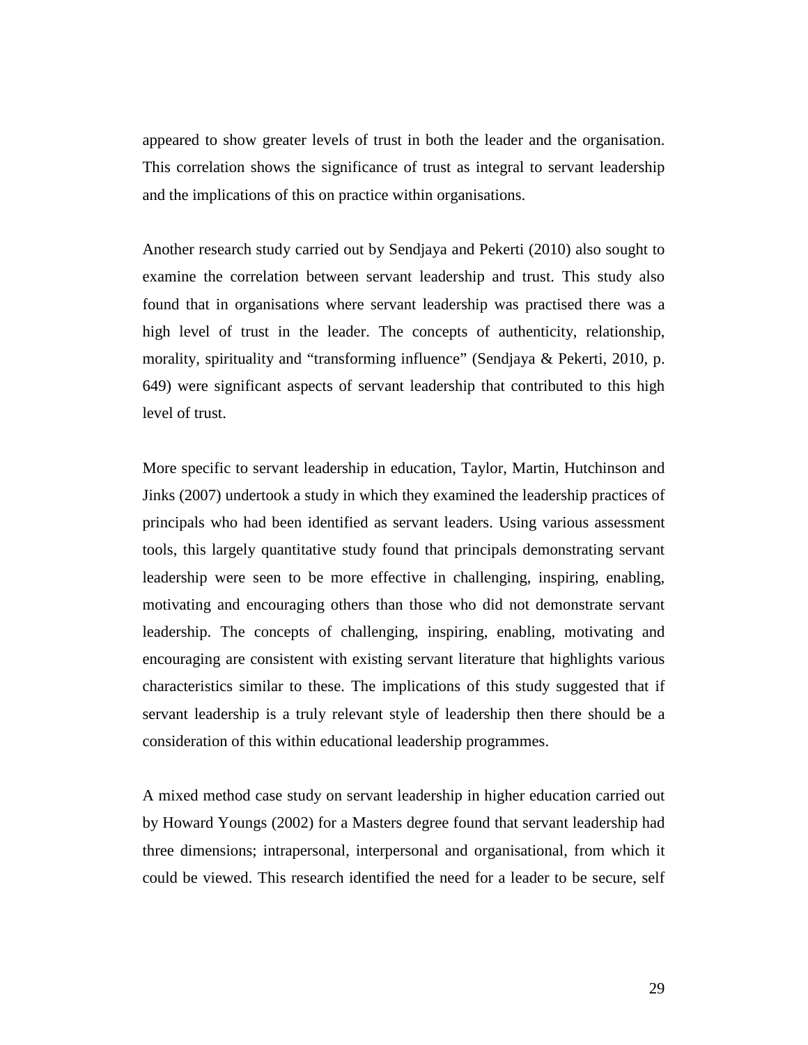appeared to show greater levels of trust in both the leader and the organisation. This correlation shows the significance of trust as integral to servant leadership and the implications of this on practice within organisations.

Another research study carried out by Sendjaya and Pekerti (2010) also sought to examine the correlation between servant leadership and trust. This study also found that in organisations where servant leadership was practised there was a high level of trust in the leader. The concepts of authenticity, relationship, morality, spirituality and "transforming influence" (Sendjaya & Pekerti, 2010, p. 649) were significant aspects of servant leadership that contributed to this high level of trust.

More specific to servant leadership in education, Taylor, Martin, Hutchinson and Jinks (2007) undertook a study in which they examined the leadership practices of principals who had been identified as servant leaders. Using various assessment tools, this largely quantitative study found that principals demonstrating servant leadership were seen to be more effective in challenging, inspiring, enabling, motivating and encouraging others than those who did not demonstrate servant leadership. The concepts of challenging, inspiring, enabling, motivating and encouraging are consistent with existing servant literature that highlights various characteristics similar to these. The implications of this study suggested that if servant leadership is a truly relevant style of leadership then there should be a consideration of this within educational leadership programmes.

A mixed method case study on servant leadership in higher education carried out by Howard Youngs (2002) for a Masters degree found that servant leadership had three dimensions; intrapersonal, interpersonal and organisational, from which it could be viewed. This research identified the need for a leader to be secure, self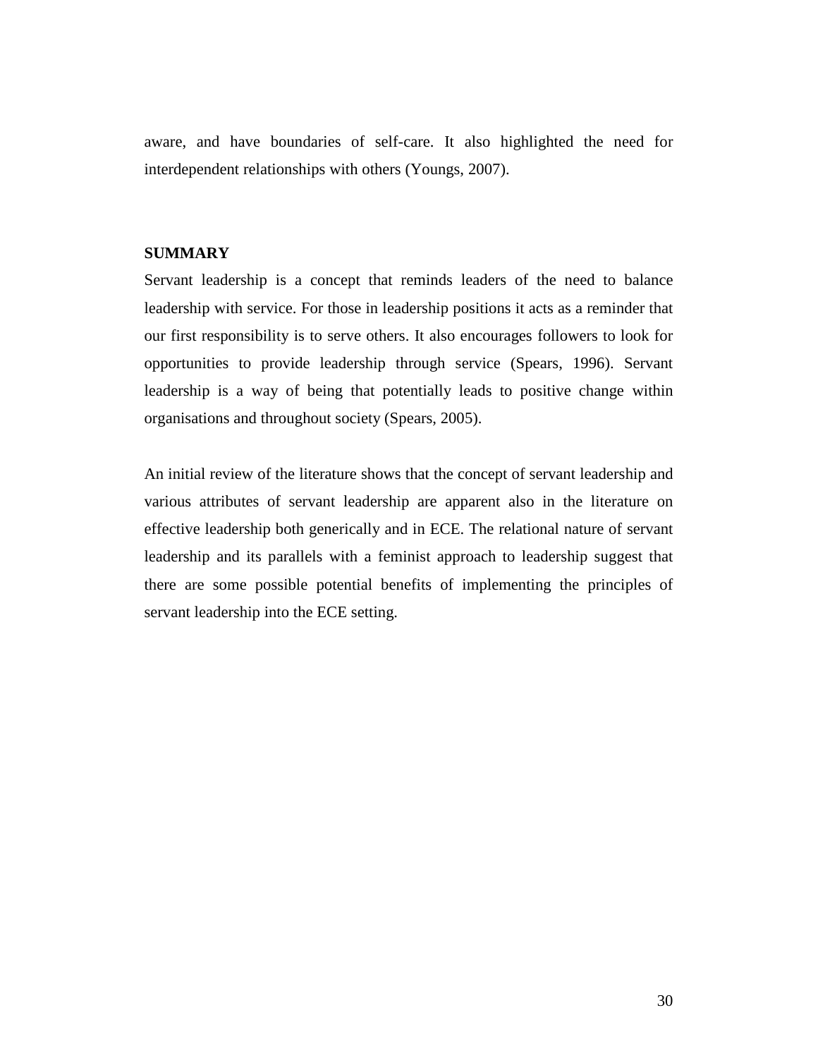aware, and have boundaries of self-care. It also highlighted the need for interdependent relationships with others (Youngs, 2007).

## SUMMARY

Servant leadership is a concept that reminds leaders of the need to balance leadership with service. For those in leadership positions it acts as a reminder that our first responsibility is to serve others. It also encourages followers to look for opportunities to provide leadership through service (Spears, 1996). Servant leadership is a way of being that potentially leads to positive change within organisations and throughout society (Spears, 2005).

An initial review of the literature shows that the concept of servant leadership and various attributes of servant leadership are apparent also in the literature on effective leadership both generically and in ECE. The relational nature of servant leadership and its parallels with a feminist approach to leadership suggest that there are some possible potential benefits of implementing the principles of servant leadership into the ECE setting.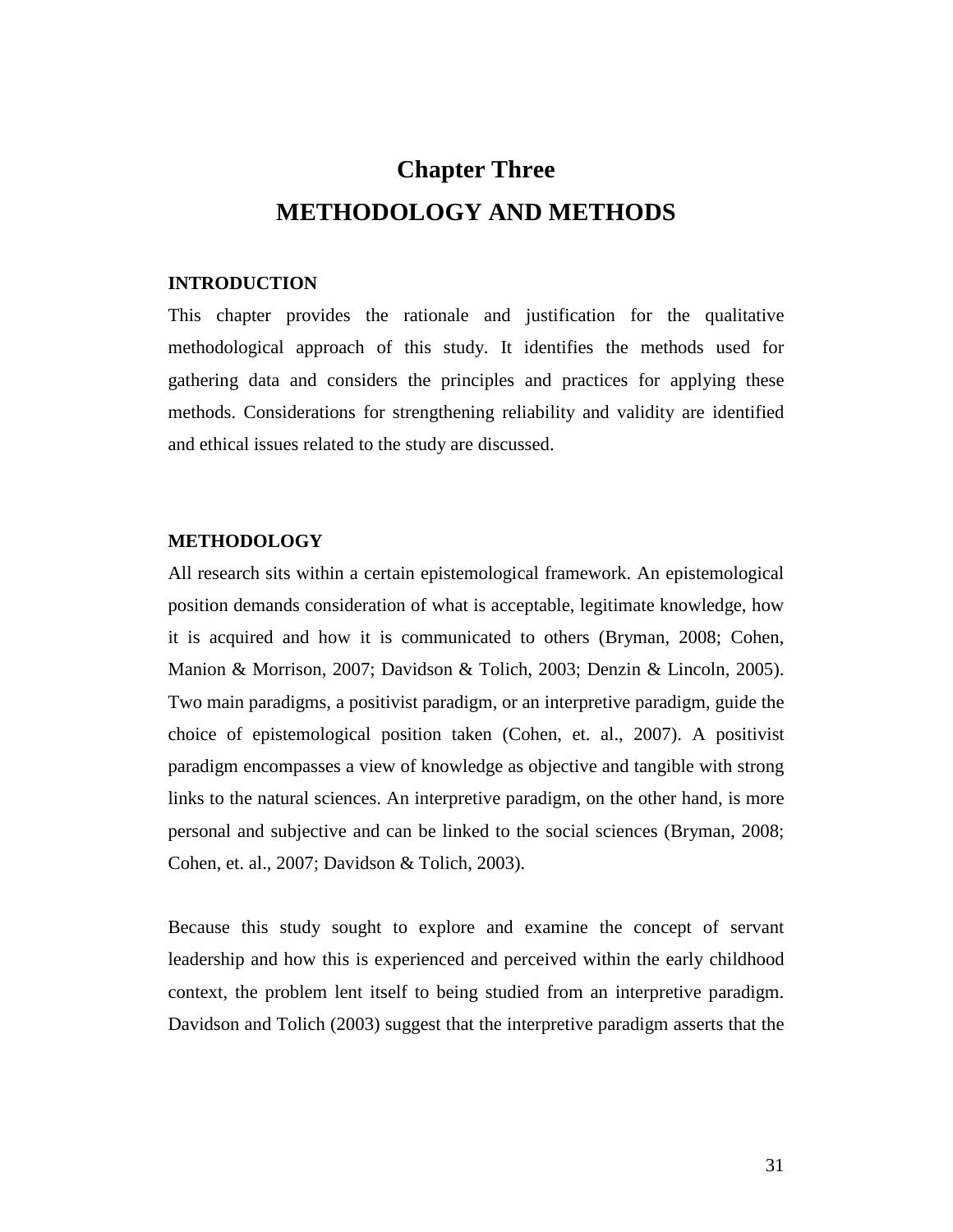# Chapter Three

# METHODOLOGY AND METHODS

## INTRODUCTION

This chapter provides the rationale and justification for the qualitative methodological approach of this study. It identifies the methods used for gathering data and considers the principles and practices for applying these methods. Considerations for strengthening reliability and validity are identified and ethical issues related to the study are discussed.

## METHODOLOGY

All research sits within a certain epistemological framework. An epistemological position demands consideration of what is acceptable, legitimate knowledge, how it is acquired and how it is communicated to others (Bryman, 2008; Cohen, Manion & Morrison, 2007; Davidson & Tolich, 2003; Denzin & Lincoln, 2005). Two main paradigms, a positivist paradigm, or an interpretive paradigm, guide the choice of epistemological position taken (Cohen, et. al., 2007). A positivist paradigm encompasses a view of knowledge as objective and tangible with strong links to the natural sciences. An interpretive paradigm, on the other hand, is more personal and subjective and can be linked to the social sciences (Bryman, 2008; Cohen, et. al., 2007; Davidson & Tolich, 2003).

Because this study sought to explore and examine the concept of servant leadership and how this is experienced and perceived within the early childhood context, the problem lent itself to being studied from an interpretive paradigm. Davidson and Tolich (2003) suggest that the interpretive paradigm asserts that the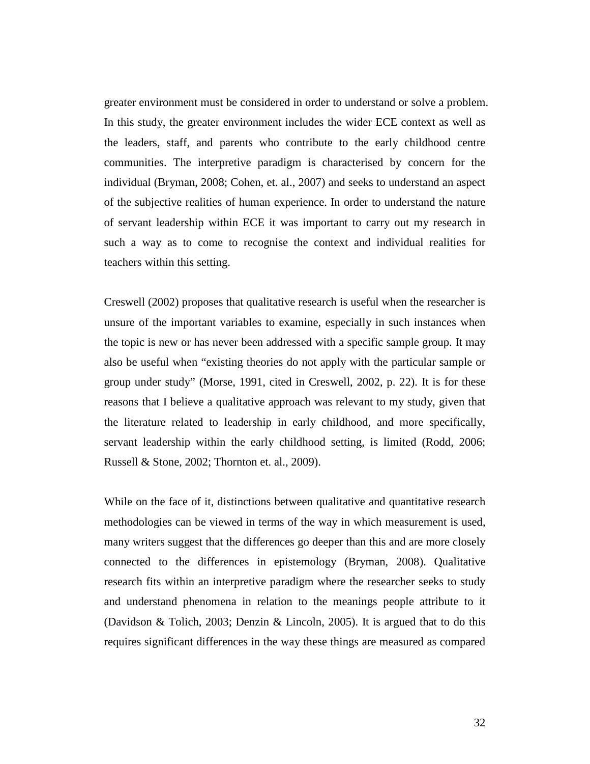greater environment must be considered in order to understand or solve a problem. In this study, the greater environment includes the wider ECE context as well as the leaders, staff, and parents who contribute to the early childhood centre communities. The interpretive paradigm is characterised by concern for the individual (Bryman, 2008; Cohen, et. al., 2007) and seeks to understand an aspect of the subjective realities of human experience. In order to understand the nature of servant leadership within ECE it was important to carry out my research in such a way as to come to recognise the context and individual realities for teachers within this setting.

Creswell (2002) proposes that qualitative research is useful when the researcher is unsure of the important variables to examine, especially in such instances when the topic is new or has never been addressed with a specific sample group. It may also be useful when "existing theories do not apply with the particular sample or group under study" (Morse, 1991, cited in Creswell, 2002, p. 22). It is for these reasons that I believe a qualitative approach was relevant to my study, given that the literature related to leadership in early childhood, and more specifically, servant leadership within the early childhood setting, is limited (Rodd, 2006; Russell & Stone, 2002; Thornton et. al., 2009).

While on the face of it, distinctions between qualitative and quantitative research methodologies can be viewed in terms of the way in which measurement is used, many writers suggest that the differences go deeper than this and are more closely connected to the differences in epistemology (Bryman, 2008). Qualitative research fits within an interpretive paradigm where the researcher seeks to study and understand phenomena in relation to the meanings people attribute to it (Davidson & Tolich, 2003; Denzin & Lincoln, 2005). It is argued that to do this requires significant differences in the way these things are measured as compared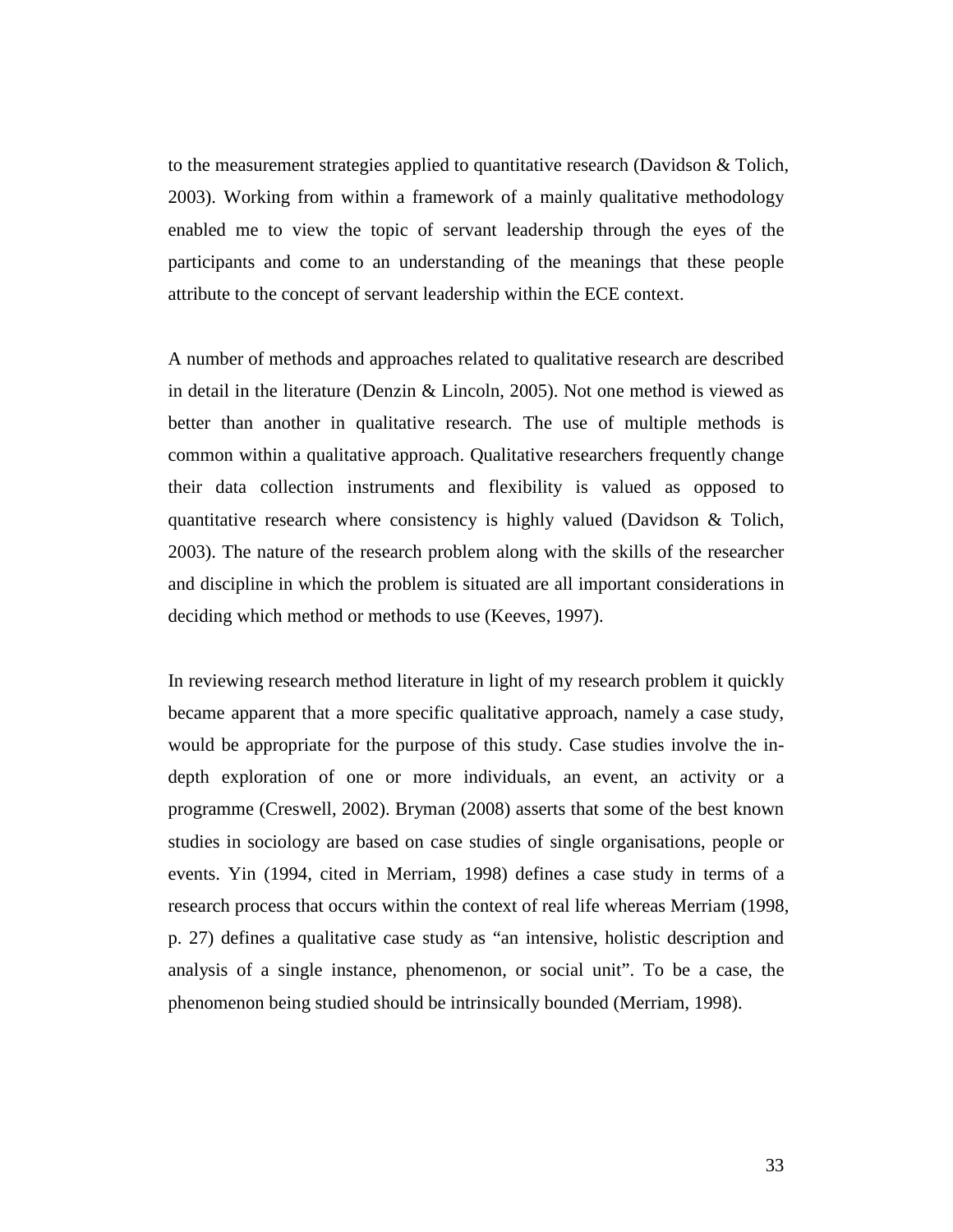to the measurement strategies applied to quantitative research (Davidson & Tolich, 2003). Working from within a framework of a mainly qualitative methodology enabled me to view the topic of servant leadership through the eyes of the participants and come to an understanding of the meanings that these people attribute to the concept of servant leadership within the ECE context.

A number of methods and approaches related to qualitative research are described in detail in the literature (Denzin & Lincoln, 2005). Not one method is viewed as better than another in qualitative research. The use of multiple methods is common within a qualitative approach. Qualitative researchers frequently change their data collection instruments and flexibility is valued as opposed to quantitative research where consistency is highly valued (Davidson & Tolich, 2003). The nature of the research problem along with the skills of the researcher and discipline in which the problem is situated are all important considerations in deciding which method or methods to use (Keeves, 1997).

In reviewing research method literature in light of my research problem it quickly became apparent that a more specific qualitative approach, namely a case study, would be appropriate for the purpose of this study. Case studies involve the in-depth exploration of one or more individuals, an event, an activity or a programme (Creswell, 2002). Bryman (2008) asserts that some of the best known studies in sociology are based on case studies of single organisations, people or events. Yin (1994, cited in Merriam, 1998) defines a case study in terms of a research process that occurs within the context of real life whereas Merriam (1998, p. 27) defines a qualitative case study as "an intensive, holistic description and analysis of a single instance, phenomenon, or social unit". To be a case, the phenomenon being studied should be intrinsically bounded (Merriam, 1998).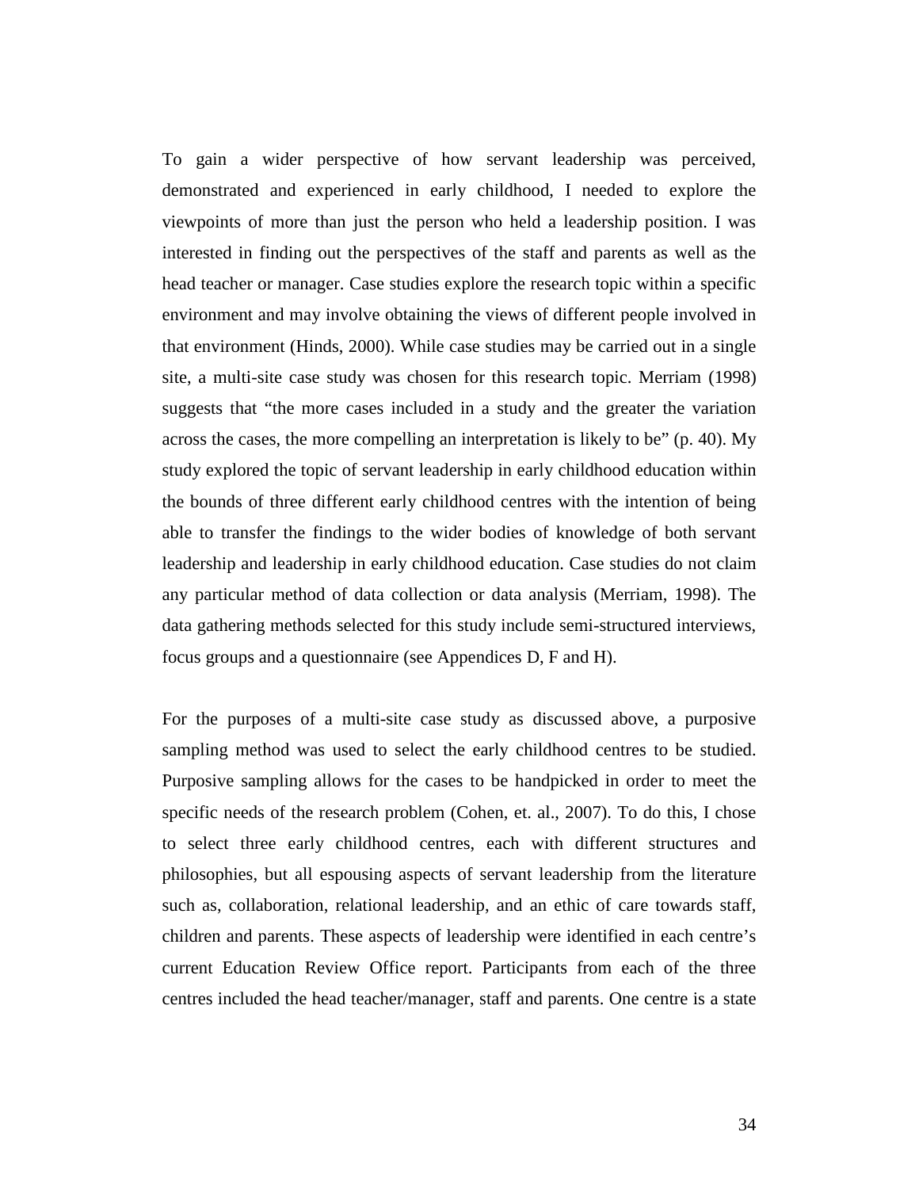To gain a wider perspective of how servant leadership was perceived, demonstrated and experienced in early childhood, I needed to explore the viewpoints of more than just the person who held a leadership position. I was interested in finding out the perspectives of the staff and parents as well as the head teacher or manager. Case studies explore the research topic within a specific environment and may involve obtaining the views of different people involved in that environment (Hinds, 2000). While case studies may be carried out in a single site, a multi-site case study was chosen for this research topic. Merriam (1998) suggests that "the more cases included in a study and the greater the variation across the cases, the more compelling an interpretation is likely to be" (p. 40). My study explored the topic of servant leadership in early childhood education within the bounds of three different early childhood centres with the intention of being able to transfer the findings to the wider bodies of knowledge of both servant leadership and leadership in early childhood education. Case studies do not claim any particular method of data collection or data analysis (Merriam, 1998). The data gathering methods selected for this study include semi-structured interviews, focus groups and a questionnaire (see Appendices D, F and H).

For the purposes of a multi-site case study as discussed above, a purposive sampling method was used to select the early childhood centres to be studied. Purposive sampling allows for the cases to be handpicked in order to meet the specific needs of the research problem (Cohen, et. al., 2007). To do this, I chose to select three early childhood centres, each with different structures and philosophies, but all espousing aspects of servant leadership from the literature such as, collaboration, relational leadership, and an ethic of care towards staff, children and parents. These aspects of leadership were identified in each centre's current Education Review Office report. Participants from each of the three centres included the head teacher/manager, staff and parents. One centre is a state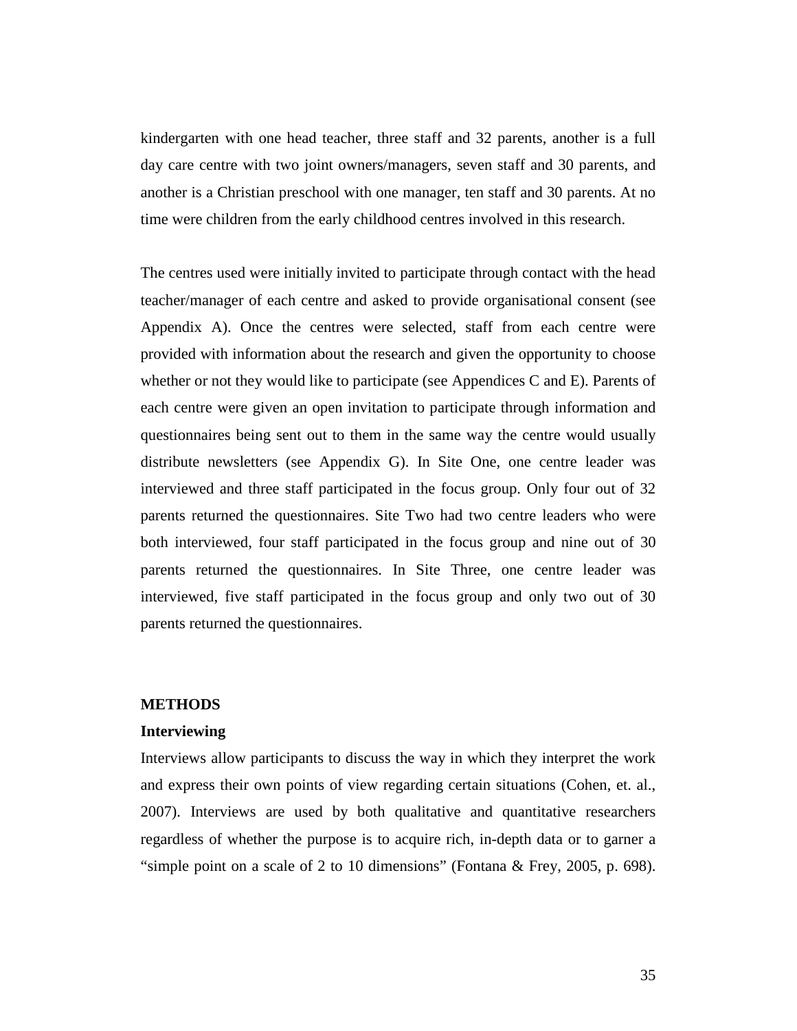kindergarten with one head teacher, three staff and 32 parents, another is a full day care centre with two joint owners/managers, seven staff and 30 parents, and another is a Christian preschool with one manager, ten staff and 30 parents. At no time were children from the early childhood centres involved in this research.

The centres used were initially invited to participate through contact with the head teacher/manager of each centre and asked to provide organisational consent (see Appendix A). Once the centres were selected, staff from each centre were provided with information about the research and given the opportunity to choose whether or not they would like to participate (see Appendices C and E). Parents of each centre were given an open invitation to participate through information and questionnaires being sent out to them in the same way the centre would usually distribute newsletters (see Appendix G). In Site One, one centre leader was interviewed and three staff participated in the focus group. Only four out of 32 parents returned the questionnaires. Site Two had two centre leaders who were both interviewed, four staff participated in the focus group and nine out of 30 parents returned the questionnaires. In Site Three, one centre leader was interviewed, five staff participated in the focus group and only two out of 30 parents returned the questionnaires.

## METHODS

### Interviewing

Interviews allow participants to discuss the way in which they interpret the work and express their own points of view regarding certain situations (Cohen, et. al., 2007). Interviews are used by both qualitative and quantitative researchers regardless of whether the purpose is to acquire rich, in-depth data or to garner a "simple point on a scale of 2 to 10 dimensions" (Fontana & Frey, 2005, p. 698).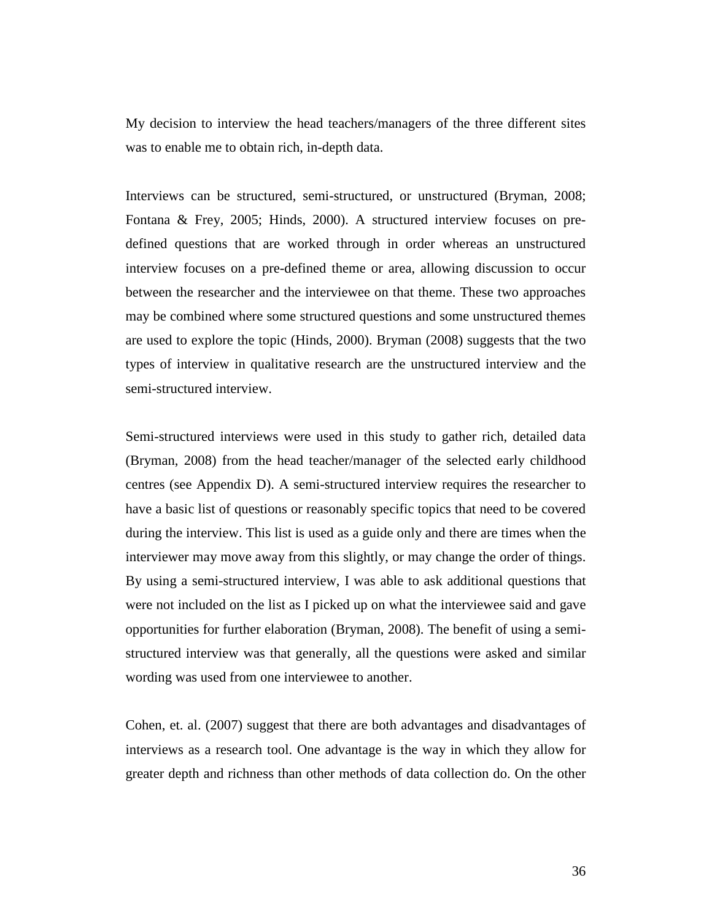My decision to interview the head teachers/managers of the three different sites was to enable me to obtain rich, in-depth data.

Interviews can be structured, semi-structured, or unstructured (Bryman, 2008; Fontana & Frey, 2005; Hinds, 2000). A structured interview focuses on pre-defined questions that are worked through in order whereas an unstructured interview focuses on a pre-defined theme or area, allowing discussion to occur between the researcher and the interviewee on that theme. These two approaches may be combined where some structured questions and some unstructured themes are used to explore the topic (Hinds, 2000). Bryman (2008) suggests that the two types of interview in qualitative research are the unstructured interview and the semi-structured interview.

Semi-structured interviews were used in this study to gather rich, detailed data (Bryman, 2008) from the head teacher/manager of the selected early childhood centres (see Appendix D). A semi-structured interview requires the researcher to have a basic list of questions or reasonably specific topics that need to be covered during the interview. This list is used as a guide only and there are times when the interviewer may move away from this slightly, or may change the order of things. By using a semi-structured interview, I was able to ask additional questions that were not included on the list as I picked up on what the interviewee said and gave opportunities for further elaboration (Bryman, 2008). The benefit of using a semi-structured interview was that generally, all the questions were asked and similar wording was used from one interviewee to another.

Cohen, et. al. (2007) suggest that there are both advantages and disadvantages of interviews as a research tool. One advantage is the way in which they allow for greater depth and richness than other methods of data collection do. On the other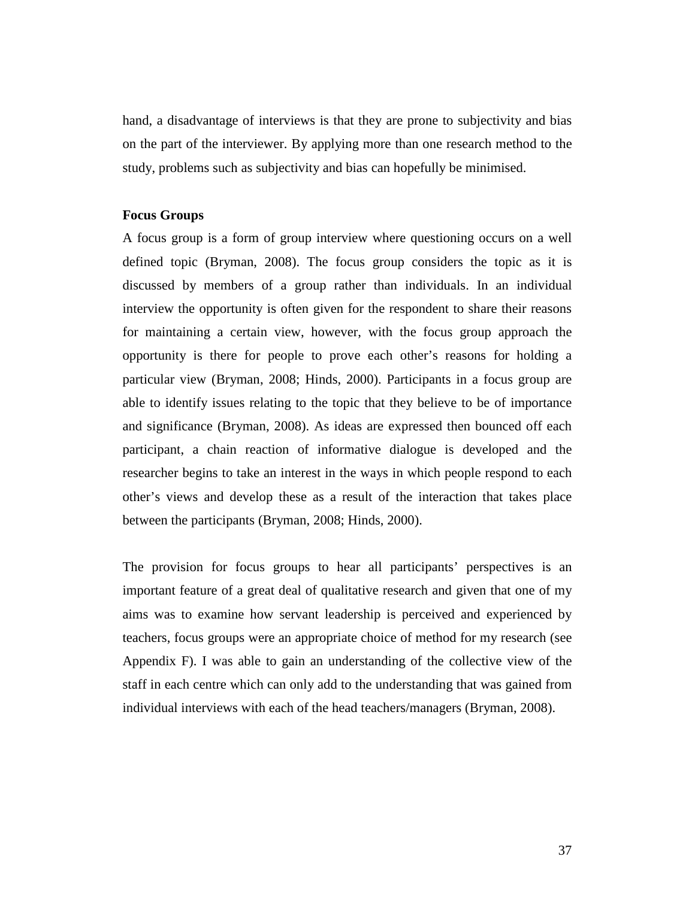hand, a disadvantage of interviews is that they are prone to subjectivity and bias on the part of the interviewer. By applying more than one research method to the study, problems such as subjectivity and bias can hopefully be minimised.

**Focus Groups**

A focus group is a form of group interview where questioning occurs on a well defined topic (Bryman, 2008). The focus group considers the topic as it is discussed by members of a group rather than individuals. In an individual interview the opportunity is often given for the respondent to share their reasons for maintaining a certain view, however, with the focus group approach the opportunity is there for people to prove each other's reasons for holding a particular view (Bryman, 2008; Hinds, 2000). Participants in a focus group are able to identify issues relating to the topic that they believe to be of importance and significance (Bryman, 2008). As ideas are expressed then bounced off each participant, a chain reaction of informative dialogue is developed and the researcher begins to take an interest in the ways in which people respond to each other's views and develop these as a result of the interaction that takes place between the participants (Bryman, 2008; Hinds, 2000).

The provision for focus groups to hear all participants' perspectives is an important feature of a great deal of qualitative research and given that one of my aims was to examine how servant leadership is perceived and experienced by teachers, focus groups were an appropriate choice of method for my research (see Appendix F). I was able to gain an understanding of the collective view of the staff in each centre which can only add to the understanding that was gained from individual interviews with each of the head teachers/managers (Bryman, 2008).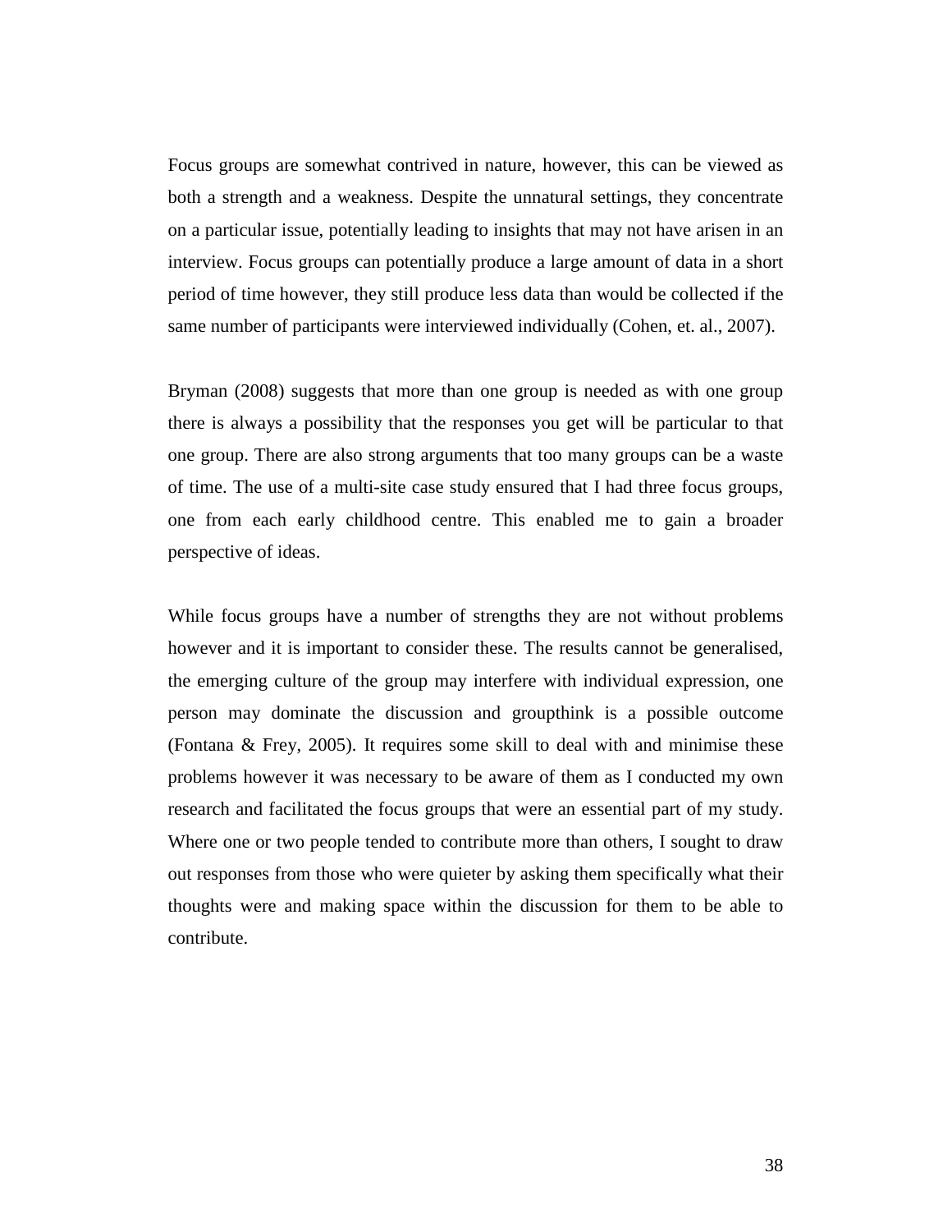Focus groups are somewhat contrived in nature, however, this can be viewed as both a strength and a weakness. Despite the unnatural settings, they concentrate on a particular issue, potentially leading to insights that may not have arisen in an interview. Focus groups can potentially produce a large amount of data in a short period of time however, they still produce less data than would be collected if the same number of participants were interviewed individually (Cohen, et. al., 2007).

Bryman (2008) suggests that more than one group is needed as with one group there is always a possibility that the responses you get will be particular to that one group. There are also strong arguments that too many groups can be a waste of time. The use of a multi-site case study ensured that I had three focus groups, one from each early childhood centre. This enabled me to gain a broader perspective of ideas.

While focus groups have a number of strengths they are not without problems however and it is important to consider these. The results cannot be generalised, the emerging culture of the group may interfere with individual expression, one person may dominate the discussion and groupthink is a possible outcome (Fontana & Frey, 2005). It requires some skill to deal with and minimise these problems however it was necessary to be aware of them as I conducted my own research and facilitated the focus groups that were an essential part of my study. Where one or two people tended to contribute more than others, I sought to draw out responses from those who were quieter by asking them specifically what their thoughts were and making space within the discussion for them to be able to contribute.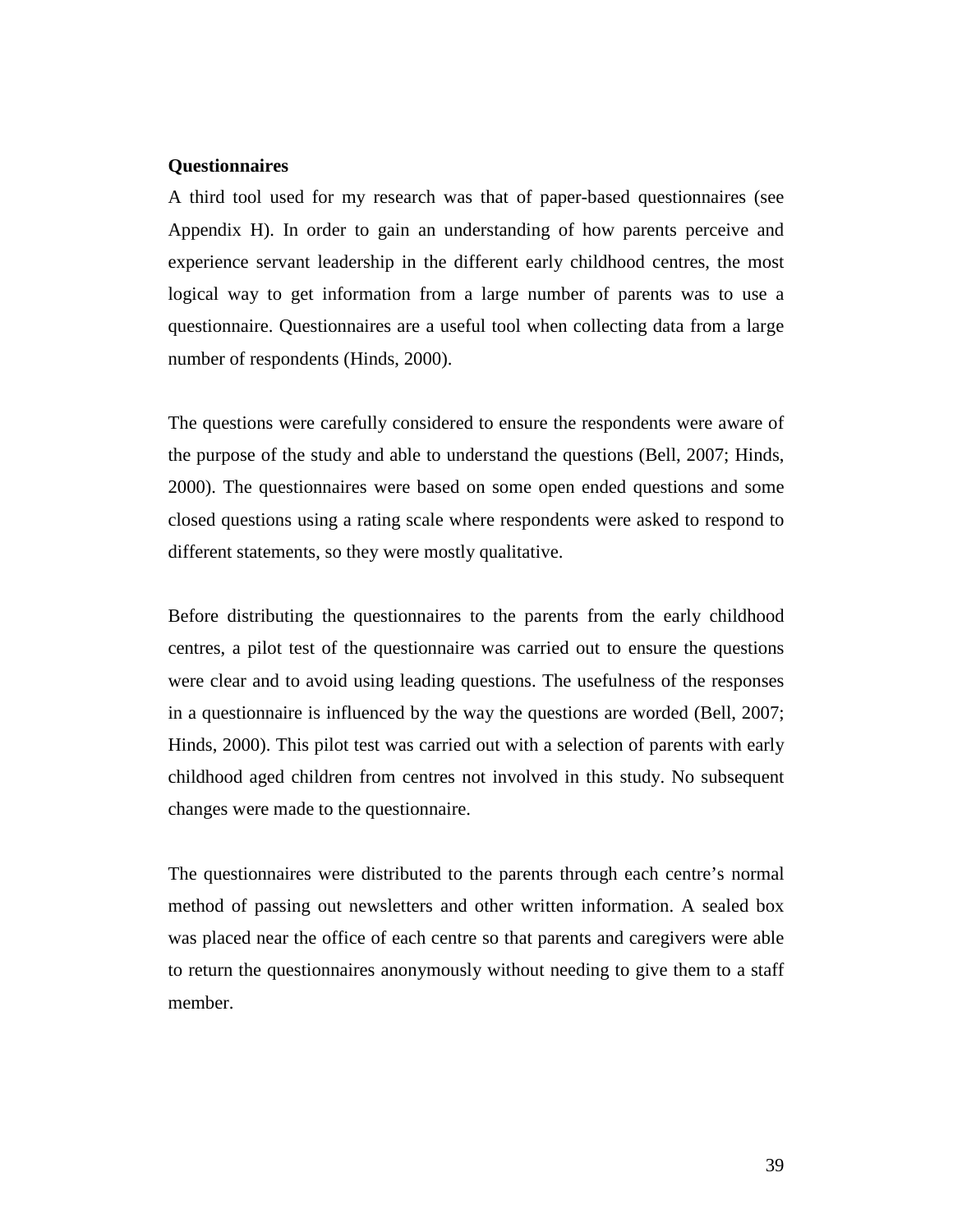**Questionnaires**

A third tool used for my research was that of paper-based questionnaires (see Appendix H). In order to gain an understanding of how parents perceive and experience servant leadership in the different early childhood centres, the most logical way to get information from a large number of parents was to use a questionnaire. Questionnaires are a useful tool when collecting data from a large number of respondents (Hinds, 2000).

The questions were carefully considered to ensure the respondents were aware of the purpose of the study and able to understand the questions (Bell, 2007; Hinds, 2000). The questionnaires were based on some open ended questions and some closed questions using a rating scale where respondents were asked to respond to different statements, so they were mostly qualitative.

Before distributing the questionnaires to the parents from the early childhood centres, a pilot test of the questionnaire was carried out to ensure the questions were clear and to avoid using leading questions. The usefulness of the responses in a questionnaire is influenced by the way the questions are worded (Bell, 2007; Hinds, 2000). This pilot test was carried out with a selection of parents with early childhood aged children from centres not involved in this study. No subsequent changes were made to the questionnaire.

The questionnaires were distributed to the parents through each centre's normal method of passing out newsletters and other written information. A sealed box was placed near the office of each centre so that parents and caregivers were able to return the questionnaires anonymously without needing to give them to a staff member.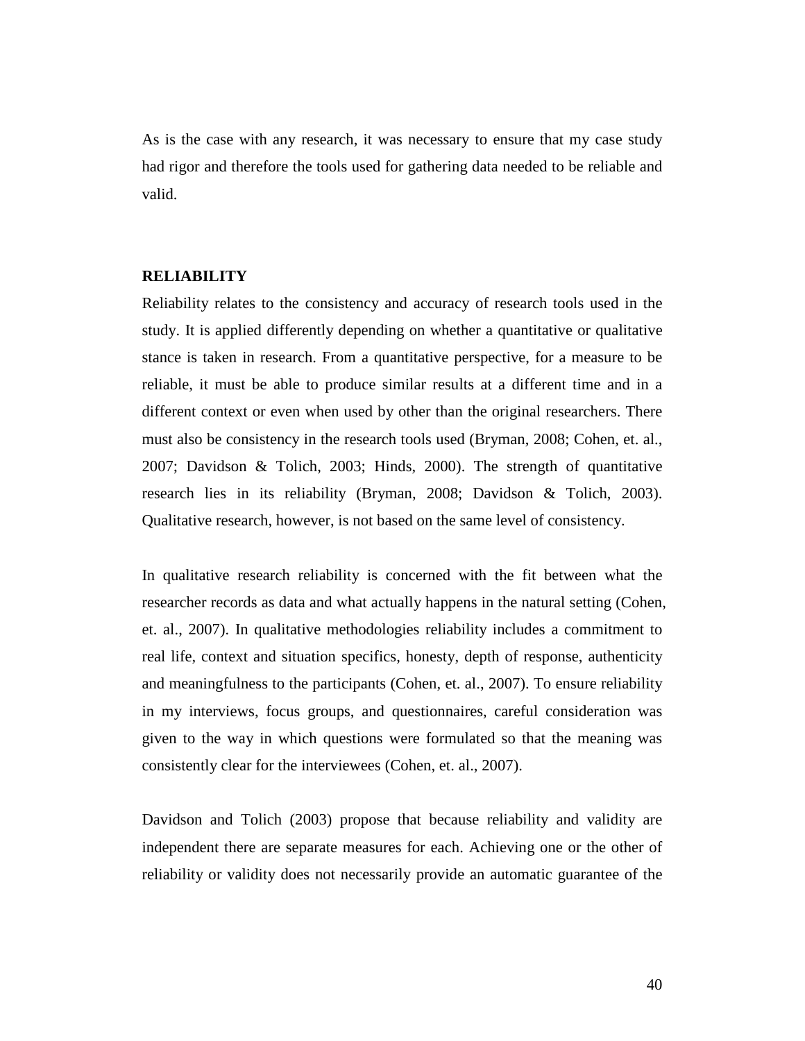As is the case with any research, it was necessary to ensure that my case study had rigor and therefore the tools used for gathering data needed to be reliable and valid.

## RELIABILITY

Reliability relates to the consistency and accuracy of research tools used in the study. It is applied differently depending on whether a quantitative or qualitative stance is taken in research. From a quantitative perspective, for a measure to be reliable, it must be able to produce similar results at a different time and in a different context or even when used by other than the original researchers. There must also be consistency in the research tools used (Bryman, 2008; Cohen, et. al., 2007; Davidson & Tolich, 2003; Hinds, 2000). The strength of quantitative research lies in its reliability (Bryman, 2008; Davidson & Tolich, 2003). Qualitative research, however, is not based on the same level of consistency.

In qualitative research reliability is concerned with the fit between what the researcher records as data and what actually happens in the natural setting (Cohen, et. al., 2007). In qualitative methodologies reliability includes a commitment to real life, context and situation specifics, honesty, depth of response, authenticity and meaningfulness to the participants (Cohen, et. al., 2007). To ensure reliability in my interviews, focus groups, and questionnaires, careful consideration was given to the way in which questions were formulated so that the meaning was consistently clear for the interviewees (Cohen, et. al., 2007).

Davidson and Tolich (2003) propose that because reliability and validity are independent there are separate measures for each. Achieving one or the other of reliability or validity does not necessarily provide an automatic guarantee of the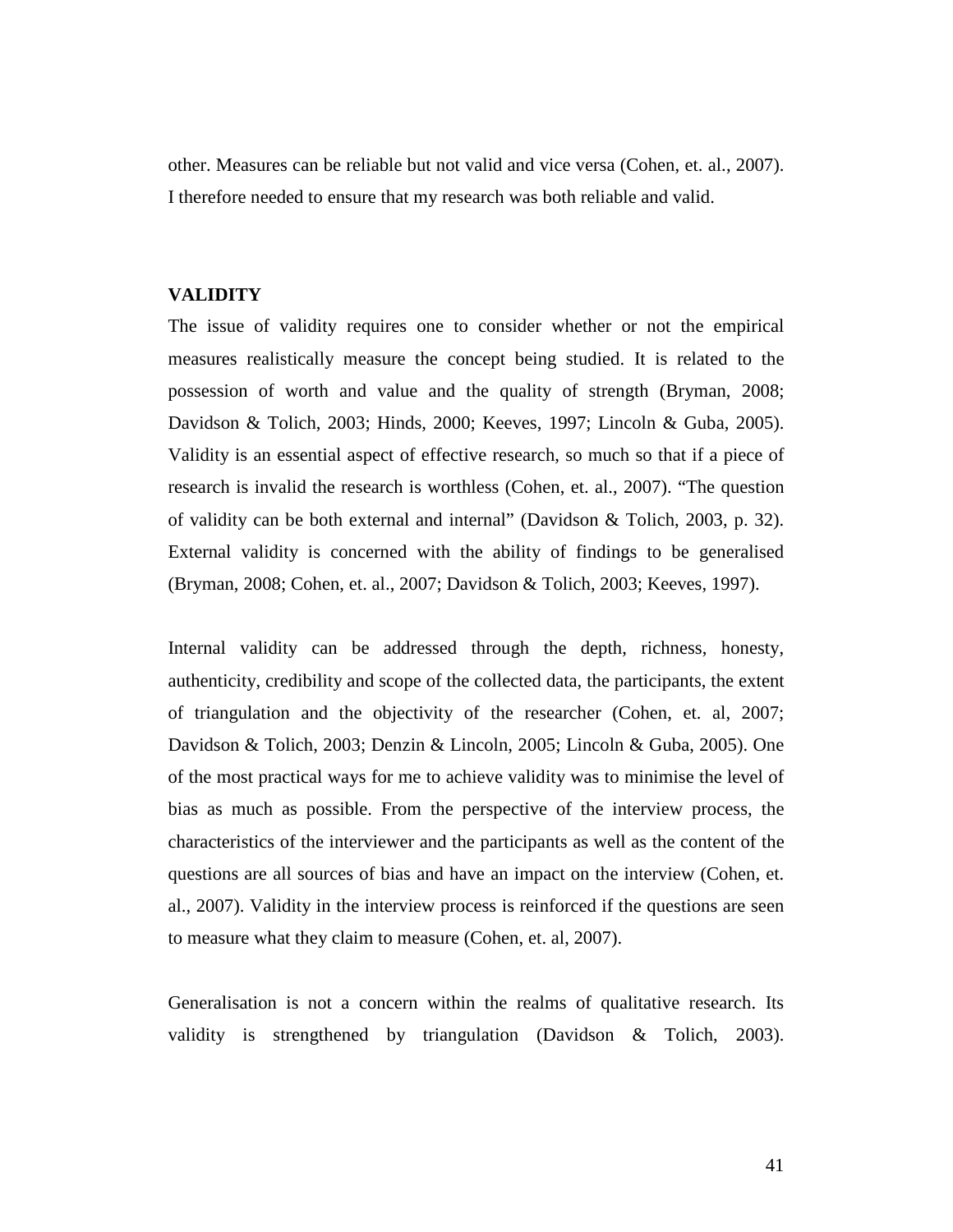other. Measures can be reliable but not valid and vice versa (Cohen, et. al., 2007). I therefore needed to ensure that my research was both reliable and valid.

## VALIDITY

The issue of validity requires one to consider whether or not the empirical measures realistically measure the concept being studied. It is related to the possession of worth and value and the quality of strength (Bryman, 2008; Davidson & Tolich, 2003; Hinds, 2000; Keeves, 1997; Lincoln & Guba, 2005). Validity is an essential aspect of effective research, so much so that if a piece of research is invalid the research is worthless (Cohen, et. al., 2007). "The question of validity can be both external and internal" (Davidson & Tolich, 2003, p. 32). External validity is concerned with the ability of findings to be generalised (Bryman, 2008; Cohen, et. al., 2007; Davidson & Tolich, 2003; Keeves, 1997).

Internal validity can be addressed through the depth, richness, honesty, authenticity, credibility and scope of the collected data, the participants, the extent of triangulation and the objectivity of the researcher (Cohen, et. al, 2007; Davidson & Tolich, 2003; Denzin & Lincoln, 2005; Lincoln & Guba, 2005). One of the most practical ways for me to achieve validity was to minimise the level of bias as much as possible. From the perspective of the interview process, the characteristics of the interviewer and the participants as well as the content of the questions are all sources of bias and have an impact on the interview (Cohen, et. al., 2007). Validity in the interview process is reinforced if the questions are seen to measure what they claim to measure (Cohen, et. al, 2007).

Generalisation is not a concern within the realms of qualitative research. Its validity is strengthened by triangulation (Davidson & Tolich, 2003).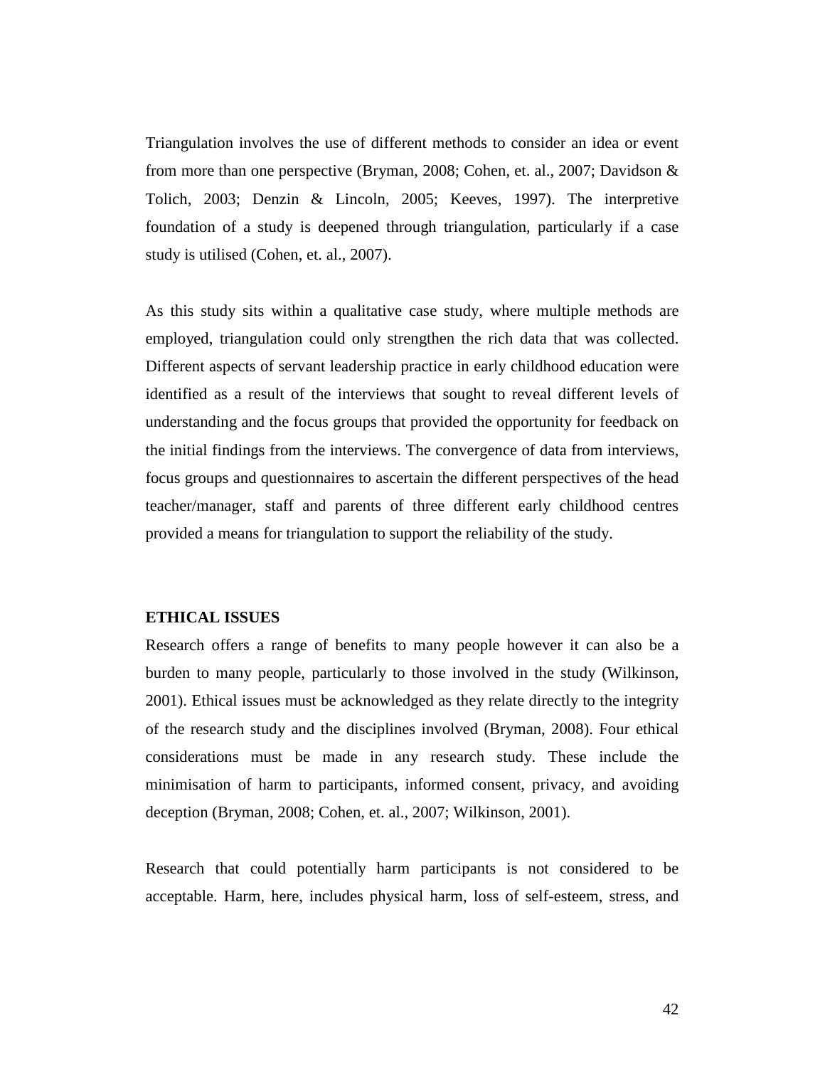Triangulation involves the use of different methods to consider an idea or event from more than one perspective (Bryman, 2008; Cohen, et. al., 2007; Davidson & Tolich, 2003; Denzin & Lincoln, 2005; Keeves, 1997). The interpretive foundation of a study is deepened through triangulation, particularly if a case study is utilised (Cohen, et. al., 2007).

As this study sits within a qualitative case study, where multiple methods are employed, triangulation could only strengthen the rich data that was collected. Different aspects of servant leadership practice in early childhood education were identified as a result of the interviews that sought to reveal different levels of understanding and the focus groups that provided the opportunity for feedback on the initial findings from the interviews. The convergence of data from interviews, focus groups and questionnaires to ascertain the different perspectives of the head teacher/manager, staff and parents of three different early childhood centres provided a means for triangulation to support the reliability of the study.

**ETHICAL ISSUES**

Research offers a range of benefits to many people however it can also be a burden to many people, particularly to those involved in the study (Wilkinson, 2001). Ethical issues must be acknowledged as they relate directly to the integrity of the research study and the disciplines involved (Bryman, 2008). Four ethical considerations must be made in any research study. These include the minimisation of harm to participants, informed consent, privacy, and avoiding deception (Bryman, 2008; Cohen, et. al., 2007; Wilkinson, 2001).

Research that could potentially harm participants is not considered to be acceptable. Harm, here, includes physical harm, loss of self-esteem, stress, and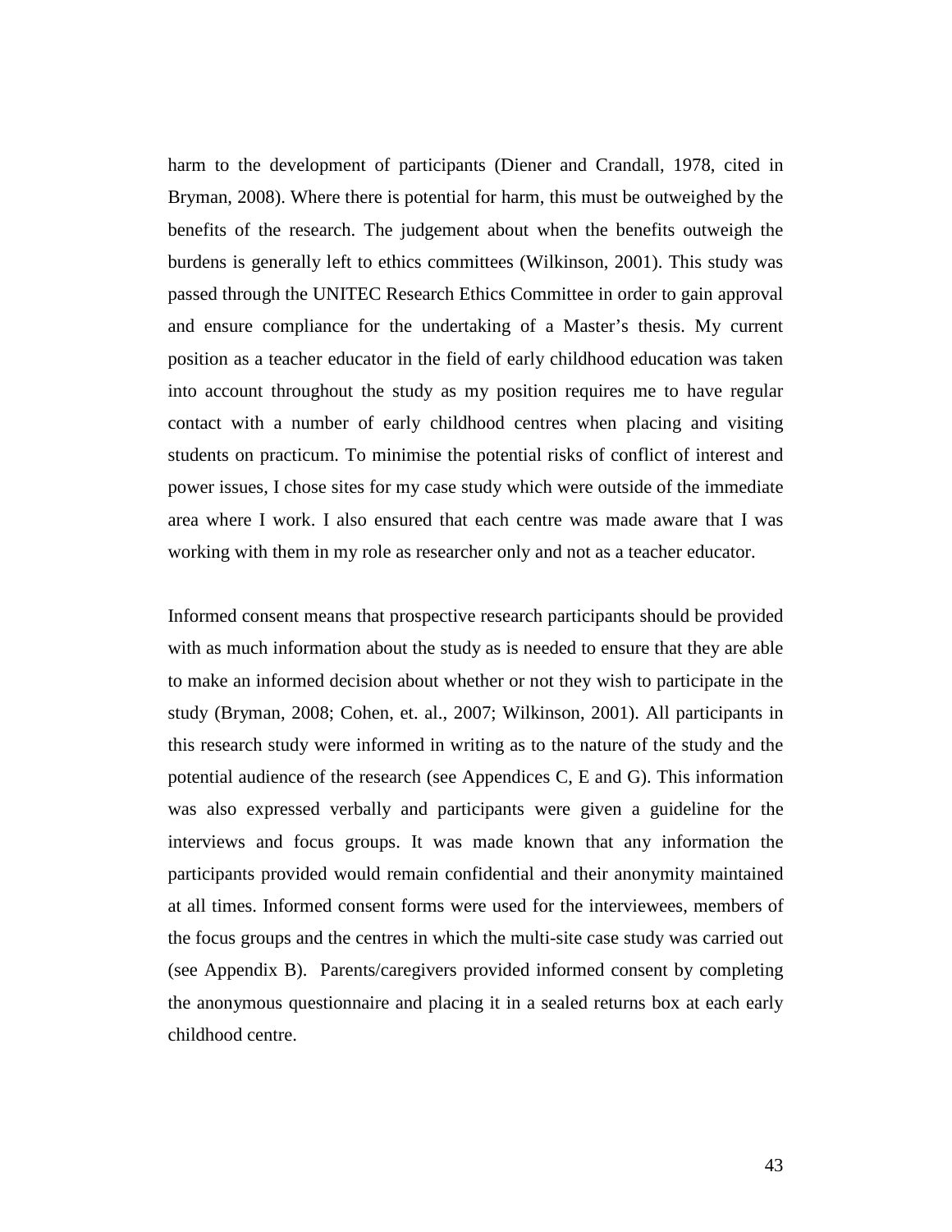harm to the development of participants (Diener and Crandall, 1978, cited in Bryman, 2008). Where there is potential for harm, this must be outweighed by the benefits of the research. The judgement about when the benefits outweigh the burdens is generally left to ethics committees (Wilkinson, 2001). This study was passed through the UNITEC Research Ethics Committee in order to gain approval and ensure compliance for the undertaking of a Master's thesis. My current position as a teacher educator in the field of early childhood education was taken into account throughout the study as my position requires me to have regular contact with a number of early childhood centres when placing and visiting students on practicum. To minimise the potential risks of conflict of interest and power issues, I chose sites for my case study which were outside of the immediate area where I work. I also ensured that each centre was made aware that I was working with them in my role as researcher only and not as a teacher educator.

Informed consent means that prospective research participants should be provided with as much information about the study as is needed to ensure that they are able to make an informed decision about whether or not they wish to participate in the study (Bryman, 2008; Cohen, et. al., 2007; Wilkinson, 2001). All participants in this research study were informed in writing as to the nature of the study and the potential audience of the research (see Appendices C, E and G). This information was also expressed verbally and participants were given a guideline for the interviews and focus groups. It was made known that any information the participants provided would remain confidential and their anonymity maintained at all times. Informed consent forms were used for the interviewees, members of the focus groups and the centres in which the multi-site case study was carried out (see Appendix B). Parents/caregivers provided informed consent by completing the anonymous questionnaire and placing it in a sealed returns box at each early childhood centre.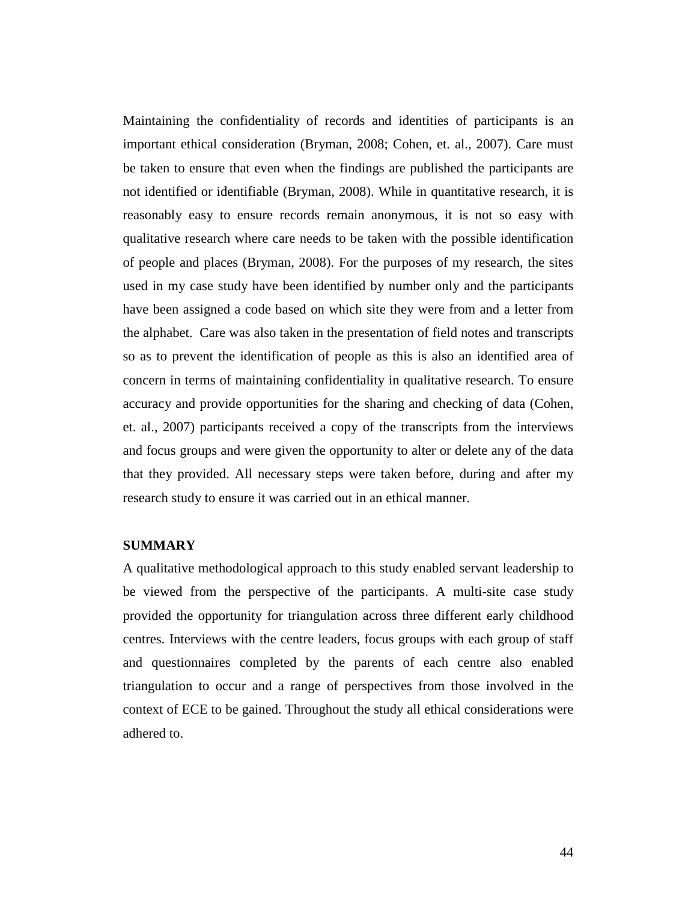Maintaining the confidentiality of records and identities of participants is an important ethical consideration (Bryman, 2008; Cohen, et. al., 2007). Care must be taken to ensure that even when the findings are published the participants are not identified or identifiable (Bryman, 2008). While in quantitative research, it is reasonably easy to ensure records remain anonymous, it is not so easy with qualitative research where care needs to be taken with the possible identification of people and places (Bryman, 2008). For the purposes of my research, the sites used in my case study have been identified by number only and the participants have been assigned a code based on which site they were from and a letter from the alphabet. Care was also taken in the presentation of field notes and transcripts so as to prevent the identification of people as this is also an identified area of concern in terms of maintaining confidentiality in qualitative research. To ensure accuracy and provide opportunities for the sharing and checking of data (Cohen, et. al., 2007) participants received a copy of the transcripts from the interviews and focus groups and were given the opportunity to alter or delete any of the data that they provided. All necessary steps were taken before, during and after my research study to ensure it was carried out in an ethical manner.

**SUMMARY**

A qualitative methodological approach to this study enabled servant leadership to be viewed from the perspective of the participants. A multi-site case study provided the opportunity for triangulation across three different early childhood centres. Interviews with the centre leaders, focus groups with each group of staff and questionnaires completed by the parents of each centre also enabled triangulation to occur and a range of perspectives from those involved in the context of ECE to be gained. Throughout the study all ethical considerations were adhered to.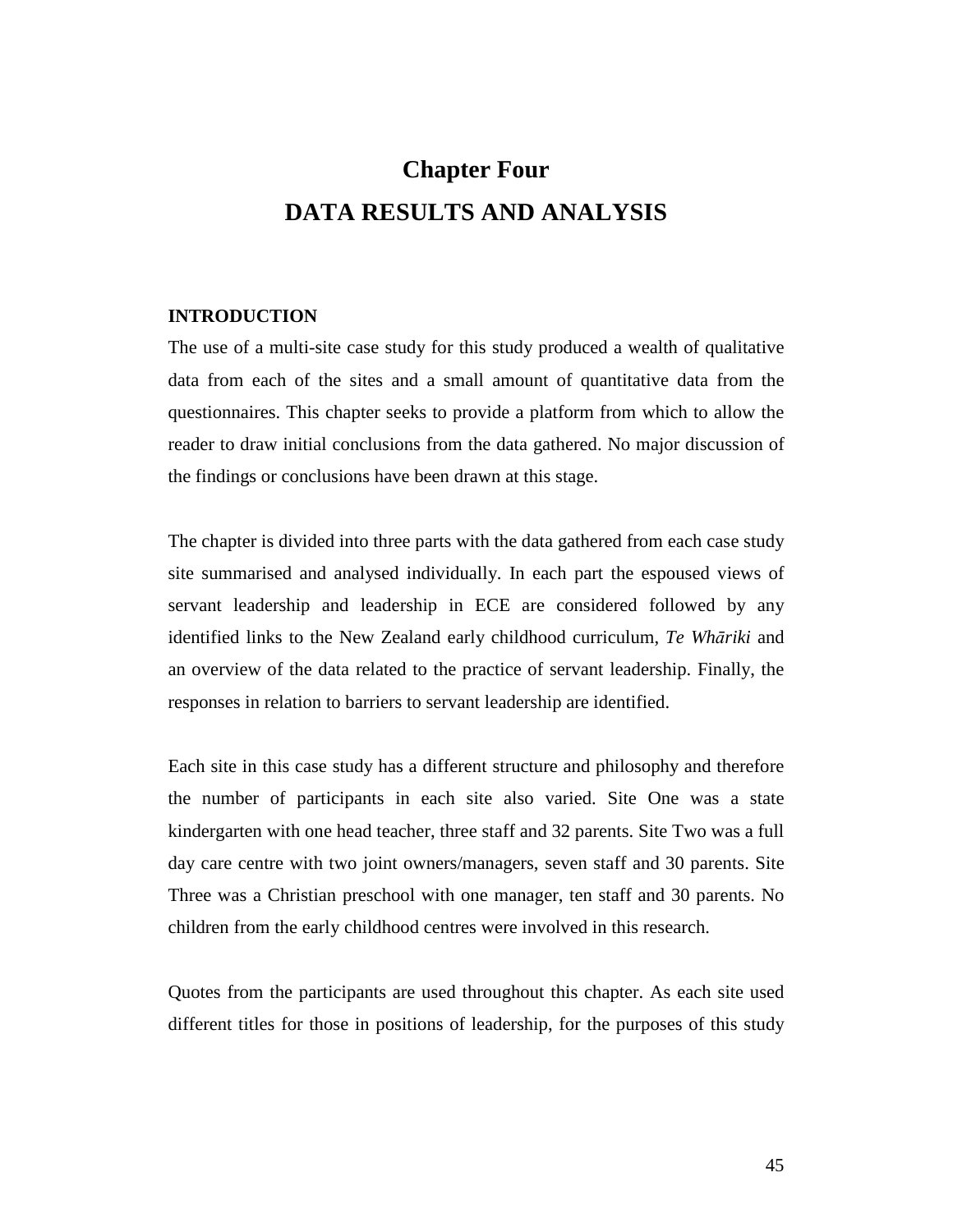# Chapter Four

# DATA RESULTS AND ANALYSIS

## INTRODUCTION

The use of a multi-site case study for this study produced a wealth of qualitative data from each of the sites and a small amount of quantitative data from the questionnaires. This chapter seeks to provide a platform from which to allow the reader to draw initial conclusions from the data gathered. No major discussion of the findings or conclusions have been drawn at this stage.

The chapter is divided into three parts with the data gathered from each case study site summarised and analysed individually. In each part the espoused views of servant leadership and leadership in ECE are considered followed by any identified links to the New Zealand early childhood curriculum, *Te Whāriki* and an overview of the data related to the practice of servant leadership. Finally, the responses in relation to barriers to servant leadership are identified.

Each site in this case study has a different structure and philosophy and therefore the number of participants in each site also varied. Site One was a state kindergarten with one head teacher, three staff and 32 parents. Site Two was a full day care centre with two joint owners/managers, seven staff and 30 parents. Site Three was a Christian preschool with one manager, ten staff and 30 parents. No children from the early childhood centres were involved in this research.

Quotes from the participants are used throughout this chapter. As each site used different titles for those in positions of leadership, for the purposes of this study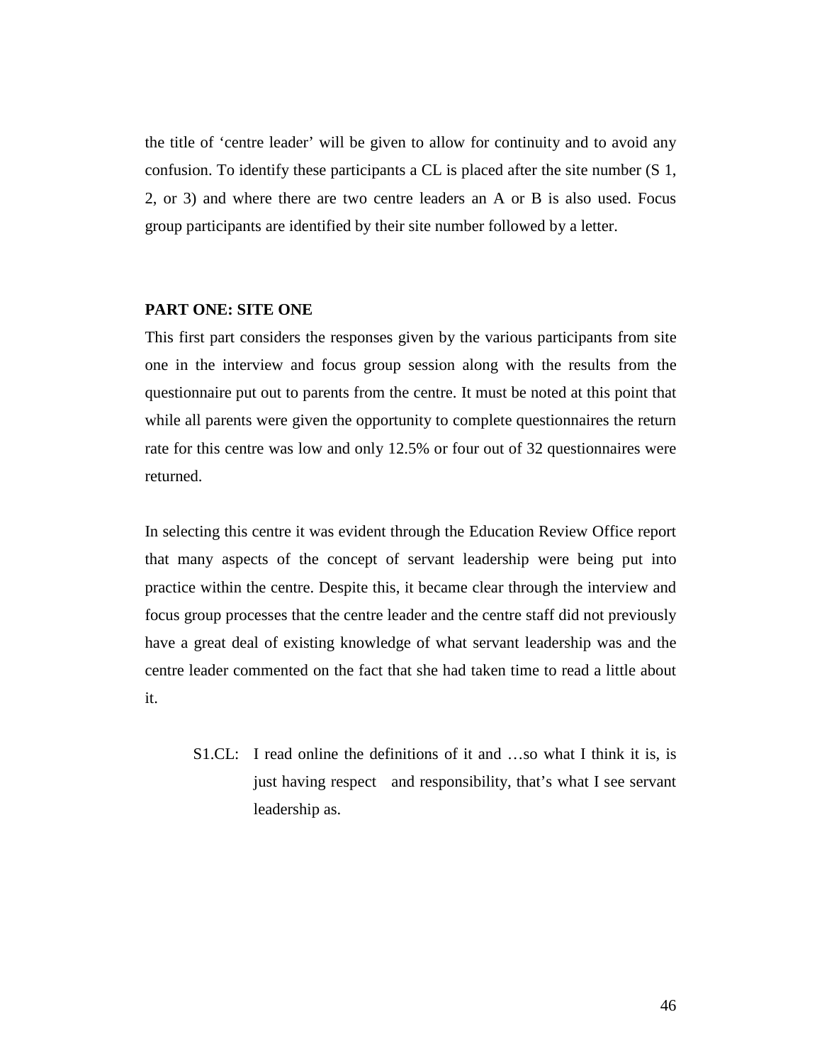the title of 'centre leader' will be given to allow for continuity and to avoid any confusion. To identify these participants a CL is placed after the site number (S 1, 2, or 3) and where there are two centre leaders an A or B is also used. Focus group participants are identified by their site number followed by a letter.

**PART ONE: SITE ONE**

This first part considers the responses given by the various participants from site one in the interview and focus group session along with the results from the questionnaire put out to parents from the centre. It must be noted at this point that while all parents were given the opportunity to complete questionnaires the return rate for this centre was low and only 12.5% or four out of 32 questionnaires were returned.

In selecting this centre it was evident through the Education Review Office report that many aspects of the concept of servant leadership were being put into practice within the centre. Despite this, it became clear through the interview and focus group processes that the centre leader and the centre staff did not previously have a great deal of existing knowledge of what servant leadership was and the centre leader commented on the fact that she had taken time to read a little about it.

> S1.CL: I read online the definitions of it and …so what I think it is, is just having respect and responsibility, that's what I see servant leadership as.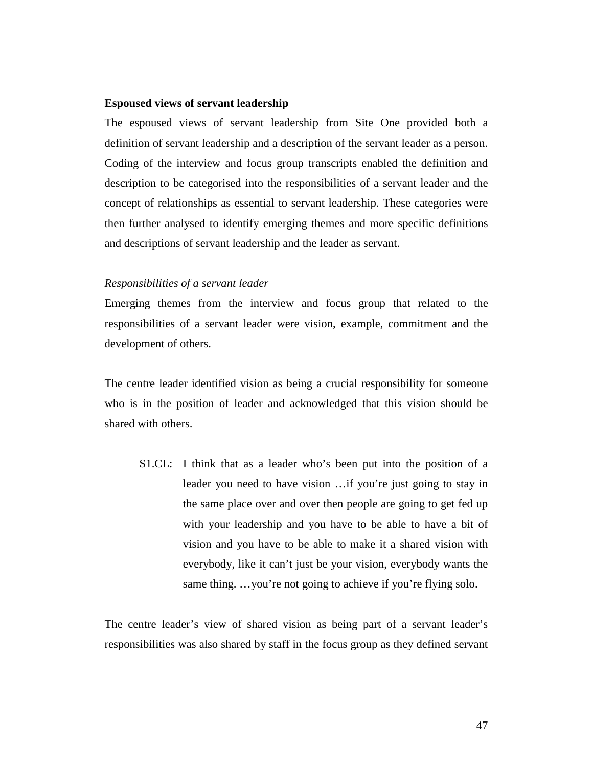**Espoused views of servant leadership**

The espoused views of servant leadership from Site One provided both a definition of servant leadership and a description of the servant leader as a person. Coding of the interview and focus group transcripts enabled the definition and description to be categorised into the responsibilities of a servant leader and the concept of relationships as essential to servant leadership. These categories were then further analysed to identify emerging themes and more specific definitions and descriptions of servant leadership and the leader as servant.

*Responsibilities of a servant leader*

Emerging themes from the interview and focus group that related to the responsibilities of a servant leader were vision, example, commitment and the development of others.

The centre leader identified vision as being a crucial responsibility for someone who is in the position of leader and acknowledged that this vision should be shared with others.

> S1.CL: I think that as a leader who's been put into the position of a leader you need to have vision …if you're just going to stay in the same place over and over then people are going to get fed up with your leadership and you have to be able to have a bit of vision and you have to be able to make it a shared vision with everybody, like it can't just be your vision, everybody wants the same thing. …you're not going to achieve if you're flying solo.

The centre leader's view of shared vision as being part of a servant leader's responsibilities was also shared by staff in the focus group as they defined servant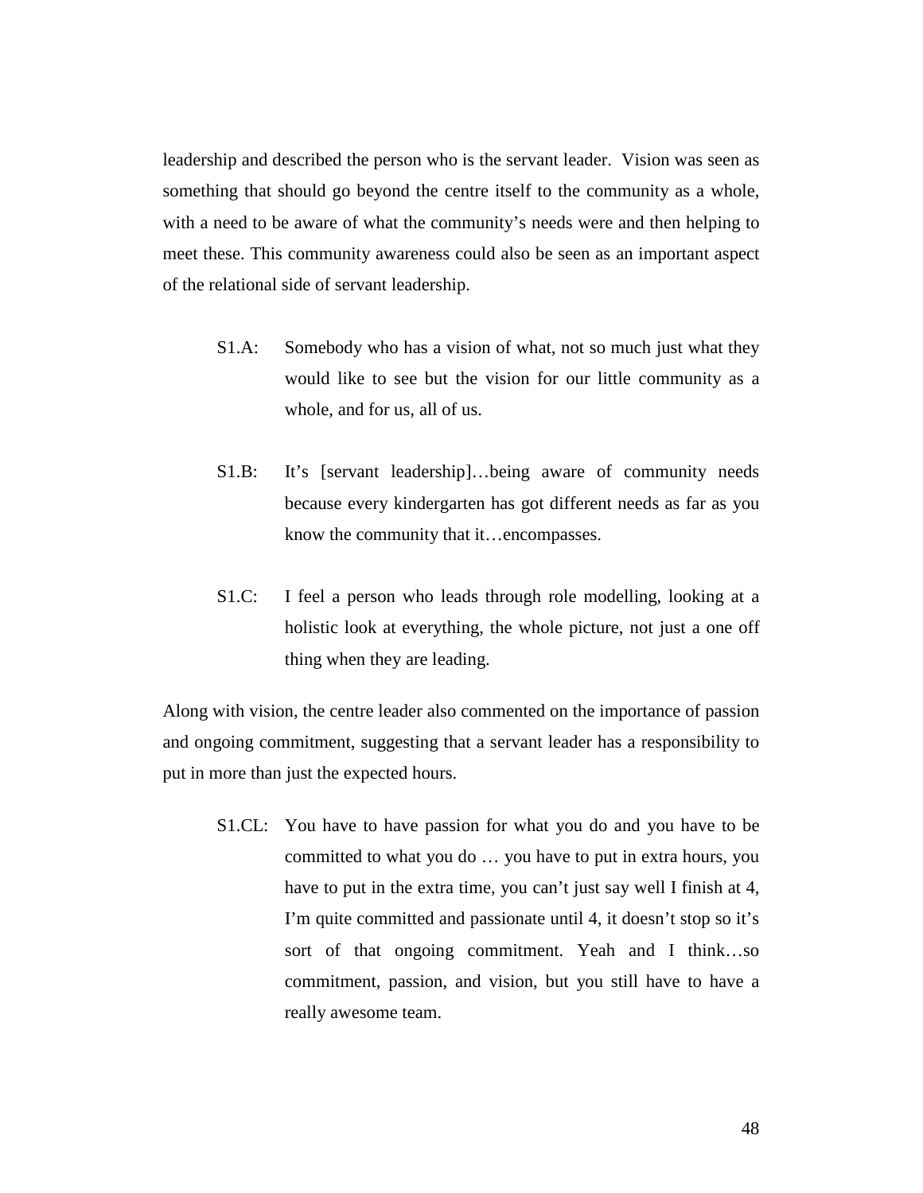leadership and described the person who is the servant leader. Vision was seen as something that should go beyond the centre itself to the community as a whole, with a need to be aware of what the community's needs were and then helping to meet these. This community awareness could also be seen as an important aspect of the relational side of servant leadership.

> S1.A: Somebody who has a vision of what, not so much just what they would like to see but the vision for our little community as a whole, and for us, all of us.

> S1.B: It's [servant leadership]…being aware of community needs because every kindergarten has got different needs as far as you know the community that it…encompasses.

> S1.C: I feel a person who leads through role modelling, looking at a holistic look at everything, the whole picture, not just a one off thing when they are leading.

Along with vision, the centre leader also commented on the importance of passion and ongoing commitment, suggesting that a servant leader has a responsibility to put in more than just the expected hours.

> S1.CL: You have to have passion for what you do and you have to be committed to what you do … you have to put in extra hours, you have to put in the extra time, you can't just say well I finish at 4, I'm quite committed and passionate until 4, it doesn't stop so it's sort of that ongoing commitment. Yeah and I think…so commitment, passion, and vision, but you still have to have a really awesome team.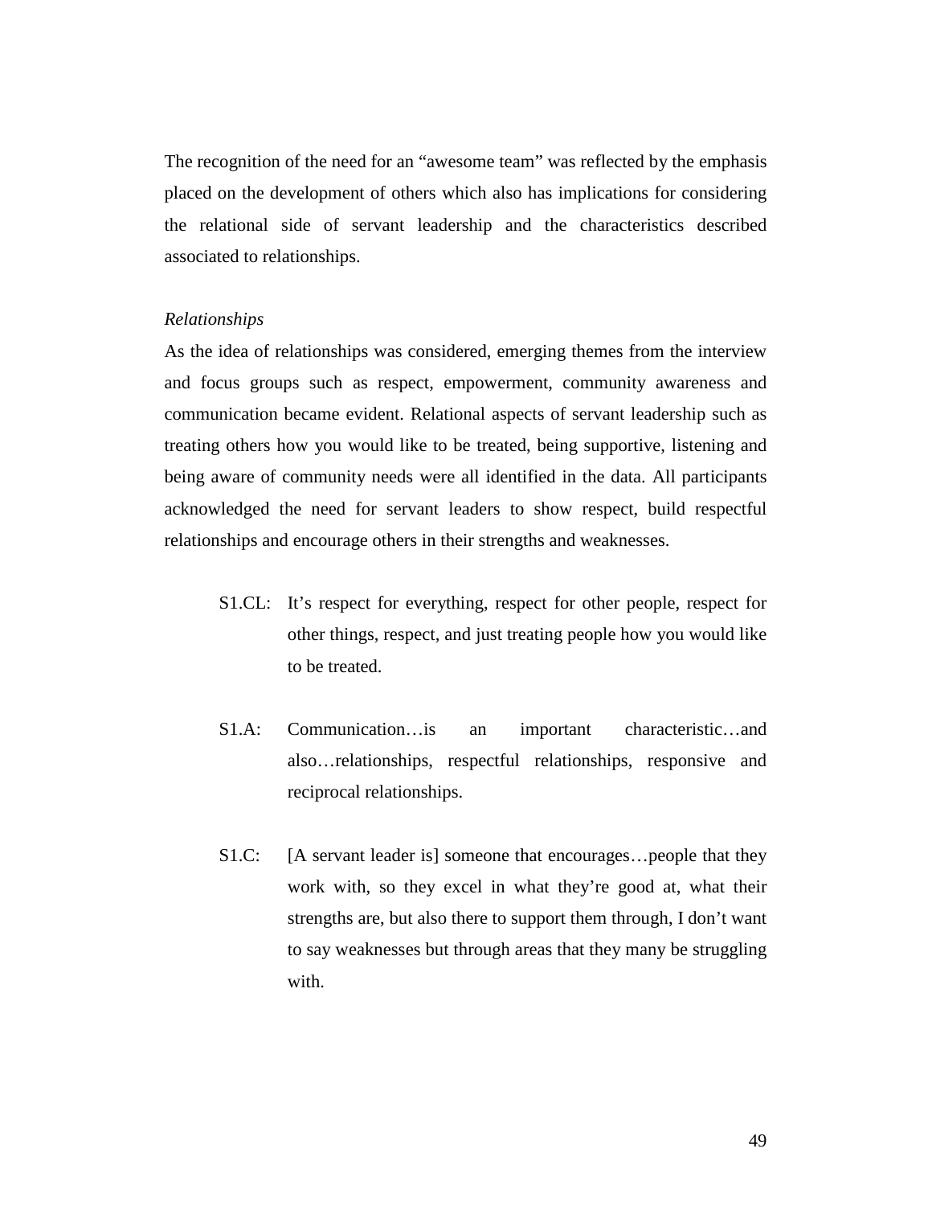The recognition of the need for an "awesome team" was reflected by the emphasis placed on the development of others which also has implications for considering the relational side of servant leadership and the characteristics described associated to relationships.

*Relationships*

As the idea of relationships was considered, emerging themes from the interview and focus groups such as respect, empowerment, community awareness and communication became evident. Relational aspects of servant leadership such as treating others how you would like to be treated, being supportive, listening and being aware of community needs were all identified in the data. All participants acknowledged the need for servant leaders to show respect, build respectful relationships and encourage others in their strengths and weaknesses.

> S1.CL: It's respect for everything, respect for other people, respect for other things, respect, and just treating people how you would like to be treated.

> S1.A: Communication…is an important characteristic…and also…relationships, respectful relationships, responsive and reciprocal relationships.

> S1.C: [A servant leader is] someone that encourages…people that they work with, so they excel in what they're good at, what their strengths are, but also there to support them through, I don't want to say weaknesses but through areas that they many be struggling with.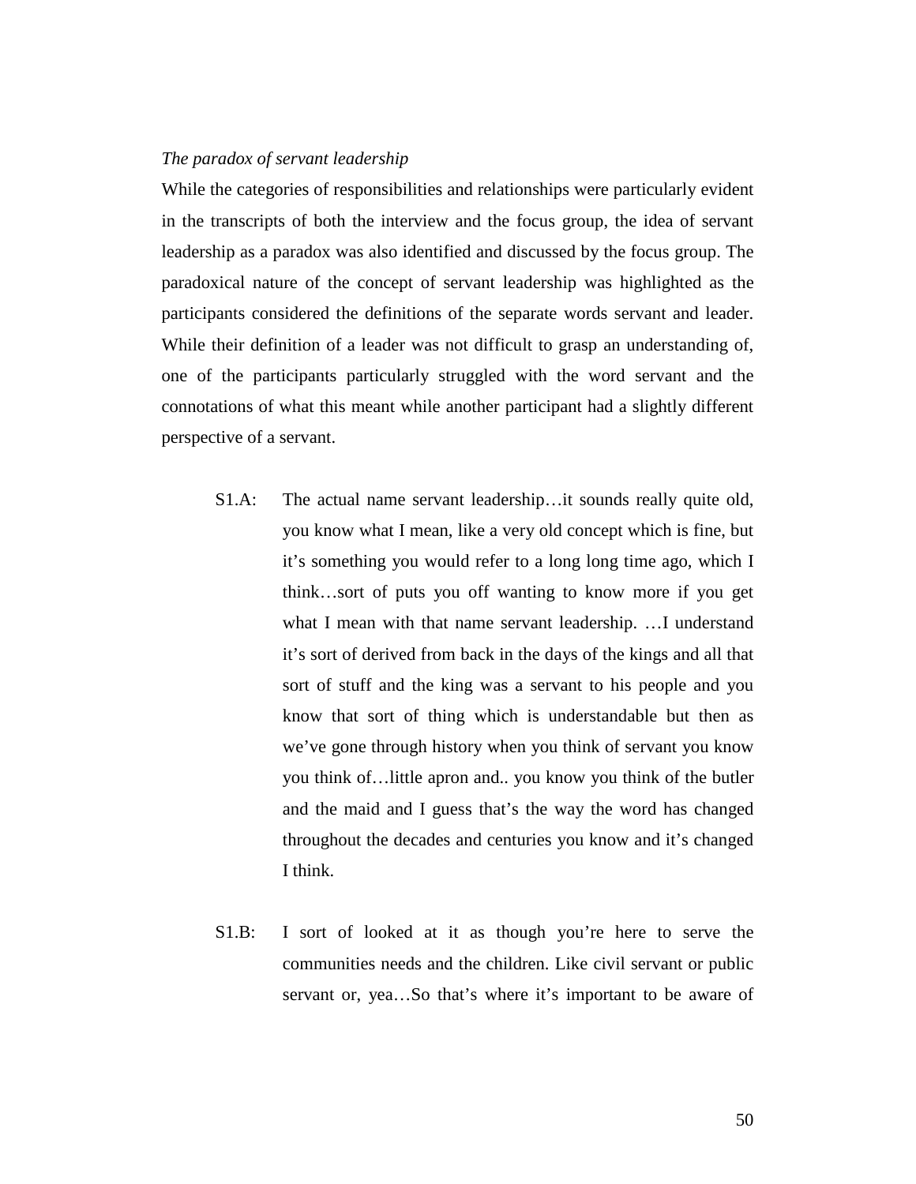*The paradox of servant leadership*

While the categories of responsibilities and relationships were particularly evident in the transcripts of both the interview and the focus group, the idea of servant leadership as a paradox was also identified and discussed by the focus group. The paradoxical nature of the concept of servant leadership was highlighted as the participants considered the definitions of the separate words servant and leader. While their definition of a leader was not difficult to grasp an understanding of, one of the participants particularly struggled with the word servant and the connotations of what this meant while another participant had a slightly different perspective of a servant.

> S1.A: The actual name servant leadership…it sounds really quite old, you know what I mean, like a very old concept which is fine, but it's something you would refer to a long long time ago, which I think…sort of puts you off wanting to know more if you get what I mean with that name servant leadership. …I understand it's sort of derived from back in the days of the kings and all that sort of stuff and the king was a servant to his people and you know that sort of thing which is understandable but then as we've gone through history when you think of servant you know you think of…little apron and.. you know you think of the butler and the maid and I guess that's the way the word has changed throughout the decades and centuries you know and it's changed I think.

> S1.B: I sort of looked at it as though you're here to serve the communities needs and the children. Like civil servant or public servant or, yea…So that's where it's important to be aware of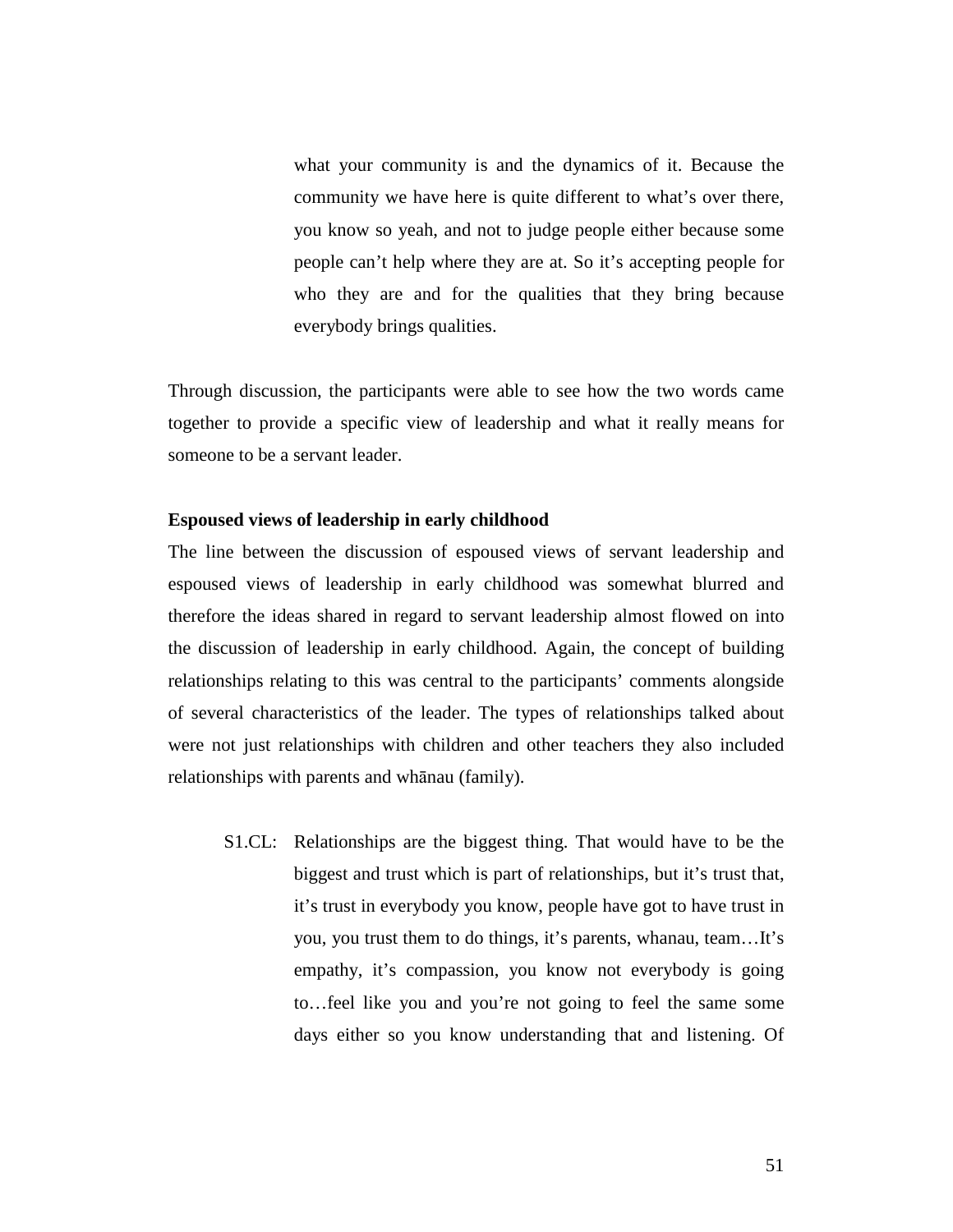> what your community is and the dynamics of it. Because the community we have here is quite different to what's over there, you know so yeah, and not to judge people either because some people can't help where they are at. So it's accepting people for who they are and for the qualities that they bring because everybody brings qualities.

Through discussion, the participants were able to see how the two words came together to provide a specific view of leadership and what it really means for someone to be a servant leader.

**Espoused views of leadership in early childhood**

The line between the discussion of espoused views of servant leadership and espoused views of leadership in early childhood was somewhat blurred and therefore the ideas shared in regard to servant leadership almost flowed on into the discussion of leadership in early childhood. Again, the concept of building relationships relating to this was central to the participants' comments alongside of several characteristics of the leader. The types of relationships talked about were not just relationships with children and other teachers they also included relationships with parents and whānau (family).

> S1.CL: Relationships are the biggest thing. That would have to be the biggest and trust which is part of relationships, but it's trust that, it's trust in everybody you know, people have got to have trust in you, you trust them to do things, it's parents, whanau, team…It's empathy, it's compassion, you know not everybody is going to…feel like you and you're not going to feel the same some days either so you know understanding that and listening. Of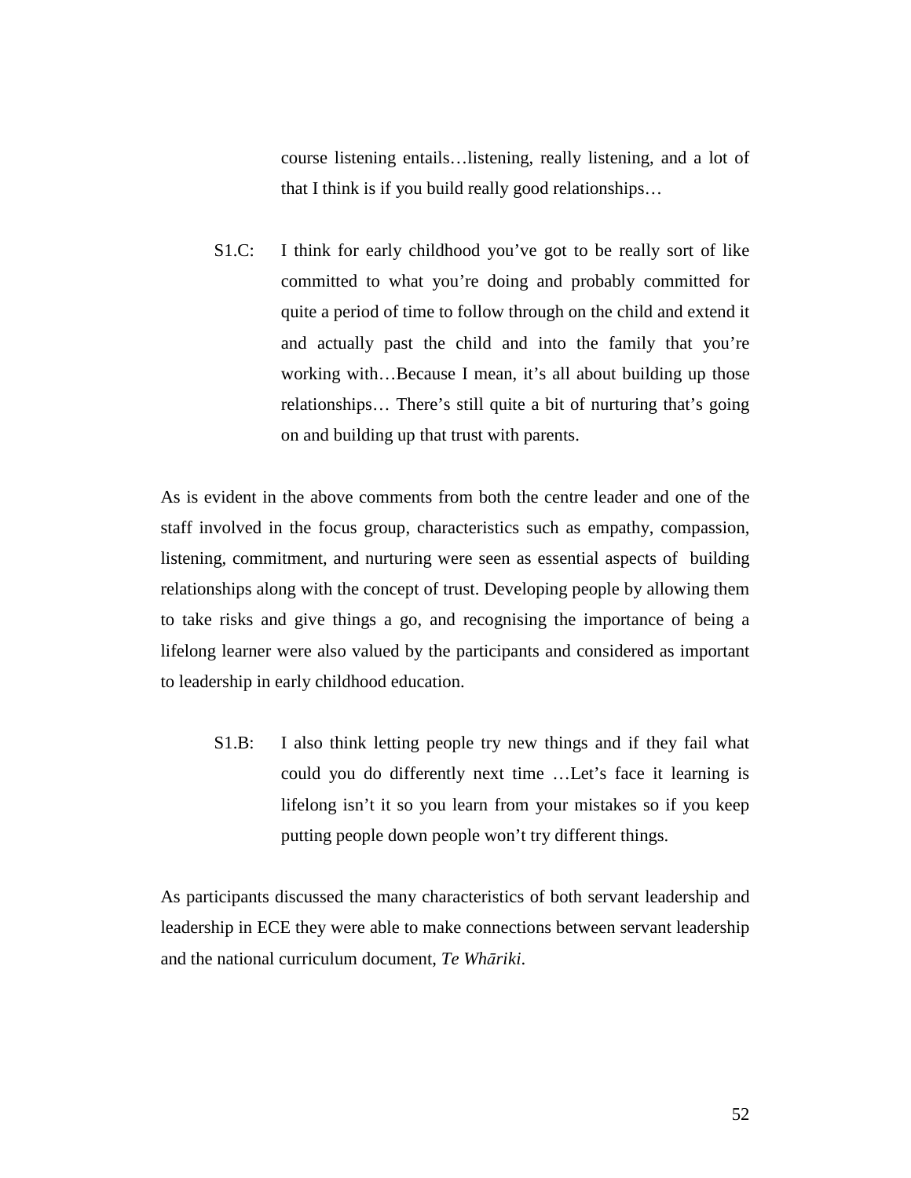> course listening entails…listening, really listening, and a lot of that I think is if you build really good relationships…

> S1.C: I think for early childhood you've got to be really sort of like committed to what you're doing and probably committed for quite a period of time to follow through on the child and extend it and actually past the child and into the family that you're working with…Because I mean, it's all about building up those relationships… There's still quite a bit of nurturing that's going on and building up that trust with parents.

As is evident in the above comments from both the centre leader and one of the staff involved in the focus group, characteristics such as empathy, compassion, listening, commitment, and nurturing were seen as essential aspects of building relationships along with the concept of trust. Developing people by allowing them to take risks and give things a go, and recognising the importance of being a lifelong learner were also valued by the participants and considered as important to leadership in early childhood education.

> S1.B: I also think letting people try new things and if they fail what could you do differently next time …Let's face it learning is lifelong isn't it so you learn from your mistakes so if you keep putting people down people won't try different things.

As participants discussed the many characteristics of both servant leadership and leadership in ECE they were able to make connections between servant leadership and the national curriculum document, *Te Whāriki*.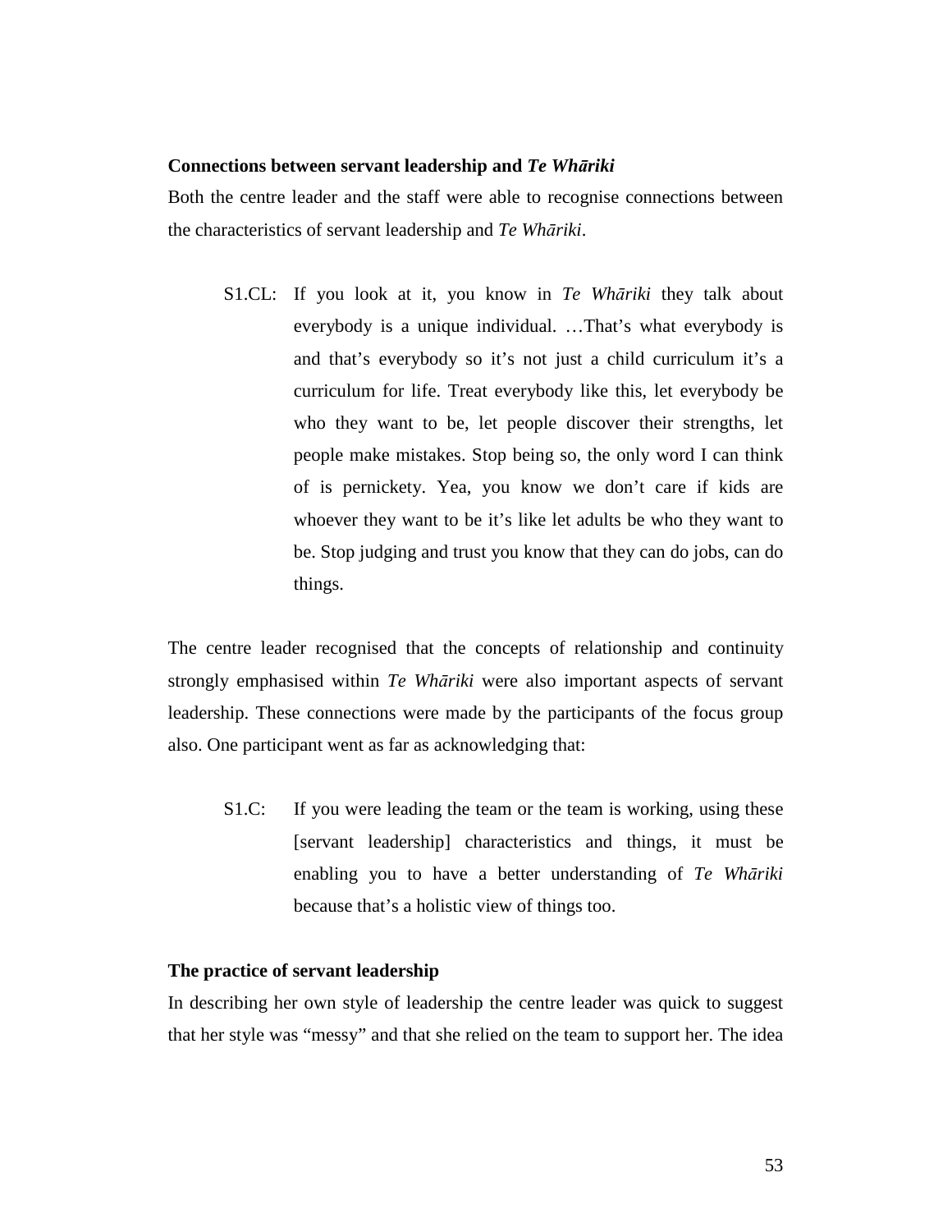**Connections between servant leadership and *Te Whāriki***

Both the centre leader and the staff were able to recognise connections between the characteristics of servant leadership and *Te Whāriki*.

> S1.CL: If you look at it, you know in *Te Whāriki* they talk about everybody is a unique individual. …That's what everybody is and that's everybody so it's not just a child curriculum it's a curriculum for life. Treat everybody like this, let everybody be who they want to be, let people discover their strengths, let people make mistakes. Stop being so, the only word I can think of is pernickety. Yea, you know we don't care if kids are whoever they want to be it's like let adults be who they want to be. Stop judging and trust you know that they can do jobs, can do things.

The centre leader recognised that the concepts of relationship and continuity strongly emphasised within *Te Whāriki* were also important aspects of servant leadership. These connections were made by the participants of the focus group also. One participant went as far as acknowledging that:

> S1.C: If you were leading the team or the team is working, using these [servant leadership] characteristics and things, it must be enabling you to have a better understanding of *Te Whāriki* because that's a holistic view of things too.

**The practice of servant leadership**

In describing her own style of leadership the centre leader was quick to suggest that her style was "messy" and that she relied on the team to support her. The idea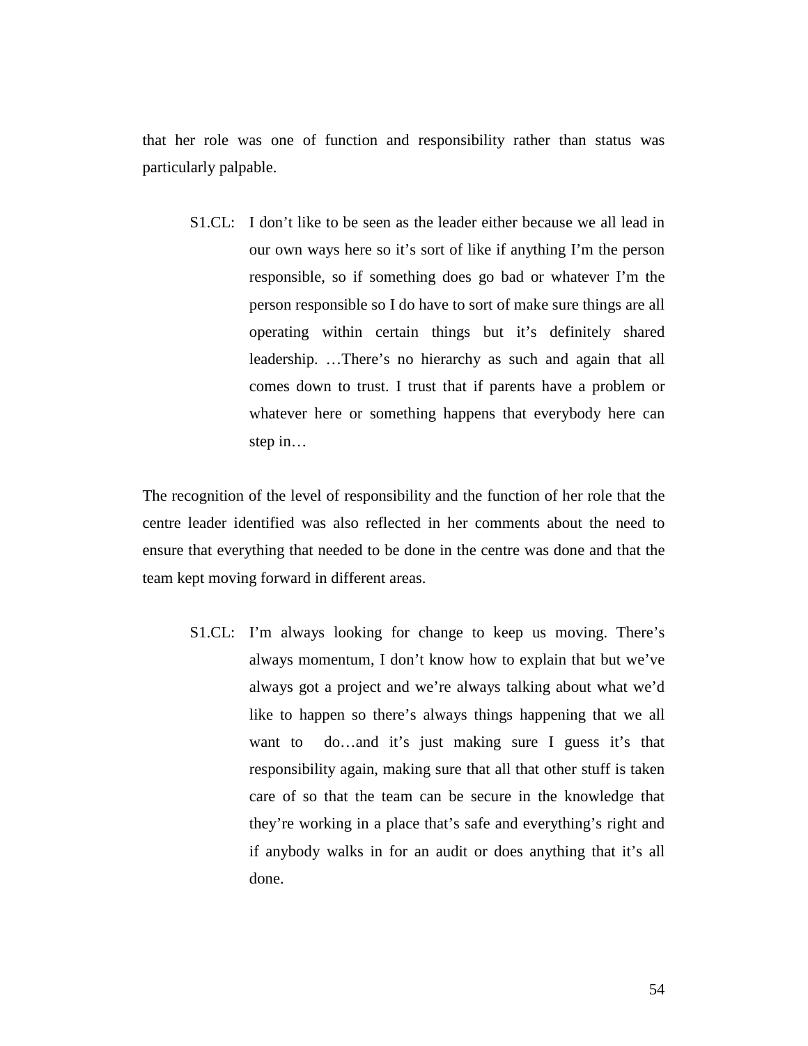that her role was one of function and responsibility rather than status was particularly palpable.

> S1.CL: I don't like to be seen as the leader either because we all lead in our own ways here so it's sort of like if anything I'm the person responsible, so if something does go bad or whatever I'm the person responsible so I do have to sort of make sure things are all operating within certain things but it's definitely shared leadership. …There's no hierarchy as such and again that all comes down to trust. I trust that if parents have a problem or whatever here or something happens that everybody here can step in…

The recognition of the level of responsibility and the function of her role that the centre leader identified was also reflected in her comments about the need to ensure that everything that needed to be done in the centre was done and that the team kept moving forward in different areas.

> S1.CL: I'm always looking for change to keep us moving. There's always momentum, I don't know how to explain that but we've always got a project and we're always talking about what we'd like to happen so there's always things happening that we all want to do…and it's just making sure I guess it's that responsibility again, making sure that all that other stuff is taken care of so that the team can be secure in the knowledge that they're working in a place that's safe and everything's right and if anybody walks in for an audit or does anything that it's all done.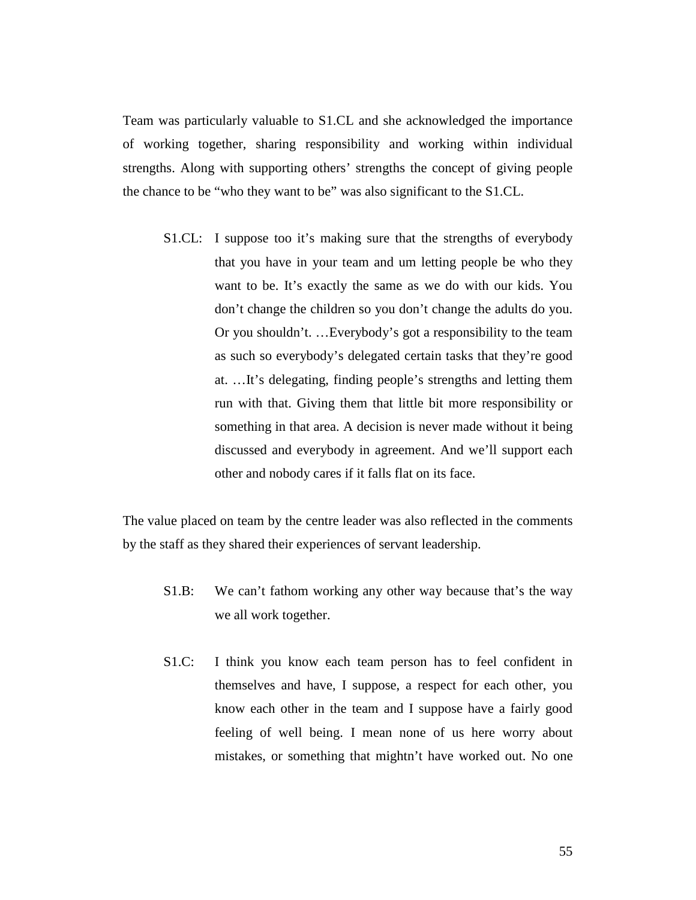Team was particularly valuable to S1.CL and she acknowledged the importance of working together, sharing responsibility and working within individual strengths. Along with supporting others' strengths the concept of giving people the chance to be "who they want to be" was also significant to the S1.CL.

> S1.CL: I suppose too it's making sure that the strengths of everybody that you have in your team and um letting people be who they want to be. It's exactly the same as we do with our kids. You don't change the children so you don't change the adults do you. Or you shouldn't. …Everybody's got a responsibility to the team as such so everybody's delegated certain tasks that they're good at. …It's delegating, finding people's strengths and letting them run with that. Giving them that little bit more responsibility or something in that area. A decision is never made without it being discussed and everybody in agreement. And we'll support each other and nobody cares if it falls flat on its face.

The value placed on team by the centre leader was also reflected in the comments by the staff as they shared their experiences of servant leadership.

> S1.B: We can't fathom working any other way because that's the way we all work together.

> S1.C: I think you know each team person has to feel confident in themselves and have, I suppose, a respect for each other, you know each other in the team and I suppose have a fairly good feeling of well being. I mean none of us here worry about mistakes, or something that mightn't have worked out. No one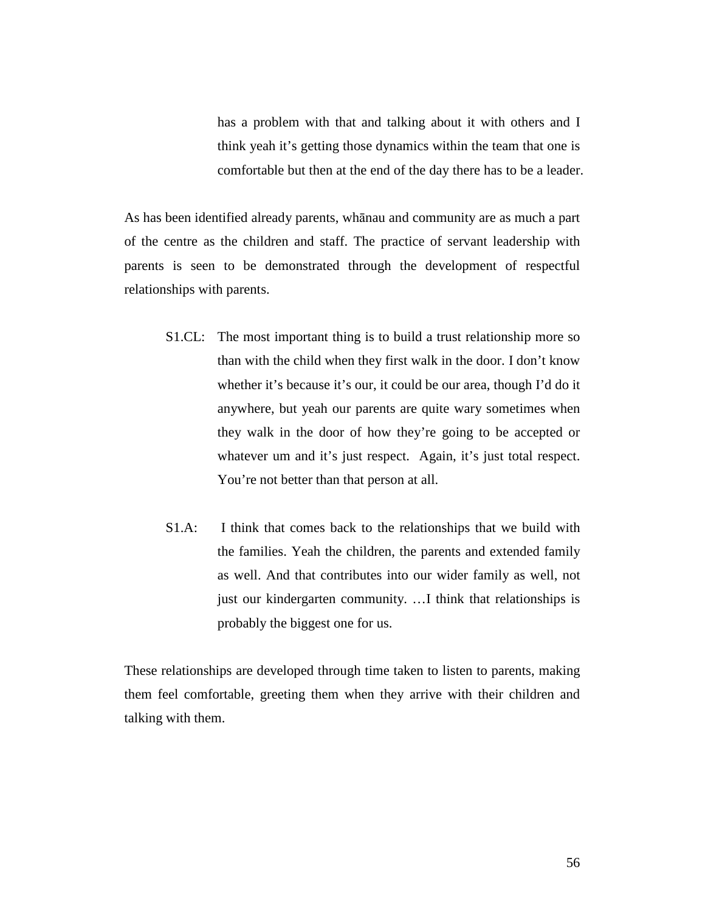> has a problem with that and talking about it with others and I think yeah it's getting those dynamics within the team that one is comfortable but then at the end of the day there has to be a leader.

As has been identified already parents, whānau and community are as much a part of the centre as the children and staff. The practice of servant leadership with parents is seen to be demonstrated through the development of respectful relationships with parents.

> S1.CL: The most important thing is to build a trust relationship more so than with the child when they first walk in the door. I don't know whether it's because it's our, it could be our area, though I'd do it anywhere, but yeah our parents are quite wary sometimes when they walk in the door of how they're going to be accepted or whatever um and it's just respect. Again, it's just total respect. You're not better than that person at all.

> S1.A: I think that comes back to the relationships that we build with the families. Yeah the children, the parents and extended family as well. And that contributes into our wider family as well, not just our kindergarten community. …I think that relationships is probably the biggest one for us.

These relationships are developed through time taken to listen to parents, making them feel comfortable, greeting them when they arrive with their children and talking with them.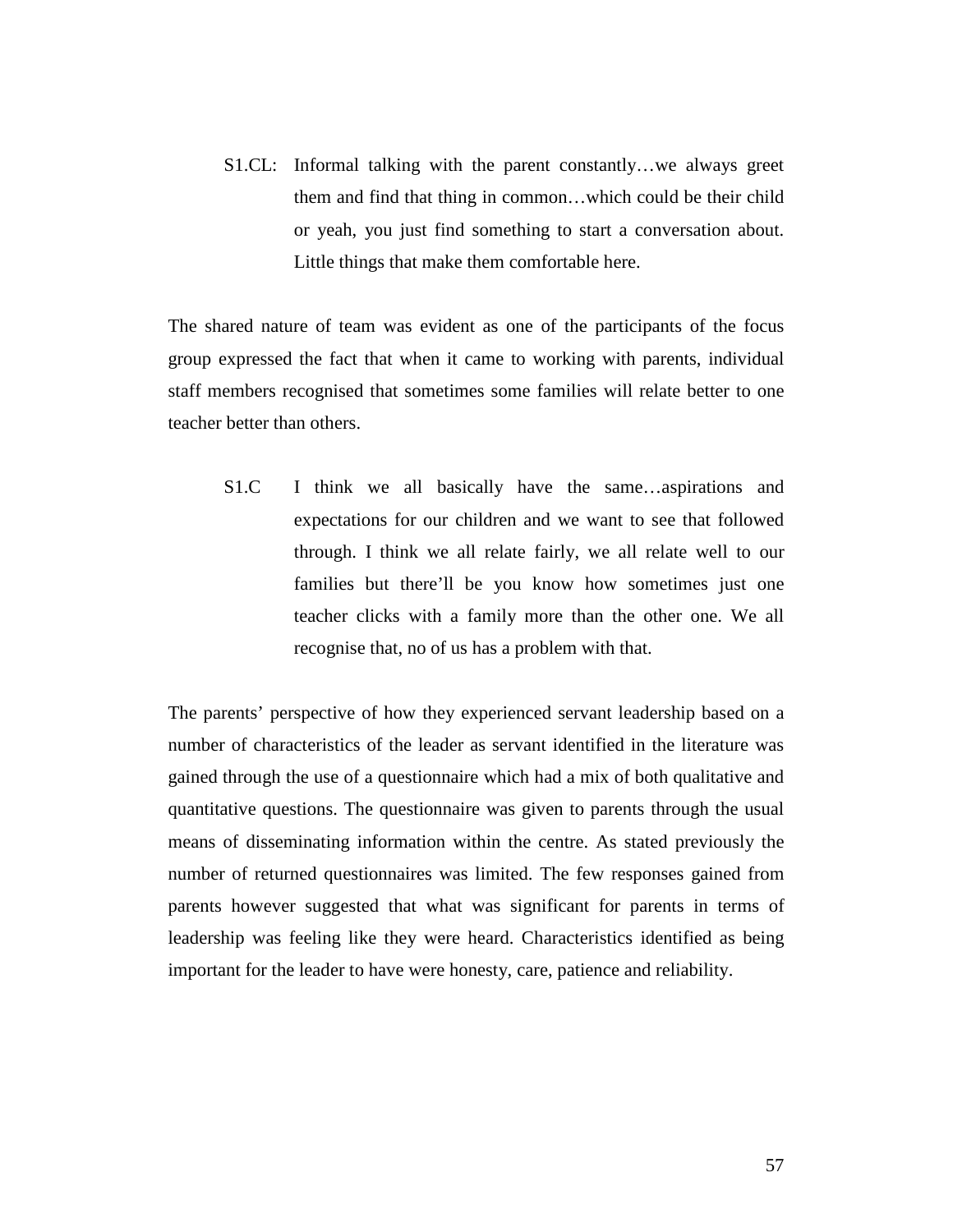S1.CL: Informal talking with the parent constantly…we always greet them and find that thing in common…which could be their child or yeah, you just find something to start a conversation about. Little things that make them comfortable here.

The shared nature of team was evident as one of the participants of the focus group expressed the fact that when it came to working with parents, individual staff members recognised that sometimes some families will relate better to one teacher better than others.

S1.C I think we all basically have the same…aspirations and expectations for our children and we want to see that followed through. I think we all relate fairly, we all relate well to our families but there'll be you know how sometimes just one teacher clicks with a family more than the other one. We all recognise that, no of us has a problem with that.

The parents' perspective of how they experienced servant leadership based on a number of characteristics of the leader as servant identified in the literature was gained through the use of a questionnaire which had a mix of both qualitative and quantitative questions. The questionnaire was given to parents through the usual means of disseminating information within the centre. As stated previously the number of returned questionnaires was limited. The few responses gained from parents however suggested that what was significant for parents in terms of leadership was feeling like they were heard. Characteristics identified as being important for the leader to have were honesty, care, patience and reliability.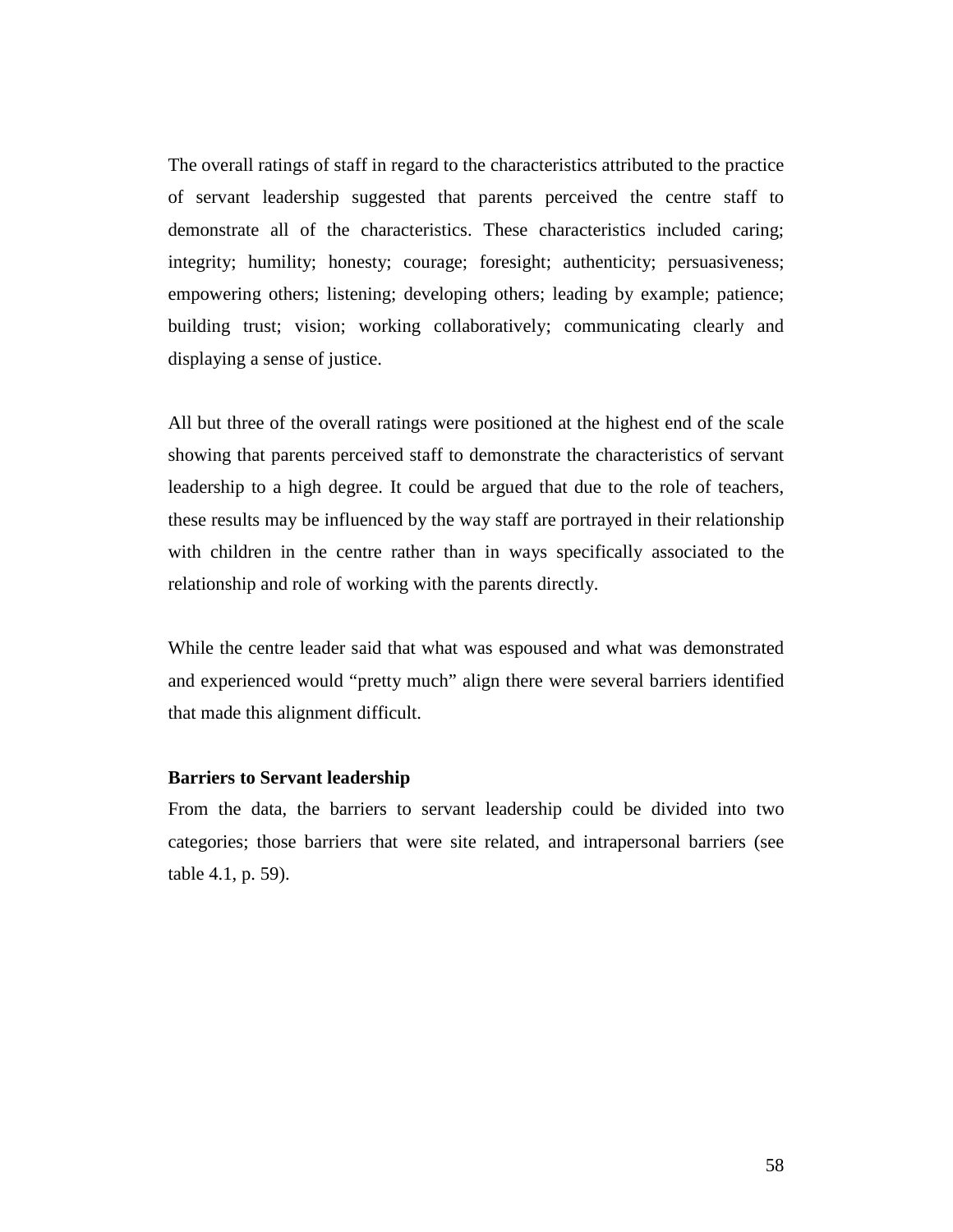The overall ratings of staff in regard to the characteristics attributed to the practice of servant leadership suggested that parents perceived the centre staff to demonstrate all of the characteristics. These characteristics included caring; integrity; humility; honesty; courage; foresight; authenticity; persuasiveness; empowering others; listening; developing others; leading by example; patience; building trust; vision; working collaboratively; communicating clearly and displaying a sense of justice.

All but three of the overall ratings were positioned at the highest end of the scale showing that parents perceived staff to demonstrate the characteristics of servant leadership to a high degree. It could be argued that due to the role of teachers, these results may be influenced by the way staff are portrayed in their relationship with children in the centre rather than in ways specifically associated to the relationship and role of working with the parents directly.

While the centre leader said that what was espoused and what was demonstrated and experienced would "pretty much" align there were several barriers identified that made this alignment difficult.

**Barriers to Servant leadership**

From the data, the barriers to servant leadership could be divided into two categories; those barriers that were site related, and intrapersonal barriers (see table 4.1, p. 59).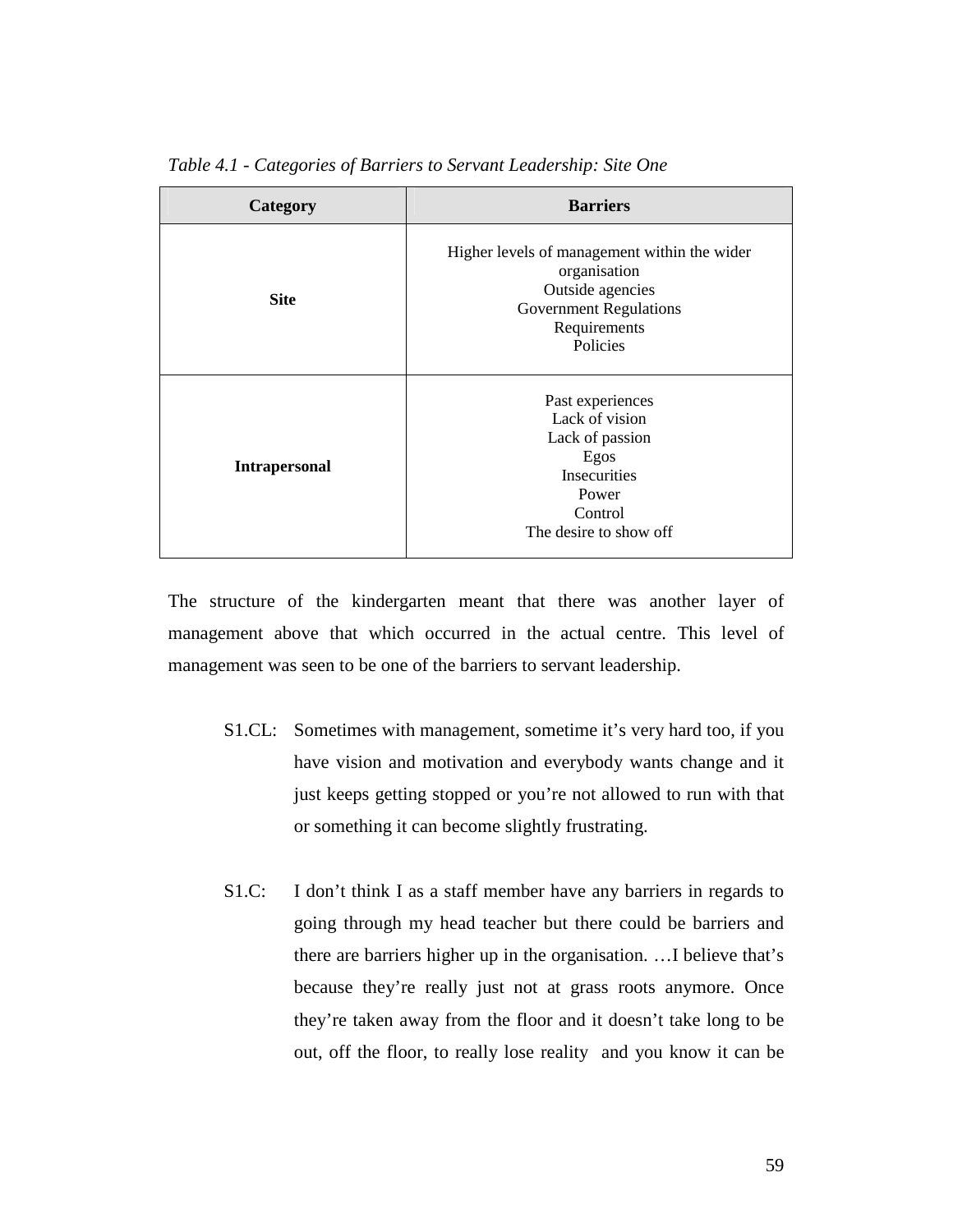*Table 4.1 - Categories of Barriers to Servant Leadership: Site One*

| Category | Barriers |
|---|---|
| **Site** | Higher levels of management within the wider organisation<br>Outside agencies<br>Government Regulations<br>Requirements<br>Policies |
| **Intrapersonal** | Past experiences<br>Lack of vision<br>Lack of passion<br>Egos<br>Insecurities<br>Power<br>Control<br>The desire to show off |

The structure of the kindergarten meant that there was another layer of management above that which occurred in the actual centre. This level of management was seen to be one of the barriers to servant leadership.

> S1.CL: Sometimes with management, sometime it's very hard too, if you have vision and motivation and everybody wants change and it just keeps getting stopped or you're not allowed to run with that or something it can become slightly frustrating.

> S1.C: I don't think I as a staff member have any barriers in regards to going through my head teacher but there could be barriers and there are barriers higher up in the organisation. …I believe that's because they're really just not at grass roots anymore. Once they're taken away from the floor and it doesn't take long to be out, off the floor, to really lose reality and you know it can be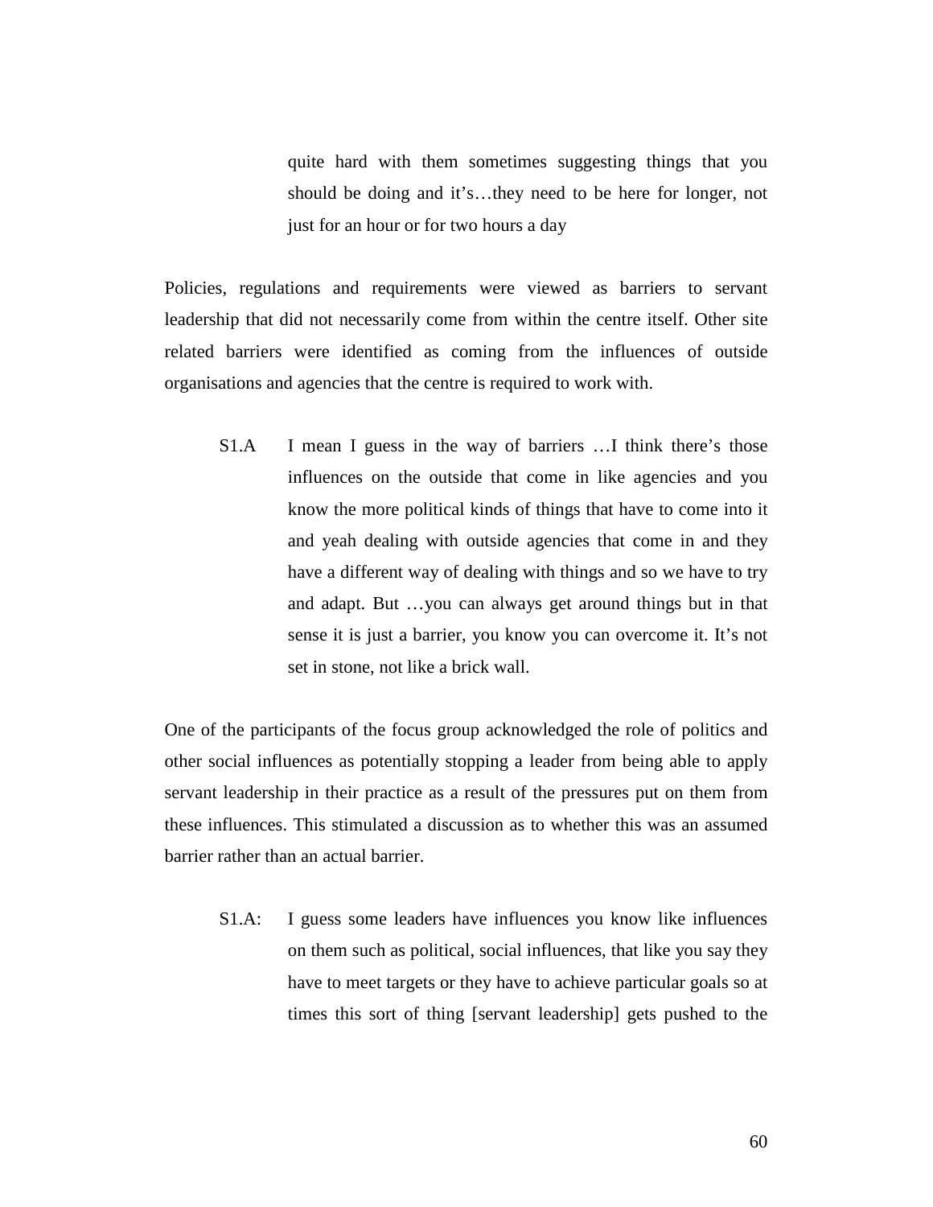> quite hard with them sometimes suggesting things that you should be doing and it's…they need to be here for longer, not just for an hour or for two hours a day

Policies, regulations and requirements were viewed as barriers to servant leadership that did not necessarily come from within the centre itself. Other site related barriers were identified as coming from the influences of outside organisations and agencies that the centre is required to work with.

> S1.A I mean I guess in the way of barriers …I think there's those influences on the outside that come in like agencies and you know the more political kinds of things that have to come into it and yeah dealing with outside agencies that come in and they have a different way of dealing with things and so we have to try and adapt. But …you can always get around things but in that sense it is just a barrier, you know you can overcome it. It's not set in stone, not like a brick wall.

One of the participants of the focus group acknowledged the role of politics and other social influences as potentially stopping a leader from being able to apply servant leadership in their practice as a result of the pressures put on them from these influences. This stimulated a discussion as to whether this was an assumed barrier rather than an actual barrier.

> S1.A: I guess some leaders have influences you know like influences on them such as political, social influences, that like you say they have to meet targets or they have to achieve particular goals so at times this sort of thing [servant leadership] gets pushed to the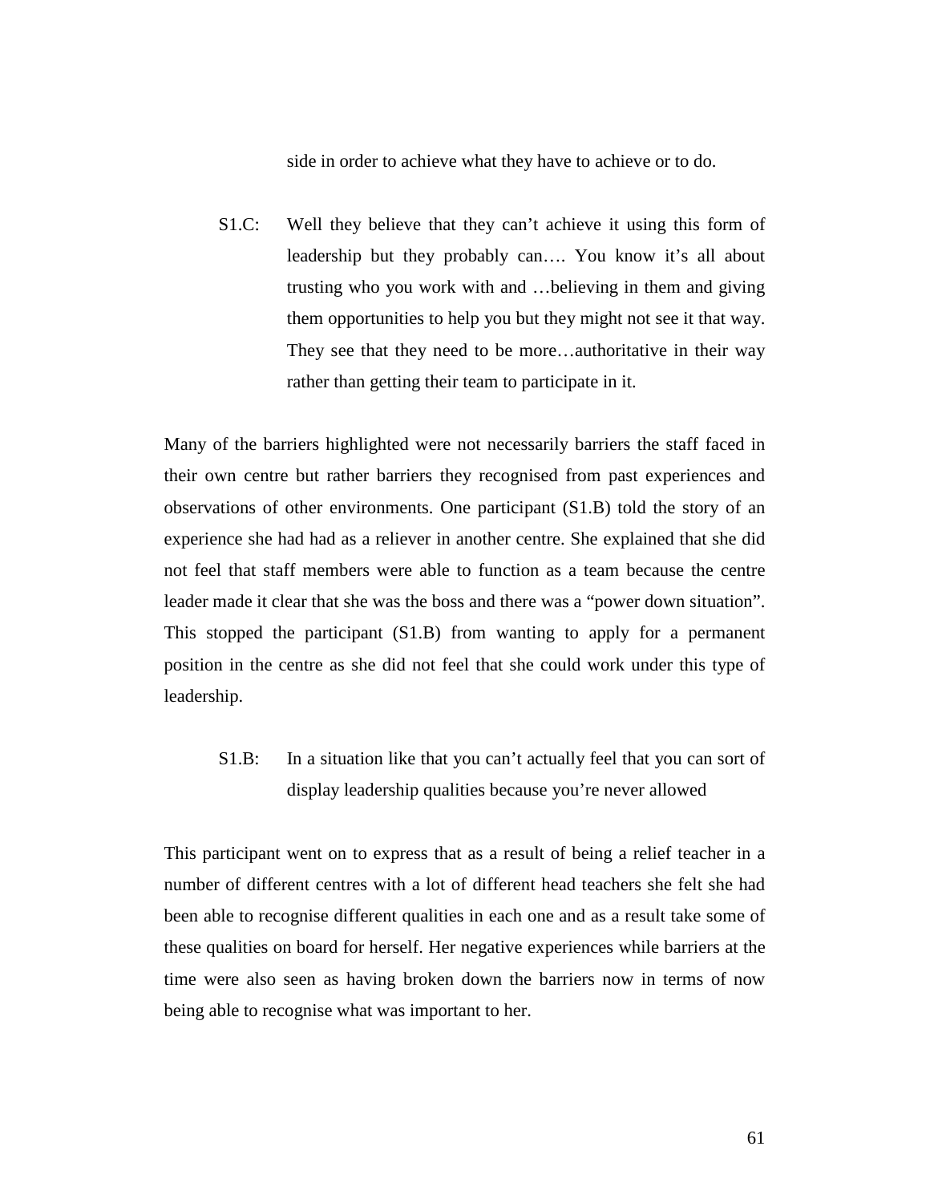side in order to achieve what they have to achieve or to do.

> S1.C: Well they believe that they can't achieve it using this form of leadership but they probably can…. You know it's all about trusting who you work with and …believing in them and giving them opportunities to help you but they might not see it that way. They see that they need to be more…authoritative in their way rather than getting their team to participate in it.

Many of the barriers highlighted were not necessarily barriers the staff faced in their own centre but rather barriers they recognised from past experiences and observations of other environments. One participant (S1.B) told the story of an experience she had had as a reliever in another centre. She explained that she did not feel that staff members were able to function as a team because the centre leader made it clear that she was the boss and there was a "power down situation". This stopped the participant (S1.B) from wanting to apply for a permanent position in the centre as she did not feel that she could work under this type of leadership.

> S1.B: In a situation like that you can't actually feel that you can sort of display leadership qualities because you're never allowed

This participant went on to express that as a result of being a relief teacher in a number of different centres with a lot of different head teachers she felt she had been able to recognise different qualities in each one and as a result take some of these qualities on board for herself. Her negative experiences while barriers at the time were also seen as having broken down the barriers now in terms of now being able to recognise what was important to her.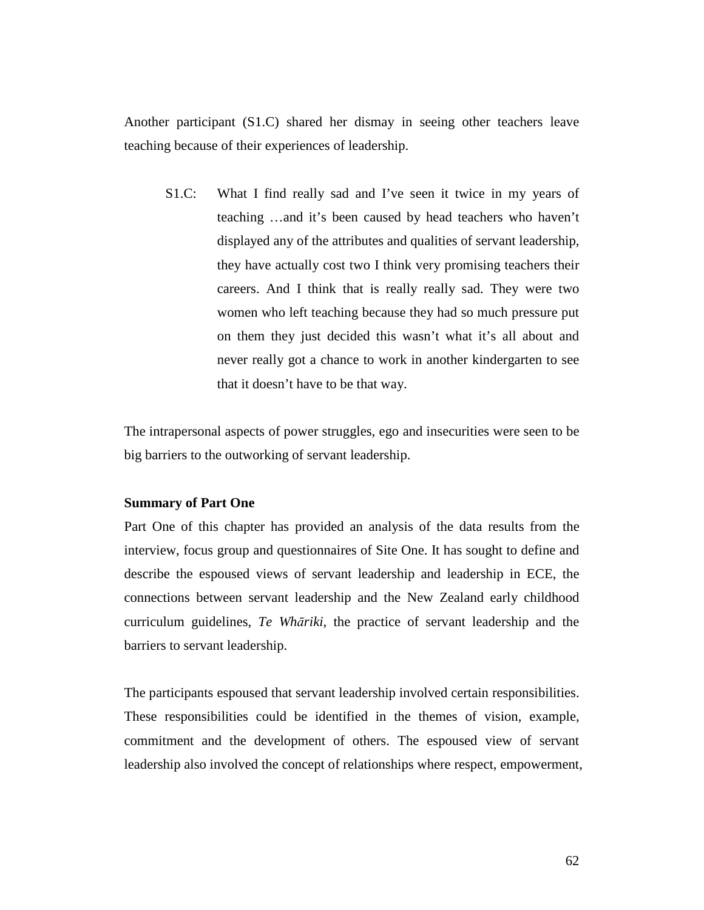Another participant (S1.C) shared her dismay in seeing other teachers leave teaching because of their experiences of leadership.

> S1.C: What I find really sad and I've seen it twice in my years of teaching …and it's been caused by head teachers who haven't displayed any of the attributes and qualities of servant leadership, they have actually cost two I think very promising teachers their careers. And I think that is really really sad. They were two women who left teaching because they had so much pressure put on them they just decided this wasn't what it's all about and never really got a chance to work in another kindergarten to see that it doesn't have to be that way.

The intrapersonal aspects of power struggles, ego and insecurities were seen to be big barriers to the outworking of servant leadership.

**Summary of Part One**

Part One of this chapter has provided an analysis of the data results from the interview, focus group and questionnaires of Site One. It has sought to define and describe the espoused views of servant leadership and leadership in ECE, the connections between servant leadership and the New Zealand early childhood curriculum guidelines, *Te Whāriki*, the practice of servant leadership and the barriers to servant leadership.

The participants espoused that servant leadership involved certain responsibilities. These responsibilities could be identified in the themes of vision, example, commitment and the development of others. The espoused view of servant leadership also involved the concept of relationships where respect, empowerment,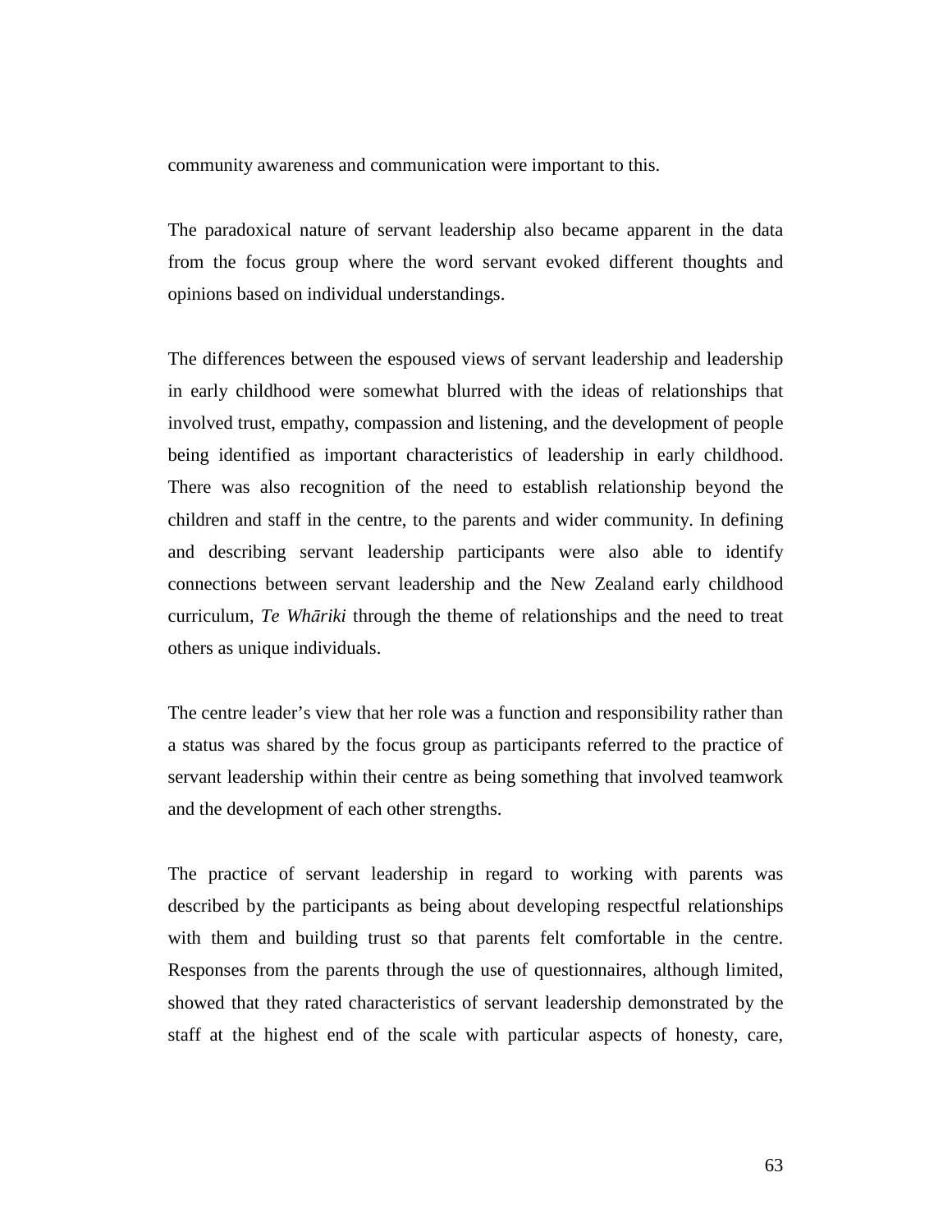community awareness and communication were important to this.

The paradoxical nature of servant leadership also became apparent in the data from the focus group where the word servant evoked different thoughts and opinions based on individual understandings.

The differences between the espoused views of servant leadership and leadership in early childhood were somewhat blurred with the ideas of relationships that involved trust, empathy, compassion and listening, and the development of people being identified as important characteristics of leadership in early childhood. There was also recognition of the need to establish relationship beyond the children and staff in the centre, to the parents and wider community. In defining and describing servant leadership participants were also able to identify connections between servant leadership and the New Zealand early childhood curriculum, *Te Whāriki* through the theme of relationships and the need to treat others as unique individuals.

The centre leader's view that her role was a function and responsibility rather than a status was shared by the focus group as participants referred to the practice of servant leadership within their centre as being something that involved teamwork and the development of each other strengths.

The practice of servant leadership in regard to working with parents was described by the participants as being about developing respectful relationships with them and building trust so that parents felt comfortable in the centre. Responses from the parents through the use of questionnaires, although limited, showed that they rated characteristics of servant leadership demonstrated by the staff at the highest end of the scale with particular aspects of honesty, care,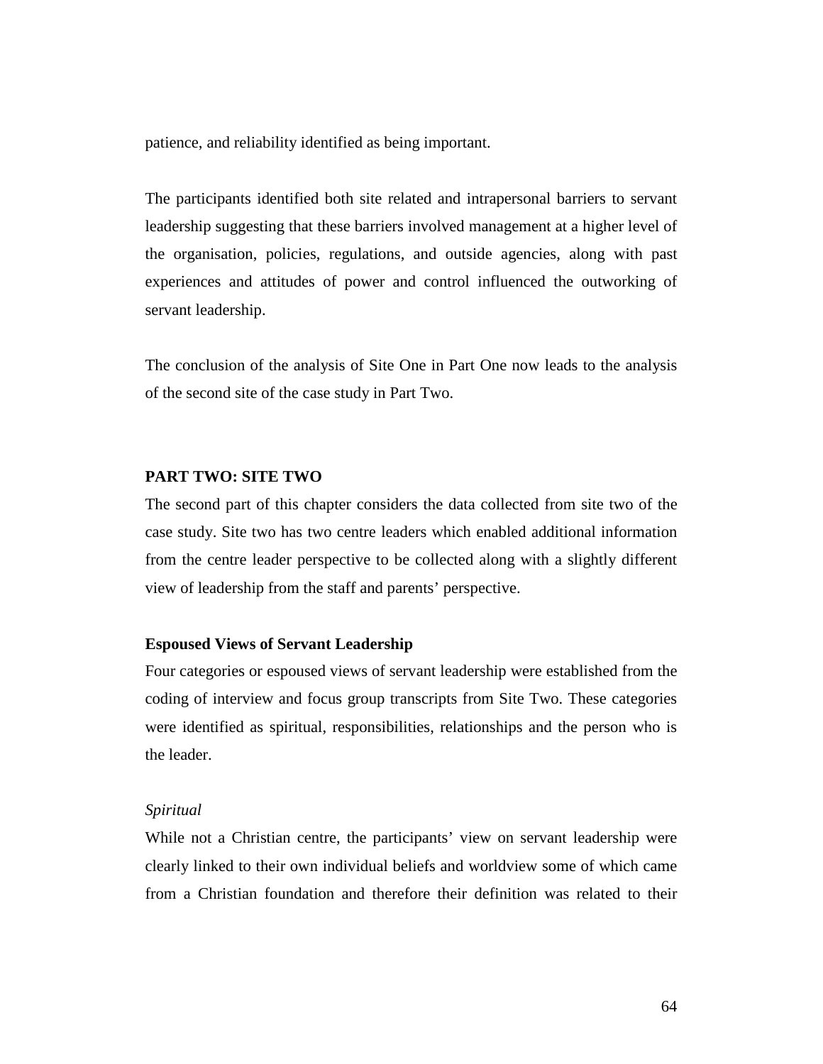patience, and reliability identified as being important.

The participants identified both site related and intrapersonal barriers to servant leadership suggesting that these barriers involved management at a higher level of the organisation, policies, regulations, and outside agencies, along with past experiences and attitudes of power and control influenced the outworking of servant leadership.

The conclusion of the analysis of Site One in Part One now leads to the analysis of the second site of the case study in Part Two.

## PART TWO: SITE TWO

The second part of this chapter considers the data collected from site two of the case study. Site two has two centre leaders which enabled additional information from the centre leader perspective to be collected along with a slightly different view of leadership from the staff and parents' perspective.

### Espoused Views of Servant Leadership

Four categories or espoused views of servant leadership were established from the coding of interview and focus group transcripts from Site Two. These categories were identified as spiritual, responsibilities, relationships and the person who is the leader.

#### *Spiritual*

While not a Christian centre, the participants' view on servant leadership were clearly linked to their own individual beliefs and worldview some of which came from a Christian foundation and therefore their definition was related to their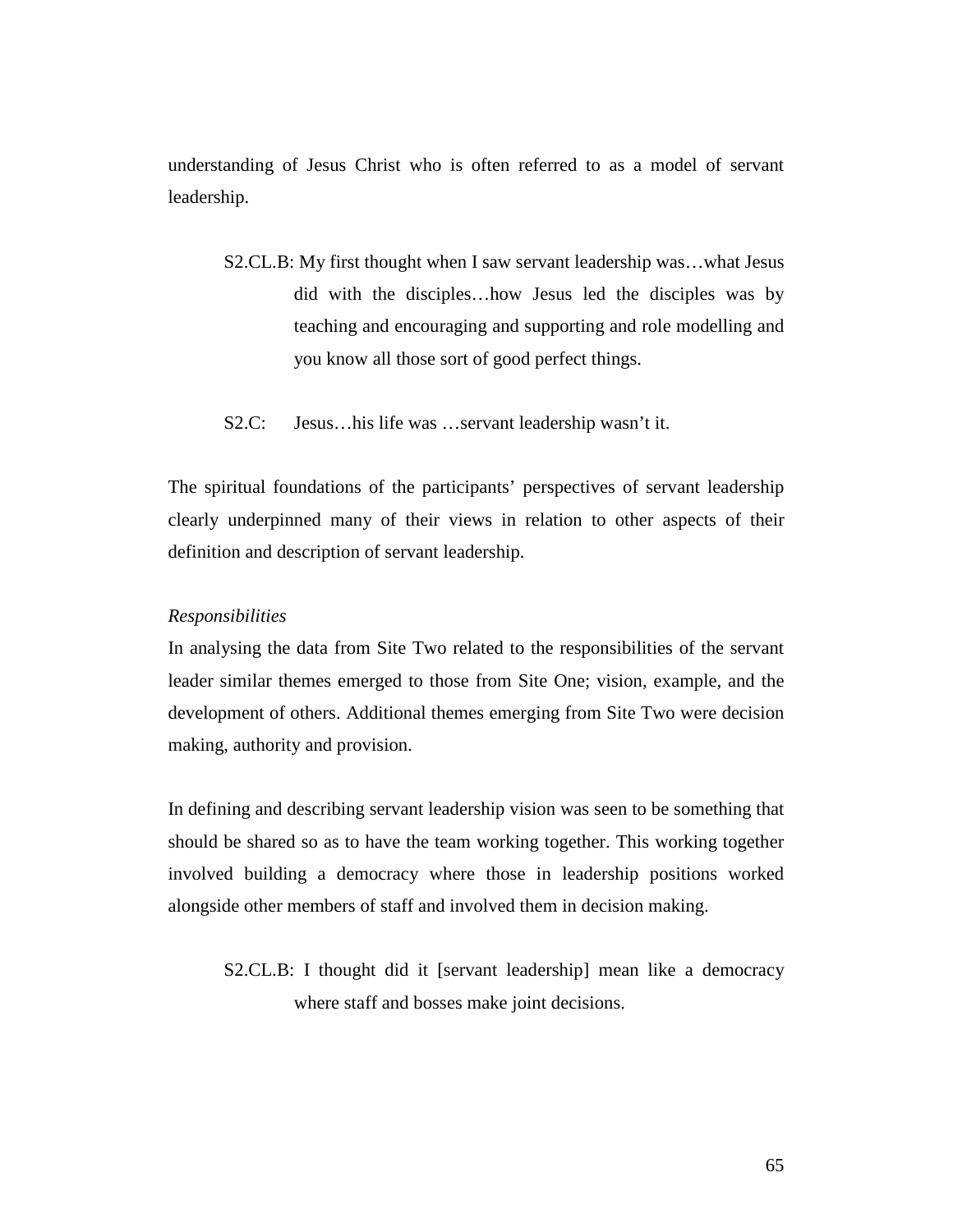understanding of Jesus Christ who is often referred to as a model of servant leadership.

> S2.CL.B: My first thought when I saw servant leadership was…what Jesus did with the disciples…how Jesus led the disciples was by teaching and encouraging and supporting and role modelling and you know all those sort of good perfect things.

> S2.C: Jesus…his life was …servant leadership wasn't it.

The spiritual foundations of the participants' perspectives of servant leadership clearly underpinned many of their views in relation to other aspects of their definition and description of servant leadership.

*Responsibilities*

In analysing the data from Site Two related to the responsibilities of the servant leader similar themes emerged to those from Site One; vision, example, and the development of others. Additional themes emerging from Site Two were decision making, authority and provision.

In defining and describing servant leadership vision was seen to be something that should be shared so as to have the team working together. This working together involved building a democracy where those in leadership positions worked alongside other members of staff and involved them in decision making.

> S2.CL.B: I thought did it [servant leadership] mean like a democracy where staff and bosses make joint decisions.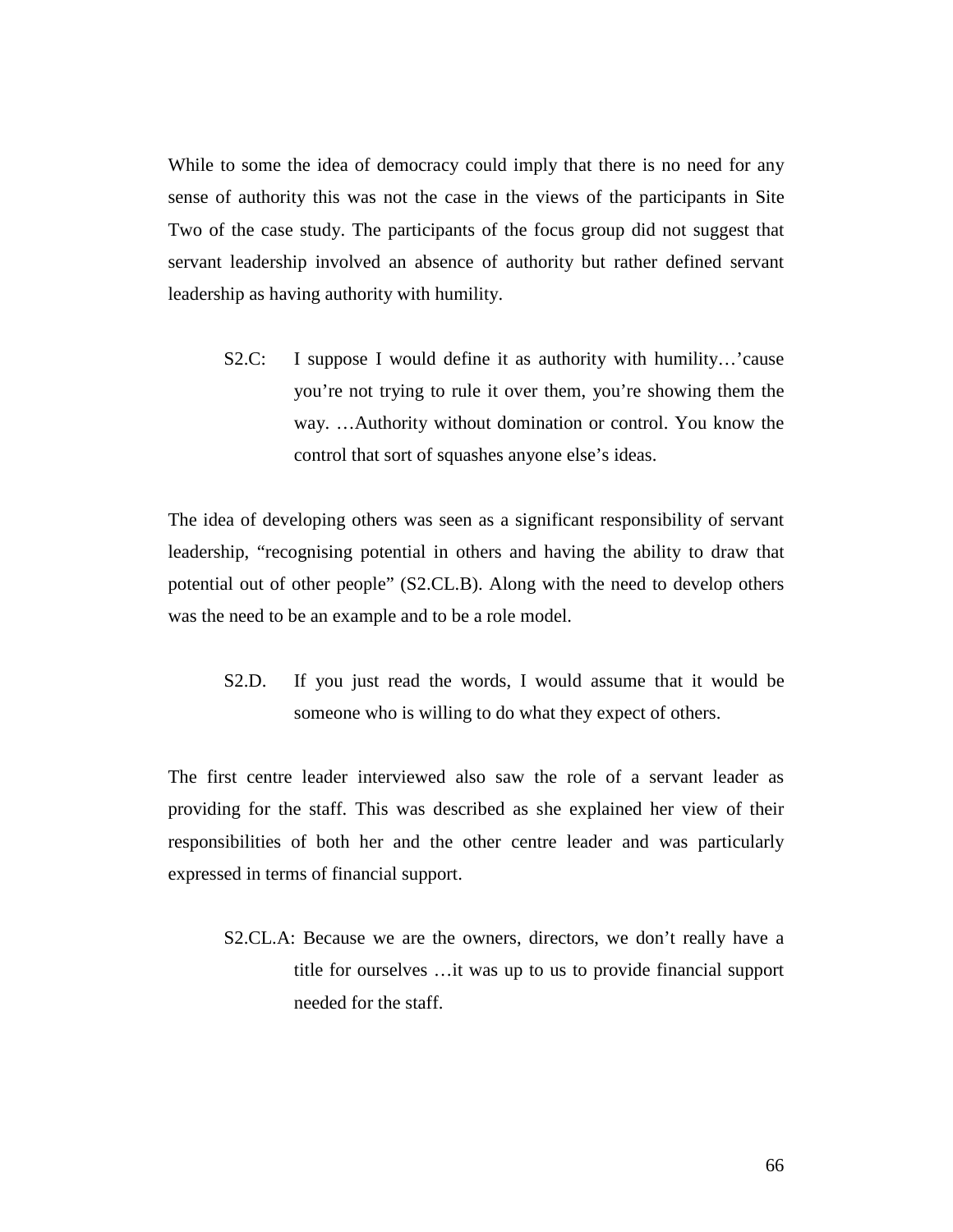While to some the idea of democracy could imply that there is no need for any sense of authority this was not the case in the views of the participants in Site Two of the case study. The participants of the focus group did not suggest that servant leadership involved an absence of authority but rather defined servant leadership as having authority with humility.

> S2.C: I suppose I would define it as authority with humility…'cause you're not trying to rule it over them, you're showing them the way. …Authority without domination or control. You know the control that sort of squashes anyone else's ideas.

The idea of developing others was seen as a significant responsibility of servant leadership, "recognising potential in others and having the ability to draw that potential out of other people" (S2.CL.B). Along with the need to develop others was the need to be an example and to be a role model.

> S2.D. If you just read the words, I would assume that it would be someone who is willing to do what they expect of others.

The first centre leader interviewed also saw the role of a servant leader as providing for the staff. This was described as she explained her view of their responsibilities of both her and the other centre leader and was particularly expressed in terms of financial support.

> S2.CL.A: Because we are the owners, directors, we don't really have a title for ourselves …it was up to us to provide financial support needed for the staff.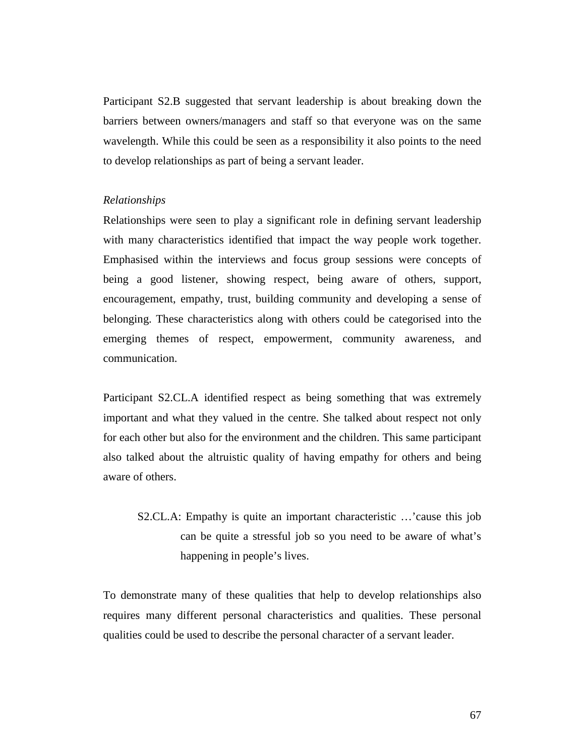Participant S2.B suggested that servant leadership is about breaking down the barriers between owners/managers and staff so that everyone was on the same wavelength. While this could be seen as a responsibility it also points to the need to develop relationships as part of being a servant leader.

*Relationships*

Relationships were seen to play a significant role in defining servant leadership with many characteristics identified that impact the way people work together. Emphasised within the interviews and focus group sessions were concepts of being a good listener, showing respect, being aware of others, support, encouragement, empathy, trust, building community and developing a sense of belonging. These characteristics along with others could be categorised into the emerging themes of respect, empowerment, community awareness, and communication.

Participant S2.CL.A identified respect as being something that was extremely important and what they valued in the centre. She talked about respect not only for each other but also for the environment and the children. This same participant also talked about the altruistic quality of having empathy for others and being aware of others.

> S2.CL.A: Empathy is quite an important characteristic …'cause this job can be quite a stressful job so you need to be aware of what's happening in people's lives.

To demonstrate many of these qualities that help to develop relationships also requires many different personal characteristics and qualities. These personal qualities could be used to describe the personal character of a servant leader.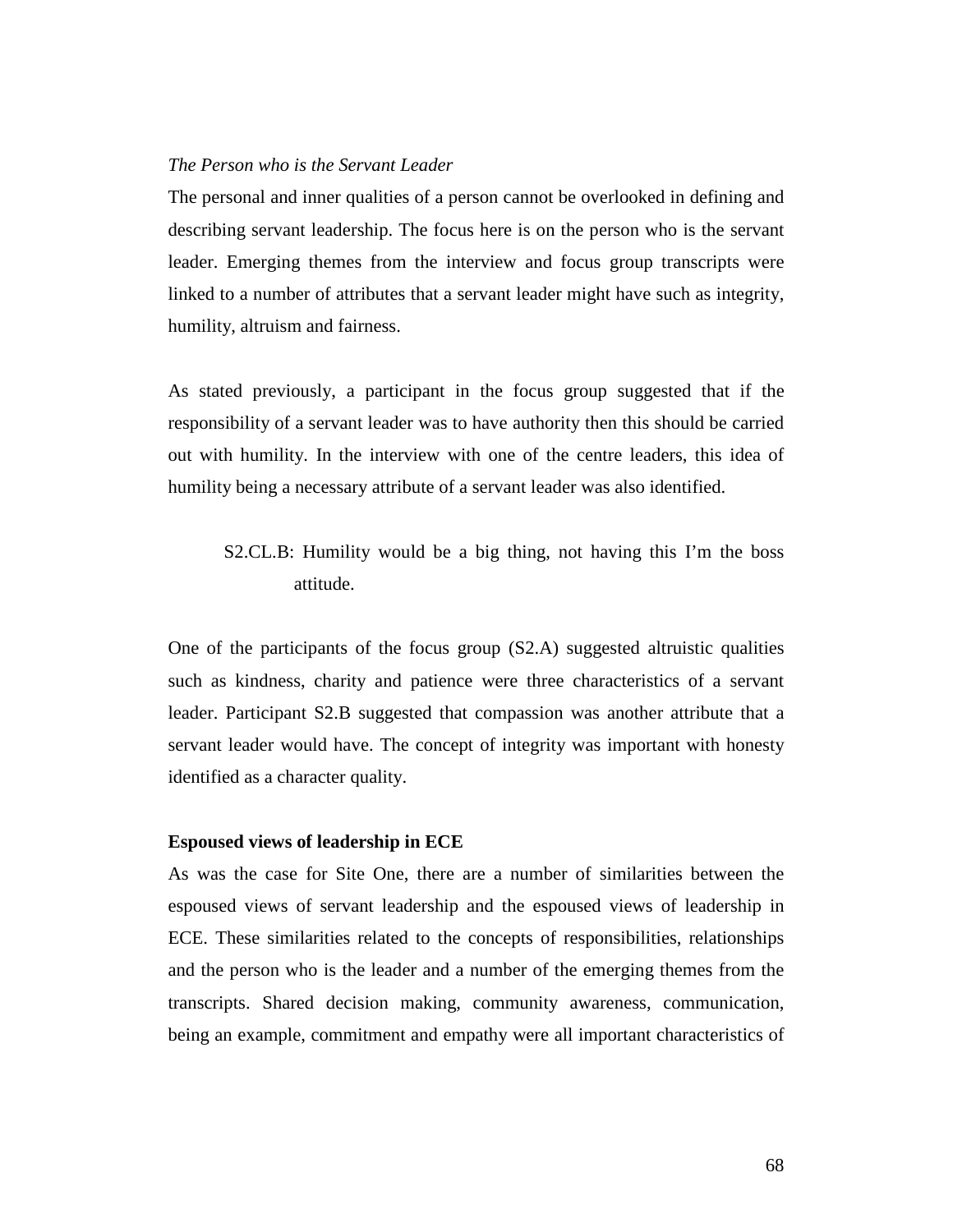*The Person who is the Servant Leader*

The personal and inner qualities of a person cannot be overlooked in defining and describing servant leadership. The focus here is on the person who is the servant leader. Emerging themes from the interview and focus group transcripts were linked to a number of attributes that a servant leader might have such as integrity, humility, altruism and fairness.

As stated previously, a participant in the focus group suggested that if the responsibility of a servant leader was to have authority then this should be carried out with humility. In the interview with one of the centre leaders, this idea of humility being a necessary attribute of a servant leader was also identified.

> S2.CL.B: Humility would be a big thing, not having this I'm the boss attitude.

One of the participants of the focus group (S2.A) suggested altruistic qualities such as kindness, charity and patience were three characteristics of a servant leader. Participant S2.B suggested that compassion was another attribute that a servant leader would have. The concept of integrity was important with honesty identified as a character quality.

**Espoused views of leadership in ECE**

As was the case for Site One, there are a number of similarities between the espoused views of servant leadership and the espoused views of leadership in ECE. These similarities related to the concepts of responsibilities, relationships and the person who is the leader and a number of the emerging themes from the transcripts. Shared decision making, community awareness, communication, being an example, commitment and empathy were all important characteristics of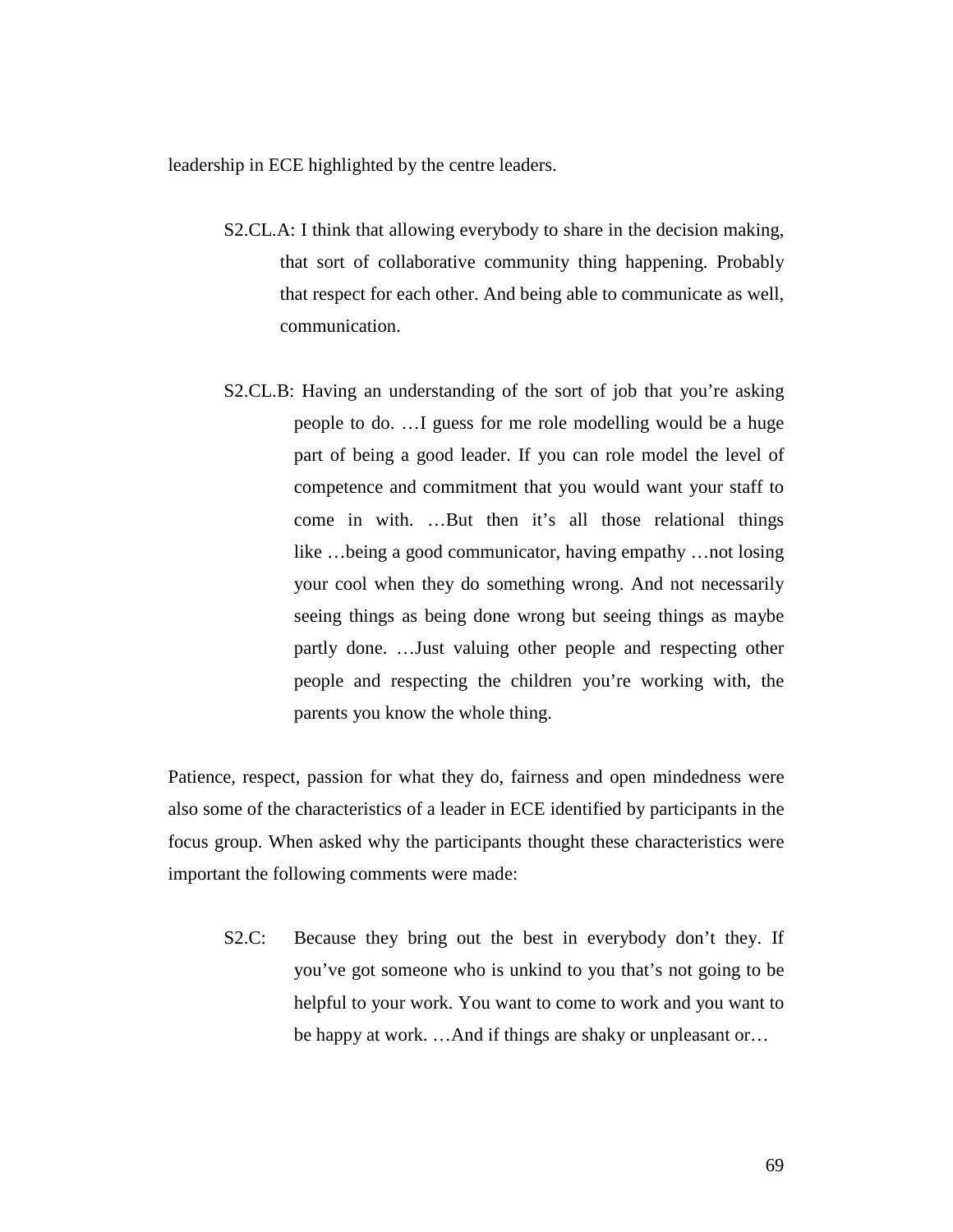leadership in ECE highlighted by the centre leaders.

> S2.CL.A: I think that allowing everybody to share in the decision making, that sort of collaborative community thing happening. Probably that respect for each other. And being able to communicate as well, communication.

> S2.CL.B: Having an understanding of the sort of job that you're asking people to do. …I guess for me role modelling would be a huge part of being a good leader. If you can role model the level of competence and commitment that you would want your staff to come in with. …But then it's all those relational things like …being a good communicator, having empathy …not losing your cool when they do something wrong. And not necessarily seeing things as being done wrong but seeing things as maybe partly done. …Just valuing other people and respecting other people and respecting the children you're working with, the parents you know the whole thing.

Patience, respect, passion for what they do, fairness and open mindedness were also some of the characteristics of a leader in ECE identified by participants in the focus group. When asked why the participants thought these characteristics were important the following comments were made:

> S2.C: Because they bring out the best in everybody don't they. If you've got someone who is unkind to you that's not going to be helpful to your work. You want to come to work and you want to be happy at work. …And if things are shaky or unpleasant or…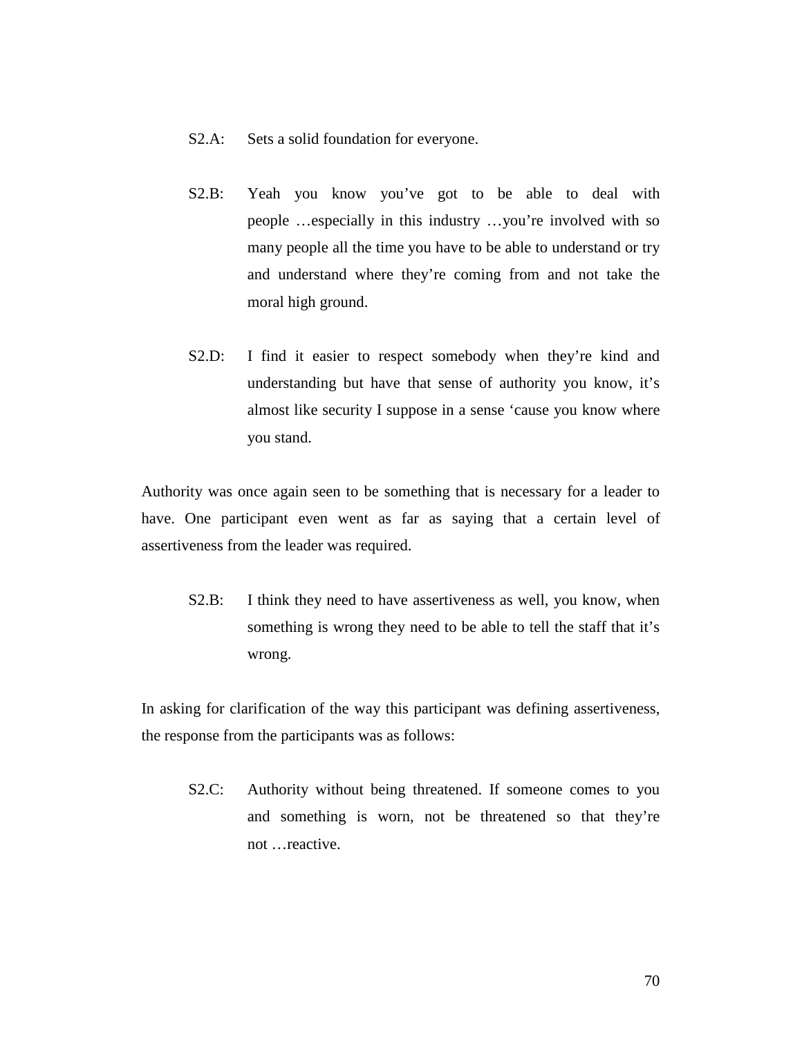> S2.A: Sets a solid foundation for everyone.
>
> S2.B: Yeah you know you've got to be able to deal with people …especially in this industry …you're involved with so many people all the time you have to be able to understand or try and understand where they're coming from and not take the moral high ground.
>
> S2.D: I find it easier to respect somebody when they're kind and understanding but have that sense of authority you know, it's almost like security I suppose in a sense 'cause you know where you stand.

Authority was once again seen to be something that is necessary for a leader to have. One participant even went as far as saying that a certain level of assertiveness from the leader was required.

> S2.B: I think they need to have assertiveness as well, you know, when something is wrong they need to be able to tell the staff that it's wrong.

In asking for clarification of the way this participant was defining assertiveness, the response from the participants was as follows:

> S2.C: Authority without being threatened. If someone comes to you and something is worn, not be threatened so that they're not …reactive.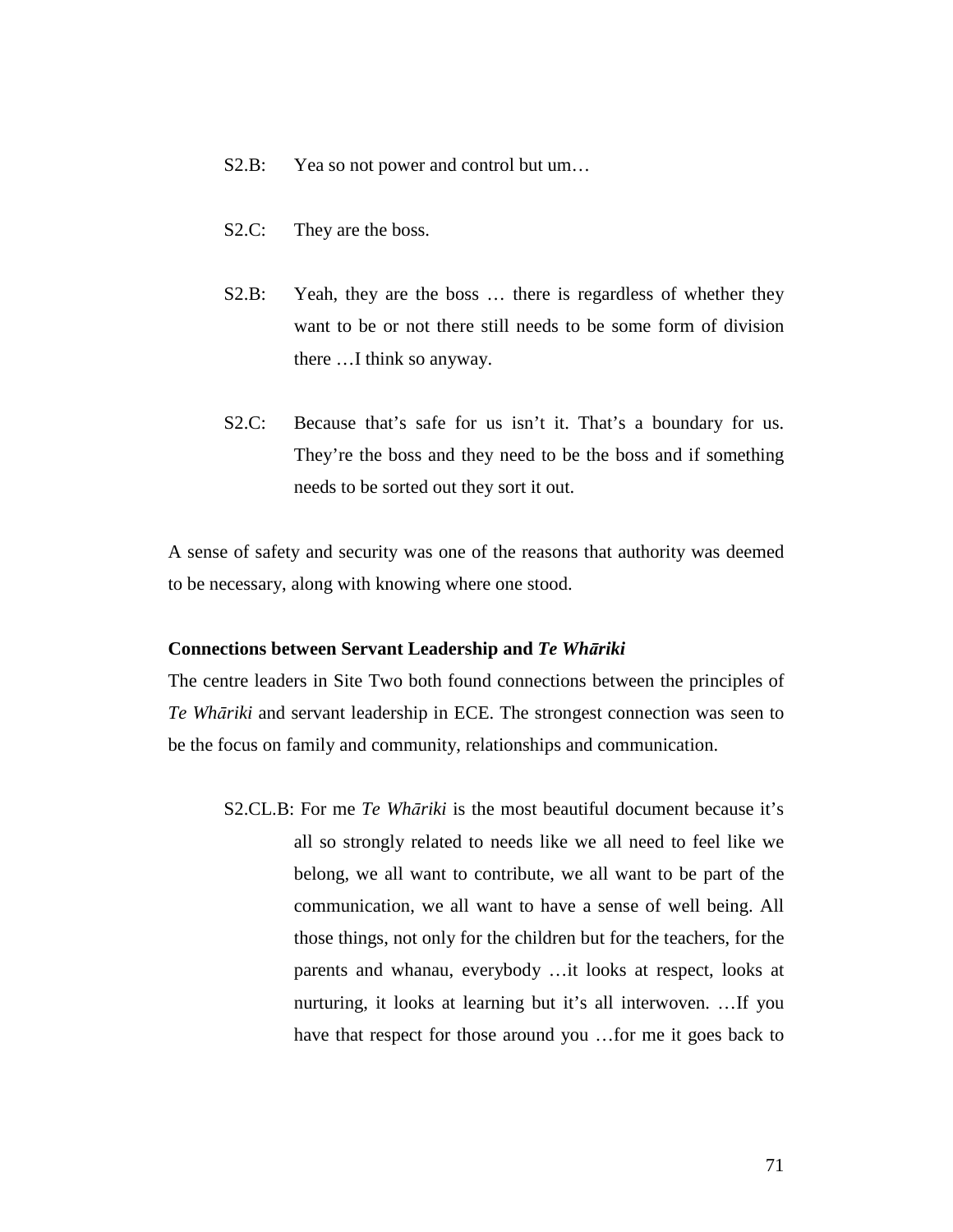S2.B: Yea so not power and control but um…

S2.C: They are the boss.

S2.B: Yeah, they are the boss … there is regardless of whether they want to be or not there still needs to be some form of division there …I think so anyway.

S2.C: Because that's safe for us isn't it. That's a boundary for us. They're the boss and they need to be the boss and if something needs to be sorted out they sort it out.

A sense of safety and security was one of the reasons that authority was deemed to be necessary, along with knowing where one stood.

**Connections between Servant Leadership and *Te Whāriki***

The centre leaders in Site Two both found connections between the principles of *Te Whāriki* and servant leadership in ECE. The strongest connection was seen to be the focus on family and community, relationships and communication.

S2.CL.B: For me *Te Whāriki* is the most beautiful document because it's all so strongly related to needs like we all need to feel like we belong, we all want to contribute, we all want to be part of the communication, we all want to have a sense of well being. All those things, not only for the children but for the teachers, for the parents and whanau, everybody …it looks at respect, looks at nurturing, it looks at learning but it's all interwoven. …If you have that respect for those around you …for me it goes back to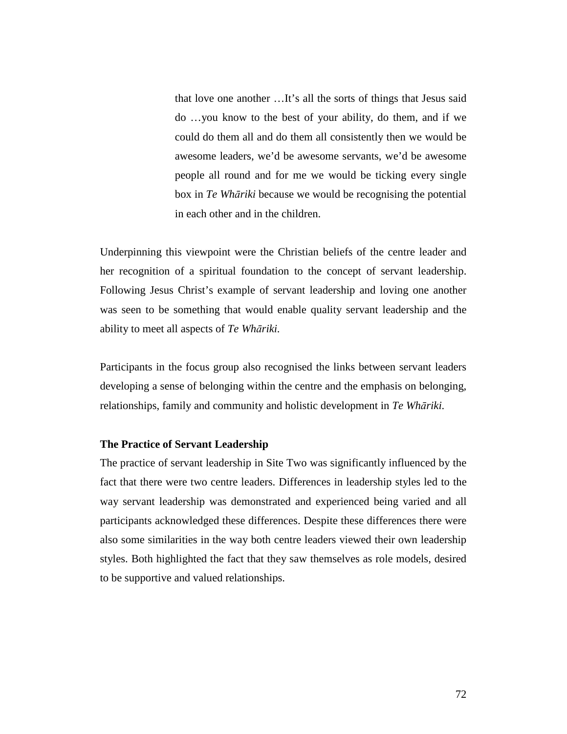> that love one another …It's all the sorts of things that Jesus said do …you know to the best of your ability, do them, and if we could do them all and do them all consistently then we would be awesome leaders, we'd be awesome servants, we'd be awesome people all round and for me we would be ticking every single box in *Te Whāriki* because we would be recognising the potential in each other and in the children.

Underpinning this viewpoint were the Christian beliefs of the centre leader and her recognition of a spiritual foundation to the concept of servant leadership. Following Jesus Christ's example of servant leadership and loving one another was seen to be something that would enable quality servant leadership and the ability to meet all aspects of *Te Whāriki.*

Participants in the focus group also recognised the links between servant leaders developing a sense of belonging within the centre and the emphasis on belonging, relationships, family and community and holistic development in *Te Whāriki.*

**The Practice of Servant Leadership**

The practice of servant leadership in Site Two was significantly influenced by the fact that there were two centre leaders. Differences in leadership styles led to the way servant leadership was demonstrated and experienced being varied and all participants acknowledged these differences. Despite these differences there were also some similarities in the way both centre leaders viewed their own leadership styles. Both highlighted the fact that they saw themselves as role models, desired to be supportive and valued relationships.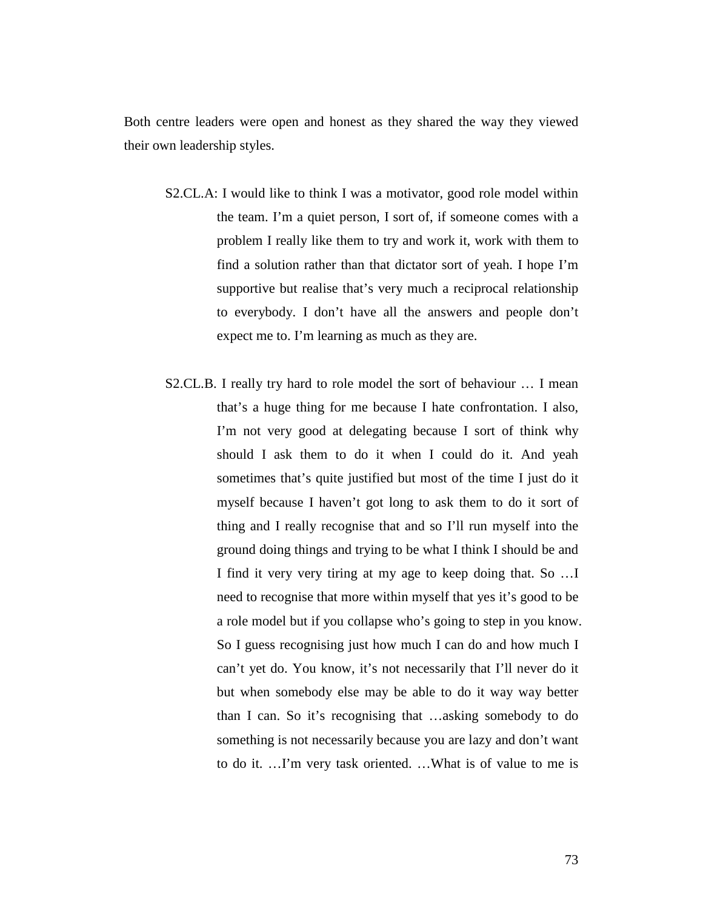Both centre leaders were open and honest as they shared the way they viewed their own leadership styles.

> S2.CL.A: I would like to think I was a motivator, good role model within the team. I'm a quiet person, I sort of, if someone comes with a problem I really like them to try and work it, work with them to find a solution rather than that dictator sort of yeah. I hope I'm supportive but realise that's very much a reciprocal relationship to everybody. I don't have all the answers and people don't expect me to. I'm learning as much as they are.

> S2.CL.B. I really try hard to role model the sort of behaviour … I mean that's a huge thing for me because I hate confrontation. I also, I'm not very good at delegating because I sort of think why should I ask them to do it when I could do it. And yeah sometimes that's quite justified but most of the time I just do it myself because I haven't got long to ask them to do it sort of thing and I really recognise that and so I'll run myself into the ground doing things and trying to be what I think I should be and I find it very very tiring at my age to keep doing that. So …I need to recognise that more within myself that yes it's good to be a role model but if you collapse who's going to step in you know. So I guess recognising just how much I can do and how much I can't yet do. You know, it's not necessarily that I'll never do it but when somebody else may be able to do it way way better than I can. So it's recognising that …asking somebody to do something is not necessarily because you are lazy and don't want to do it. …I'm very task oriented. …What is of value to me is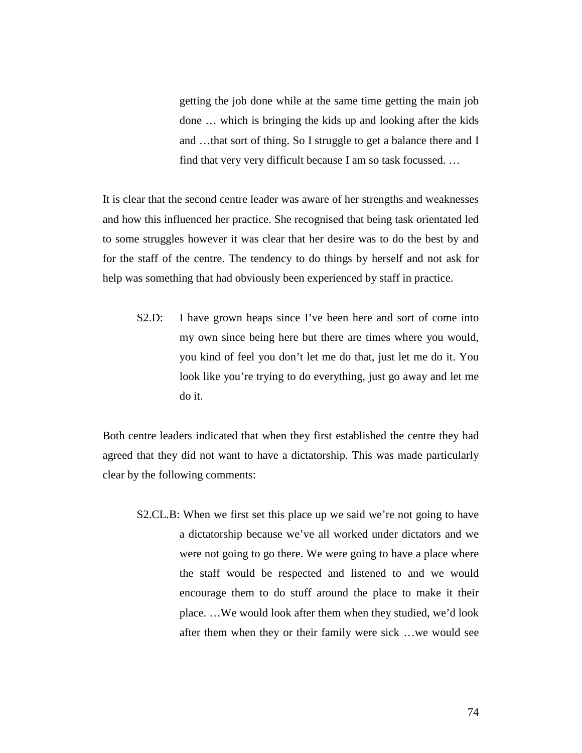> getting the job done while at the same time getting the main job done … which is bringing the kids up and looking after the kids and …that sort of thing. So I struggle to get a balance there and I find that very very difficult because I am so task focussed. …

It is clear that the second centre leader was aware of her strengths and weaknesses and how this influenced her practice. She recognised that being task orientated led to some struggles however it was clear that her desire was to do the best by and for the staff of the centre. The tendency to do things by herself and not ask for help was something that had obviously been experienced by staff in practice.

> S2.D: I have grown heaps since I've been here and sort of come into my own since being here but there are times where you would, you kind of feel you don't let me do that, just let me do it. You look like you're trying to do everything, just go away and let me do it.

Both centre leaders indicated that when they first established the centre they had agreed that they did not want to have a dictatorship. This was made particularly clear by the following comments:

> S2.CL.B: When we first set this place up we said we're not going to have a dictatorship because we've all worked under dictators and we were not going to go there. We were going to have a place where the staff would be respected and listened to and we would encourage them to do stuff around the place to make it their place. …We would look after them when they studied, we'd look after them when they or their family were sick …we would see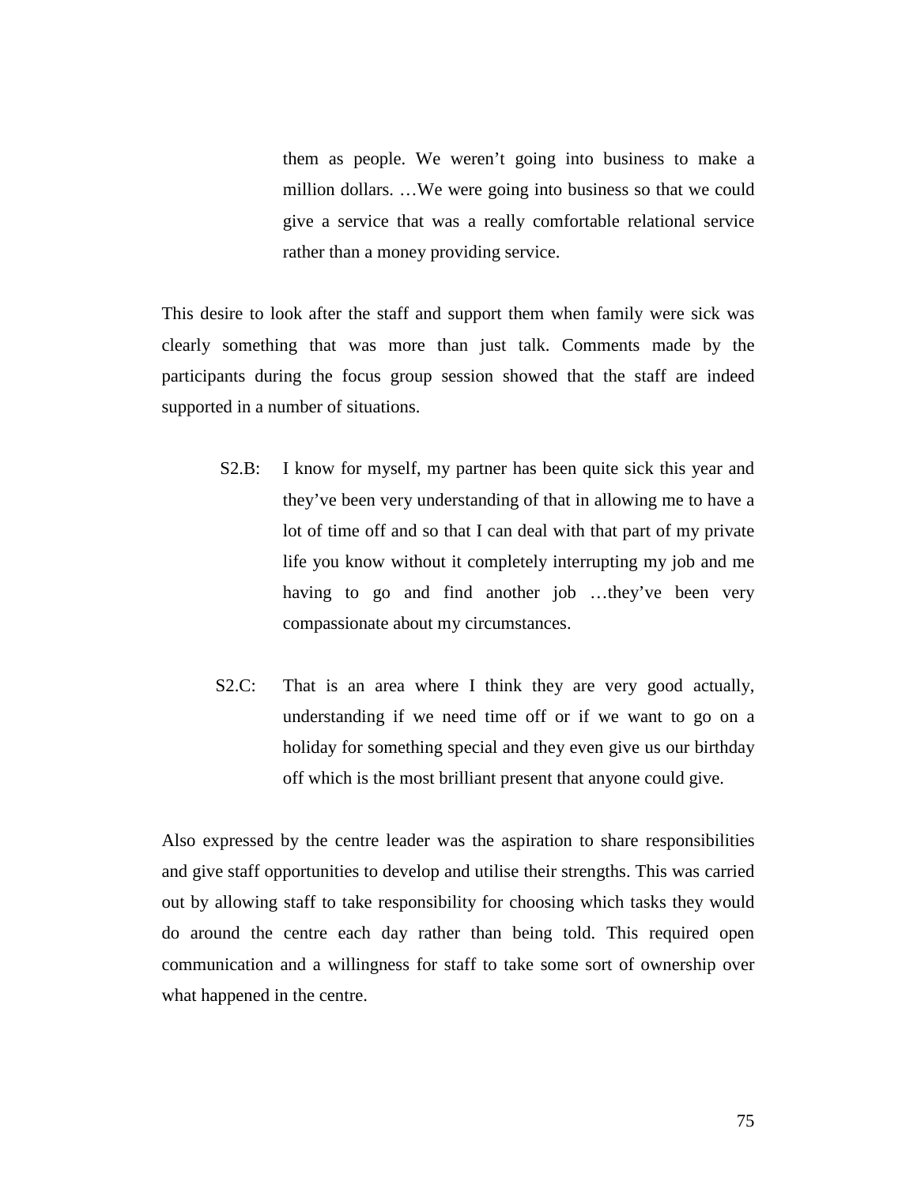> them as people. We weren't going into business to make a million dollars. …We were going into business so that we could give a service that was a really comfortable relational service rather than a money providing service.

This desire to look after the staff and support them when family were sick was clearly something that was more than just talk. Comments made by the participants during the focus group session showed that the staff are indeed supported in a number of situations.

> S2.B: I know for myself, my partner has been quite sick this year and they've been very understanding of that in allowing me to have a lot of time off and so that I can deal with that part of my private life you know without it completely interrupting my job and me having to go and find another job …they've been very compassionate about my circumstances.

> S2.C: That is an area where I think they are very good actually, understanding if we need time off or if we want to go on a holiday for something special and they even give us our birthday off which is the most brilliant present that anyone could give.

Also expressed by the centre leader was the aspiration to share responsibilities and give staff opportunities to develop and utilise their strengths. This was carried out by allowing staff to take responsibility for choosing which tasks they would do around the centre each day rather than being told. This required open communication and a willingness for staff to take some sort of ownership over what happened in the centre.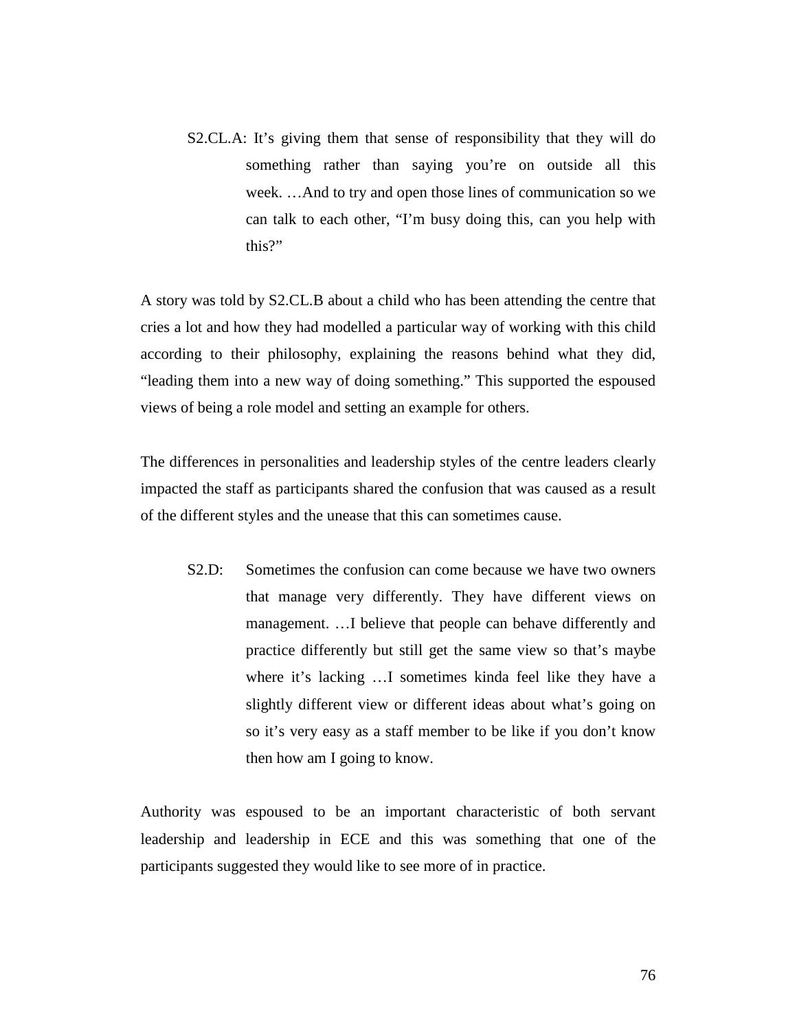> S2.CL.A: It's giving them that sense of responsibility that they will do something rather than saying you're on outside all this week. …And to try and open those lines of communication so we can talk to each other, "I'm busy doing this, can you help with this?"

A story was told by S2.CL.B about a child who has been attending the centre that cries a lot and how they had modelled a particular way of working with this child according to their philosophy, explaining the reasons behind what they did, "leading them into a new way of doing something." This supported the espoused views of being a role model and setting an example for others.

The differences in personalities and leadership styles of the centre leaders clearly impacted the staff as participants shared the confusion that was caused as a result of the different styles and the unease that this can sometimes cause.

> S2.D: Sometimes the confusion can come because we have two owners that manage very differently. They have different views on management. …I believe that people can behave differently and practice differently but still get the same view so that's maybe where it's lacking …I sometimes kinda feel like they have a slightly different view or different ideas about what's going on so it's very easy as a staff member to be like if you don't know then how am I going to know.

Authority was espoused to be an important characteristic of both servant leadership and leadership in ECE and this was something that one of the participants suggested they would like to see more of in practice.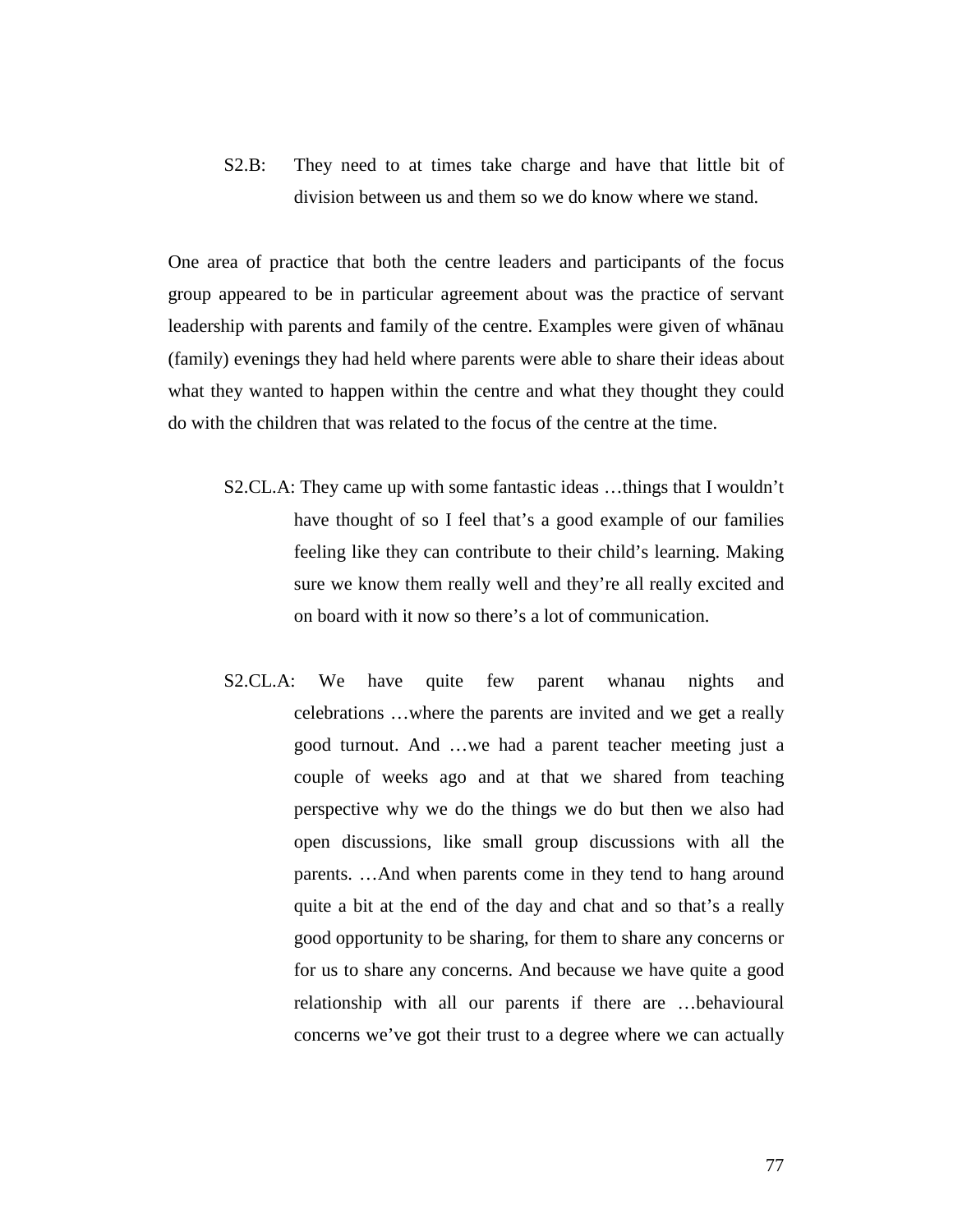S2.B: They need to at times take charge and have that little bit of division between us and them so we do know where we stand.

One area of practice that both the centre leaders and participants of the focus group appeared to be in particular agreement about was the practice of servant leadership with parents and family of the centre. Examples were given of whānau (family) evenings they had held where parents were able to share their ideas about what they wanted to happen within the centre and what they thought they could do with the children that was related to the focus of the centre at the time.

S2.CL.A: They came up with some fantastic ideas …things that I wouldn't have thought of so I feel that's a good example of our families feeling like they can contribute to their child's learning. Making sure we know them really well and they're all really excited and on board with it now so there's a lot of communication.

S2.CL.A: We have quite few parent whanau nights and celebrations …where the parents are invited and we get a really good turnout. And …we had a parent teacher meeting just a couple of weeks ago and at that we shared from teaching perspective why we do the things we do but then we also had open discussions, like small group discussions with all the parents. …And when parents come in they tend to hang around quite a bit at the end of the day and chat and so that's a really good opportunity to be sharing, for them to share any concerns or for us to share any concerns. And because we have quite a good relationship with all our parents if there are …behavioural concerns we've got their trust to a degree where we can actually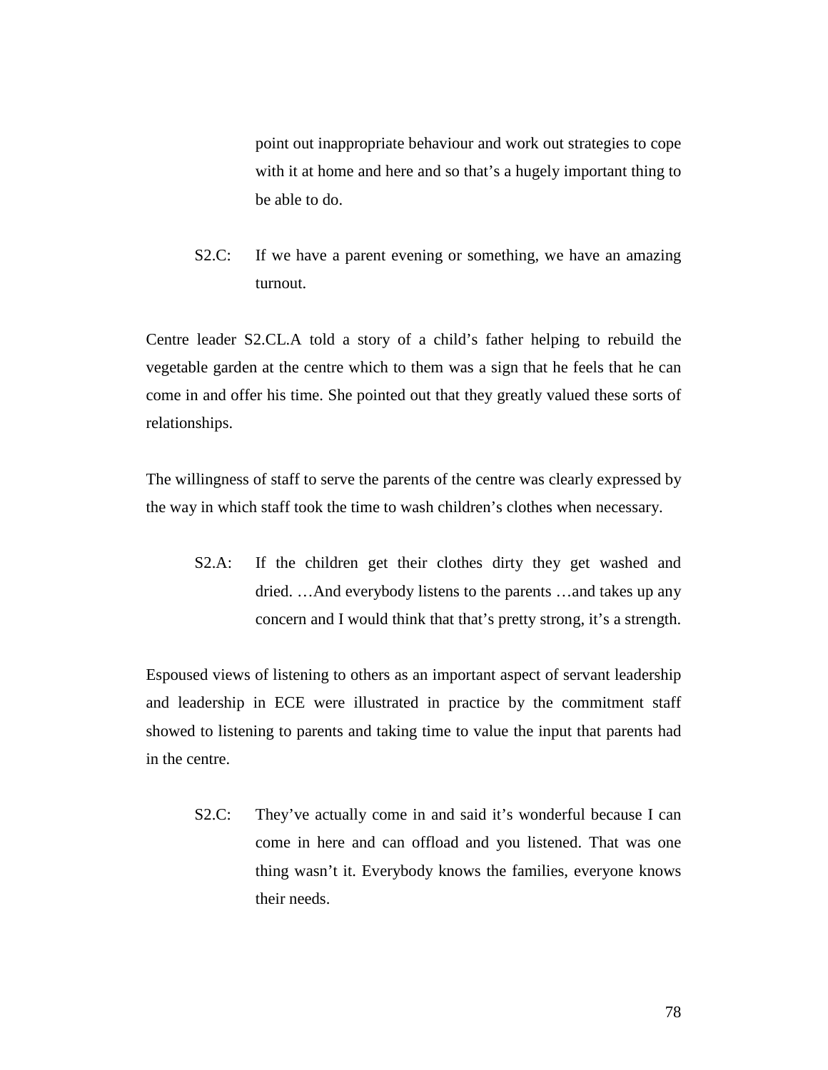point out inappropriate behaviour and work out strategies to cope with it at home and here and so that's a hugely important thing to be able to do.

> S2.C: If we have a parent evening or something, we have an amazing turnout.

Centre leader S2.CL.A told a story of a child's father helping to rebuild the vegetable garden at the centre which to them was a sign that he feels that he can come in and offer his time. She pointed out that they greatly valued these sorts of relationships.

The willingness of staff to serve the parents of the centre was clearly expressed by the way in which staff took the time to wash children's clothes when necessary.

> S2.A: If the children get their clothes dirty they get washed and dried. …And everybody listens to the parents …and takes up any concern and I would think that that's pretty strong, it's a strength.

Espoused views of listening to others as an important aspect of servant leadership and leadership in ECE were illustrated in practice by the commitment staff showed to listening to parents and taking time to value the input that parents had in the centre.

> S2.C: They've actually come in and said it's wonderful because I can come in here and can offload and you listened. That was one thing wasn't it. Everybody knows the families, everyone knows their needs.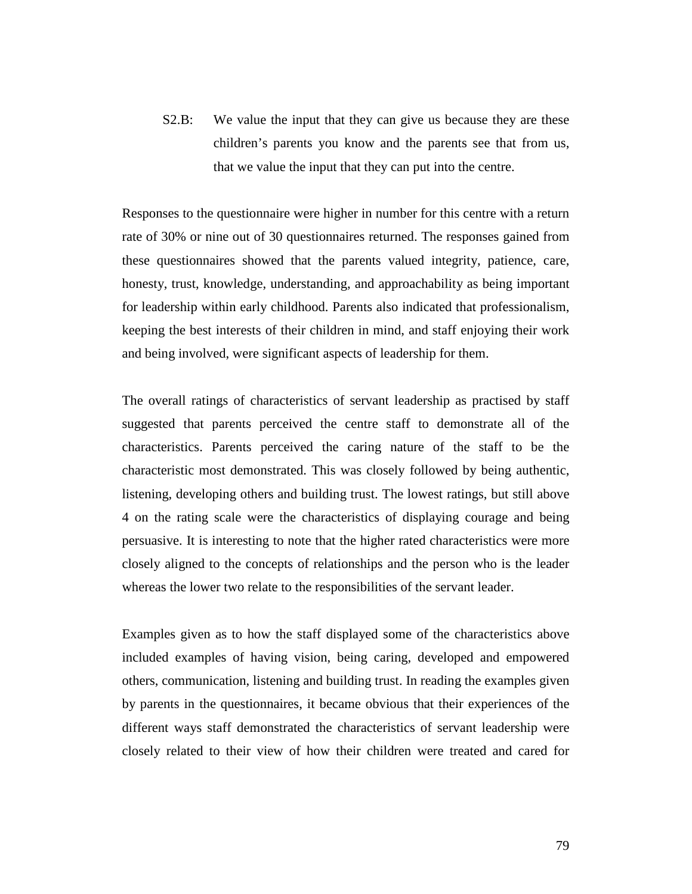S2.B: We value the input that they can give us because they are these children's parents you know and the parents see that from us, that we value the input that they can put into the centre.

Responses to the questionnaire were higher in number for this centre with a return rate of 30% or nine out of 30 questionnaires returned. The responses gained from these questionnaires showed that the parents valued integrity, patience, care, honesty, trust, knowledge, understanding, and approachability as being important for leadership within early childhood. Parents also indicated that professionalism, keeping the best interests of their children in mind, and staff enjoying their work and being involved, were significant aspects of leadership for them.

The overall ratings of characteristics of servant leadership as practised by staff suggested that parents perceived the centre staff to demonstrate all of the characteristics. Parents perceived the caring nature of the staff to be the characteristic most demonstrated. This was closely followed by being authentic, listening, developing others and building trust. The lowest ratings, but still above 4 on the rating scale were the characteristics of displaying courage and being persuasive. It is interesting to note that the higher rated characteristics were more closely aligned to the concepts of relationships and the person who is the leader whereas the lower two relate to the responsibilities of the servant leader.

Examples given as to how the staff displayed some of the characteristics above included examples of having vision, being caring, developed and empowered others, communication, listening and building trust. In reading the examples given by parents in the questionnaires, it became obvious that their experiences of the different ways staff demonstrated the characteristics of servant leadership were closely related to their view of how their children were treated and cared for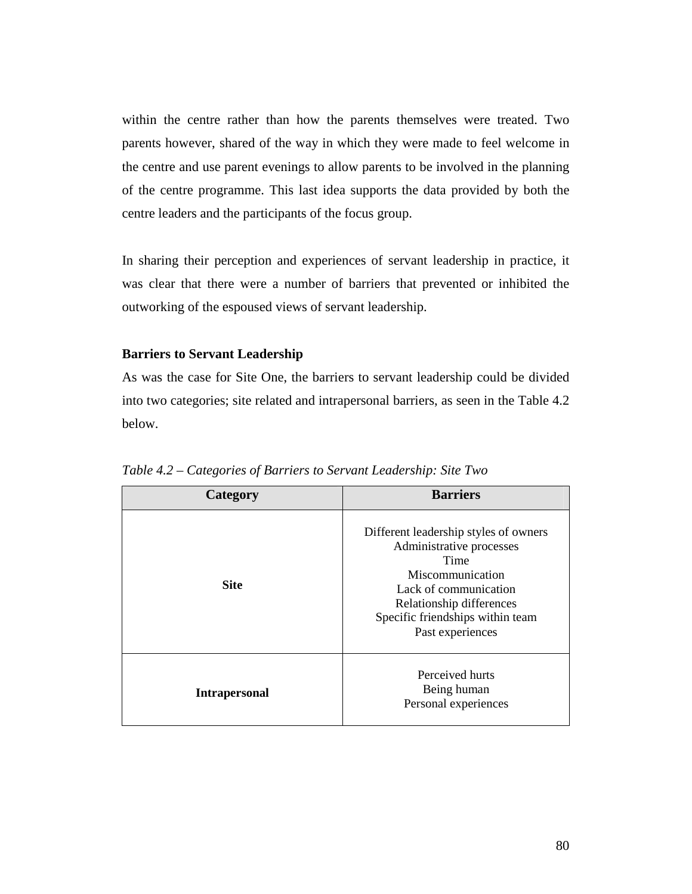within the centre rather than how the parents themselves were treated. Two parents however, shared of the way in which they were made to feel welcome in the centre and use parent evenings to allow parents to be involved in the planning of the centre programme. This last idea supports the data provided by both the centre leaders and the participants of the focus group.

In sharing their perception and experiences of servant leadership in practice, it was clear that there were a number of barriers that prevented or inhibited the outworking of the espoused views of servant leadership.

**Barriers to Servant Leadership**

As was the case for Site One, the barriers to servant leadership could be divided into two categories; site related and intrapersonal barriers, as seen in the Table 4.2 below.

*Table 4.2 – Categories of Barriers to Servant Leadership: Site Two*

| Category | Barriers |
|---|---|
| **Site** | Different leadership styles of owners<br>Administrative processes<br>Time<br>Miscommunication<br>Lack of communication<br>Relationship differences<br>Specific friendships within team<br>Past experiences |
| **Intrapersonal** | Perceived hurts<br>Being human<br>Personal experiences |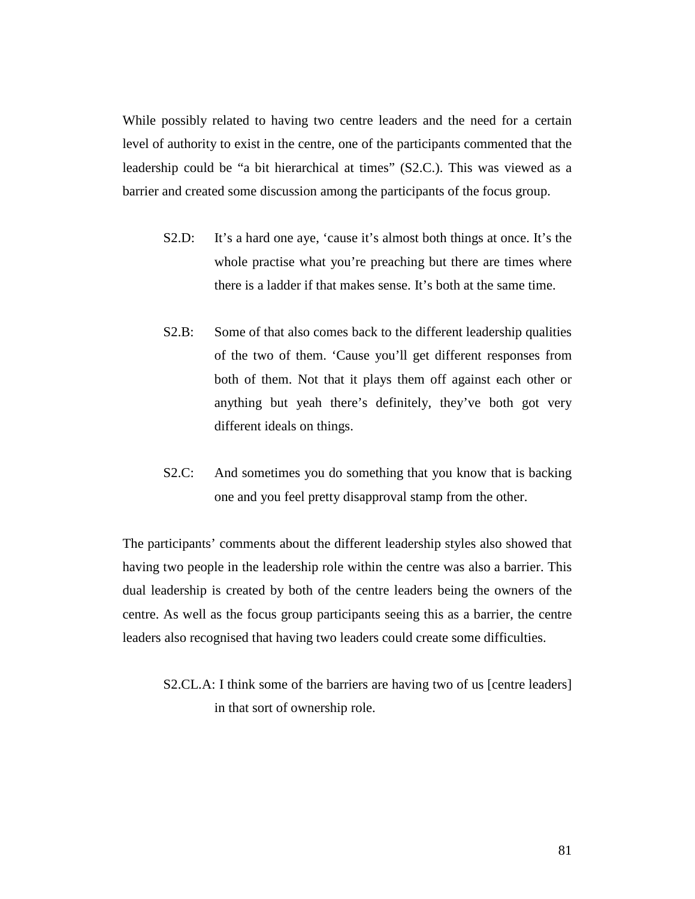While possibly related to having two centre leaders and the need for a certain level of authority to exist in the centre, one of the participants commented that the leadership could be “a bit hierarchical at times” (S2.C.). This was viewed as a barrier and created some discussion among the participants of the focus group.

> S2.D: It’s a hard one aye, ‘cause it’s almost both things at once. It’s the whole practise what you’re preaching but there are times where there is a ladder if that makes sense. It’s both at the same time.
>
> S2.B: Some of that also comes back to the different leadership qualities of the two of them. ‘Cause you’ll get different responses from both of them. Not that it plays them off against each other or anything but yeah there’s definitely, they’ve both got very different ideals on things.
>
> S2.C: And sometimes you do something that you know that is backing one and you feel pretty disapproval stamp from the other.

The participants’ comments about the different leadership styles also showed that having two people in the leadership role within the centre was also a barrier. This dual leadership is created by both of the centre leaders being the owners of the centre. As well as the focus group participants seeing this as a barrier, the centre leaders also recognised that having two leaders could create some difficulties.

> S2.CL.A: I think some of the barriers are having two of us [centre leaders] in that sort of ownership role.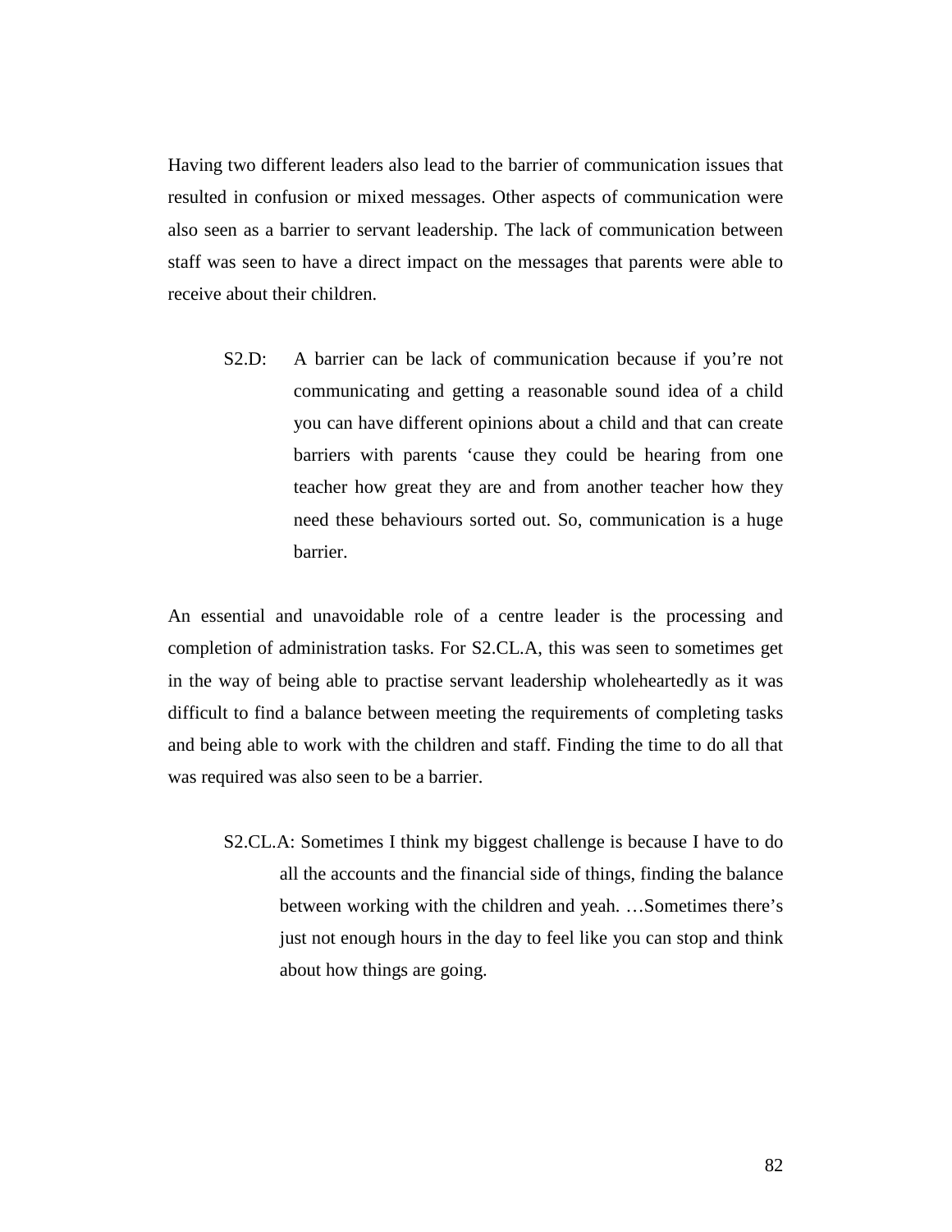Having two different leaders also lead to the barrier of communication issues that resulted in confusion or mixed messages. Other aspects of communication were also seen as a barrier to servant leadership. The lack of communication between staff was seen to have a direct impact on the messages that parents were able to receive about their children.

> S2.D: A barrier can be lack of communication because if you're not communicating and getting a reasonable sound idea of a child you can have different opinions about a child and that can create barriers with parents 'cause they could be hearing from one teacher how great they are and from another teacher how they need these behaviours sorted out. So, communication is a huge barrier.

An essential and unavoidable role of a centre leader is the processing and completion of administration tasks. For S2.CL.A, this was seen to sometimes get in the way of being able to practise servant leadership wholeheartedly as it was difficult to find a balance between meeting the requirements of completing tasks and being able to work with the children and staff. Finding the time to do all that was required was also seen to be a barrier.

> S2.CL.A: Sometimes I think my biggest challenge is because I have to do all the accounts and the financial side of things, finding the balance between working with the children and yeah. …Sometimes there's just not enough hours in the day to feel like you can stop and think about how things are going.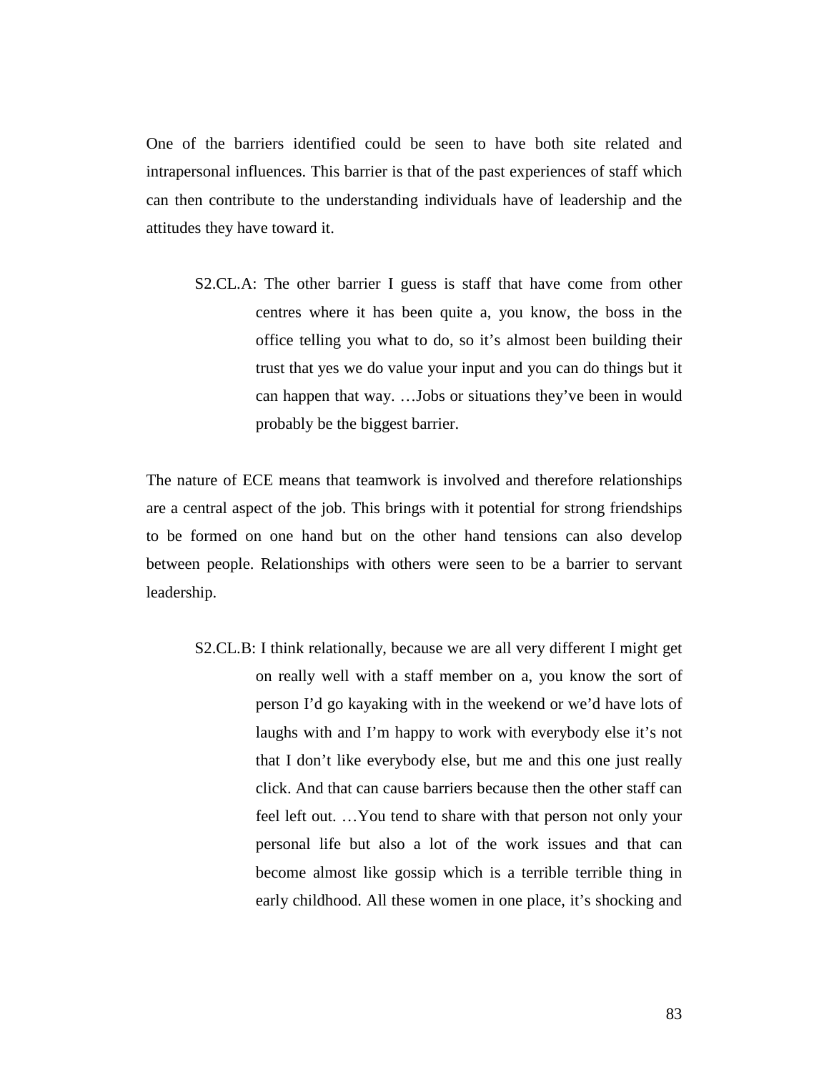One of the barriers identified could be seen to have both site related and intrapersonal influences. This barrier is that of the past experiences of staff which can then contribute to the understanding individuals have of leadership and the attitudes they have toward it.

> S2.CL.A: The other barrier I guess is staff that have come from other centres where it has been quite a, you know, the boss in the office telling you what to do, so it's almost been building their trust that yes we do value your input and you can do things but it can happen that way. …Jobs or situations they've been in would probably be the biggest barrier.

The nature of ECE means that teamwork is involved and therefore relationships are a central aspect of the job. This brings with it potential for strong friendships to be formed on one hand but on the other hand tensions can also develop between people. Relationships with others were seen to be a barrier to servant leadership.

> S2.CL.B: I think relationally, because we are all very different I might get on really well with a staff member on a, you know the sort of person I'd go kayaking with in the weekend or we'd have lots of laughs with and I'm happy to work with everybody else it's not that I don't like everybody else, but me and this one just really click. And that can cause barriers because then the other staff can feel left out. …You tend to share with that person not only your personal life but also a lot of the work issues and that can become almost like gossip which is a terrible terrible thing in early childhood. All these women in one place, it's shocking and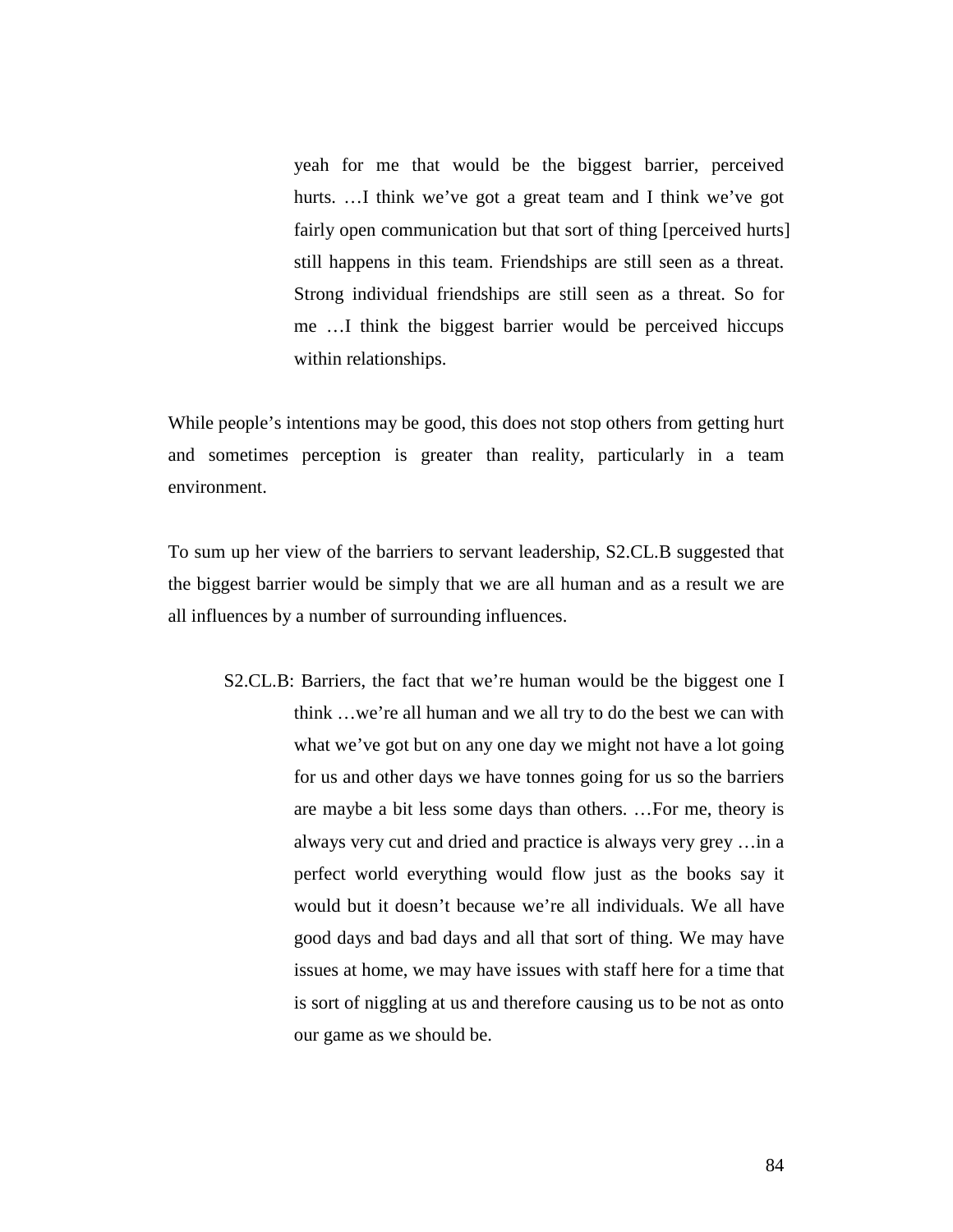> yeah for me that would be the biggest barrier, perceived hurts. …I think we've got a great team and I think we've got fairly open communication but that sort of thing [perceived hurts] still happens in this team. Friendships are still seen as a threat. Strong individual friendships are still seen as a threat. So for me …I think the biggest barrier would be perceived hiccups within relationships.

While people's intentions may be good, this does not stop others from getting hurt and sometimes perception is greater than reality, particularly in a team environment.

To sum up her view of the barriers to servant leadership, S2.CL.B suggested that the biggest barrier would be simply that we are all human and as a result we are all influences by a number of surrounding influences.

> S2.CL.B: Barriers, the fact that we're human would be the biggest one I think …we're all human and we all try to do the best we can with what we've got but on any one day we might not have a lot going for us and other days we have tonnes going for us so the barriers are maybe a bit less some days than others. …For me, theory is always very cut and dried and practice is always very grey …in a perfect world everything would flow just as the books say it would but it doesn't because we're all individuals. We all have good days and bad days and all that sort of thing. We may have issues at home, we may have issues with staff here for a time that is sort of niggling at us and therefore causing us to be not as onto our game as we should be.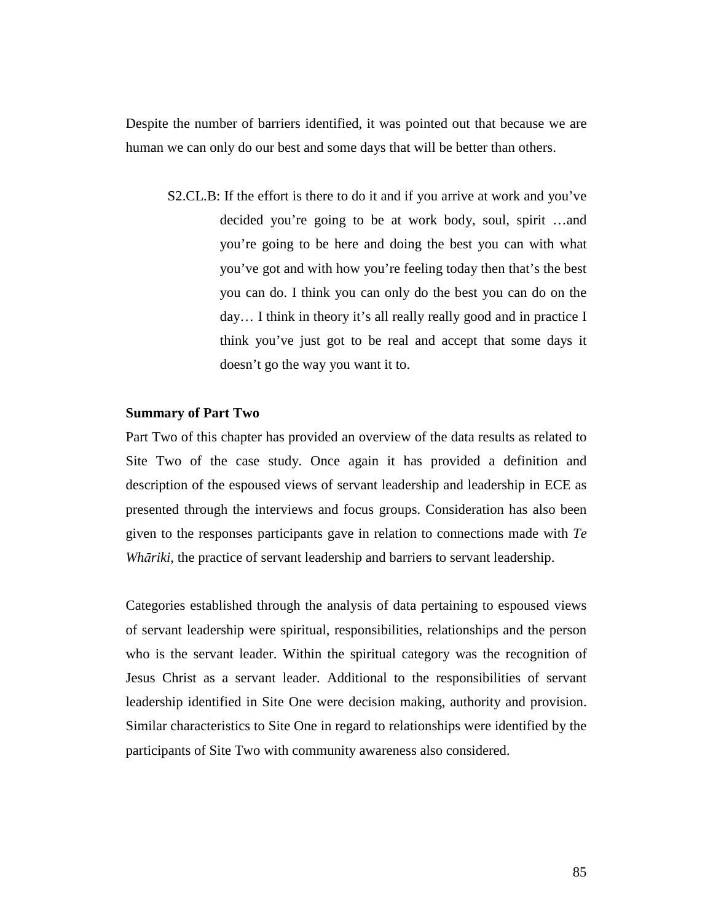Despite the number of barriers identified, it was pointed out that because we are human we can only do our best and some days that will be better than others.

> S2.CL.B: If the effort is there to do it and if you arrive at work and you've decided you're going to be at work body, soul, spirit …and you're going to be here and doing the best you can with what you've got and with how you're feeling today then that's the best you can do. I think you can only do the best you can do on the day… I think in theory it's all really really good and in practice I think you've just got to be real and accept that some days it doesn't go the way you want it to.

**Summary of Part Two**

Part Two of this chapter has provided an overview of the data results as related to Site Two of the case study. Once again it has provided a definition and description of the espoused views of servant leadership and leadership in ECE as presented through the interviews and focus groups. Consideration has also been given to the responses participants gave in relation to connections made with *Te Whāriki*, the practice of servant leadership and barriers to servant leadership.

Categories established through the analysis of data pertaining to espoused views of servant leadership were spiritual, responsibilities, relationships and the person who is the servant leader. Within the spiritual category was the recognition of Jesus Christ as a servant leader. Additional to the responsibilities of servant leadership identified in Site One were decision making, authority and provision. Similar characteristics to Site One in regard to relationships were identified by the participants of Site Two with community awareness also considered.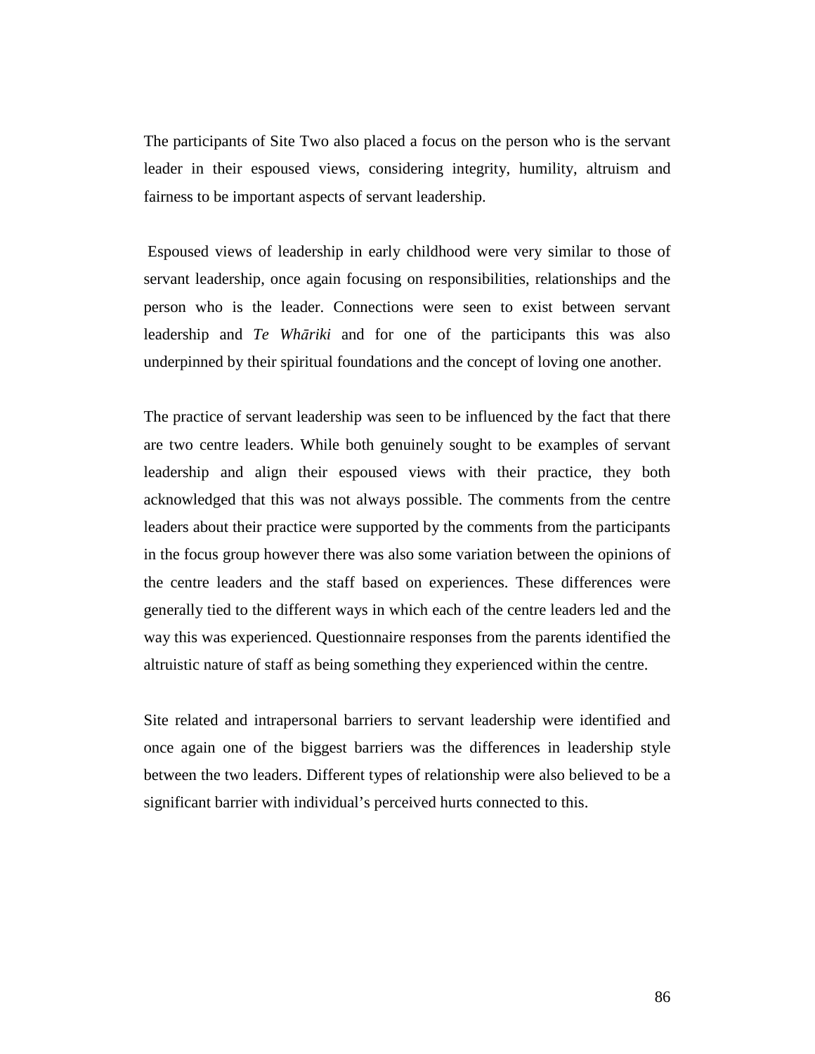The participants of Site Two also placed a focus on the person who is the servant leader in their espoused views, considering integrity, humility, altruism and fairness to be important aspects of servant leadership.

Espoused views of leadership in early childhood were very similar to those of servant leadership, once again focusing on responsibilities, relationships and the person who is the leader. Connections were seen to exist between servant leadership and *Te Whāriki* and for one of the participants this was also underpinned by their spiritual foundations and the concept of loving one another.

The practice of servant leadership was seen to be influenced by the fact that there are two centre leaders. While both genuinely sought to be examples of servant leadership and align their espoused views with their practice, they both acknowledged that this was not always possible. The comments from the centre leaders about their practice were supported by the comments from the participants in the focus group however there was also some variation between the opinions of the centre leaders and the staff based on experiences. These differences were generally tied to the different ways in which each of the centre leaders led and the way this was experienced. Questionnaire responses from the parents identified the altruistic nature of staff as being something they experienced within the centre.

Site related and intrapersonal barriers to servant leadership were identified and once again one of the biggest barriers was the differences in leadership style between the two leaders. Different types of relationship were also believed to be a significant barrier with individual's perceived hurts connected to this.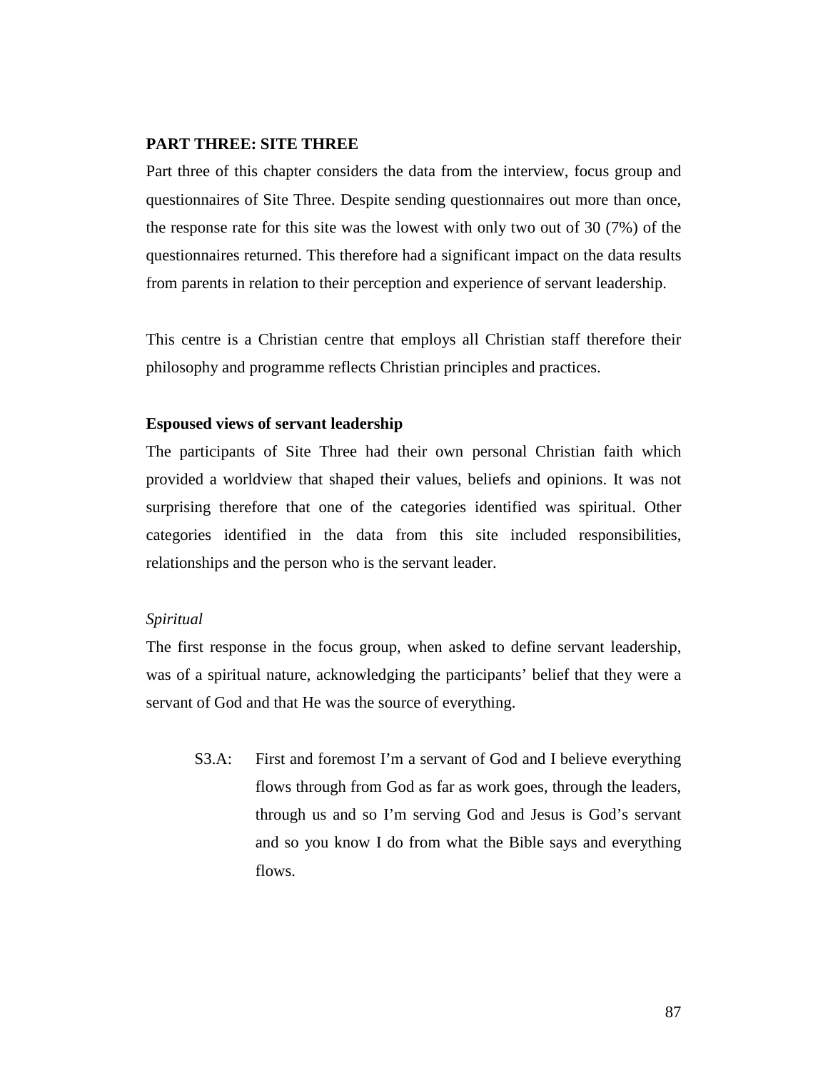**PART THREE: SITE THREE**

Part three of this chapter considers the data from the interview, focus group and questionnaires of Site Three. Despite sending questionnaires out more than once, the response rate for this site was the lowest with only two out of 30 (7%) of the questionnaires returned. This therefore had a significant impact on the data results from parents in relation to their perception and experience of servant leadership.

This centre is a Christian centre that employs all Christian staff therefore their philosophy and programme reflects Christian principles and practices.

**Espoused views of servant leadership**

The participants of Site Three had their own personal Christian faith which provided a worldview that shaped their values, beliefs and opinions. It was not surprising therefore that one of the categories identified was spiritual. Other categories identified in the data from this site included responsibilities, relationships and the person who is the servant leader.

*Spiritual*

The first response in the focus group, when asked to define servant leadership, was of a spiritual nature, acknowledging the participants' belief that they were a servant of God and that He was the source of everything.

> S3.A: First and foremost I'm a servant of God and I believe everything flows through from God as far as work goes, through the leaders, through us and so I'm serving God and Jesus is God's servant and so you know I do from what the Bible says and everything flows.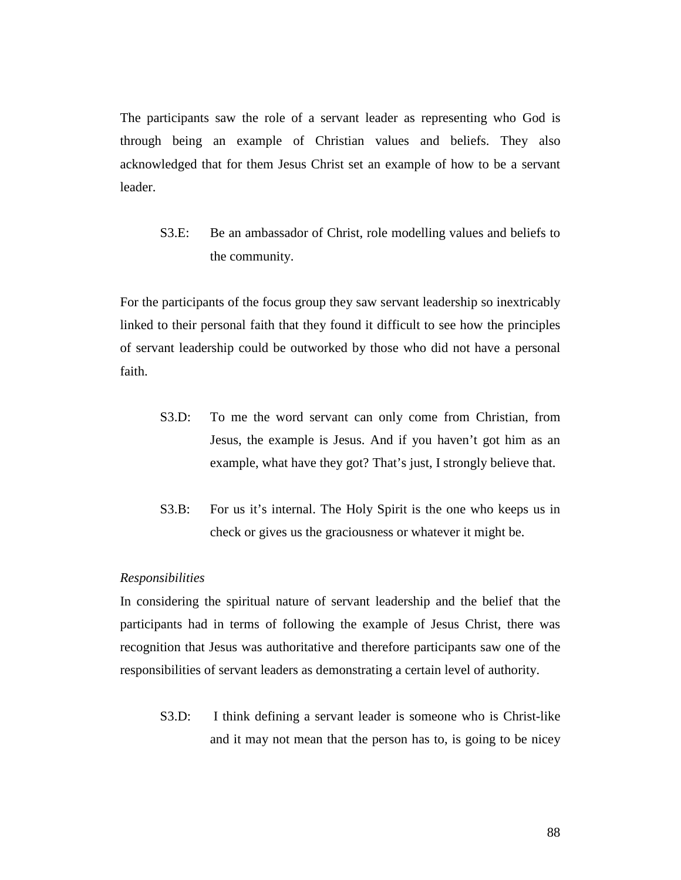The participants saw the role of a servant leader as representing who God is through being an example of Christian values and beliefs. They also acknowledged that for them Jesus Christ set an example of how to be a servant leader.

> S3.E: Be an ambassador of Christ, role modelling values and beliefs to the community.

For the participants of the focus group they saw servant leadership so inextricably linked to their personal faith that they found it difficult to see how the principles of servant leadership could be outworked by those who did not have a personal faith.

> S3.D: To me the word servant can only come from Christian, from Jesus, the example is Jesus. And if you haven't got him as an example, what have they got? That's just, I strongly believe that.

> S3.B: For us it's internal. The Holy Spirit is the one who keeps us in check or gives us the graciousness or whatever it might be.

*Responsibilities*

In considering the spiritual nature of servant leadership and the belief that the participants had in terms of following the example of Jesus Christ, there was recognition that Jesus was authoritative and therefore participants saw one of the responsibilities of servant leaders as demonstrating a certain level of authority.

> S3.D: I think defining a servant leader is someone who is Christ-like and it may not mean that the person has to, is going to be nicey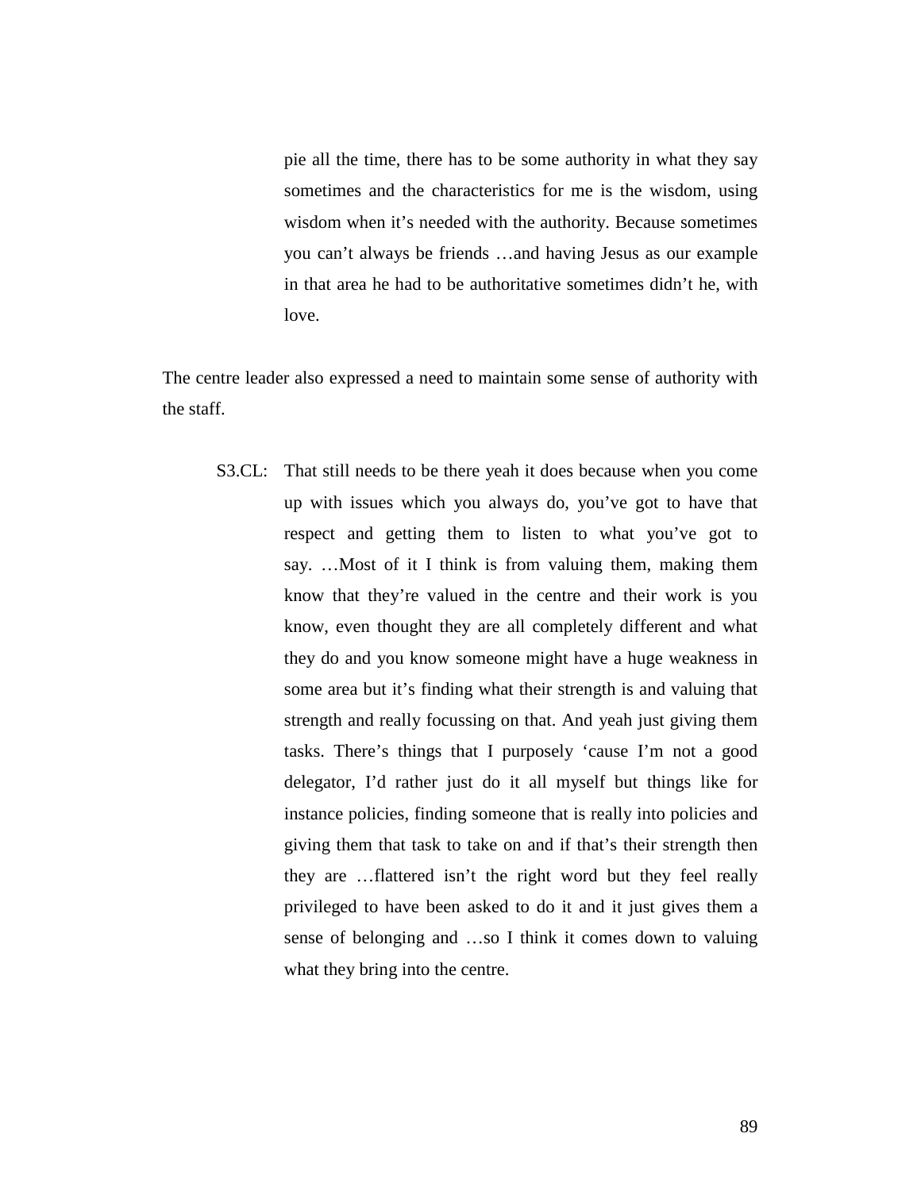> pie all the time, there has to be some authority in what they say sometimes and the characteristics for me is the wisdom, using wisdom when it's needed with the authority. Because sometimes you can't always be friends …and having Jesus as our example in that area he had to be authoritative sometimes didn't he, with love.

The centre leader also expressed a need to maintain some sense of authority with the staff.

> S3.CL: That still needs to be there yeah it does because when you come up with issues which you always do, you've got to have that respect and getting them to listen to what you've got to say. …Most of it I think is from valuing them, making them know that they're valued in the centre and their work is you know, even thought they are all completely different and what they do and you know someone might have a huge weakness in some area but it's finding what their strength is and valuing that strength and really focussing on that. And yeah just giving them tasks. There's things that I purposely 'cause I'm not a good delegator, I'd rather just do it all myself but things like for instance policies, finding someone that is really into policies and giving them that task to take on and if that's their strength then they are …flattered isn't the right word but they feel really privileged to have been asked to do it and it just gives them a sense of belonging and …so I think it comes down to valuing what they bring into the centre.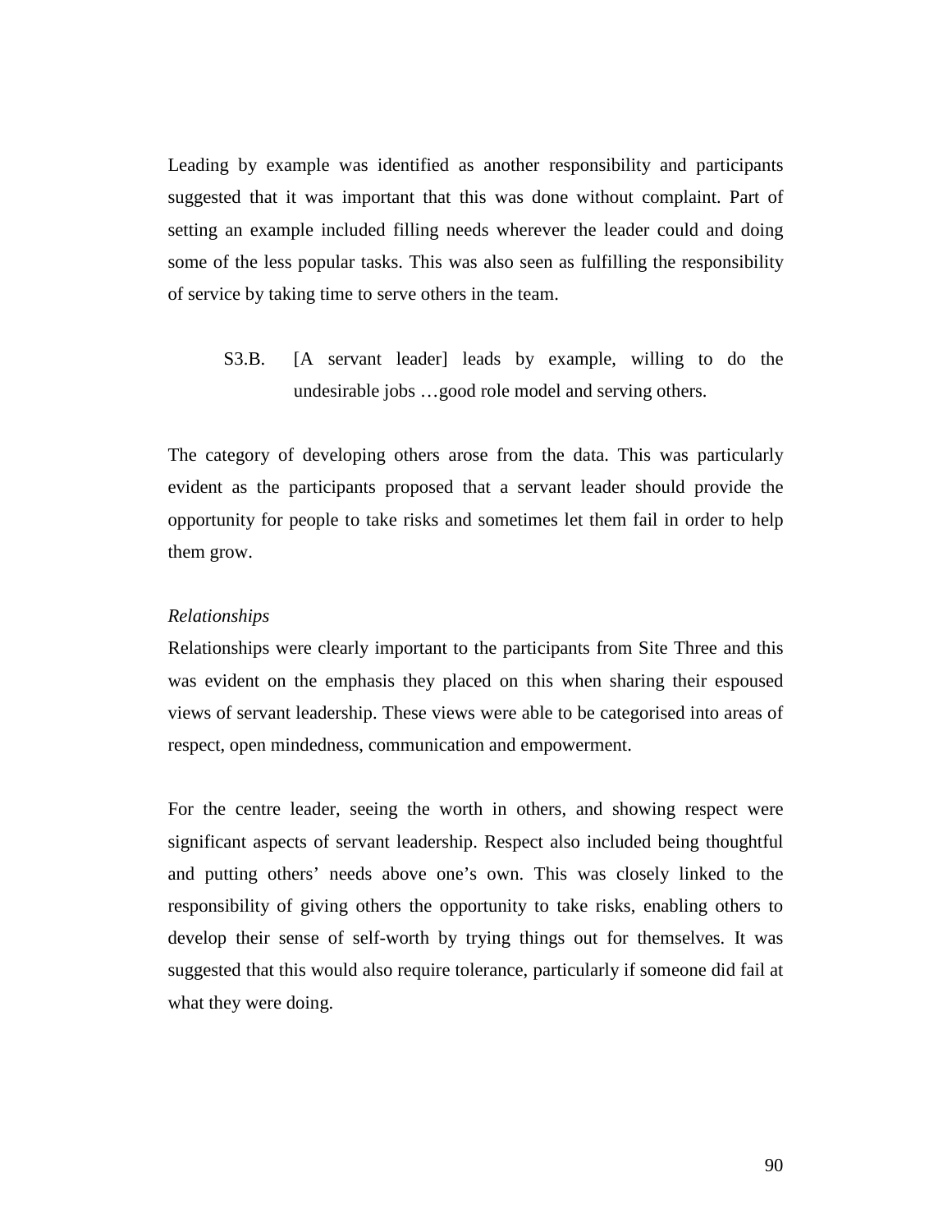Leading by example was identified as another responsibility and participants suggested that it was important that this was done without complaint. Part of setting an example included filling needs wherever the leader could and doing some of the less popular tasks. This was also seen as fulfilling the responsibility of service by taking time to serve others in the team.

> S3.B. [A servant leader] leads by example, willing to do the undesirable jobs …good role model and serving others.

The category of developing others arose from the data. This was particularly evident as the participants proposed that a servant leader should provide the opportunity for people to take risks and sometimes let them fail in order to help them grow.

*Relationships*

Relationships were clearly important to the participants from Site Three and this was evident on the emphasis they placed on this when sharing their espoused views of servant leadership. These views were able to be categorised into areas of respect, open mindedness, communication and empowerment.

For the centre leader, seeing the worth in others, and showing respect were significant aspects of servant leadership. Respect also included being thoughtful and putting others' needs above one's own. This was closely linked to the responsibility of giving others the opportunity to take risks, enabling others to develop their sense of self-worth by trying things out for themselves. It was suggested that this would also require tolerance, particularly if someone did fail at what they were doing.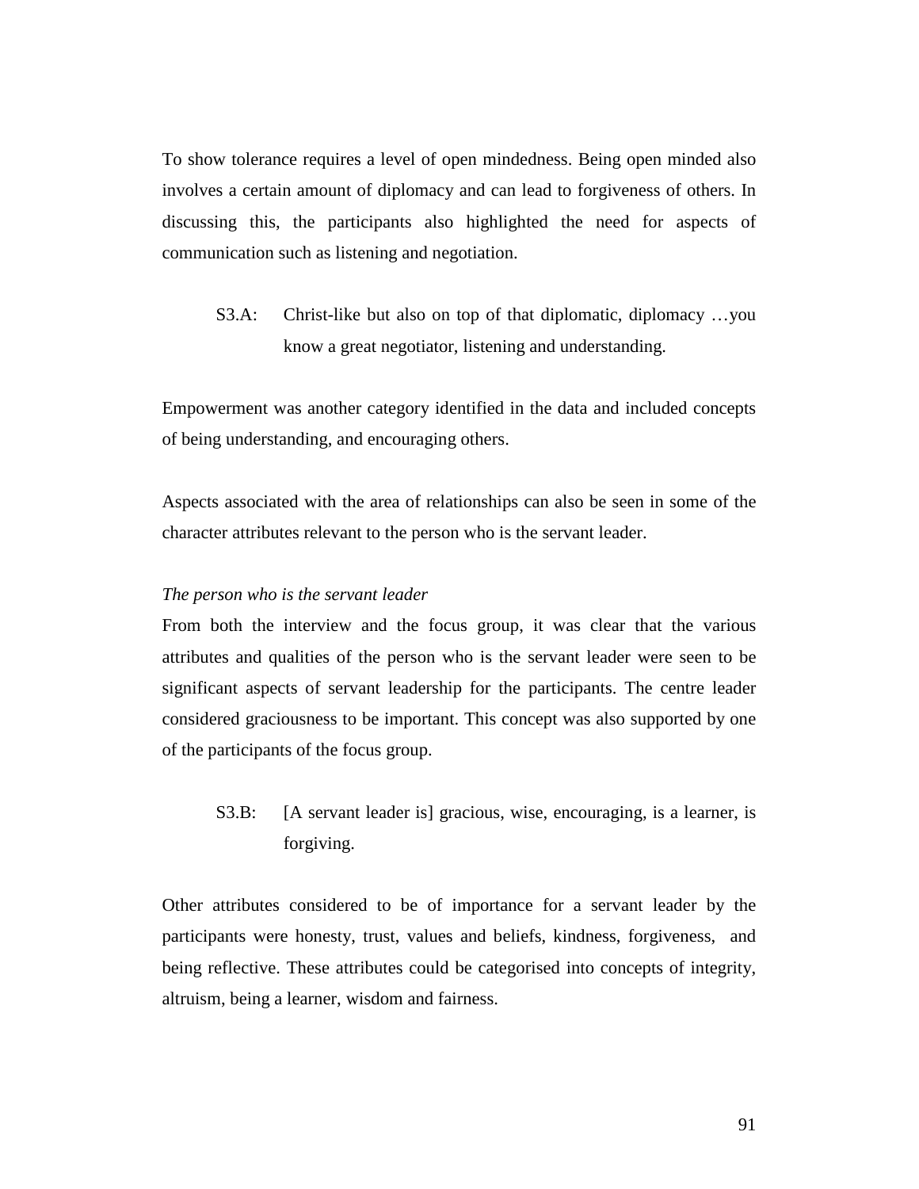To show tolerance requires a level of open mindedness. Being open minded also involves a certain amount of diplomacy and can lead to forgiveness of others. In discussing this, the participants also highlighted the need for aspects of communication such as listening and negotiation.

> S3.A: Christ-like but also on top of that diplomatic, diplomacy …you know a great negotiator, listening and understanding.

Empowerment was another category identified in the data and included concepts of being understanding, and encouraging others.

Aspects associated with the area of relationships can also be seen in some of the character attributes relevant to the person who is the servant leader.

*The person who is the servant leader*

From both the interview and the focus group, it was clear that the various attributes and qualities of the person who is the servant leader were seen to be significant aspects of servant leadership for the participants. The centre leader considered graciousness to be important. This concept was also supported by one of the participants of the focus group.

> S3.B: [A servant leader is] gracious, wise, encouraging, is a learner, is forgiving.

Other attributes considered to be of importance for a servant leader by the participants were honesty, trust, values and beliefs, kindness, forgiveness, and being reflective. These attributes could be categorised into concepts of integrity, altruism, being a learner, wisdom and fairness.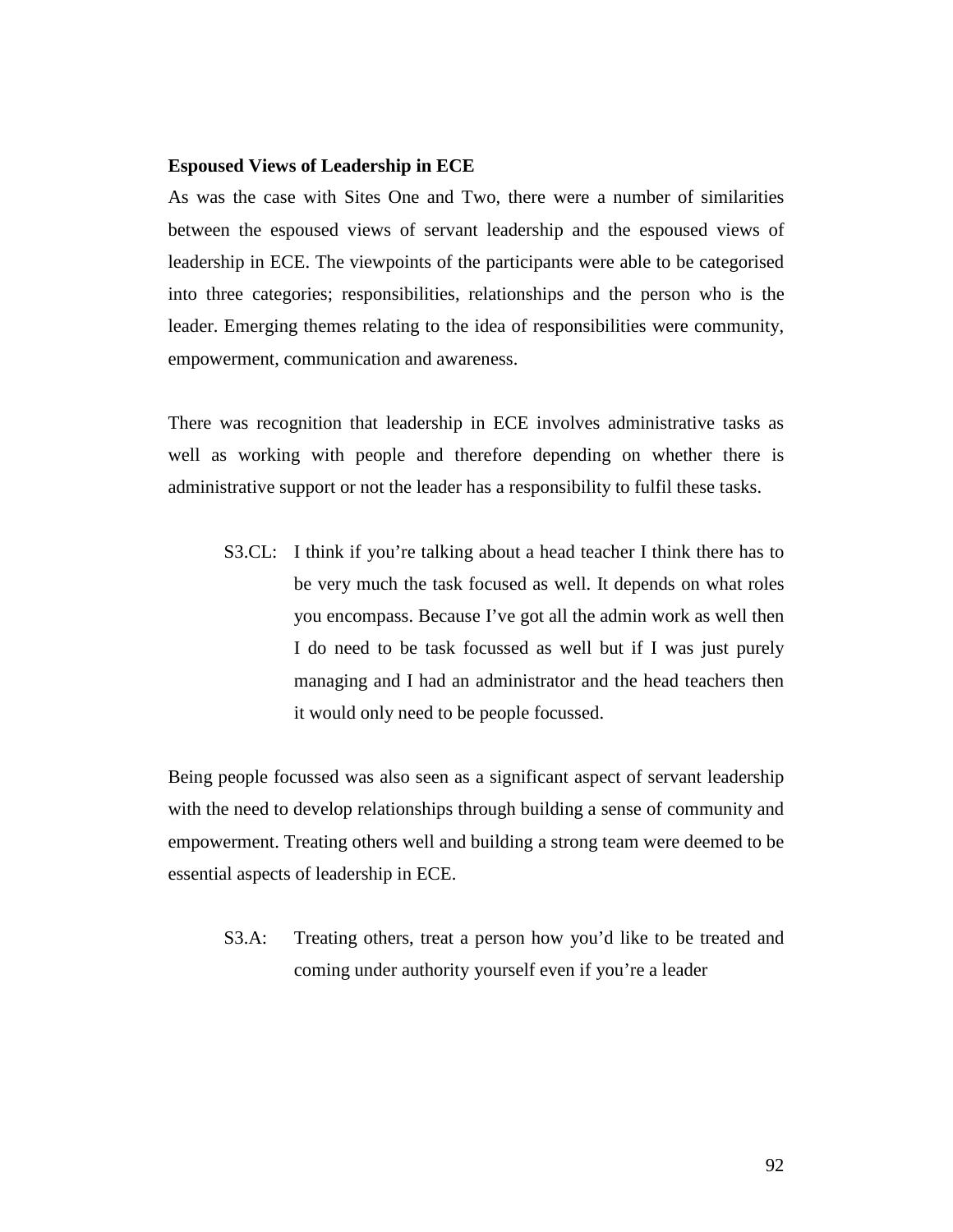**Espoused Views of Leadership in ECE**

As was the case with Sites One and Two, there were a number of similarities between the espoused views of servant leadership and the espoused views of leadership in ECE. The viewpoints of the participants were able to be categorised into three categories; responsibilities, relationships and the person who is the leader. Emerging themes relating to the idea of responsibilities were community, empowerment, communication and awareness.

There was recognition that leadership in ECE involves administrative tasks as well as working with people and therefore depending on whether there is administrative support or not the leader has a responsibility to fulfil these tasks.

> S3.CL: I think if you're talking about a head teacher I think there has to be very much the task focused as well. It depends on what roles you encompass. Because I've got all the admin work as well then I do need to be task focussed as well but if I was just purely managing and I had an administrator and the head teachers then it would only need to be people focussed.

Being people focussed was also seen as a significant aspect of servant leadership with the need to develop relationships through building a sense of community and empowerment. Treating others well and building a strong team were deemed to be essential aspects of leadership in ECE.

> S3.A: Treating others, treat a person how you'd like to be treated and coming under authority yourself even if you're a leader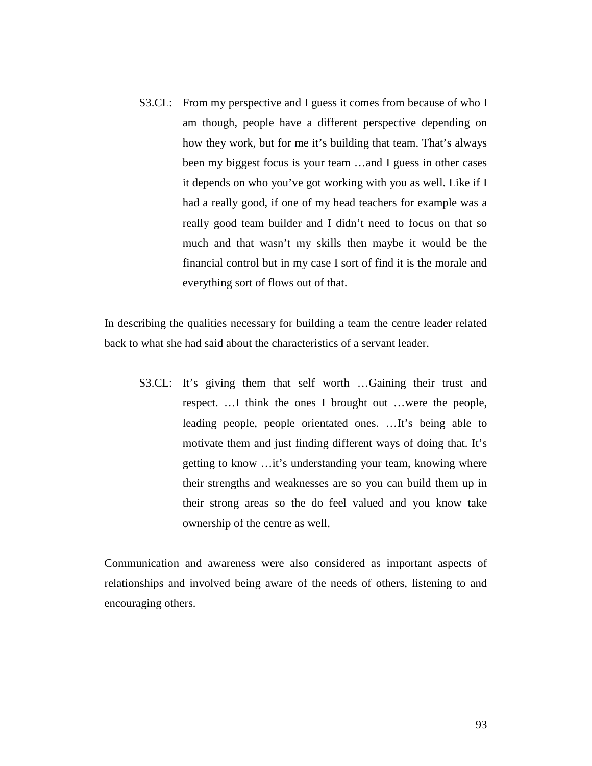> S3.CL: From my perspective and I guess it comes from because of who I am though, people have a different perspective depending on how they work, but for me it's building that team. That's always been my biggest focus is your team …and I guess in other cases it depends on who you've got working with you as well. Like if I had a really good, if one of my head teachers for example was a really good team builder and I didn't need to focus on that so much and that wasn't my skills then maybe it would be the financial control but in my case I sort of find it is the morale and everything sort of flows out of that.

In describing the qualities necessary for building a team the centre leader related back to what she had said about the characteristics of a servant leader.

> S3.CL: It's giving them that self worth …Gaining their trust and respect. …I think the ones I brought out …were the people, leading people, people orientated ones. …It's being able to motivate them and just finding different ways of doing that. It's getting to know …it's understanding your team, knowing where their strengths and weaknesses are so you can build them up in their strong areas so the do feel valued and you know take ownership of the centre as well.

Communication and awareness were also considered as important aspects of relationships and involved being aware of the needs of others, listening to and encouraging others.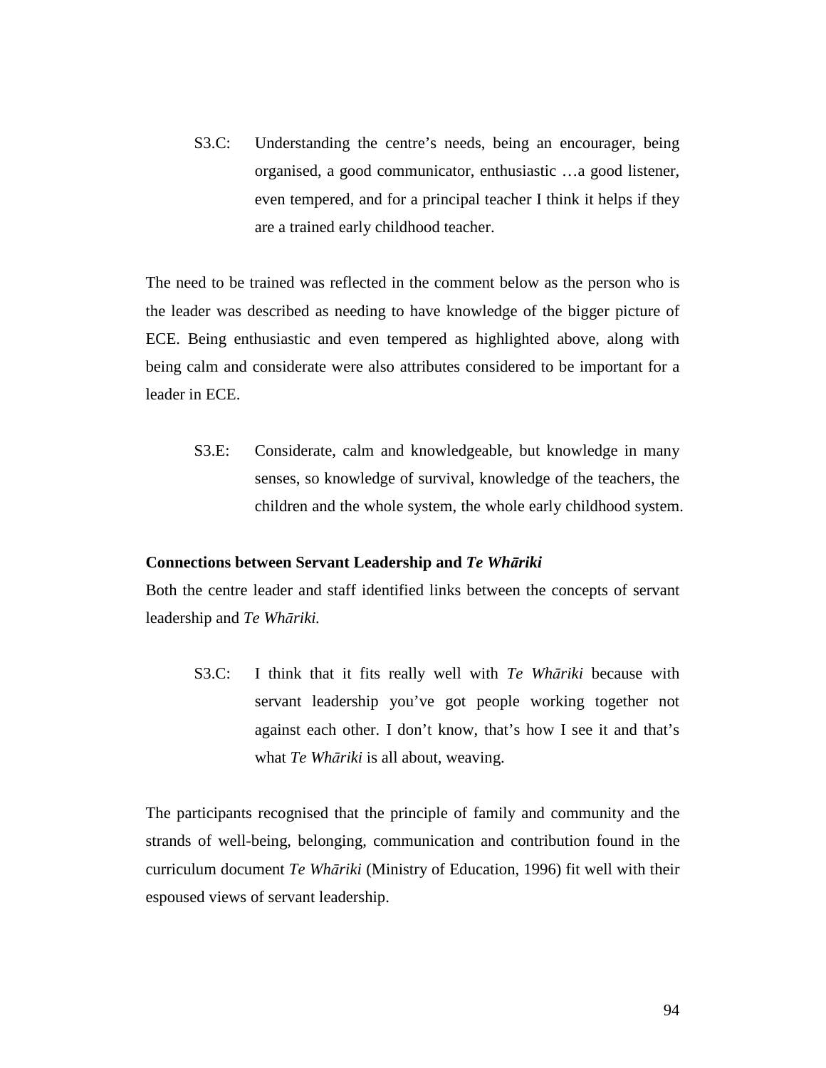S3.C: Understanding the centre's needs, being an encourager, being organised, a good communicator, enthusiastic …a good listener, even tempered, and for a principal teacher I think it helps if they are a trained early childhood teacher.

The need to be trained was reflected in the comment below as the person who is the leader was described as needing to have knowledge of the bigger picture of ECE. Being enthusiastic and even tempered as highlighted above, along with being calm and considerate were also attributes considered to be important for a leader in ECE.

S3.E: Considerate, calm and knowledgeable, but knowledge in many senses, so knowledge of survival, knowledge of the teachers, the children and the whole system, the whole early childhood system.

**Connections between Servant Leadership and *Te Whāriki***

Both the centre leader and staff identified links between the concepts of servant leadership and *Te Whāriki*.

S3.C: I think that it fits really well with *Te Whāriki* because with servant leadership you've got people working together not against each other. I don't know, that's how I see it and that's what *Te Whāriki* is all about, weaving.

The participants recognised that the principle of family and community and the strands of well-being, belonging, communication and contribution found in the curriculum document *Te Whāriki* (Ministry of Education, 1996) fit well with their espoused views of servant leadership.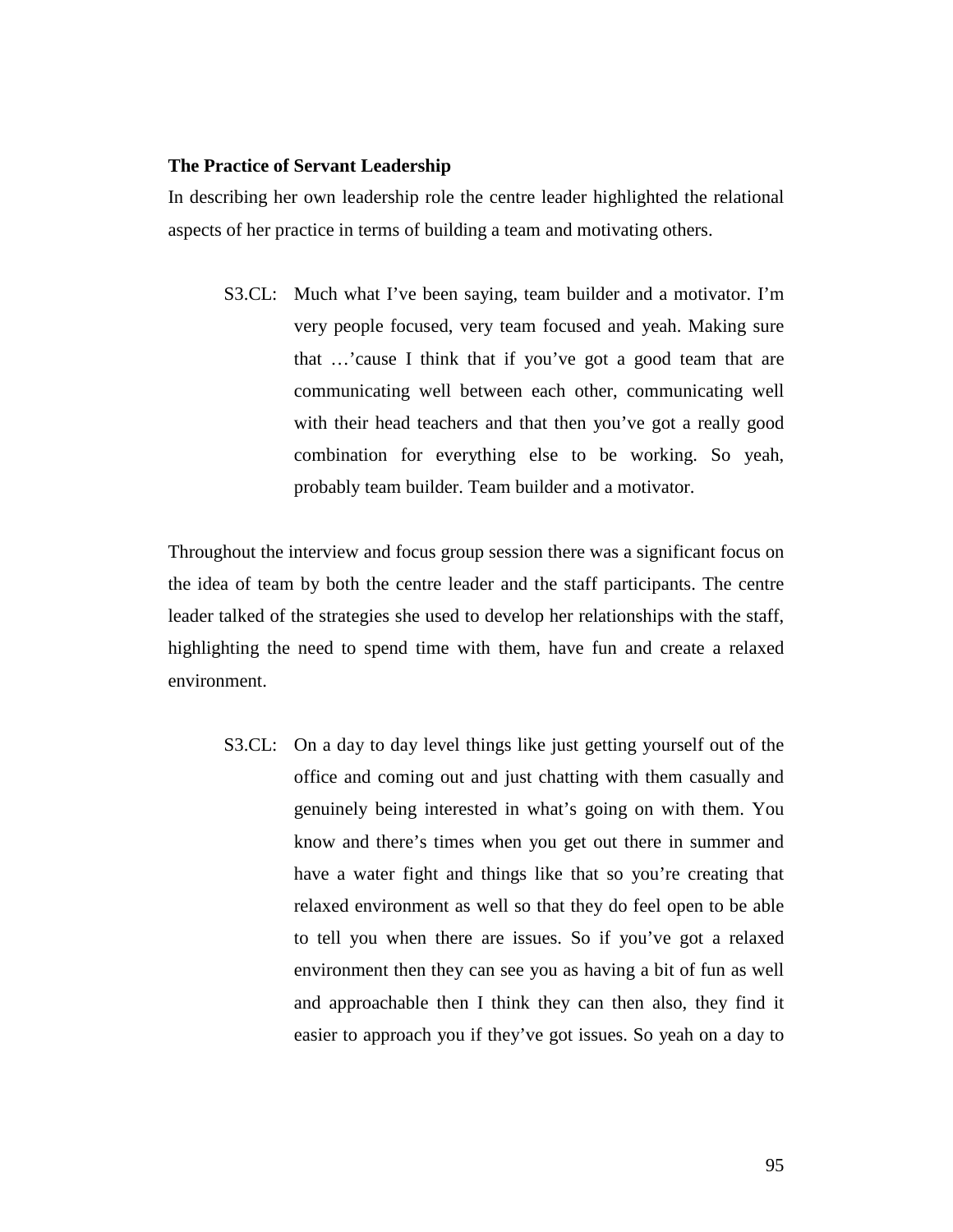**The Practice of Servant Leadership**

In describing her own leadership role the centre leader highlighted the relational aspects of her practice in terms of building a team and motivating others.

> S3.CL: Much what I've been saying, team builder and a motivator. I'm very people focused, very team focused and yeah. Making sure that …'cause I think that if you've got a good team that are communicating well between each other, communicating well with their head teachers and that then you've got a really good combination for everything else to be working. So yeah, probably team builder. Team builder and a motivator.

Throughout the interview and focus group session there was a significant focus on the idea of team by both the centre leader and the staff participants. The centre leader talked of the strategies she used to develop her relationships with the staff, highlighting the need to spend time with them, have fun and create a relaxed environment.

> S3.CL: On a day to day level things like just getting yourself out of the office and coming out and just chatting with them casually and genuinely being interested in what's going on with them. You know and there's times when you get out there in summer and have a water fight and things like that so you're creating that relaxed environment as well so that they do feel open to be able to tell you when there are issues. So if you've got a relaxed environment then they can see you as having a bit of fun as well and approachable then I think they can then also, they find it easier to approach you if they've got issues. So yeah on a day to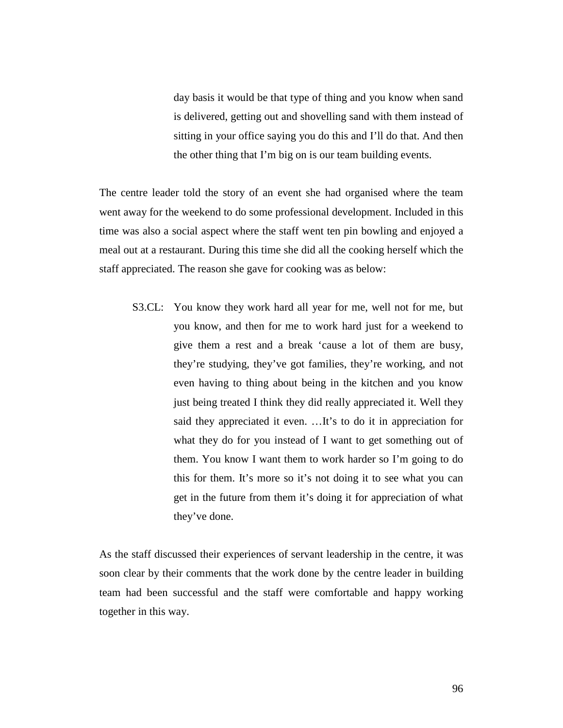> day basis it would be that type of thing and you know when sand is delivered, getting out and shovelling sand with them instead of sitting in your office saying you do this and I'll do that. And then the other thing that I'm big on is our team building events.

The centre leader told the story of an event she had organised where the team went away for the weekend to do some professional development. Included in this time was also a social aspect where the staff went ten pin bowling and enjoyed a meal out at a restaurant. During this time she did all the cooking herself which the staff appreciated. The reason she gave for cooking was as below:

> S3.CL: You know they work hard all year for me, well not for me, but you know, and then for me to work hard just for a weekend to give them a rest and a break 'cause a lot of them are busy, they're studying, they've got families, they're working, and not even having to thing about being in the kitchen and you know just being treated I think they did really appreciated it. Well they said they appreciated it even. …It's to do it in appreciation for what they do for you instead of I want to get something out of them. You know I want them to work harder so I'm going to do this for them. It's more so it's not doing it to see what you can get in the future from them it's doing it for appreciation of what they've done.

As the staff discussed their experiences of servant leadership in the centre, it was soon clear by their comments that the work done by the centre leader in building team had been successful and the staff were comfortable and happy working together in this way.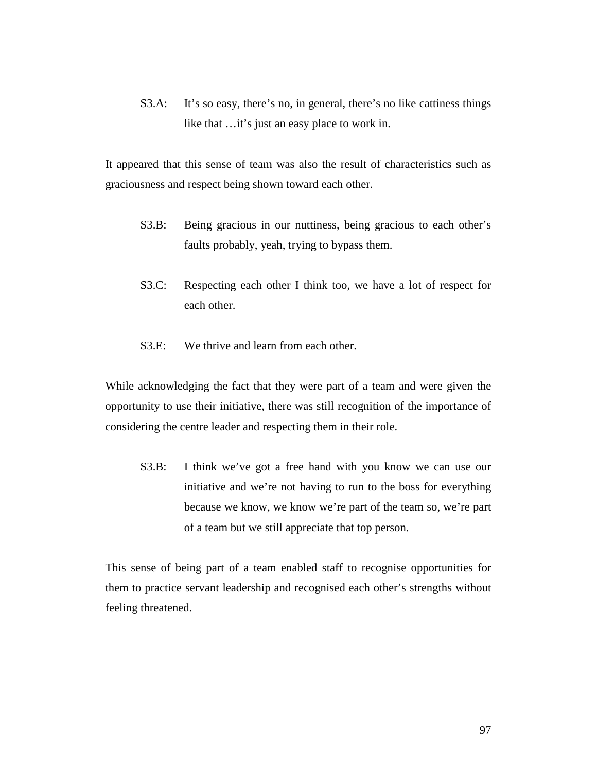> S3.A: It's so easy, there's no, in general, there's no like cattiness things like that …it's just an easy place to work in.

It appeared that this sense of team was also the result of characteristics such as graciousness and respect being shown toward each other.

> S3.B: Being gracious in our nuttiness, being gracious to each other's faults probably, yeah, trying to bypass them.

> S3.C: Respecting each other I think too, we have a lot of respect for each other.

> S3.E: We thrive and learn from each other.

While acknowledging the fact that they were part of a team and were given the opportunity to use their initiative, there was still recognition of the importance of considering the centre leader and respecting them in their role.

> S3.B: I think we've got a free hand with you know we can use our initiative and we're not having to run to the boss for everything because we know, we know we're part of the team so, we're part of a team but we still appreciate that top person.

This sense of being part of a team enabled staff to recognise opportunities for them to practice servant leadership and recognised each other's strengths without feeling threatened.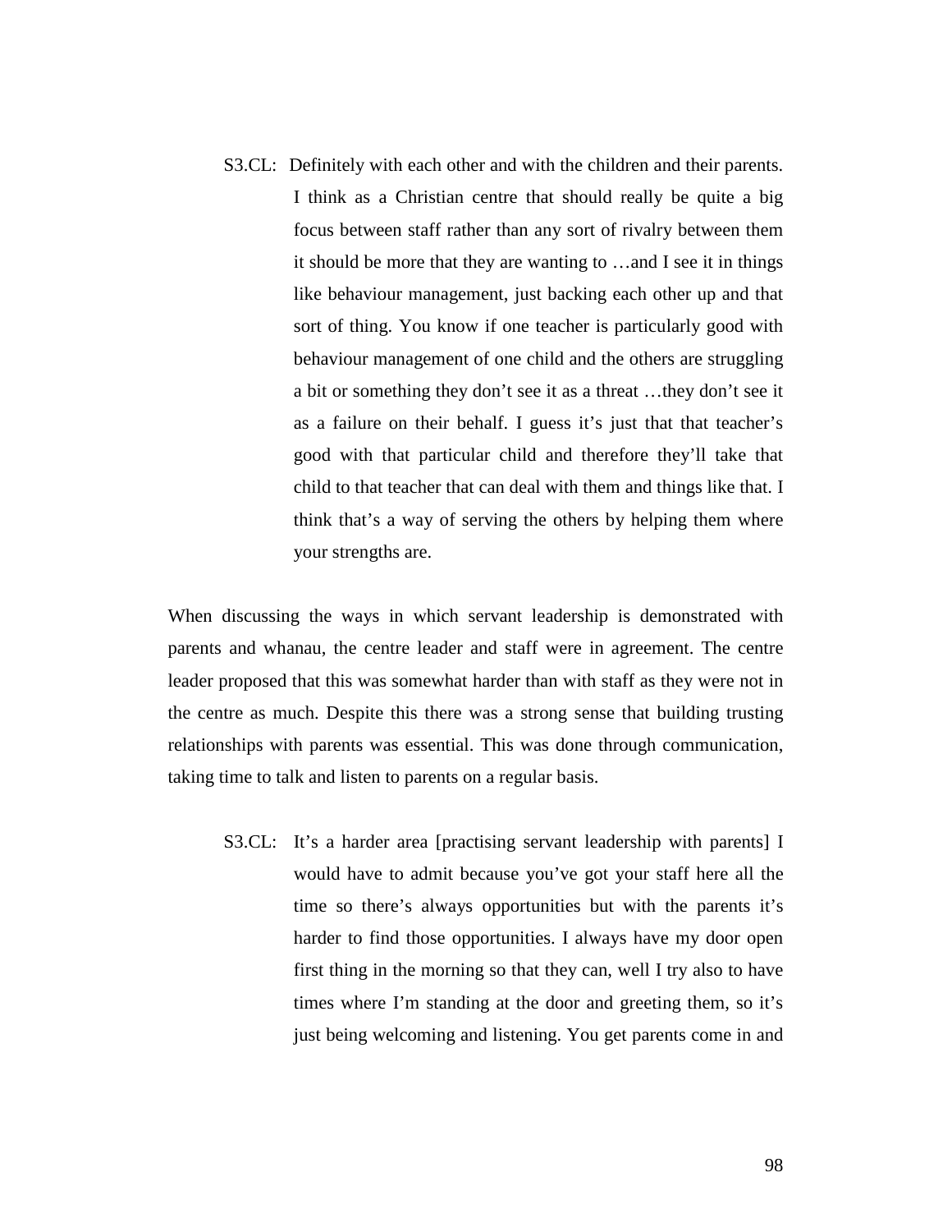S3.CL: Definitely with each other and with the children and their parents. I think as a Christian centre that should really be quite a big focus between staff rather than any sort of rivalry between them it should be more that they are wanting to …and I see it in things like behaviour management, just backing each other up and that sort of thing. You know if one teacher is particularly good with behaviour management of one child and the others are struggling a bit or something they don't see it as a threat …they don't see it as a failure on their behalf. I guess it's just that that teacher's good with that particular child and therefore they'll take that child to that teacher that can deal with them and things like that. I think that's a way of serving the others by helping them where your strengths are.

When discussing the ways in which servant leadership is demonstrated with parents and whanau, the centre leader and staff were in agreement. The centre leader proposed that this was somewhat harder than with staff as they were not in the centre as much. Despite this there was a strong sense that building trusting relationships with parents was essential. This was done through communication, taking time to talk and listen to parents on a regular basis.

S3.CL: It's a harder area [practising servant leadership with parents] I would have to admit because you've got your staff here all the time so there's always opportunities but with the parents it's harder to find those opportunities. I always have my door open first thing in the morning so that they can, well I try also to have times where I'm standing at the door and greeting them, so it's just being welcoming and listening. You get parents come in and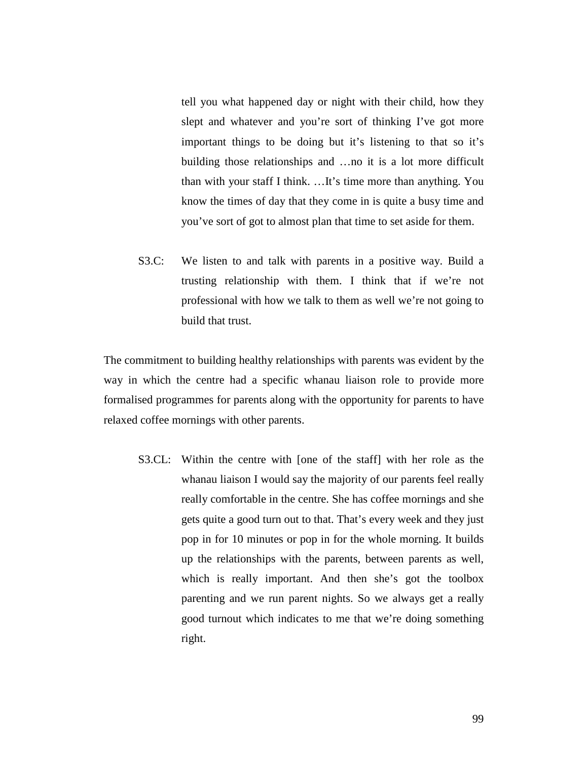tell you what happened day or night with their child, how they slept and whatever and you're sort of thinking I've got more important things to be doing but it's listening to that so it's building those relationships and …no it is a lot more difficult than with your staff I think. …It's time more than anything. You know the times of day that they come in is quite a busy time and you've sort of got to almost plan that time to set aside for them.

S3.C: We listen to and talk with parents in a positive way. Build a trusting relationship with them. I think that if we're not professional with how we talk to them as well we're not going to build that trust.

The commitment to building healthy relationships with parents was evident by the way in which the centre had a specific whanau liaison role to provide more formalised programmes for parents along with the opportunity for parents to have relaxed coffee mornings with other parents.

S3.CL: Within the centre with [one of the staff] with her role as the whanau liaison I would say the majority of our parents feel really really comfortable in the centre. She has coffee mornings and she gets quite a good turn out to that. That's every week and they just pop in for 10 minutes or pop in for the whole morning. It builds up the relationships with the parents, between parents as well, which is really important. And then she's got the toolbox parenting and we run parent nights. So we always get a really good turnout which indicates to me that we're doing something right.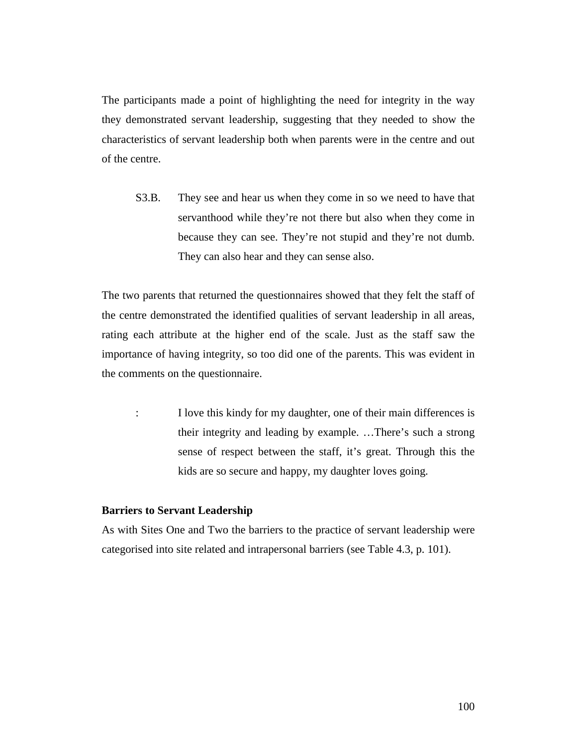The participants made a point of highlighting the need for integrity in the way they demonstrated servant leadership, suggesting that they needed to show the characteristics of servant leadership both when parents were in the centre and out of the centre.

> S3.B. They see and hear us when they come in so we need to have that servanthood while they're not there but also when they come in because they can see. They're not stupid and they're not dumb. They can also hear and they can sense also.

The two parents that returned the questionnaires showed that they felt the staff of the centre demonstrated the identified qualities of servant leadership in all areas, rating each attribute at the higher end of the scale. Just as the staff saw the importance of having integrity, so too did one of the parents. This was evident in the comments on the questionnaire.

> : I love this kindy for my daughter, one of their main differences is their integrity and leading by example. …There's such a strong sense of respect between the staff, it's great. Through this the kids are so secure and happy, my daughter loves going.

**Barriers to Servant Leadership**

As with Sites One and Two the barriers to the practice of servant leadership were categorised into site related and intrapersonal barriers (see Table 4.3, p. 101).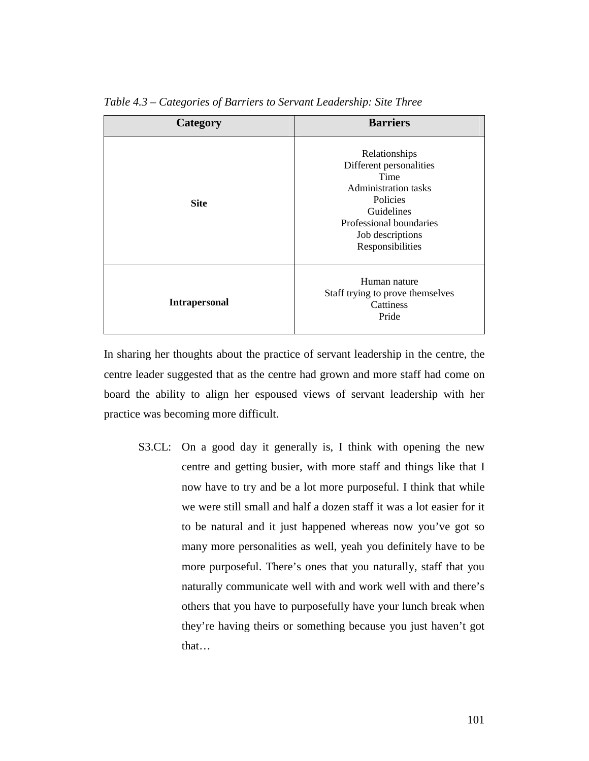*Table 4.3 – Categories of Barriers to Servant Leadership: Site Three*

| Category | Barriers |
|---|---|
| **Site** | Relationships<br>Different personalities<br>Time<br>Administration tasks<br>Policies<br>Guidelines<br>Professional boundaries<br>Job descriptions<br>Responsibilities |
| **Intrapersonal** | Human nature<br>Staff trying to prove themselves<br>Cattiness<br>Pride |

In sharing her thoughts about the practice of servant leadership in the centre, the centre leader suggested that as the centre had grown and more staff had come on board the ability to align her espoused views of servant leadership with her practice was becoming more difficult.

> S3.CL: On a good day it generally is, I think with opening the new centre and getting busier, with more staff and things like that I now have to try and be a lot more purposeful. I think that while we were still small and half a dozen staff it was a lot easier for it to be natural and it just happened whereas now you've got so many more personalities as well, yeah you definitely have to be more purposeful. There's ones that you naturally, staff that you naturally communicate well with and work well with and there's others that you have to purposefully have your lunch break when they're having theirs or something because you just haven't got that…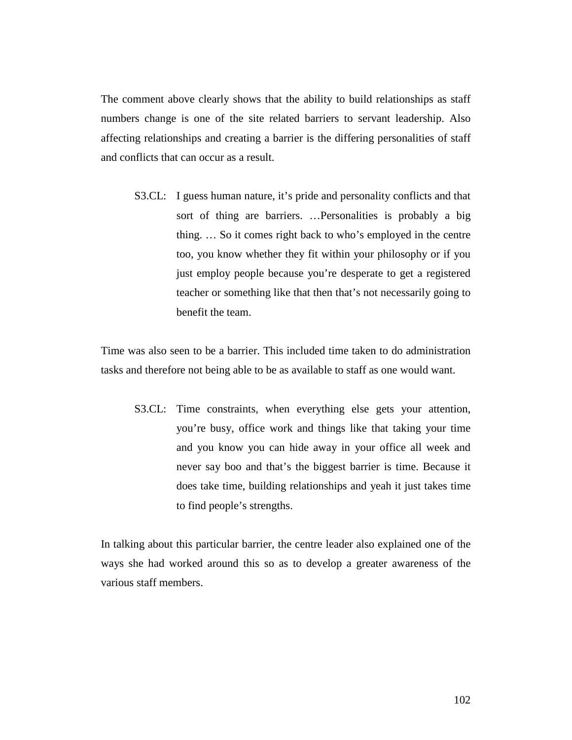The comment above clearly shows that the ability to build relationships as staff numbers change is one of the site related barriers to servant leadership. Also affecting relationships and creating a barrier is the differing personalities of staff and conflicts that can occur as a result.

> S3.CL: I guess human nature, it's pride and personality conflicts and that sort of thing are barriers. …Personalities is probably a big thing. … So it comes right back to who's employed in the centre too, you know whether they fit within your philosophy or if you just employ people because you're desperate to get a registered teacher or something like that then that's not necessarily going to benefit the team.

Time was also seen to be a barrier. This included time taken to do administration tasks and therefore not being able to be as available to staff as one would want.

> S3.CL: Time constraints, when everything else gets your attention, you're busy, office work and things like that taking your time and you know you can hide away in your office all week and never say boo and that's the biggest barrier is time. Because it does take time, building relationships and yeah it just takes time to find people's strengths.

In talking about this particular barrier, the centre leader also explained one of the ways she had worked around this so as to develop a greater awareness of the various staff members.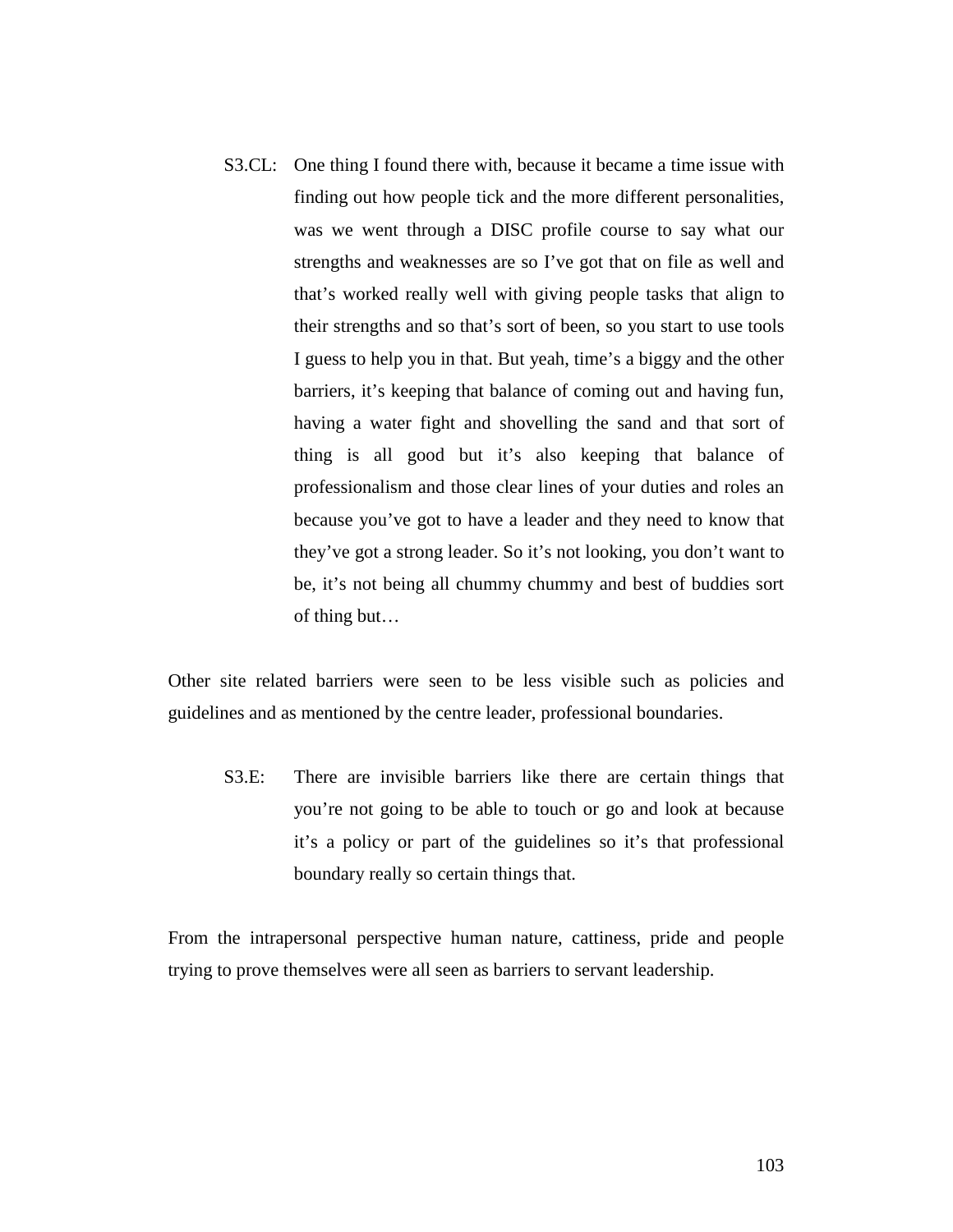> S3.CL: One thing I found there with, because it became a time issue with finding out how people tick and the more different personalities, was we went through a DISC profile course to say what our strengths and weaknesses are so I've got that on file as well and that's worked really well with giving people tasks that align to their strengths and so that's sort of been, so you start to use tools I guess to help you in that. But yeah, time's a biggy and the other barriers, it's keeping that balance of coming out and having fun, having a water fight and shovelling the sand and that sort of thing is all good but it's also keeping that balance of professionalism and those clear lines of your duties and roles an because you've got to have a leader and they need to know that they've got a strong leader. So it's not looking, you don't want to be, it's not being all chummy chummy and best of buddies sort of thing but…

Other site related barriers were seen to be less visible such as policies and guidelines and as mentioned by the centre leader, professional boundaries.

> S3.E: There are invisible barriers like there are certain things that you're not going to be able to touch or go and look at because it's a policy or part of the guidelines so it's that professional boundary really so certain things that.

From the intrapersonal perspective human nature, cattiness, pride and people trying to prove themselves were all seen as barriers to servant leadership.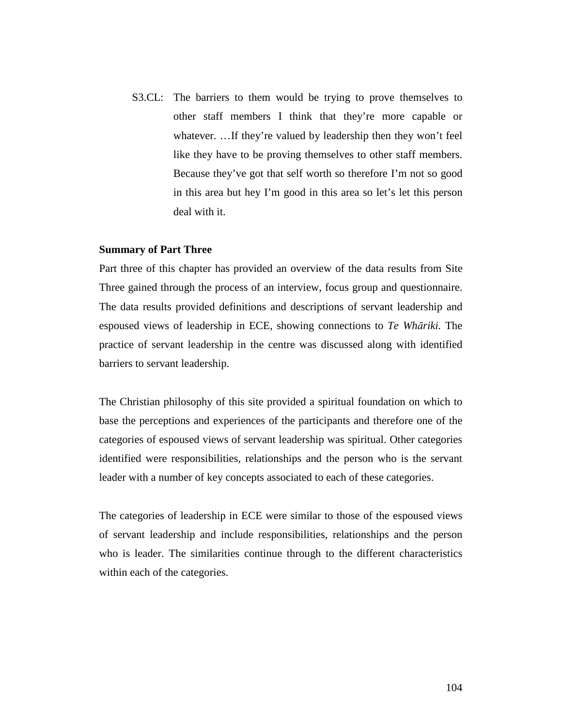S3.CL: The barriers to them would be trying to prove themselves to other staff members I think that they're more capable or whatever. …If they're valued by leadership then they won't feel like they have to be proving themselves to other staff members. Because they've got that self worth so therefore I'm not so good in this area but hey I'm good in this area so let's let this person deal with it.

**Summary of Part Three**

Part three of this chapter has provided an overview of the data results from Site Three gained through the process of an interview, focus group and questionnaire. The data results provided definitions and descriptions of servant leadership and espoused views of leadership in ECE, showing connections to *Te Whāriki*. The practice of servant leadership in the centre was discussed along with identified barriers to servant leadership.

The Christian philosophy of this site provided a spiritual foundation on which to base the perceptions and experiences of the participants and therefore one of the categories of espoused views of servant leadership was spiritual. Other categories identified were responsibilities, relationships and the person who is the servant leader with a number of key concepts associated to each of these categories.

The categories of leadership in ECE were similar to those of the espoused views of servant leadership and include responsibilities, relationships and the person who is leader. The similarities continue through to the different characteristics within each of the categories.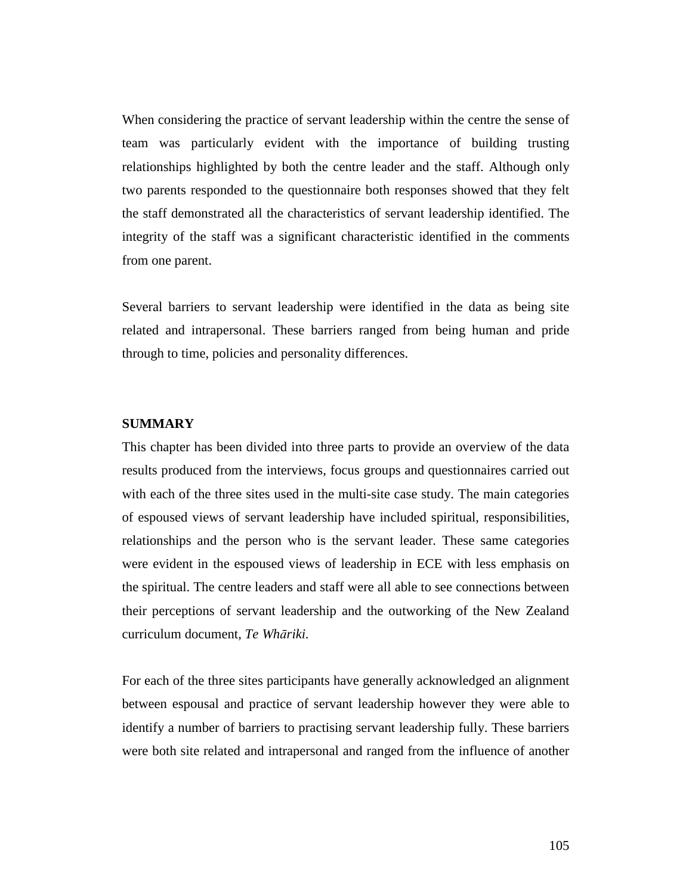When considering the practice of servant leadership within the centre the sense of team was particularly evident with the importance of building trusting relationships highlighted by both the centre leader and the staff. Although only two parents responded to the questionnaire both responses showed that they felt the staff demonstrated all the characteristics of servant leadership identified. The integrity of the staff was a significant characteristic identified in the comments from one parent.

Several barriers to servant leadership were identified in the data as being site related and intrapersonal. These barriers ranged from being human and pride through to time, policies and personality differences.

**SUMMARY**

This chapter has been divided into three parts to provide an overview of the data results produced from the interviews, focus groups and questionnaires carried out with each of the three sites used in the multi-site case study. The main categories of espoused views of servant leadership have included spiritual, responsibilities, relationships and the person who is the servant leader. These same categories were evident in the espoused views of leadership in ECE with less emphasis on the spiritual. The centre leaders and staff were all able to see connections between their perceptions of servant leadership and the outworking of the New Zealand curriculum document, *Te Whāriki*.

For each of the three sites participants have generally acknowledged an alignment between espousal and practice of servant leadership however they were able to identify a number of barriers to practising servant leadership fully. These barriers were both site related and intrapersonal and ranged from the influence of another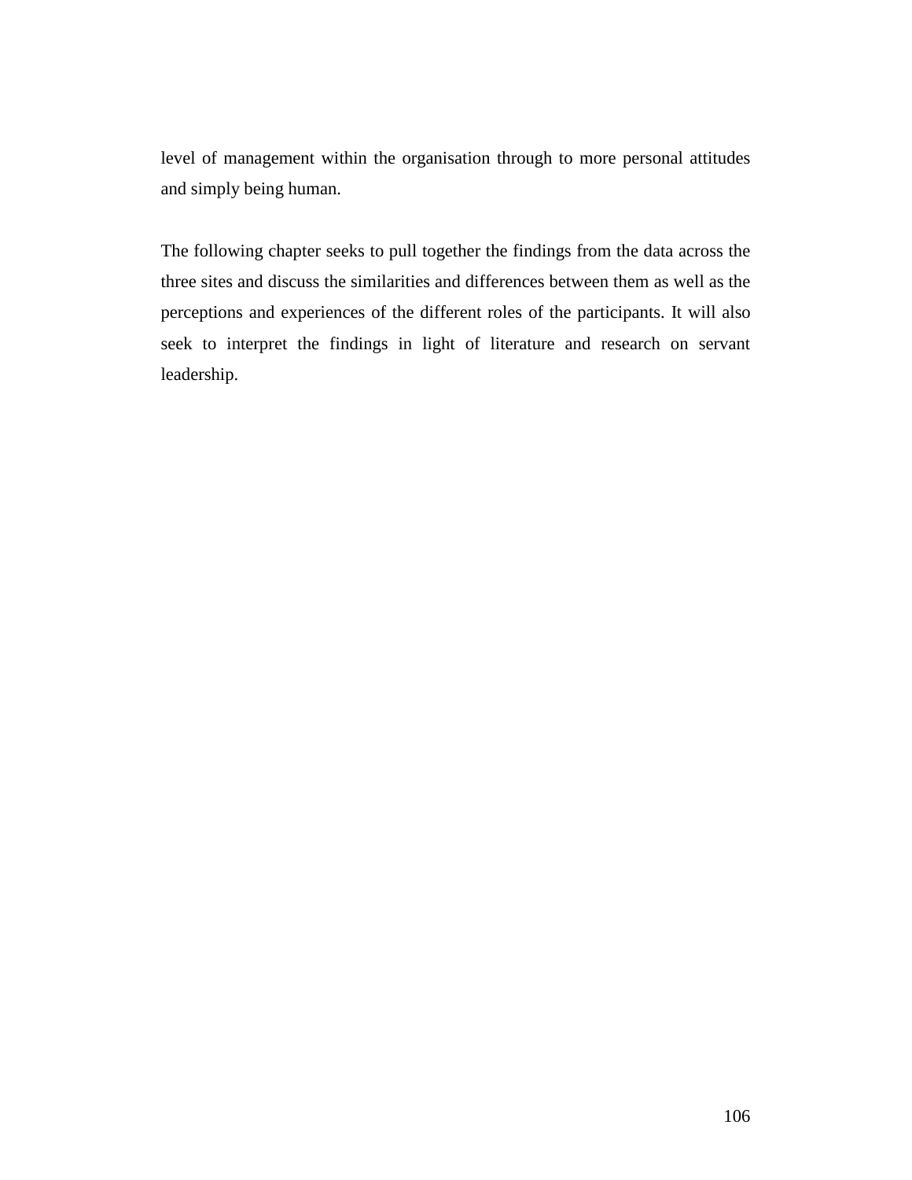level of management within the organisation through to more personal attitudes and simply being human.

The following chapter seeks to pull together the findings from the data across the three sites and discuss the similarities and differences between them as well as the perceptions and experiences of the different roles of the participants. It will also seek to interpret the findings in light of literature and research on servant leadership.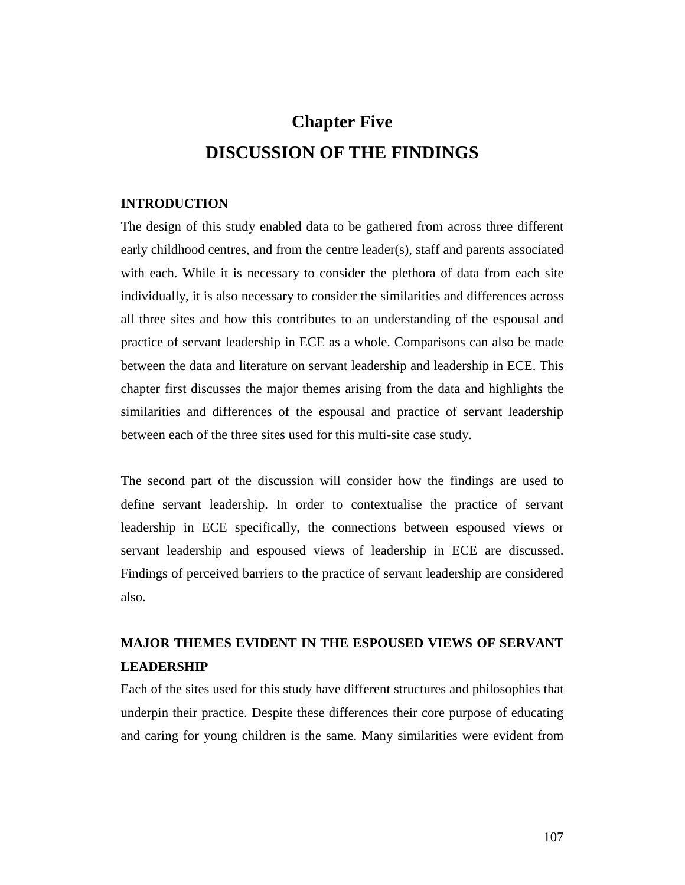# Chapter Five

# DISCUSSION OF THE FINDINGS

## INTRODUCTION

The design of this study enabled data to be gathered from across three different early childhood centres, and from the centre leader(s), staff and parents associated with each. While it is necessary to consider the plethora of data from each site individually, it is also necessary to consider the similarities and differences across all three sites and how this contributes to an understanding of the espousal and practice of servant leadership in ECE as a whole. Comparisons can also be made between the data and literature on servant leadership and leadership in ECE. This chapter first discusses the major themes arising from the data and highlights the similarities and differences of the espousal and practice of servant leadership between each of the three sites used for this multi-site case study.

The second part of the discussion will consider how the findings are used to define servant leadership. In order to contextualise the practice of servant leadership in ECE specifically, the connections between espoused views or servant leadership and espoused views of leadership in ECE are discussed. Findings of perceived barriers to the practice of servant leadership are considered also.

## MAJOR THEMES EVIDENT IN THE ESPOUSED VIEWS OF SERVANT LEADERSHIP

Each of the sites used for this study have different structures and philosophies that underpin their practice. Despite these differences their core purpose of educating and caring for young children is the same. Many similarities were evident from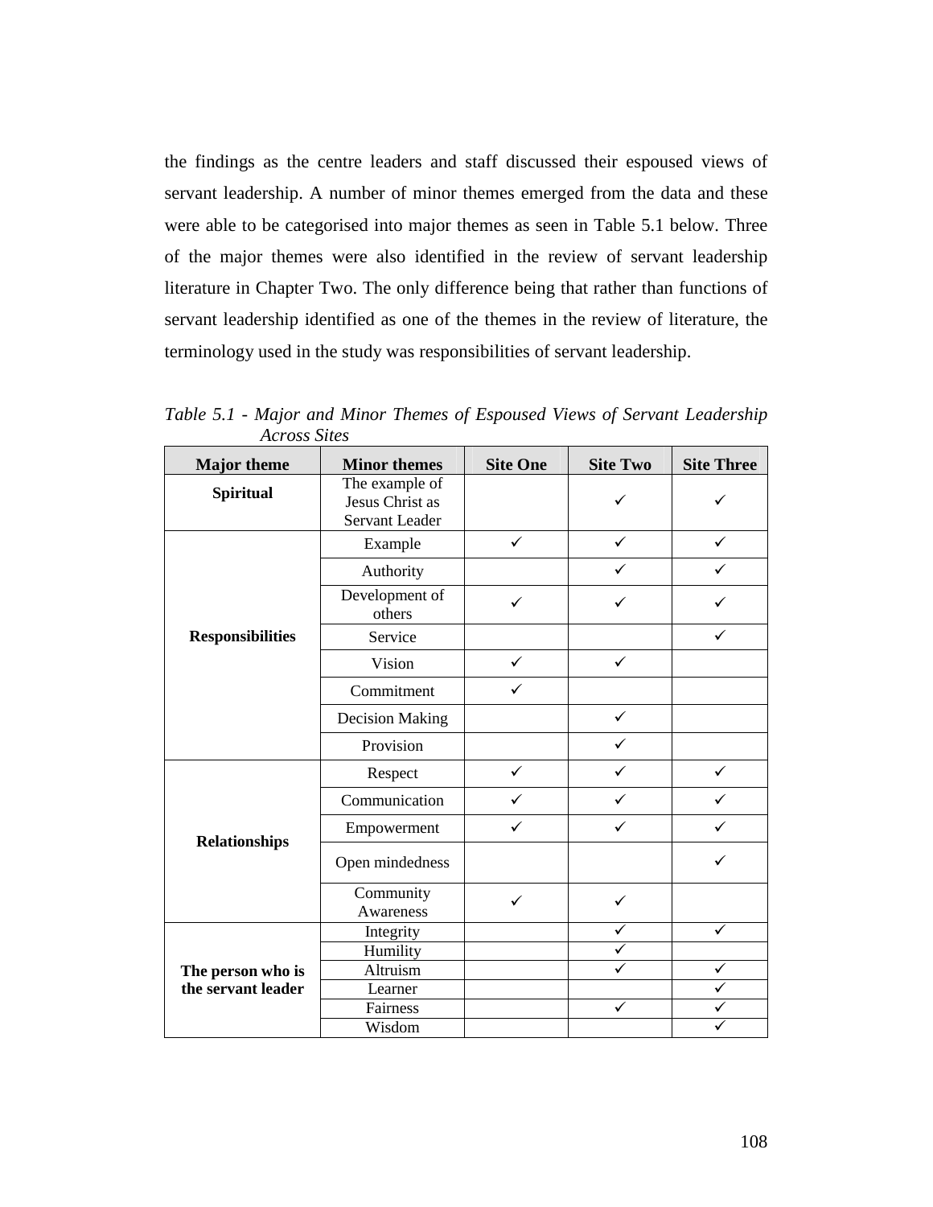the findings as the centre leaders and staff discussed their espoused views of servant leadership. A number of minor themes emerged from the data and these were able to be categorised into major themes as seen in Table 5.1 below. Three of the major themes were also identified in the review of servant leadership literature in Chapter Two. The only difference being that rather than functions of servant leadership identified as one of the themes in the review of literature, the terminology used in the study was responsibilities of servant leadership.

*Table 5.1 - Major and Minor Themes of Espoused Views of Servant Leadership Across Sites*

| Major theme | Minor themes | Site One | Site Two | Site Three |
|---|---|---|---|---|
| **Spiritual** | The example of Jesus Christ as Servant Leader | | ✓ | ✓ |
| **Responsibilities** | Example | ✓ | ✓ | ✓ |
| | Authority | | ✓ | ✓ |
| | Development of others | ✓ | ✓ | ✓ |
| | Service | | | ✓ |
| | Vision | ✓ | ✓ | |
| | Commitment | ✓ | | |
| | Decision Making | | ✓ | |
| | Provision | | ✓ | |
| **Relationships** | Respect | ✓ | ✓ | ✓ |
| | Communication | ✓ | ✓ | ✓ |
| | Empowerment | ✓ | ✓ | ✓ |
| | Open mindedness | | | ✓ |
| | Community Awareness | ✓ | ✓ | |
| **The person who is the servant leader** | Integrity | | ✓ | ✓ |
| | Humility | | ✓ | |
| | Altruism | | ✓ | ✓ |
| | Learner | | | ✓ |
| | Fairness | | ✓ | ✓ |
| | Wisdom | | | ✓ |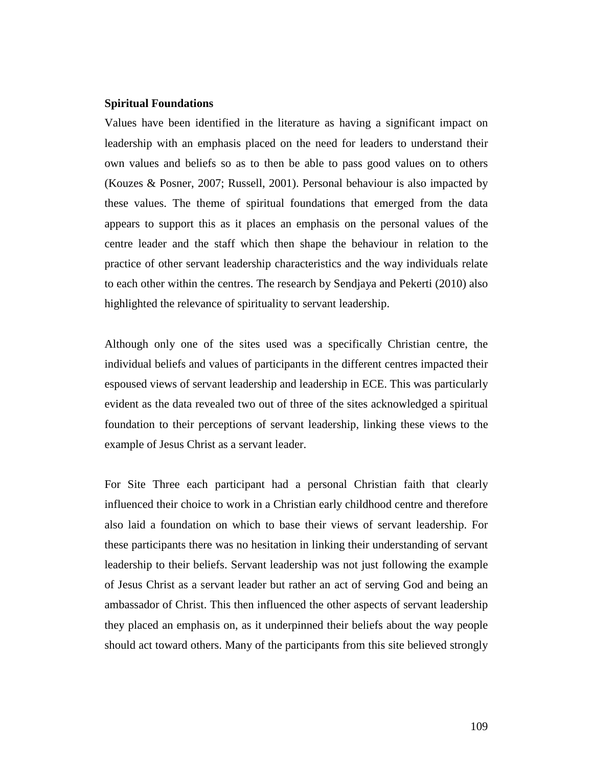### Spiritual Foundations

Values have been identified in the literature as having a significant impact on leadership with an emphasis placed on the need for leaders to understand their own values and beliefs so as to then be able to pass good values on to others (Kouzes & Posner, 2007; Russell, 2001). Personal behaviour is also impacted by these values. The theme of spiritual foundations that emerged from the data appears to support this as it places an emphasis on the personal values of the centre leader and the staff which then shape the behaviour in relation to the practice of other servant leadership characteristics and the way individuals relate to each other within the centres. The research by Sendjaya and Pekerti (2010) also highlighted the relevance of spirituality to servant leadership.

Although only one of the sites used was a specifically Christian centre, the individual beliefs and values of participants in the different centres impacted their espoused views of servant leadership and leadership in ECE. This was particularly evident as the data revealed two out of three of the sites acknowledged a spiritual foundation to their perceptions of servant leadership, linking these views to the example of Jesus Christ as a servant leader.

For Site Three each participant had a personal Christian faith that clearly influenced their choice to work in a Christian early childhood centre and therefore also laid a foundation on which to base their views of servant leadership. For these participants there was no hesitation in linking their understanding of servant leadership to their beliefs. Servant leadership was not just following the example of Jesus Christ as a servant leader but rather an act of serving God and being an ambassador of Christ. This then influenced the other aspects of servant leadership they placed an emphasis on, as it underpinned their beliefs about the way people should act toward others. Many of the participants from this site believed strongly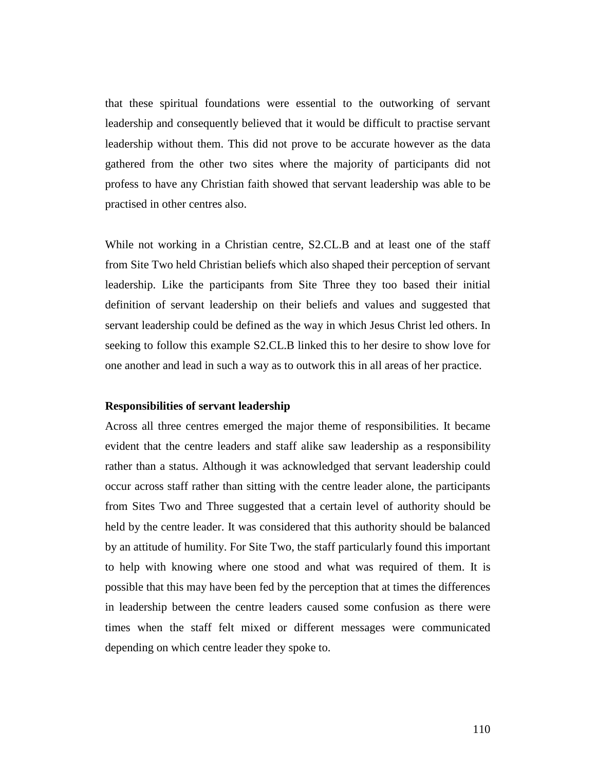that these spiritual foundations were essential to the outworking of servant leadership and consequently believed that it would be difficult to practise servant leadership without them. This did not prove to be accurate however as the data gathered from the other two sites where the majority of participants did not profess to have any Christian faith showed that servant leadership was able to be practised in other centres also.

While not working in a Christian centre, S2.CL.B and at least one of the staff from Site Two held Christian beliefs which also shaped their perception of servant leadership. Like the participants from Site Three they too based their initial definition of servant leadership on their beliefs and values and suggested that servant leadership could be defined as the way in which Jesus Christ led others. In seeking to follow this example S2.CL.B linked this to her desire to show love for one another and lead in such a way as to outwork this in all areas of her practice.

**Responsibilities of servant leadership**

Across all three centres emerged the major theme of responsibilities. It became evident that the centre leaders and staff alike saw leadership as a responsibility rather than a status. Although it was acknowledged that servant leadership could occur across staff rather than sitting with the centre leader alone, the participants from Sites Two and Three suggested that a certain level of authority should be held by the centre leader. It was considered that this authority should be balanced by an attitude of humility. For Site Two, the staff particularly found this important to help with knowing where one stood and what was required of them. It is possible that this may have been fed by the perception that at times the differences in leadership between the centre leaders caused some confusion as there were times when the staff felt mixed or different messages were communicated depending on which centre leader they spoke to.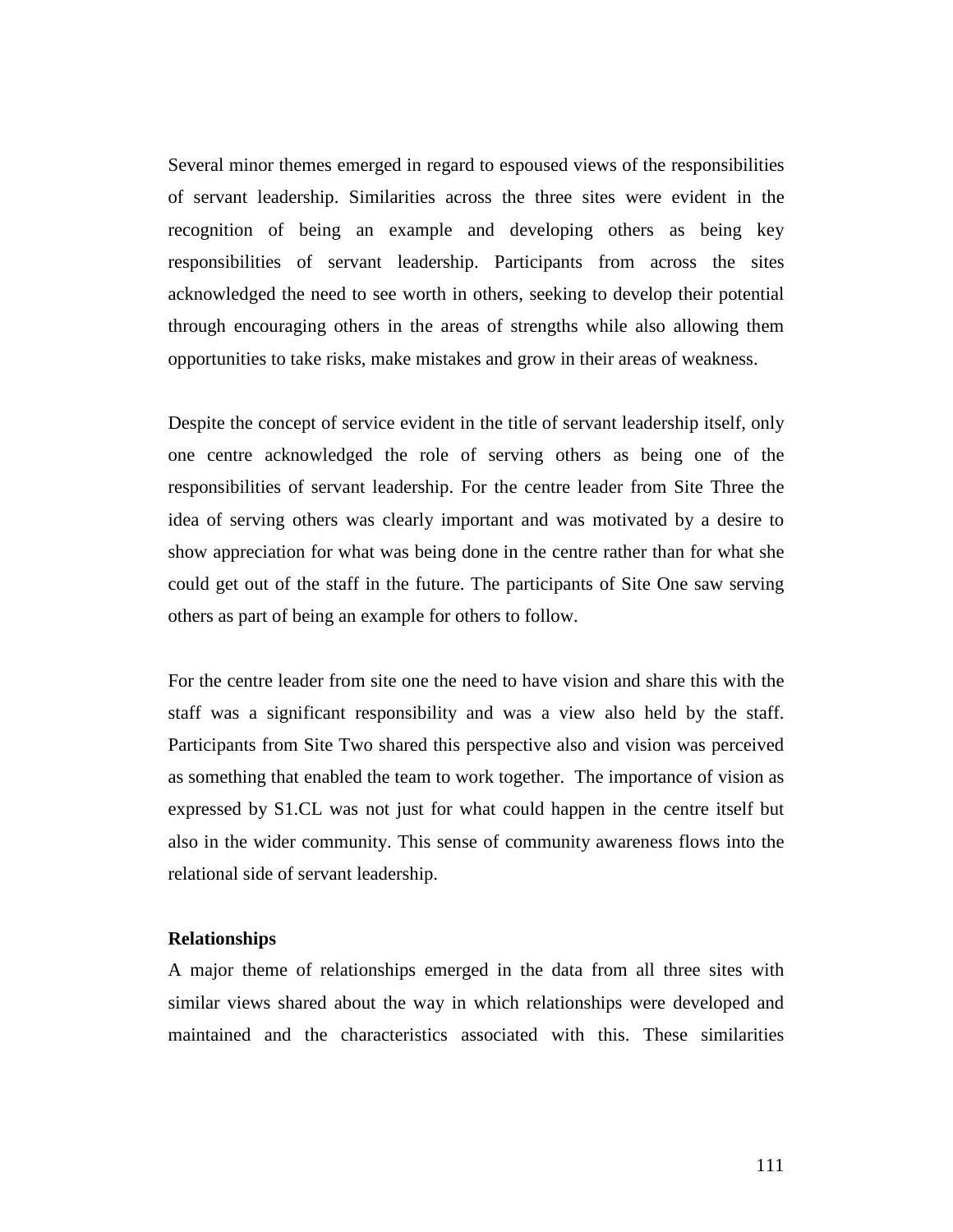Several minor themes emerged in regard to espoused views of the responsibilities of servant leadership. Similarities across the three sites were evident in the recognition of being an example and developing others as being key responsibilities of servant leadership. Participants from across the sites acknowledged the need to see worth in others, seeking to develop their potential through encouraging others in the areas of strengths while also allowing them opportunities to take risks, make mistakes and grow in their areas of weakness.

Despite the concept of service evident in the title of servant leadership itself, only one centre acknowledged the role of serving others as being one of the responsibilities of servant leadership. For the centre leader from Site Three the idea of serving others was clearly important and was motivated by a desire to show appreciation for what was being done in the centre rather than for what she could get out of the staff in the future. The participants of Site One saw serving others as part of being an example for others to follow.

For the centre leader from site one the need to have vision and share this with the staff was a significant responsibility and was a view also held by the staff. Participants from Site Two shared this perspective also and vision was perceived as something that enabled the team to work together. The importance of vision as expressed by S1.CL was not just for what could happen in the centre itself but also in the wider community. This sense of community awareness flows into the relational side of servant leadership.

**Relationships**

A major theme of relationships emerged in the data from all three sites with similar views shared about the way in which relationships were developed and maintained and the characteristics associated with this. These similarities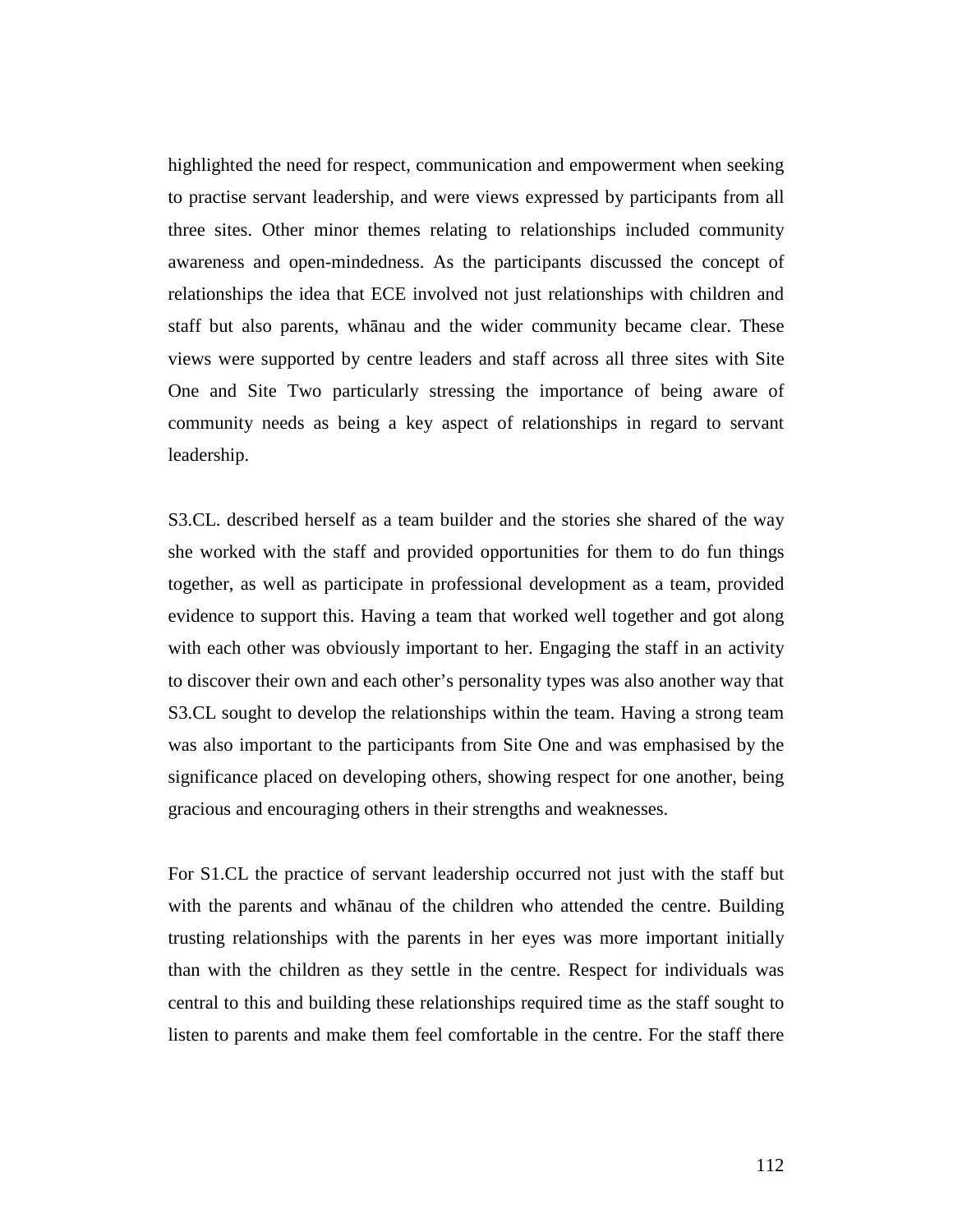highlighted the need for respect, communication and empowerment when seeking to practise servant leadership, and were views expressed by participants from all three sites. Other minor themes relating to relationships included community awareness and open-mindedness. As the participants discussed the concept of relationships the idea that ECE involved not just relationships with children and staff but also parents, whānau and the wider community became clear. These views were supported by centre leaders and staff across all three sites with Site One and Site Two particularly stressing the importance of being aware of community needs as being a key aspect of relationships in regard to servant leadership.

S3.CL. described herself as a team builder and the stories she shared of the way she worked with the staff and provided opportunities for them to do fun things together, as well as participate in professional development as a team, provided evidence to support this. Having a team that worked well together and got along with each other was obviously important to her. Engaging the staff in an activity to discover their own and each other's personality types was also another way that S3.CL sought to develop the relationships within the team. Having a strong team was also important to the participants from Site One and was emphasised by the significance placed on developing others, showing respect for one another, being gracious and encouraging others in their strengths and weaknesses.

For S1.CL the practice of servant leadership occurred not just with the staff but with the parents and whānau of the children who attended the centre. Building trusting relationships with the parents in her eyes was more important initially than with the children as they settle in the centre. Respect for individuals was central to this and building these relationships required time as the staff sought to listen to parents and make them feel comfortable in the centre. For the staff there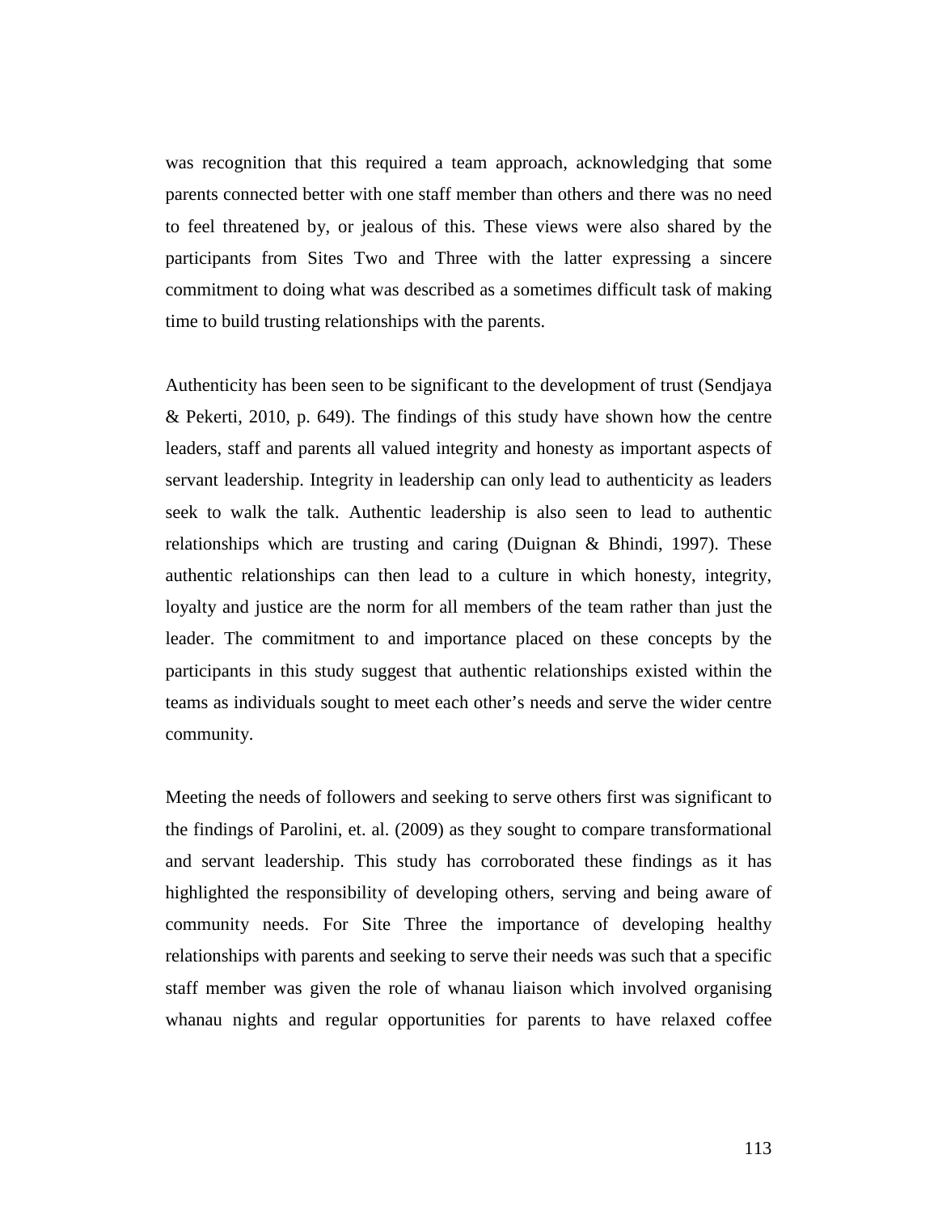was recognition that this required a team approach, acknowledging that some parents connected better with one staff member than others and there was no need to feel threatened by, or jealous of this. These views were also shared by the participants from Sites Two and Three with the latter expressing a sincere commitment to doing what was described as a sometimes difficult task of making time to build trusting relationships with the parents.

Authenticity has been seen to be significant to the development of trust (Sendjaya & Pekerti, 2010, p. 649). The findings of this study have shown how the centre leaders, staff and parents all valued integrity and honesty as important aspects of servant leadership. Integrity in leadership can only lead to authenticity as leaders seek to walk the talk. Authentic leadership is also seen to lead to authentic relationships which are trusting and caring (Duignan & Bhindi, 1997). These authentic relationships can then lead to a culture in which honesty, integrity, loyalty and justice are the norm for all members of the team rather than just the leader. The commitment to and importance placed on these concepts by the participants in this study suggest that authentic relationships existed within the teams as individuals sought to meet each other's needs and serve the wider centre community.

Meeting the needs of followers and seeking to serve others first was significant to the findings of Parolini, et. al. (2009) as they sought to compare transformational and servant leadership. This study has corroborated these findings as it has highlighted the responsibility of developing others, serving and being aware of community needs. For Site Three the importance of developing healthy relationships with parents and seeking to serve their needs was such that a specific staff member was given the role of whanau liaison which involved organising whanau nights and regular opportunities for parents to have relaxed coffee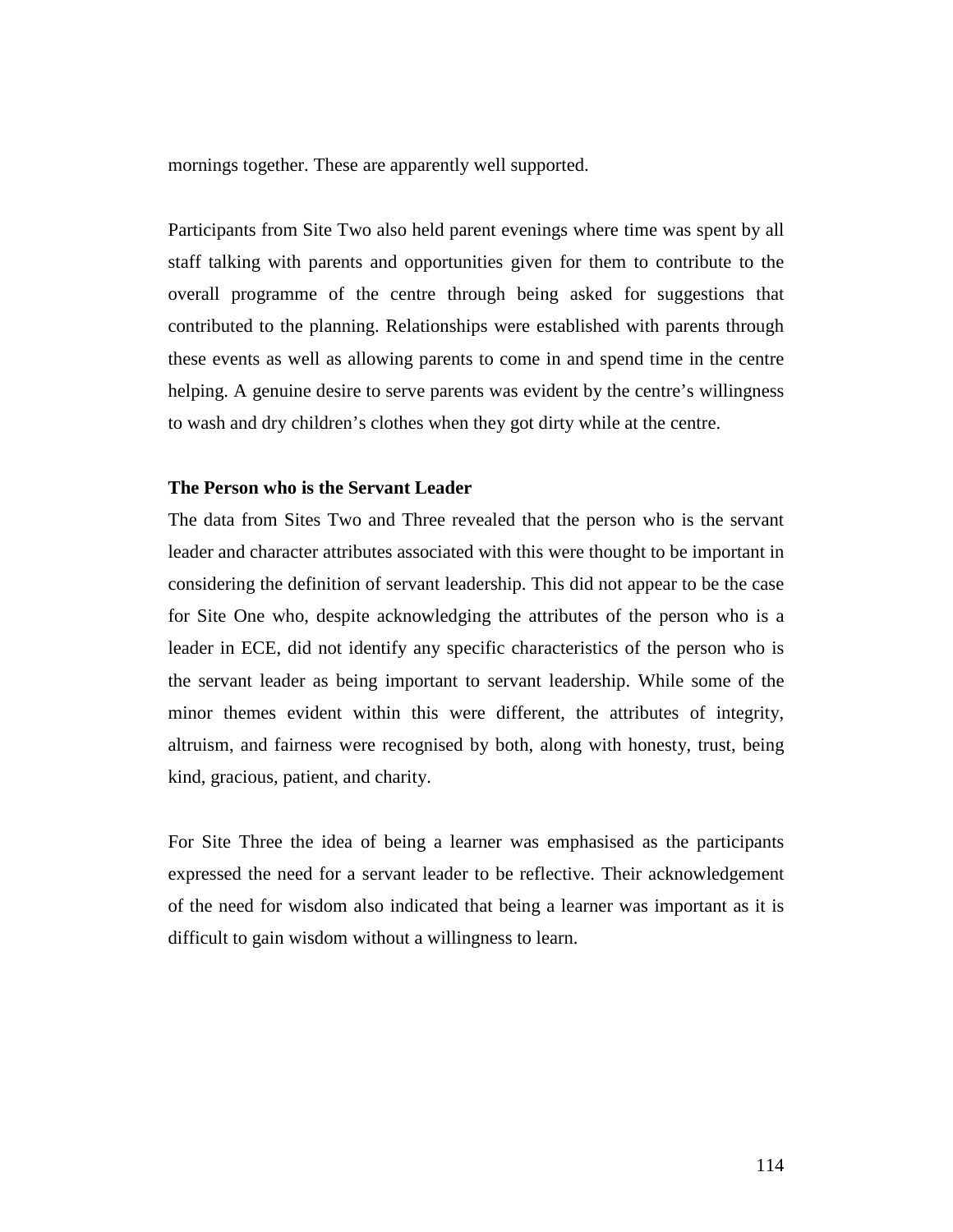mornings together. These are apparently well supported.

Participants from Site Two also held parent evenings where time was spent by all staff talking with parents and opportunities given for them to contribute to the overall programme of the centre through being asked for suggestions that contributed to the planning. Relationships were established with parents through these events as well as allowing parents to come in and spend time in the centre helping. A genuine desire to serve parents was evident by the centre's willingness to wash and dry children's clothes when they got dirty while at the centre.

**The Person who is the Servant Leader**

The data from Sites Two and Three revealed that the person who is the servant leader and character attributes associated with this were thought to be important in considering the definition of servant leadership. This did not appear to be the case for Site One who, despite acknowledging the attributes of the person who is a leader in ECE, did not identify any specific characteristics of the person who is the servant leader as being important to servant leadership. While some of the minor themes evident within this were different, the attributes of integrity, altruism, and fairness were recognised by both, along with honesty, trust, being kind, gracious, patient, and charity.

For Site Three the idea of being a learner was emphasised as the participants expressed the need for a servant leader to be reflective. Their acknowledgement of the need for wisdom also indicated that being a learner was important as it is difficult to gain wisdom without a willingness to learn.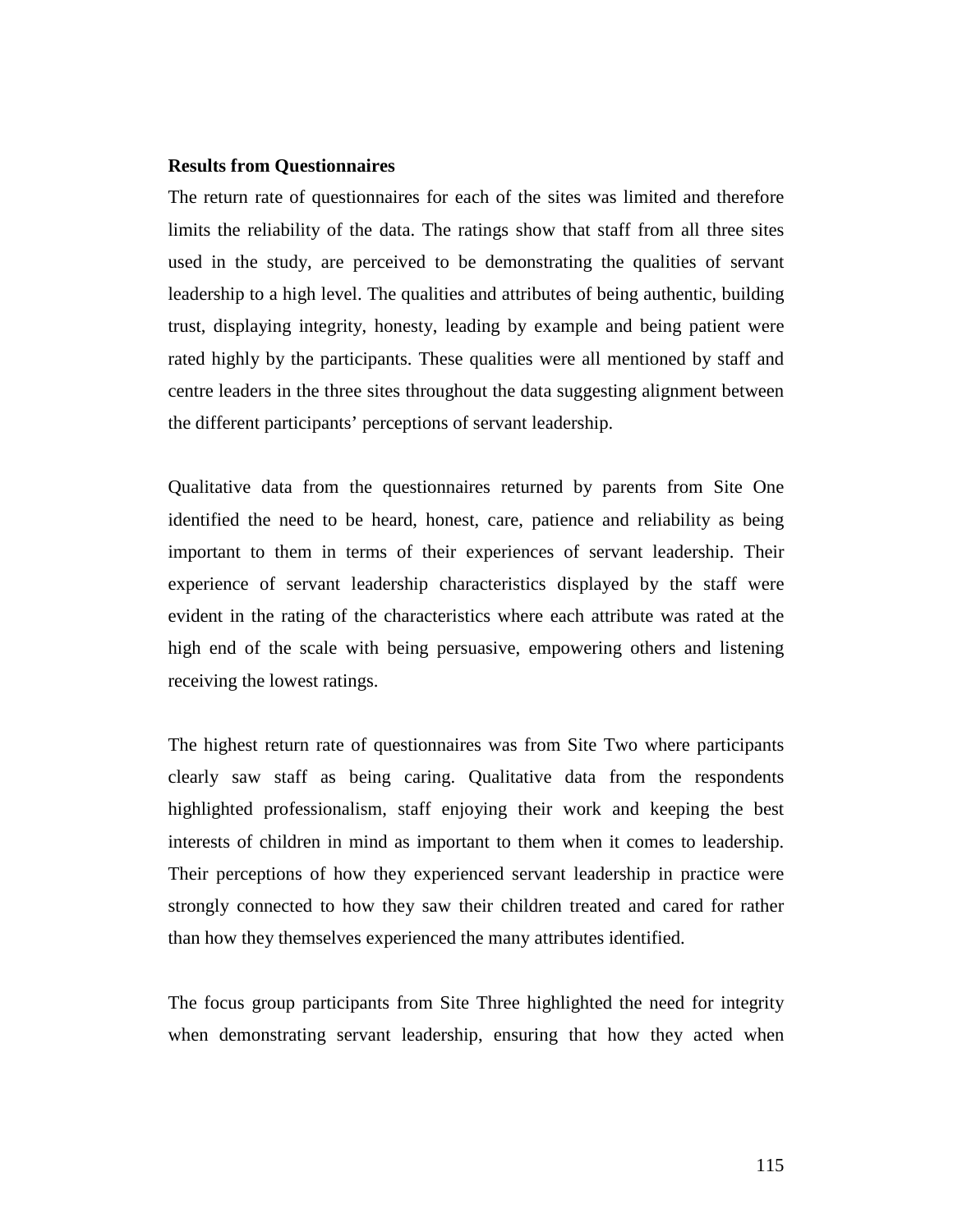**Results from Questionnaires**

The return rate of questionnaires for each of the sites was limited and therefore limits the reliability of the data. The ratings show that staff from all three sites used in the study, are perceived to be demonstrating the qualities of servant leadership to a high level. The qualities and attributes of being authentic, building trust, displaying integrity, honesty, leading by example and being patient were rated highly by the participants. These qualities were all mentioned by staff and centre leaders in the three sites throughout the data suggesting alignment between the different participants' perceptions of servant leadership.

Qualitative data from the questionnaires returned by parents from Site One identified the need to be heard, honest, care, patience and reliability as being important to them in terms of their experiences of servant leadership. Their experience of servant leadership characteristics displayed by the staff were evident in the rating of the characteristics where each attribute was rated at the high end of the scale with being persuasive, empowering others and listening receiving the lowest ratings.

The highest return rate of questionnaires was from Site Two where participants clearly saw staff as being caring. Qualitative data from the respondents highlighted professionalism, staff enjoying their work and keeping the best interests of children in mind as important to them when it comes to leadership. Their perceptions of how they experienced servant leadership in practice were strongly connected to how they saw their children treated and cared for rather than how they themselves experienced the many attributes identified.

The focus group participants from Site Three highlighted the need for integrity when demonstrating servant leadership, ensuring that how they acted when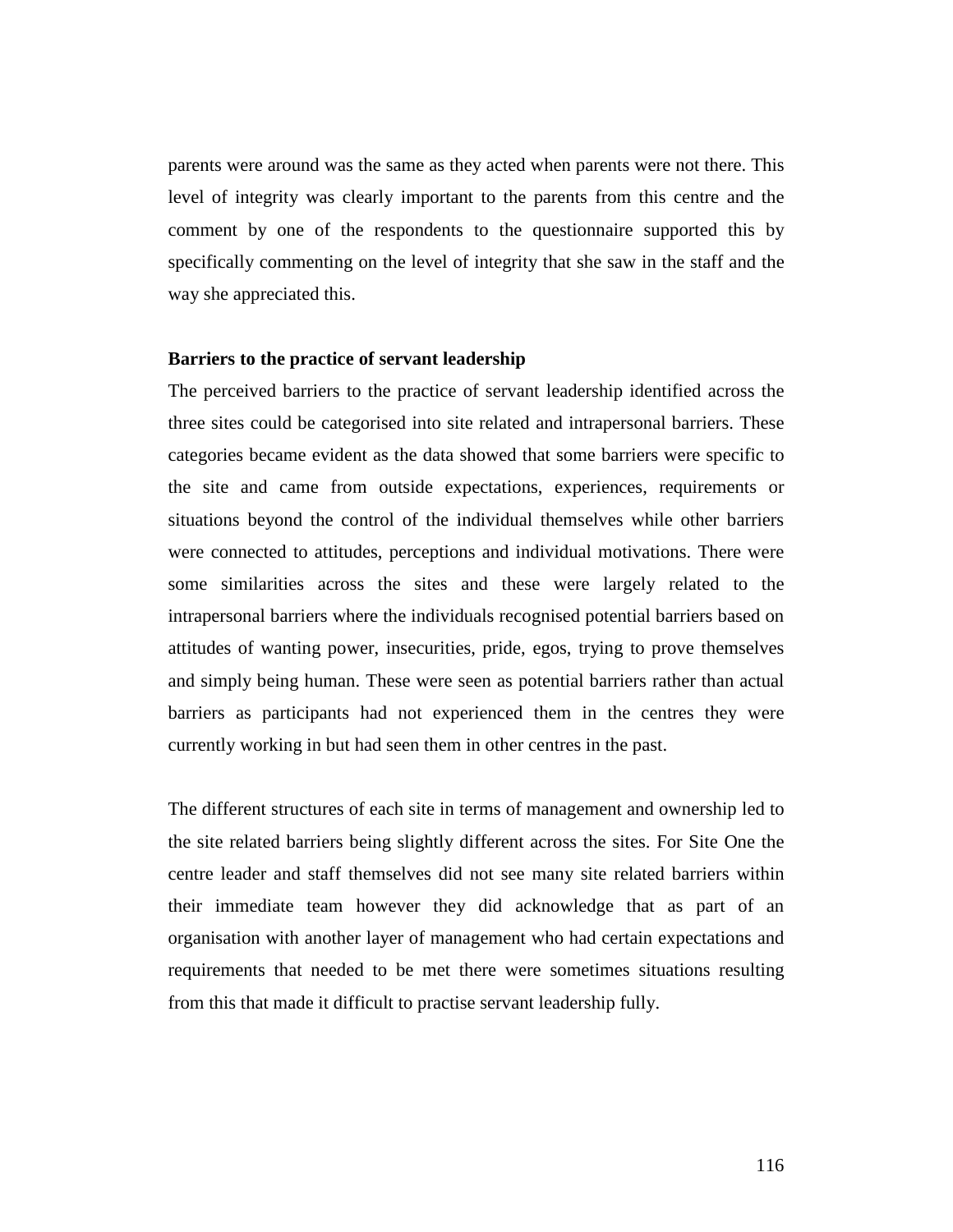parents were around was the same as they acted when parents were not there. This level of integrity was clearly important to the parents from this centre and the comment by one of the respondents to the questionnaire supported this by specifically commenting on the level of integrity that she saw in the staff and the way she appreciated this.

**Barriers to the practice of servant leadership**

The perceived barriers to the practice of servant leadership identified across the three sites could be categorised into site related and intrapersonal barriers. These categories became evident as the data showed that some barriers were specific to the site and came from outside expectations, experiences, requirements or situations beyond the control of the individual themselves while other barriers were connected to attitudes, perceptions and individual motivations. There were some similarities across the sites and these were largely related to the intrapersonal barriers where the individuals recognised potential barriers based on attitudes of wanting power, insecurities, pride, egos, trying to prove themselves and simply being human. These were seen as potential barriers rather than actual barriers as participants had not experienced them in the centres they were currently working in but had seen them in other centres in the past.

The different structures of each site in terms of management and ownership led to the site related barriers being slightly different across the sites. For Site One the centre leader and staff themselves did not see many site related barriers within their immediate team however they did acknowledge that as part of an organisation with another layer of management who had certain expectations and requirements that needed to be met there were sometimes situations resulting from this that made it difficult to practise servant leadership fully.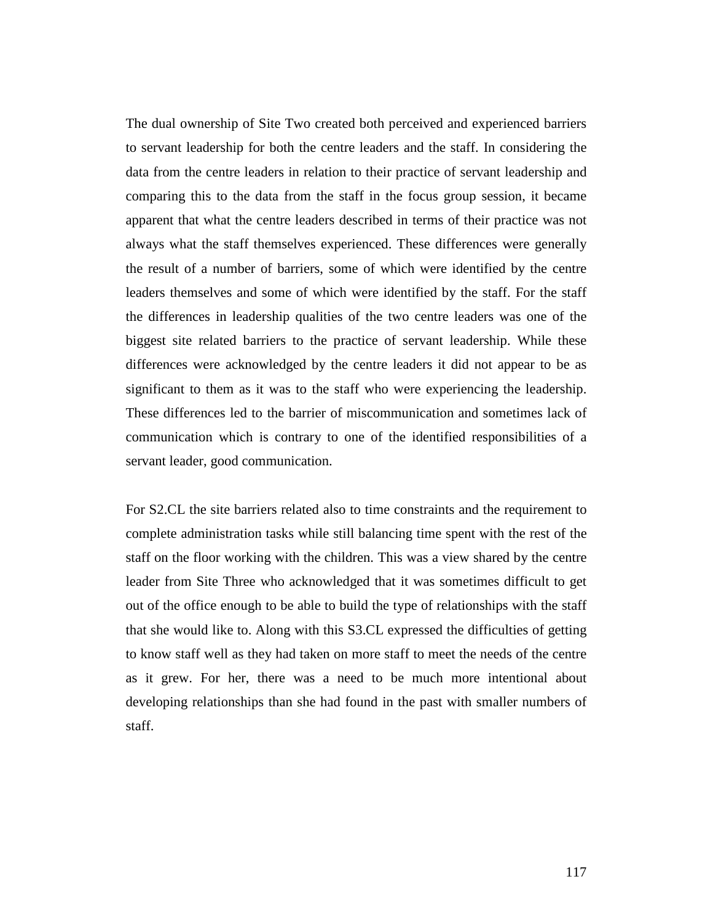The dual ownership of Site Two created both perceived and experienced barriers to servant leadership for both the centre leaders and the staff. In considering the data from the centre leaders in relation to their practice of servant leadership and comparing this to the data from the staff in the focus group session, it became apparent that what the centre leaders described in terms of their practice was not always what the staff themselves experienced. These differences were generally the result of a number of barriers, some of which were identified by the centre leaders themselves and some of which were identified by the staff. For the staff the differences in leadership qualities of the two centre leaders was one of the biggest site related barriers to the practice of servant leadership. While these differences were acknowledged by the centre leaders it did not appear to be as significant to them as it was to the staff who were experiencing the leadership. These differences led to the barrier of miscommunication and sometimes lack of communication which is contrary to one of the identified responsibilities of a servant leader, good communication.

For S2.CL the site barriers related also to time constraints and the requirement to complete administration tasks while still balancing time spent with the rest of the staff on the floor working with the children. This was a view shared by the centre leader from Site Three who acknowledged that it was sometimes difficult to get out of the office enough to be able to build the type of relationships with the staff that she would like to. Along with this S3.CL expressed the difficulties of getting to know staff well as they had taken on more staff to meet the needs of the centre as it grew. For her, there was a need to be much more intentional about developing relationships than she had found in the past with smaller numbers of staff.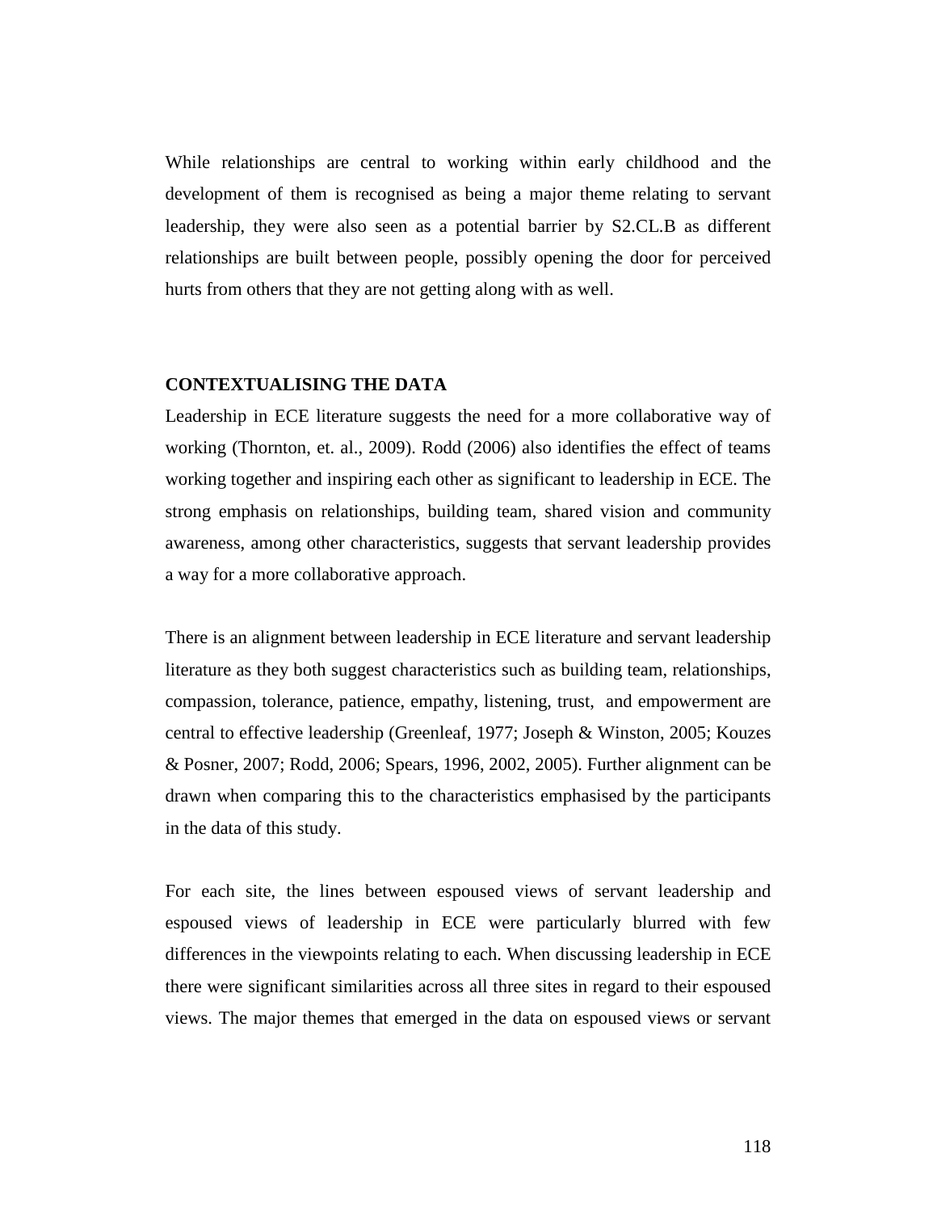While relationships are central to working within early childhood and the development of them is recognised as being a major theme relating to servant leadership, they were also seen as a potential barrier by S2.CL.B as different relationships are built between people, possibly opening the door for perceived hurts from others that they are not getting along with as well.

## CONTEXTUALISING THE DATA

Leadership in ECE literature suggests the need for a more collaborative way of working (Thornton, et. al., 2009). Rodd (2006) also identifies the effect of teams working together and inspiring each other as significant to leadership in ECE. The strong emphasis on relationships, building team, shared vision and community awareness, among other characteristics, suggests that servant leadership provides a way for a more collaborative approach.

There is an alignment between leadership in ECE literature and servant leadership literature as they both suggest characteristics such as building team, relationships, compassion, tolerance, patience, empathy, listening, trust, and empowerment are central to effective leadership (Greenleaf, 1977; Joseph & Winston, 2005; Kouzes & Posner, 2007; Rodd, 2006; Spears, 1996, 2002, 2005). Further alignment can be drawn when comparing this to the characteristics emphasised by the participants in the data of this study.

For each site, the lines between espoused views of servant leadership and espoused views of leadership in ECE were particularly blurred with few differences in the viewpoints relating to each. When discussing leadership in ECE there were significant similarities across all three sites in regard to their espoused views. The major themes that emerged in the data on espoused views or servant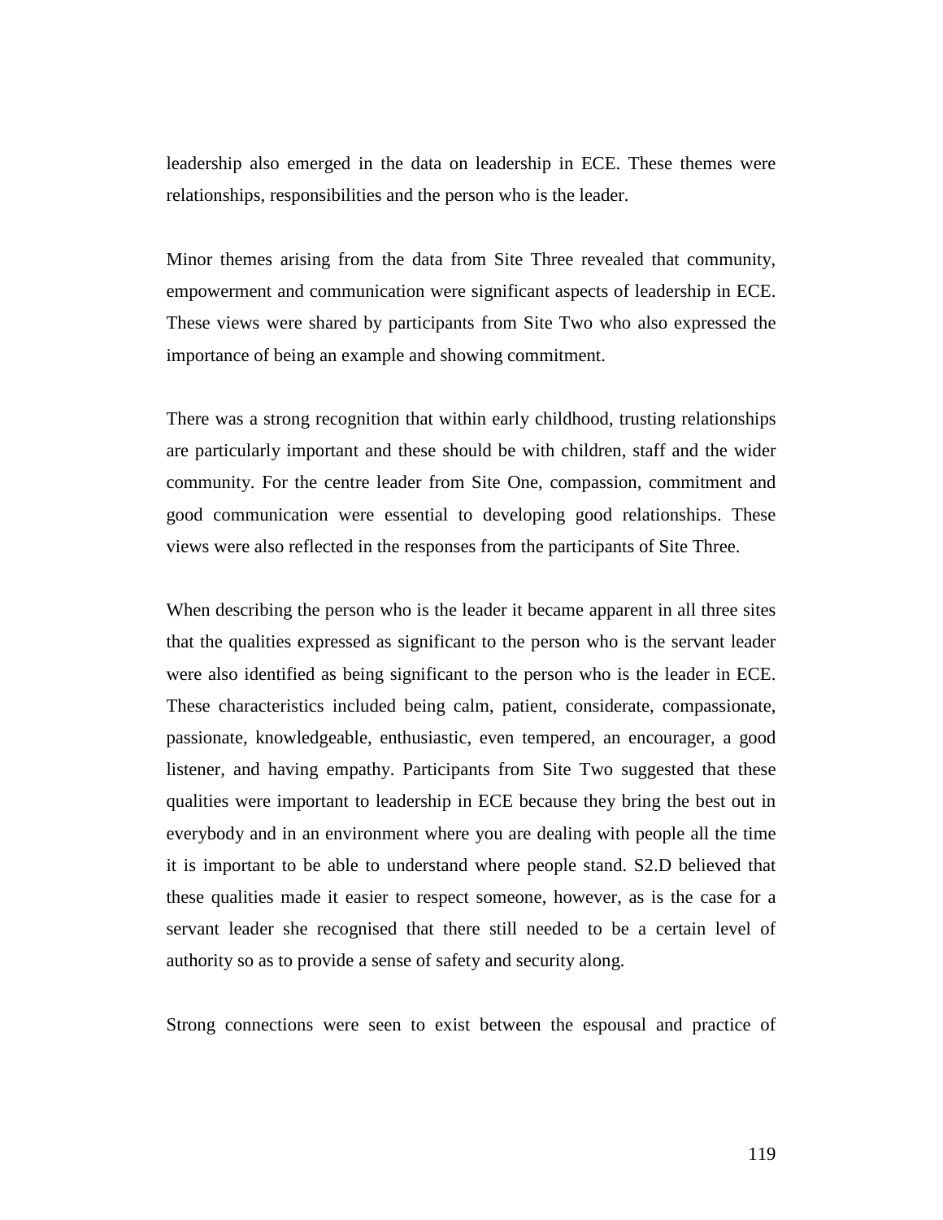leadership also emerged in the data on leadership in ECE. These themes were relationships, responsibilities and the person who is the leader.

Minor themes arising from the data from Site Three revealed that community, empowerment and communication were significant aspects of leadership in ECE. These views were shared by participants from Site Two who also expressed the importance of being an example and showing commitment.

There was a strong recognition that within early childhood, trusting relationships are particularly important and these should be with children, staff and the wider community. For the centre leader from Site One, compassion, commitment and good communication were essential to developing good relationships. These views were also reflected in the responses from the participants of Site Three.

When describing the person who is the leader it became apparent in all three sites that the qualities expressed as significant to the person who is the servant leader were also identified as being significant to the person who is the leader in ECE. These characteristics included being calm, patient, considerate, compassionate, passionate, knowledgeable, enthusiastic, even tempered, an encourager, a good listener, and having empathy. Participants from Site Two suggested that these qualities were important to leadership in ECE because they bring the best out in everybody and in an environment where you are dealing with people all the time it is important to be able to understand where people stand. S2.D believed that these qualities made it easier to respect someone, however, as is the case for a servant leader she recognised that there still needed to be a certain level of authority so as to provide a sense of safety and security along.

Strong connections were seen to exist between the espousal and practice of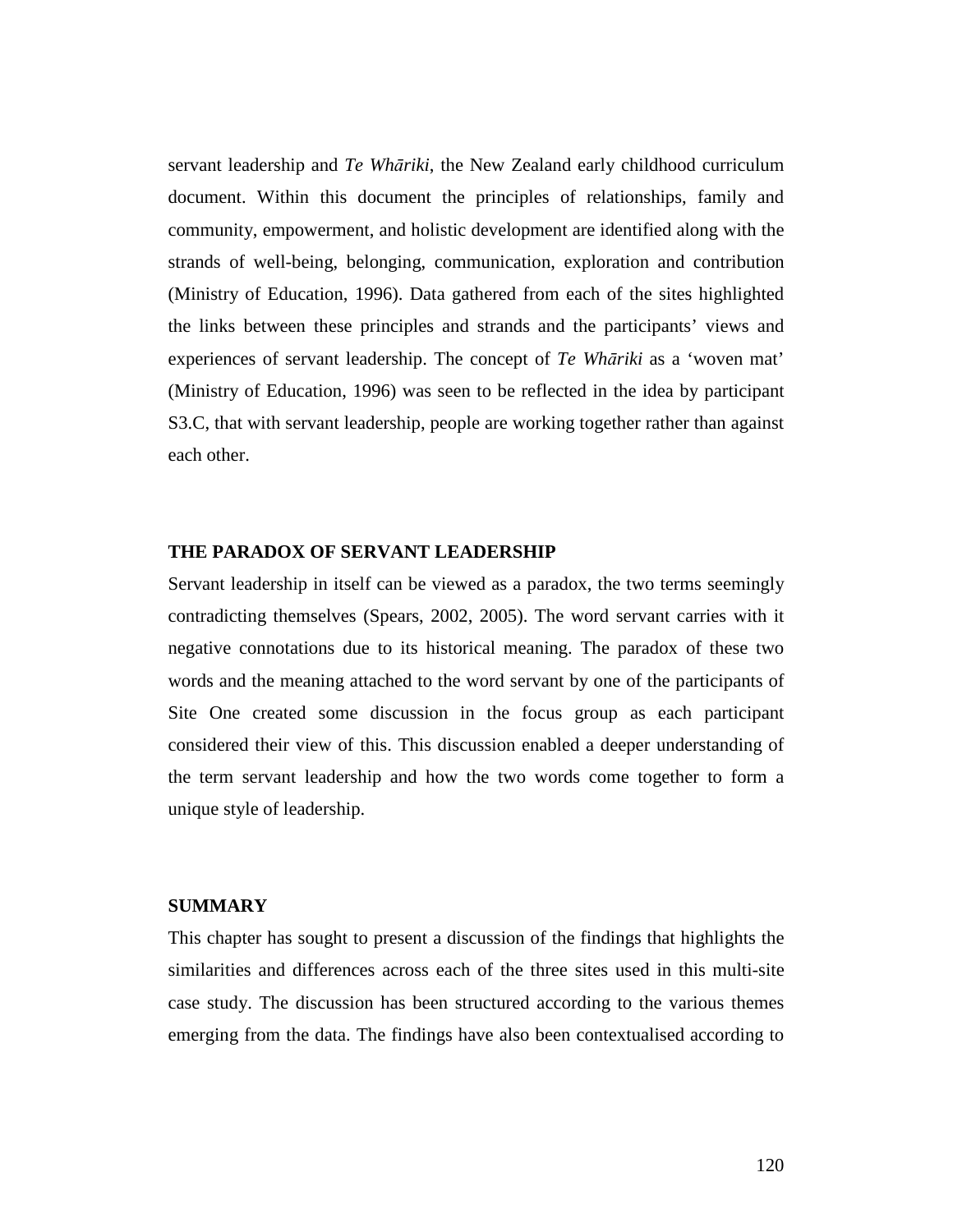servant leadership and *Te Whāriki*, the New Zealand early childhood curriculum document. Within this document the principles of relationships, family and community, empowerment, and holistic development are identified along with the strands of well-being, belonging, communication, exploration and contribution (Ministry of Education, 1996). Data gathered from each of the sites highlighted the links between these principles and strands and the participants' views and experiences of servant leadership. The concept of *Te Whāriki* as a 'woven mat' (Ministry of Education, 1996) was seen to be reflected in the idea by participant S3.C, that with servant leadership, people are working together rather than against each other.

## THE PARADOX OF SERVANT LEADERSHIP

Servant leadership in itself can be viewed as a paradox, the two terms seemingly contradicting themselves (Spears, 2002, 2005). The word servant carries with it negative connotations due to its historical meaning. The paradox of these two words and the meaning attached to the word servant by one of the participants of Site One created some discussion in the focus group as each participant considered their view of this. This discussion enabled a deeper understanding of the term servant leadership and how the two words come together to form a unique style of leadership.

## SUMMARY

This chapter has sought to present a discussion of the findings that highlights the similarities and differences across each of the three sites used in this multi-site case study. The discussion has been structured according to the various themes emerging from the data. The findings have also been contextualised according to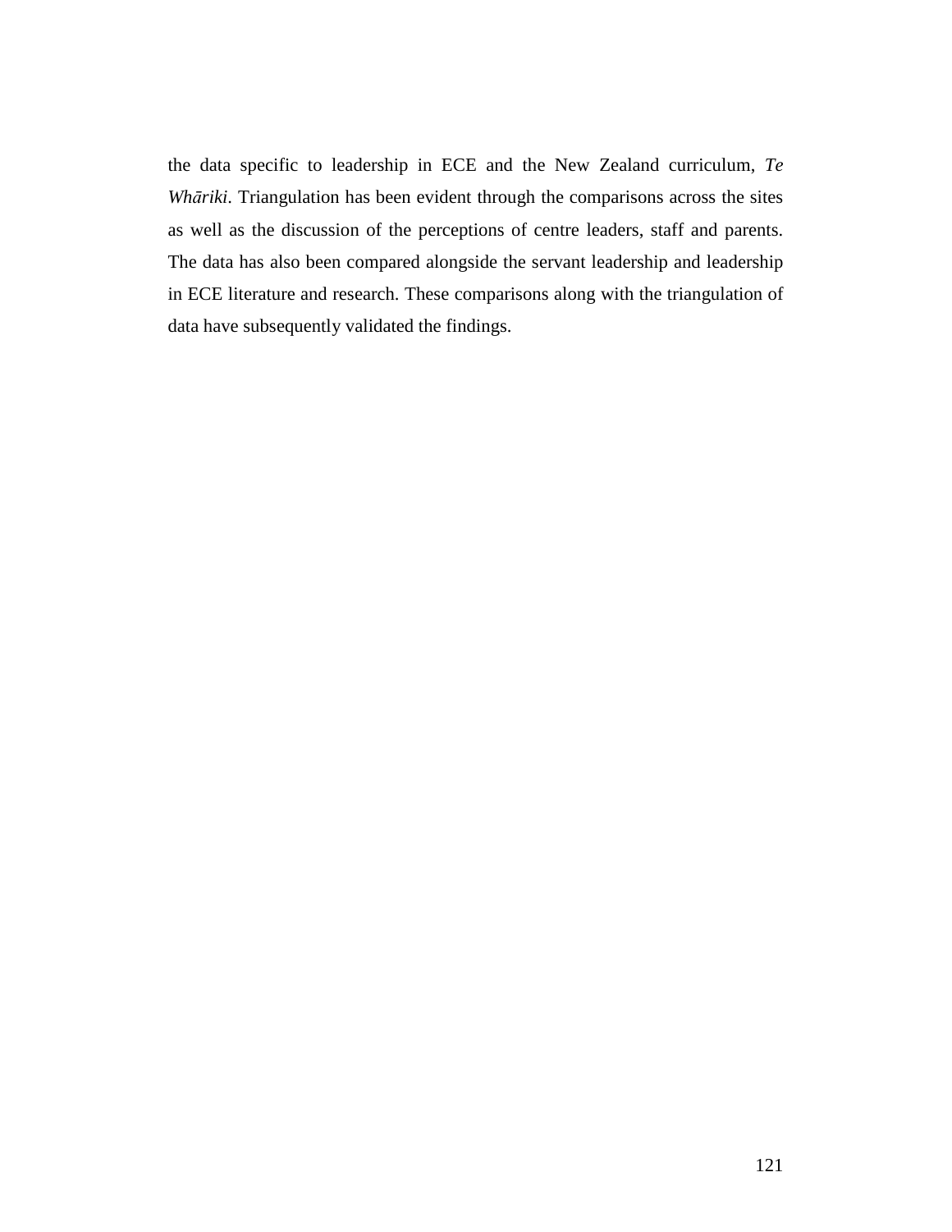the data specific to leadership in ECE and the New Zealand curriculum, *Te Whāriki*. Triangulation has been evident through the comparisons across the sites as well as the discussion of the perceptions of centre leaders, staff and parents. The data has also been compared alongside the servant leadership and leadership in ECE literature and research. These comparisons along with the triangulation of data have subsequently validated the findings.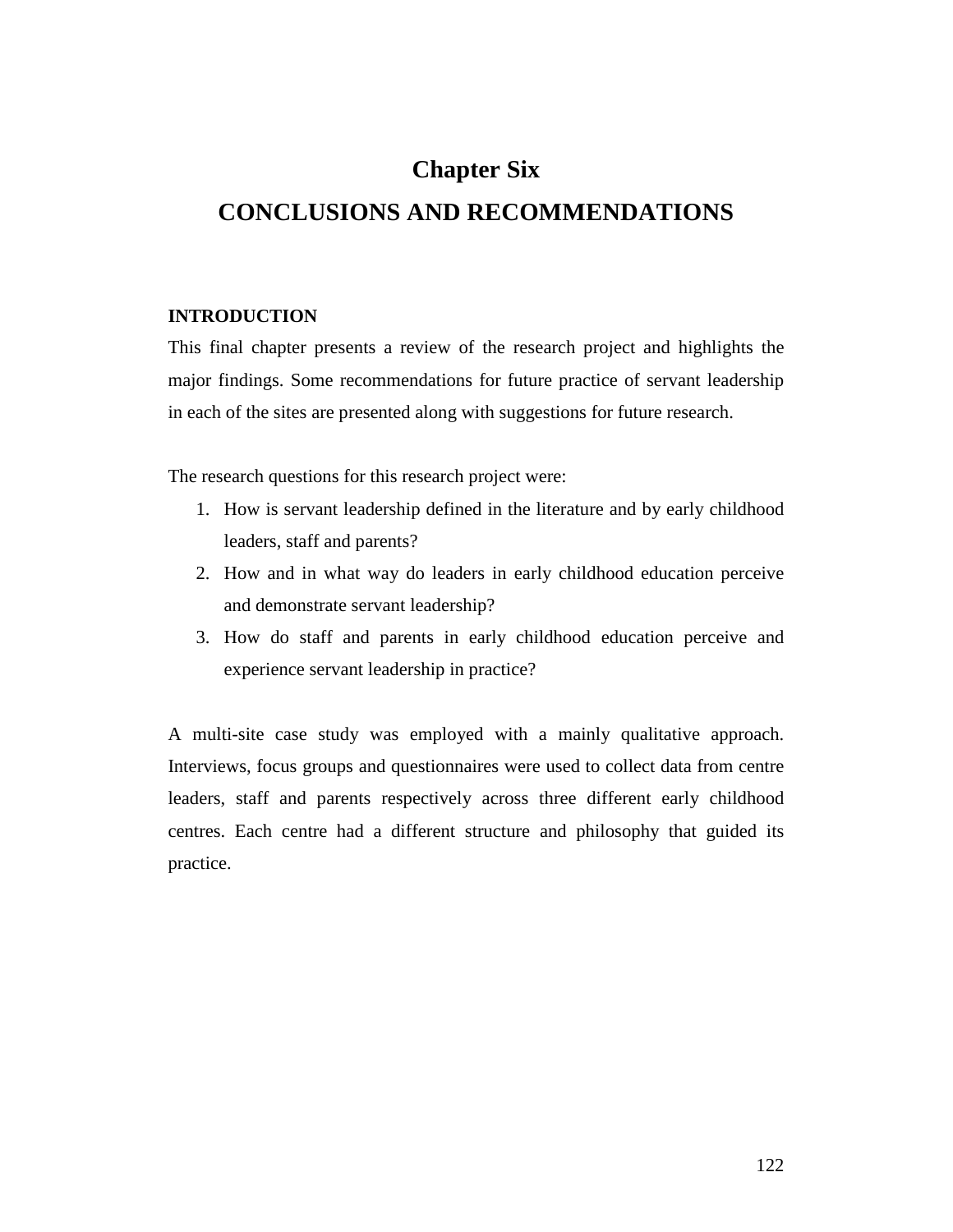# Chapter Six

# CONCLUSIONS AND RECOMMENDATIONS

## INTRODUCTION

This final chapter presents a review of the research project and highlights the major findings. Some recommendations for future practice of servant leadership in each of the sites are presented along with suggestions for future research.

The research questions for this research project were:

1. How is servant leadership defined in the literature and by early childhood leaders, staff and parents?
2. How and in what way do leaders in early childhood education perceive and demonstrate servant leadership?
3. How do staff and parents in early childhood education perceive and experience servant leadership in practice?

A multi-site case study was employed with a mainly qualitative approach. Interviews, focus groups and questionnaires were used to collect data from centre leaders, staff and parents respectively across three different early childhood centres. Each centre had a different structure and philosophy that guided its practice.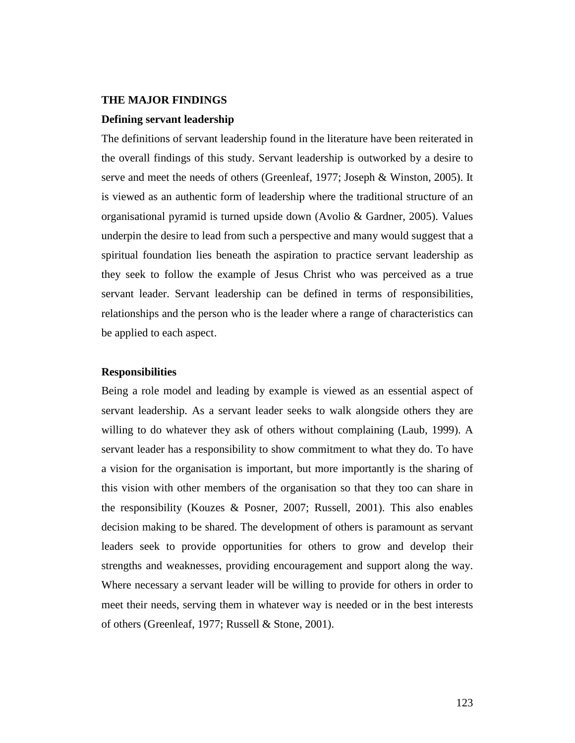## THE MAJOR FINDINGS

### Defining servant leadership

The definitions of servant leadership found in the literature have been reiterated in the overall findings of this study. Servant leadership is outworked by a desire to serve and meet the needs of others (Greenleaf, 1977; Joseph & Winston, 2005). It is viewed as an authentic form of leadership where the traditional structure of an organisational pyramid is turned upside down (Avolio & Gardner, 2005). Values underpin the desire to lead from such a perspective and many would suggest that a spiritual foundation lies beneath the aspiration to practice servant leadership as they seek to follow the example of Jesus Christ who was perceived as a true servant leader. Servant leadership can be defined in terms of responsibilities, relationships and the person who is the leader where a range of characteristics can be applied to each aspect.

### Responsibilities

Being a role model and leading by example is viewed as an essential aspect of servant leadership. As a servant leader seeks to walk alongside others they are willing to do whatever they ask of others without complaining (Laub, 1999). A servant leader has a responsibility to show commitment to what they do. To have a vision for the organisation is important, but more importantly is the sharing of this vision with other members of the organisation so that they too can share in the responsibility (Kouzes & Posner, 2007; Russell, 2001). This also enables decision making to be shared. The development of others is paramount as servant leaders seek to provide opportunities for others to grow and develop their strengths and weaknesses, providing encouragement and support along the way. Where necessary a servant leader will be willing to provide for others in order to meet their needs, serving them in whatever way is needed or in the best interests of others (Greenleaf, 1977; Russell & Stone, 2001).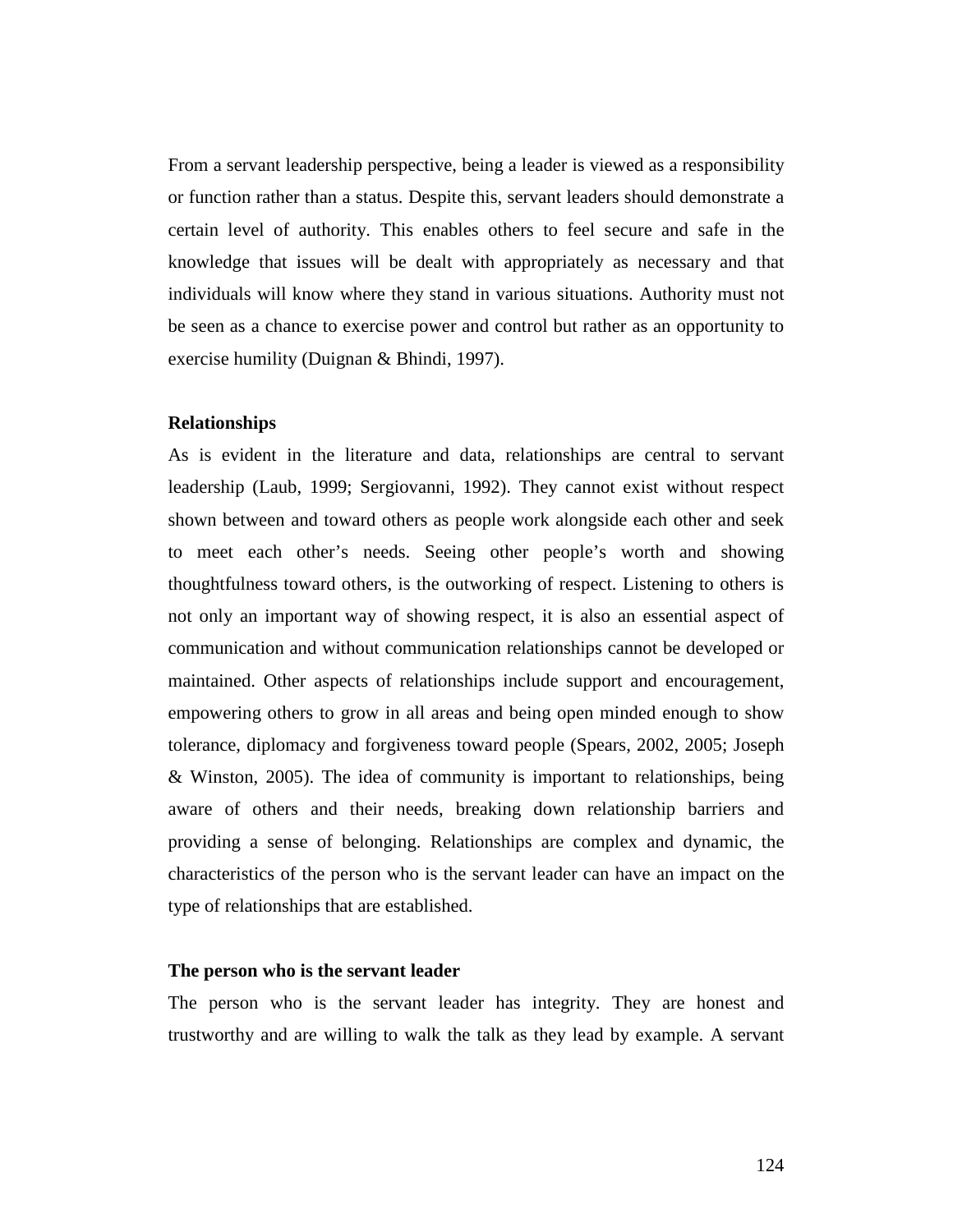From a servant leadership perspective, being a leader is viewed as a responsibility or function rather than a status. Despite this, servant leaders should demonstrate a certain level of authority. This enables others to feel secure and safe in the knowledge that issues will be dealt with appropriately as necessary and that individuals will know where they stand in various situations. Authority must not be seen as a chance to exercise power and control but rather as an opportunity to exercise humility (Duignan & Bhindi, 1997).

**Relationships**

As is evident in the literature and data, relationships are central to servant leadership (Laub, 1999; Sergiovanni, 1992). They cannot exist without respect shown between and toward others as people work alongside each other and seek to meet each other's needs. Seeing other people's worth and showing thoughtfulness toward others, is the outworking of respect. Listening to others is not only an important way of showing respect, it is also an essential aspect of communication and without communication relationships cannot be developed or maintained. Other aspects of relationships include support and encouragement, empowering others to grow in all areas and being open minded enough to show tolerance, diplomacy and forgiveness toward people (Spears, 2002, 2005; Joseph & Winston, 2005). The idea of community is important to relationships, being aware of others and their needs, breaking down relationship barriers and providing a sense of belonging. Relationships are complex and dynamic, the characteristics of the person who is the servant leader can have an impact on the type of relationships that are established.

**The person who is the servant leader**

The person who is the servant leader has integrity. They are honest and trustworthy and are willing to walk the talk as they lead by example. A servant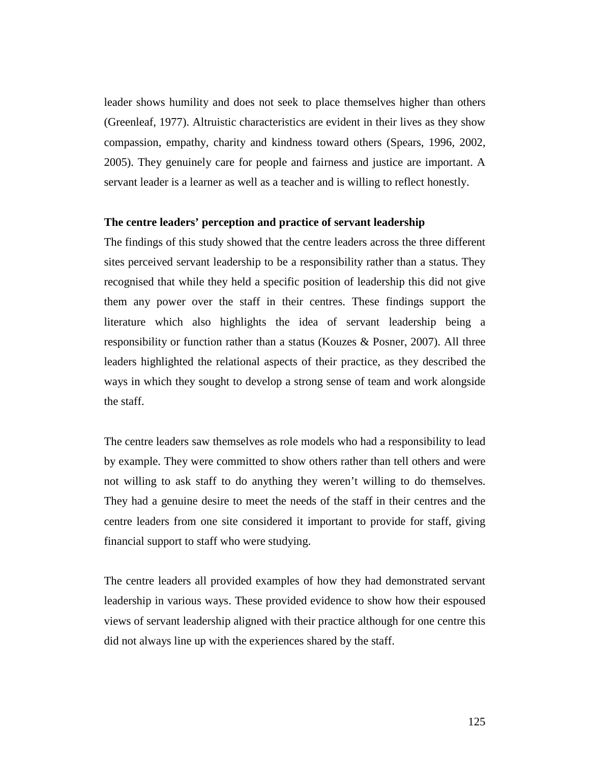leader shows humility and does not seek to place themselves higher than others (Greenleaf, 1977). Altruistic characteristics are evident in their lives as they show compassion, empathy, charity and kindness toward others (Spears, 1996, 2002, 2005). They genuinely care for people and fairness and justice are important. A servant leader is a learner as well as a teacher and is willing to reflect honestly.

**The centre leaders' perception and practice of servant leadership**

The findings of this study showed that the centre leaders across the three different sites perceived servant leadership to be a responsibility rather than a status. They recognised that while they held a specific position of leadership this did not give them any power over the staff in their centres. These findings support the literature which also highlights the idea of servant leadership being a responsibility or function rather than a status (Kouzes & Posner, 2007). All three leaders highlighted the relational aspects of their practice, as they described the ways in which they sought to develop a strong sense of team and work alongside the staff.

The centre leaders saw themselves as role models who had a responsibility to lead by example. They were committed to show others rather than tell others and were not willing to ask staff to do anything they weren't willing to do themselves. They had a genuine desire to meet the needs of the staff in their centres and the centre leaders from one site considered it important to provide for staff, giving financial support to staff who were studying.

The centre leaders all provided examples of how they had demonstrated servant leadership in various ways. These provided evidence to show how their espoused views of servant leadership aligned with their practice although for one centre this did not always line up with the experiences shared by the staff.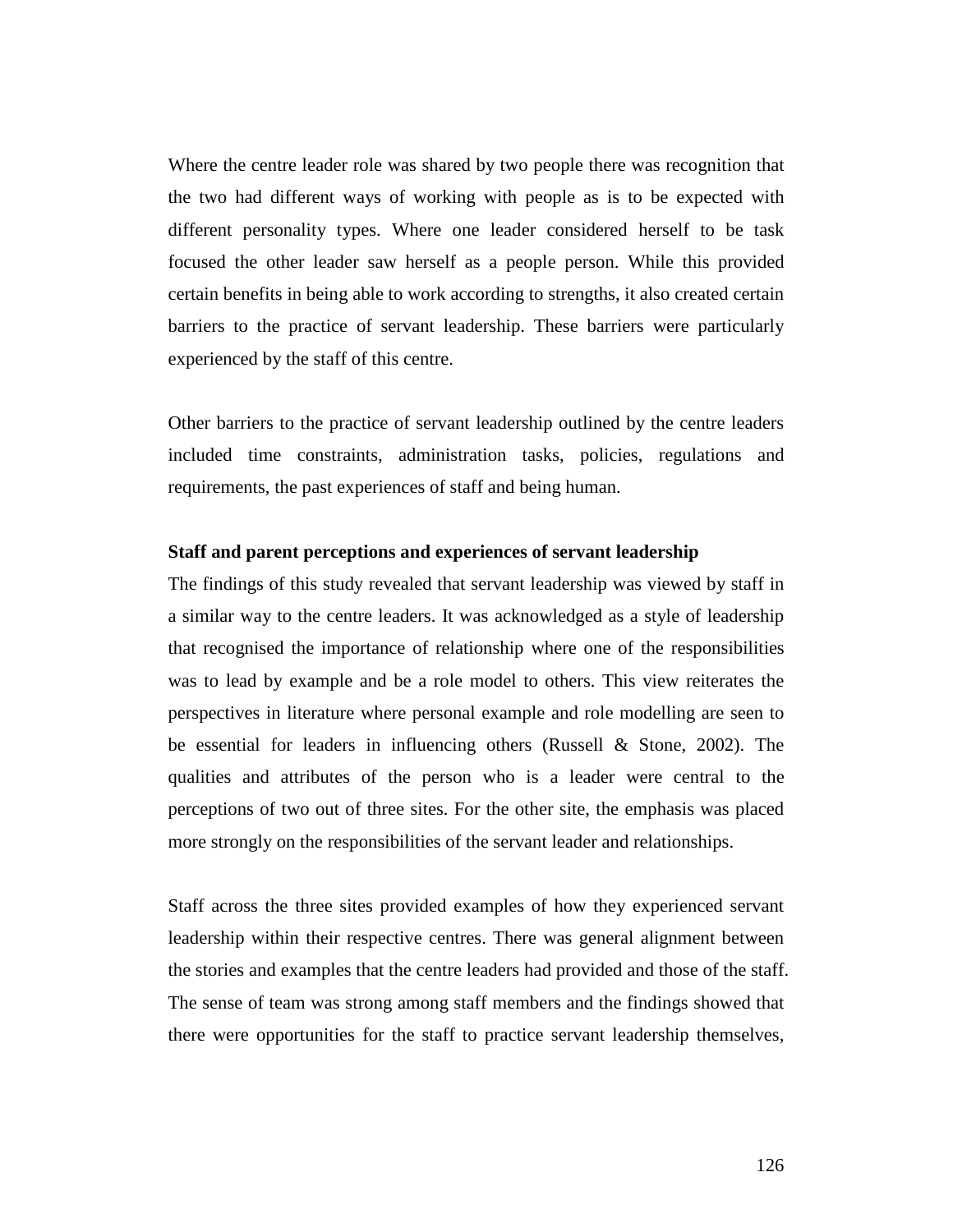Where the centre leader role was shared by two people there was recognition that the two had different ways of working with people as is to be expected with different personality types. Where one leader considered herself to be task focused the other leader saw herself as a people person. While this provided certain benefits in being able to work according to strengths, it also created certain barriers to the practice of servant leadership. These barriers were particularly experienced by the staff of this centre.

Other barriers to the practice of servant leadership outlined by the centre leaders included time constraints, administration tasks, policies, regulations and requirements, the past experiences of staff and being human.

**Staff and parent perceptions and experiences of servant leadership**

The findings of this study revealed that servant leadership was viewed by staff in a similar way to the centre leaders. It was acknowledged as a style of leadership that recognised the importance of relationship where one of the responsibilities was to lead by example and be a role model to others. This view reiterates the perspectives in literature where personal example and role modelling are seen to be essential for leaders in influencing others (Russell & Stone, 2002). The qualities and attributes of the person who is a leader were central to the perceptions of two out of three sites. For the other site, the emphasis was placed more strongly on the responsibilities of the servant leader and relationships.

Staff across the three sites provided examples of how they experienced servant leadership within their respective centres. There was general alignment between the stories and examples that the centre leaders had provided and those of the staff. The sense of team was strong among staff members and the findings showed that there were opportunities for the staff to practice servant leadership themselves,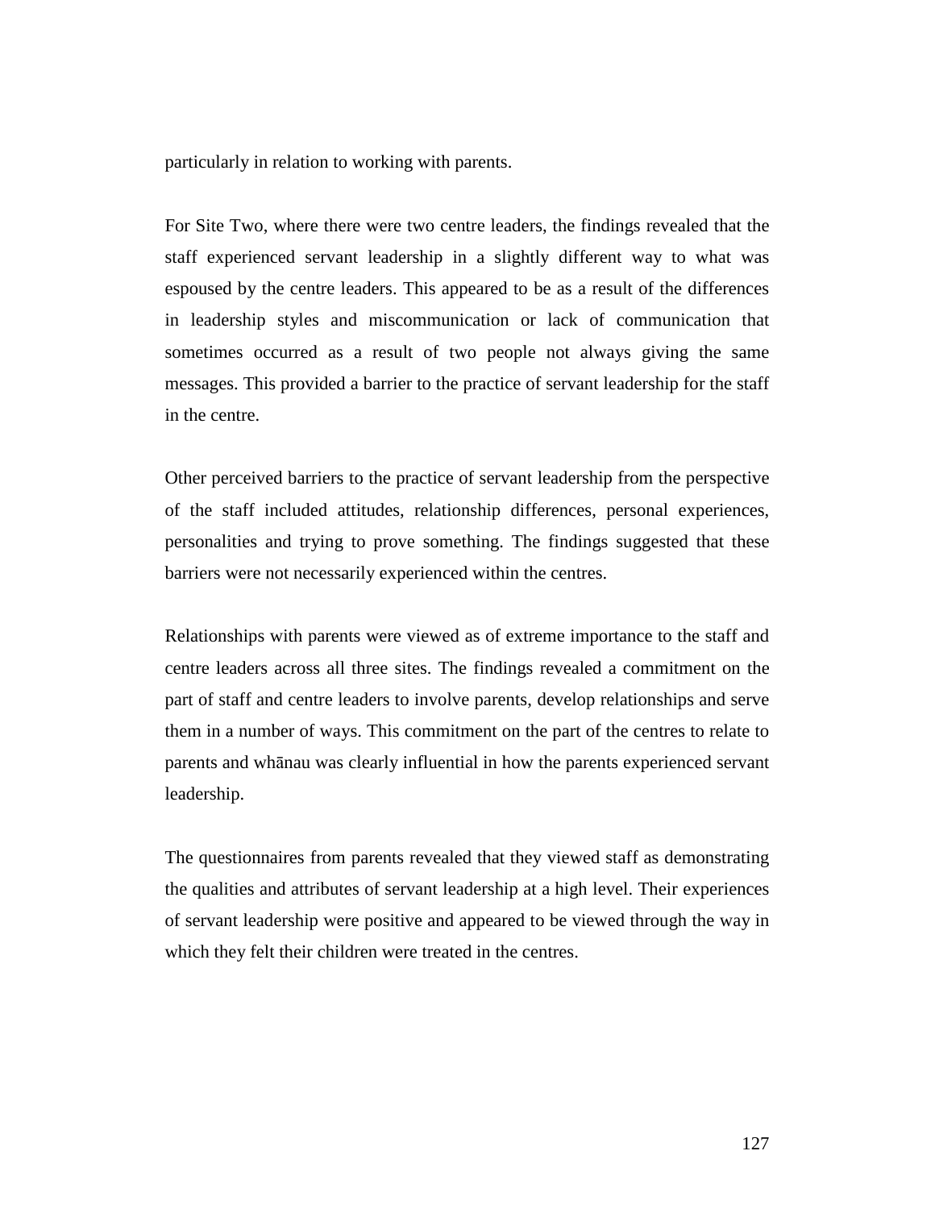particularly in relation to working with parents.

For Site Two, where there were two centre leaders, the findings revealed that the staff experienced servant leadership in a slightly different way to what was espoused by the centre leaders. This appeared to be as a result of the differences in leadership styles and miscommunication or lack of communication that sometimes occurred as a result of two people not always giving the same messages. This provided a barrier to the practice of servant leadership for the staff in the centre.

Other perceived barriers to the practice of servant leadership from the perspective of the staff included attitudes, relationship differences, personal experiences, personalities and trying to prove something. The findings suggested that these barriers were not necessarily experienced within the centres.

Relationships with parents were viewed as of extreme importance to the staff and centre leaders across all three sites. The findings revealed a commitment on the part of staff and centre leaders to involve parents, develop relationships and serve them in a number of ways. This commitment on the part of the centres to relate to parents and whānau was clearly influential in how the parents experienced servant leadership.

The questionnaires from parents revealed that they viewed staff as demonstrating the qualities and attributes of servant leadership at a high level. Their experiences of servant leadership were positive and appeared to be viewed through the way in which they felt their children were treated in the centres.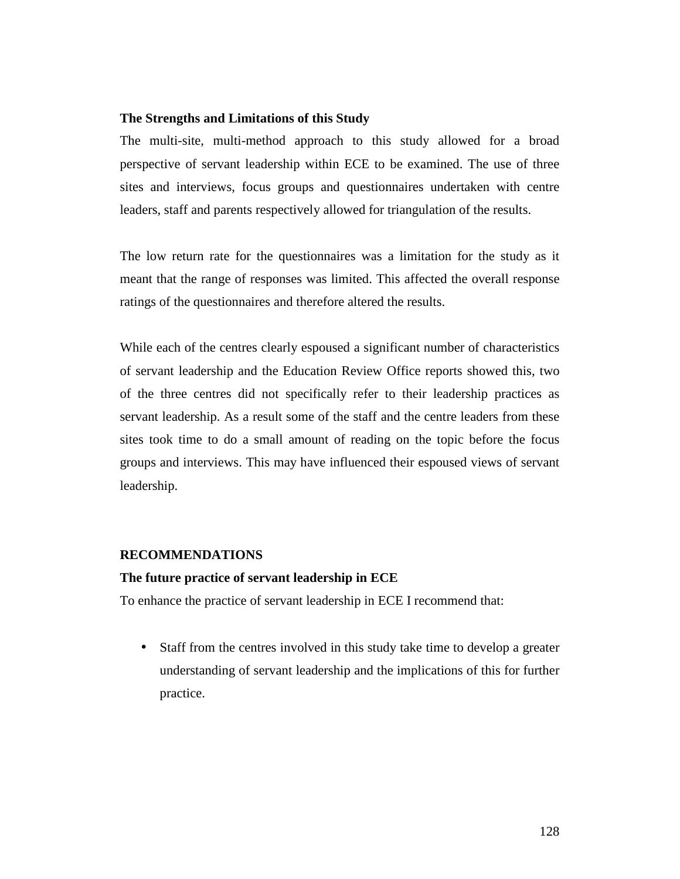### The Strengths and Limitations of this Study

The multi-site, multi-method approach to this study allowed for a broad perspective of servant leadership within ECE to be examined. The use of three sites and interviews, focus groups and questionnaires undertaken with centre leaders, staff and parents respectively allowed for triangulation of the results.

The low return rate for the questionnaires was a limitation for the study as it meant that the range of responses was limited. This affected the overall response ratings of the questionnaires and therefore altered the results.

While each of the centres clearly espoused a significant number of characteristics of servant leadership and the Education Review Office reports showed this, two of the three centres did not specifically refer to their leadership practices as servant leadership. As a result some of the staff and the centre leaders from these sites took time to do a small amount of reading on the topic before the focus groups and interviews. This may have influenced their espoused views of servant leadership.

## RECOMMENDATIONS

### The future practice of servant leadership in ECE

To enhance the practice of servant leadership in ECE I recommend that:

- Staff from the centres involved in this study take time to develop a greater understanding of servant leadership and the implications of this for further practice.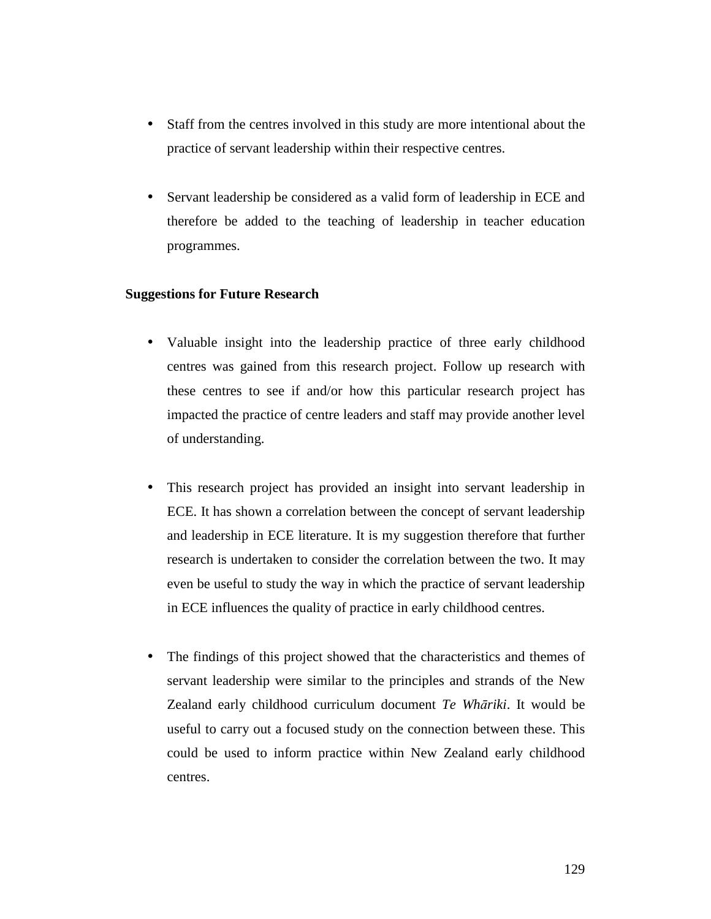- Staff from the centres involved in this study are more intentional about the practice of servant leadership within their respective centres.

- Servant leadership be considered as a valid form of leadership in ECE and therefore be added to the teaching of leadership in teacher education programmes.

**Suggestions for Future Research**

- Valuable insight into the leadership practice of three early childhood centres was gained from this research project. Follow up research with these centres to see if and/or how this particular research project has impacted the practice of centre leaders and staff may provide another level of understanding.

- This research project has provided an insight into servant leadership in ECE. It has shown a correlation between the concept of servant leadership and leadership in ECE literature. It is my suggestion therefore that further research is undertaken to consider the correlation between the two. It may even be useful to study the way in which the practice of servant leadership in ECE influences the quality of practice in early childhood centres.

- The findings of this project showed that the characteristics and themes of servant leadership were similar to the principles and strands of the New Zealand early childhood curriculum document *Te Whāriki*. It would be useful to carry out a focused study on the connection between these. This could be used to inform practice within New Zealand early childhood centres.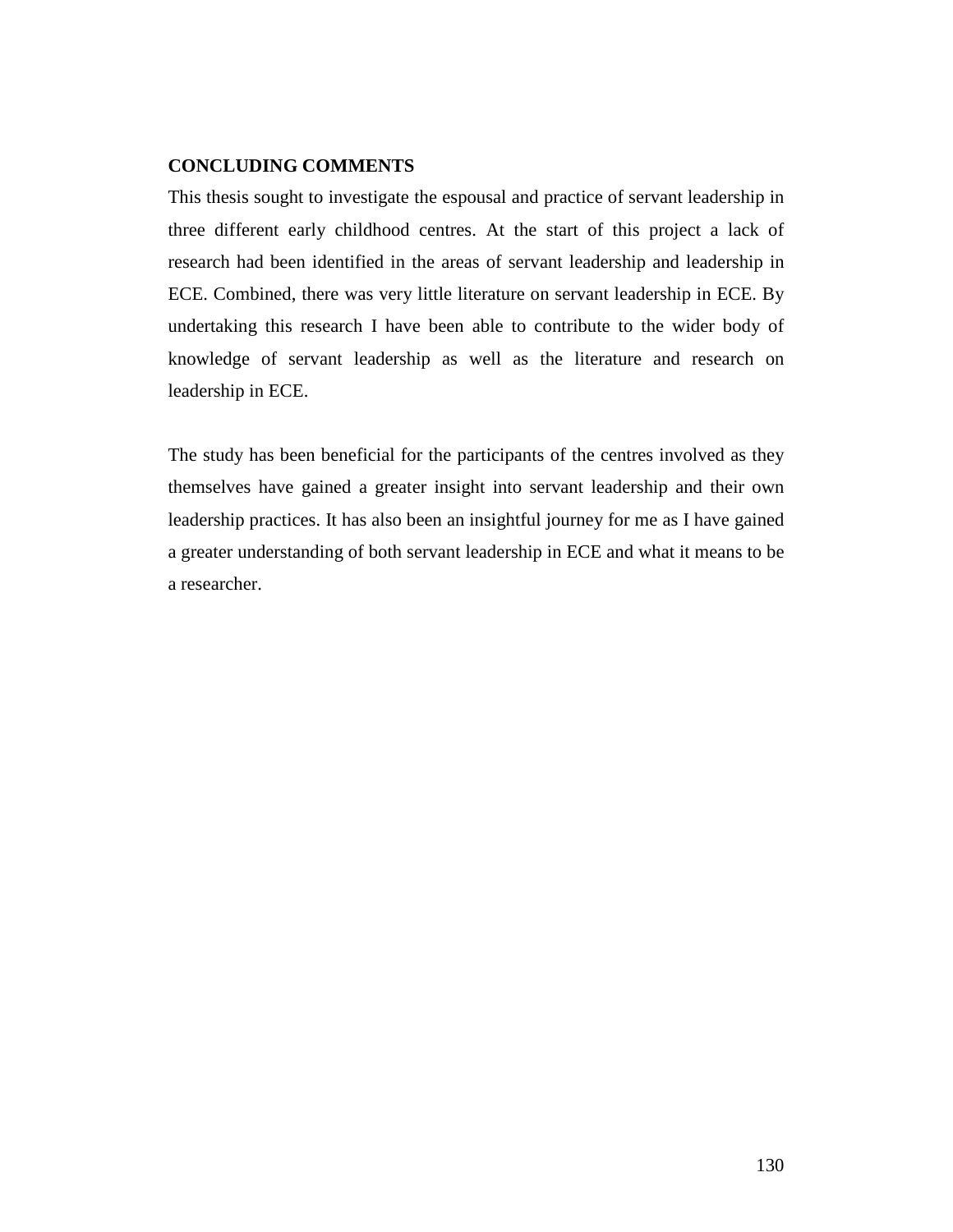## CONCLUDING COMMENTS

This thesis sought to investigate the espousal and practice of servant leadership in three different early childhood centres. At the start of this project a lack of research had been identified in the areas of servant leadership and leadership in ECE. Combined, there was very little literature on servant leadership in ECE. By undertaking this research I have been able to contribute to the wider body of knowledge of servant leadership as well as the literature and research on leadership in ECE.

The study has been beneficial for the participants of the centres involved as they themselves have gained a greater insight into servant leadership and their own leadership practices. It has also been an insightful journey for me as I have gained a greater understanding of both servant leadership in ECE and what it means to be a researcher.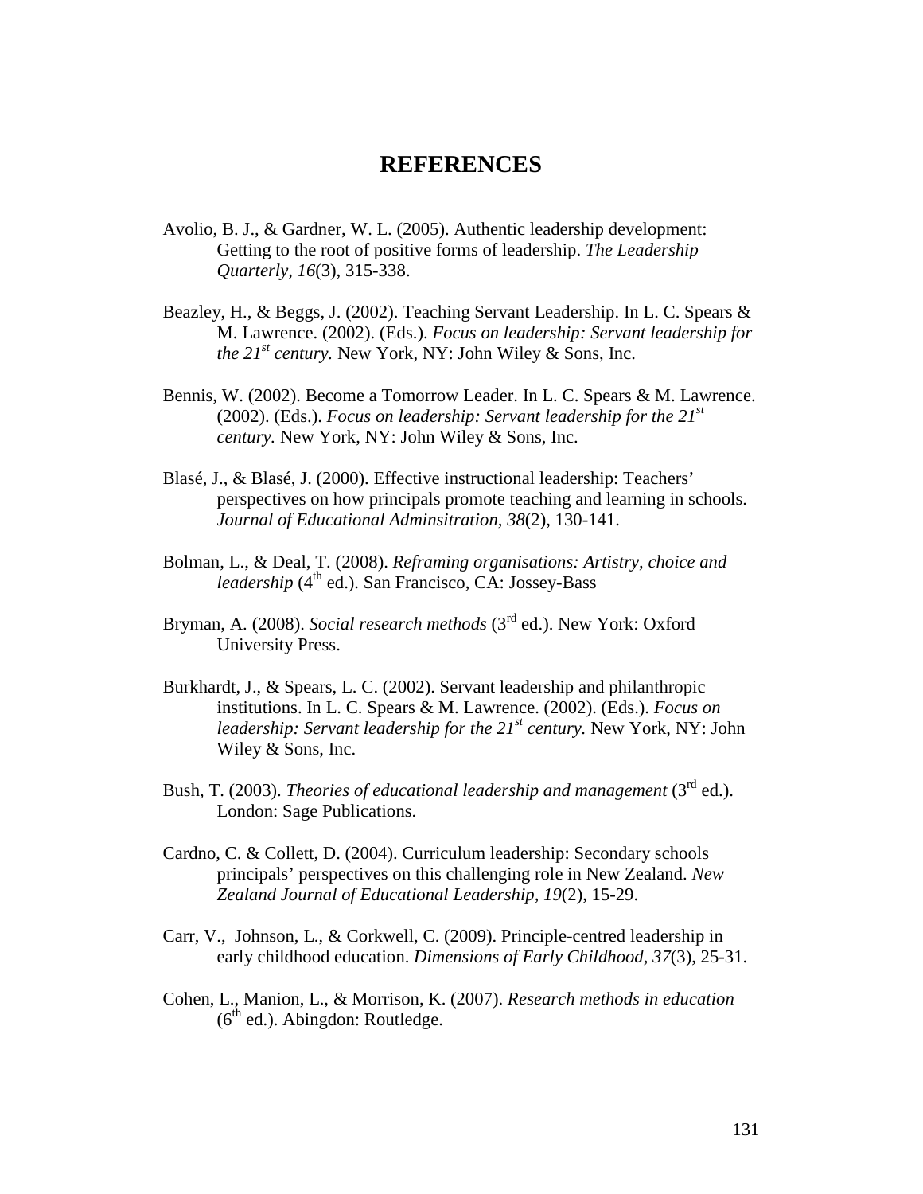# REFERENCES

Avolio, B. J., & Gardner, W. L. (2005). Authentic leadership development: Getting to the root of positive forms of leadership. *The Leadership Quarterly, 16*(3), 315-338.

Beazley, H., & Beggs, J. (2002). Teaching Servant Leadership. In L. C. Spears & M. Lawrence. (2002). (Eds.). *Focus on leadership: Servant leadership for the 21st century.* New York, NY: John Wiley & Sons, Inc.

Bennis, W. (2002). Become a Tomorrow Leader. In L. C. Spears & M. Lawrence. (2002). (Eds.). *Focus on leadership: Servant leadership for the 21st century.* New York, NY: John Wiley & Sons, Inc.

Blasé, J., & Blasé, J. (2000). Effective instructional leadership: Teachers' perspectives on how principals promote teaching and learning in schools. *Journal of Educational Adminsitration, 38*(2), 130-141.

Bolman, L., & Deal, T. (2008). *Reframing organisations: Artistry, choice and leadership* (4th ed.). San Francisco, CA: Jossey-Bass

Bryman, A. (2008). *Social research methods* (3rd ed.). New York: Oxford University Press.

Burkhardt, J., & Spears, L. C. (2002). Servant leadership and philanthropic institutions. In L. C. Spears & M. Lawrence. (2002). (Eds.). *Focus on leadership: Servant leadership for the 21st century.* New York, NY: John Wiley & Sons, Inc.

Bush, T. (2003). *Theories of educational leadership and management* (3rd ed.). London: Sage Publications.

Cardno, C. & Collett, D. (2004). Curriculum leadership: Secondary schools principals' perspectives on this challenging role in New Zealand. *New Zealand Journal of Educational Leadership, 19*(2), 15-29.

Carr, V., Johnson, L., & Corkwell, C. (2009). Principle-centred leadership in early childhood education. *Dimensions of Early Childhood, 37*(3), 25-31.

Cohen, L., Manion, L., & Morrison, K. (2007). *Research methods in education* (6th ed.). Abingdon: Routledge.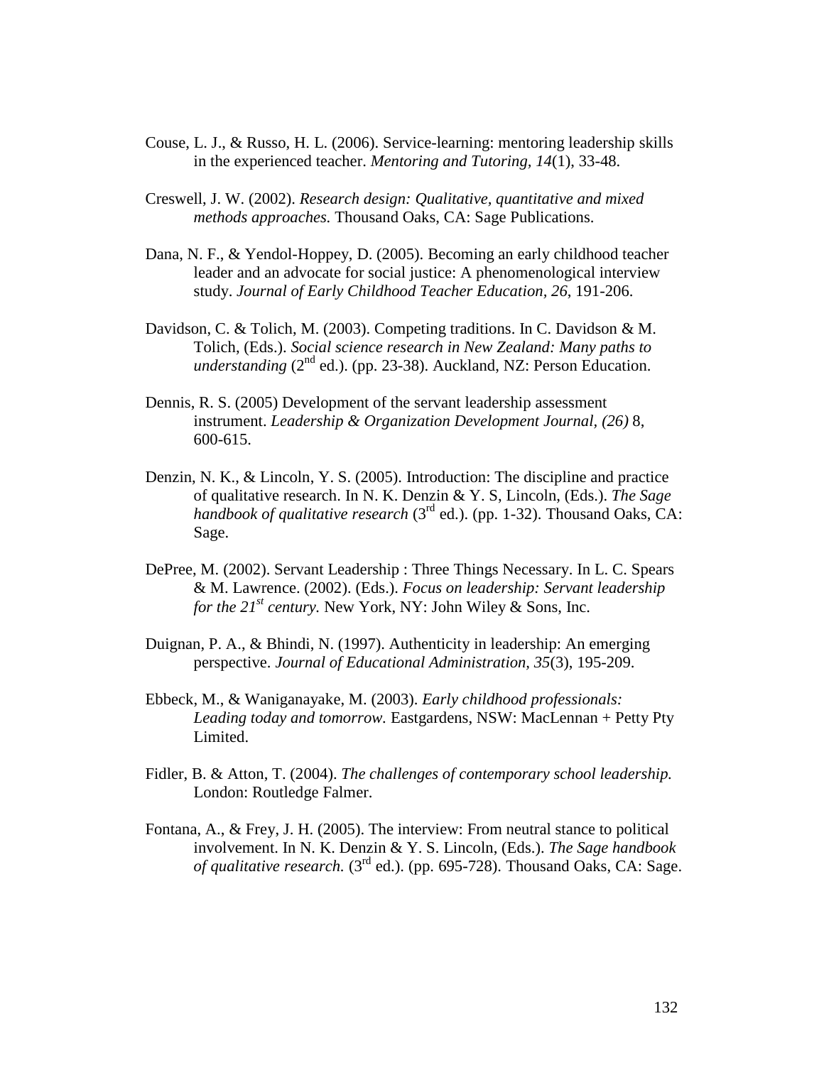Couse, L. J., & Russo, H. L. (2006). Service-learning: mentoring leadership skills in the experienced teacher. *Mentoring and Tutoring, 14*(1), 33-48.

Creswell, J. W. (2002). *Research design: Qualitative, quantitative and mixed methods approaches.* Thousand Oaks, CA: Sage Publications.

Dana, N. F., & Yendol-Hoppey, D. (2005). Becoming an early childhood teacher leader and an advocate for social justice: A phenomenological interview study. *Journal of Early Childhood Teacher Education, 26*, 191-206.

Davidson, C. & Tolich, M. (2003). Competing traditions. In C. Davidson & M. Tolich, (Eds.). *Social science research in New Zealand: Many paths to understanding* (2nd ed.). (pp. 23-38). Auckland, NZ: Person Education.

Dennis, R. S. (2005) Development of the servant leadership assessment instrument. *Leadership & Organization Development Journal, (26)* 8, 600-615.

Denzin, N. K., & Lincoln, Y. S. (2005). Introduction: The discipline and practice of qualitative research. In N. K. Denzin & Y. S, Lincoln, (Eds.). *The Sage handbook of qualitative research* (3rd ed.). (pp. 1-32). Thousand Oaks, CA: Sage.

DePree, M. (2002). Servant Leadership : Three Things Necessary. In L. C. Spears & M. Lawrence. (2002). (Eds.). *Focus on leadership: Servant leadership for the 21st century.* New York, NY: John Wiley & Sons, Inc.

Duignan, P. A., & Bhindi, N. (1997). Authenticity in leadership: An emerging perspective. *Journal of Educational Administration, 35*(3), 195-209.

Ebbeck, M., & Waniganayake, M. (2003). *Early childhood professionals: Leading today and tomorrow.* Eastgardens, NSW: MacLennan + Petty Pty Limited.

Fidler, B. & Atton, T. (2004). *The challenges of contemporary school leadership.* London: Routledge Falmer.

Fontana, A., & Frey, J. H. (2005). The interview: From neutral stance to political involvement. In N. K. Denzin & Y. S. Lincoln, (Eds.). *The Sage handbook of qualitative research.* (3rd ed.). (pp. 695-728). Thousand Oaks, CA: Sage.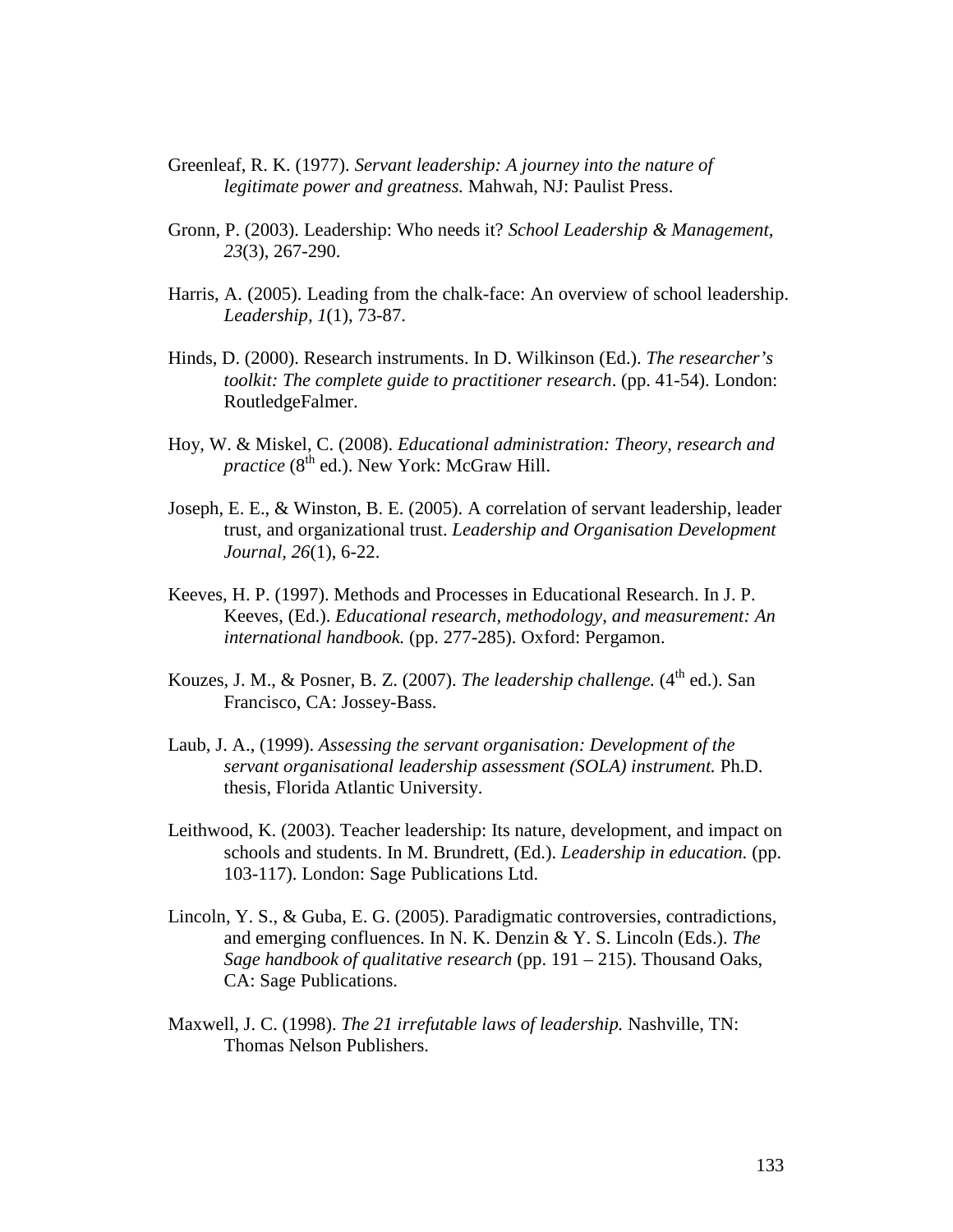Greenleaf, R. K. (1977). *Servant leadership: A journey into the nature of legitimate power and greatness.* Mahwah, NJ: Paulist Press.

Gronn, P. (2003). Leadership: Who needs it? *School Leadership & Management, 23*(3), 267-290.

Harris, A. (2005). Leading from the chalk-face: An overview of school leadership. *Leadership, 1*(1), 73-87.

Hinds, D. (2000). Research instruments. In D. Wilkinson (Ed.). *The researcher's toolkit: The complete guide to practitioner research*. (pp. 41-54). London: RoutledgeFalmer.

Hoy, W. & Miskel, C. (2008). *Educational administration: Theory, research and practice* (8th ed.). New York: McGraw Hill.

Joseph, E. E., & Winston, B. E. (2005). A correlation of servant leadership, leader trust, and organizational trust. *Leadership and Organisation Development Journal, 26*(1), 6-22.

Keeves, H. P. (1997). Methods and Processes in Educational Research. In J. P. Keeves, (Ed.). *Educational research, methodology, and measurement: An international handbook.* (pp. 277-285). Oxford: Pergamon.

Kouzes, J. M., & Posner, B. Z. (2007). *The leadership challenge.* (4th ed.). San Francisco, CA: Jossey-Bass.

Laub, J. A., (1999). *Assessing the servant organisation: Development of the servant organisational leadership assessment (SOLA) instrument.* Ph.D. thesis, Florida Atlantic University.

Leithwood, K. (2003). Teacher leadership: Its nature, development, and impact on schools and students. In M. Brundrett, (Ed.). *Leadership in education.* (pp. 103-117). London: Sage Publications Ltd.

Lincoln, Y. S., & Guba, E. G. (2005). Paradigmatic controversies, contradictions, and emerging confluences. In N. K. Denzin & Y. S. Lincoln (Eds.). *The Sage handbook of qualitative research* (pp. 191 – 215). Thousand Oaks, CA: Sage Publications.

Maxwell, J. C. (1998). *The 21 irrefutable laws of leadership.* Nashville, TN: Thomas Nelson Publishers.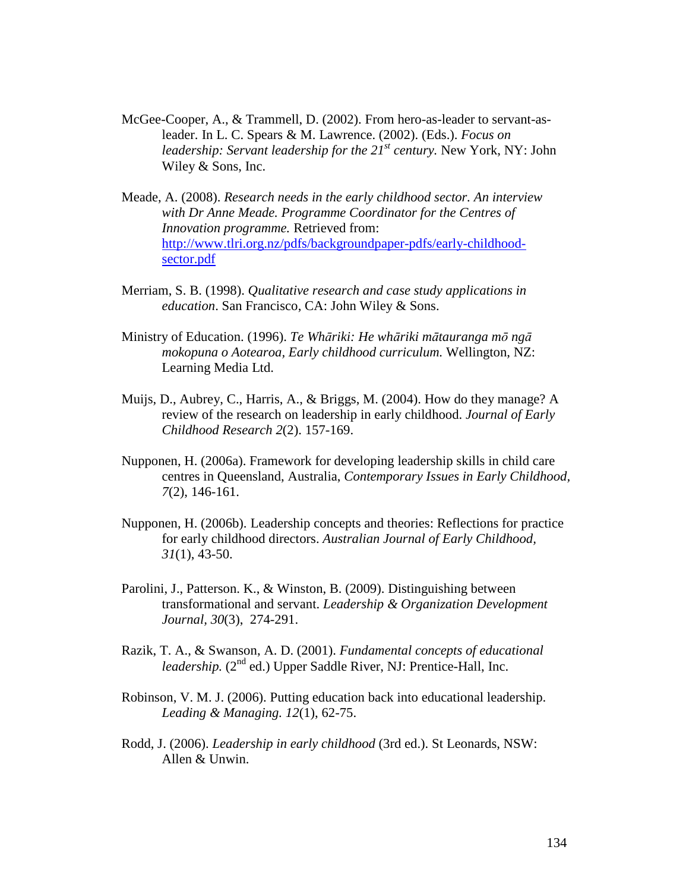McGee-Cooper, A., & Trammell, D. (2002). From hero-as-leader to servant-as-leader. In L. C. Spears & M. Lawrence. (2002). (Eds.). *Focus on leadership: Servant leadership for the 21st century.* New York, NY: John Wiley & Sons, Inc.

Meade, A. (2008). *Research needs in the early childhood sector. An interview with Dr Anne Meade. Programme Coordinator for the Centres of Innovation programme.* Retrieved from: http://www.tlri.org.nz/pdfs/backgroundpaper-pdfs/early-childhood-sector.pdf

Merriam, S. B. (1998). *Qualitative research and case study applications in education*. San Francisco, CA: John Wiley & Sons.

Ministry of Education. (1996). *Te Whāriki: He whāriki mātauranga mō ngā mokopuna o Aotearoa, Early childhood curriculum.* Wellington, NZ: Learning Media Ltd.

Muijs, D., Aubrey, C., Harris, A., & Briggs, M. (2004). How do they manage? A review of the research on leadership in early childhood. *Journal of Early Childhood Research 2*(2). 157-169.

Nupponen, H. (2006a). Framework for developing leadership skills in child care centres in Queensland, Australia, *Contemporary Issues in Early Childhood, 7*(2), 146-161.

Nupponen, H. (2006b). Leadership concepts and theories: Reflections for practice for early childhood directors. *Australian Journal of Early Childhood, 31*(1), 43-50.

Parolini, J., Patterson. K., & Winston, B. (2009). Distinguishing between transformational and servant. *Leadership & Organization Development Journal, 30*(3), 274-291.

Razik, T. A., & Swanson, A. D. (2001). *Fundamental concepts of educational leadership.* (2nd ed.) Upper Saddle River, NJ: Prentice-Hall, Inc.

Robinson, V. M. J. (2006). Putting education back into educational leadership. *Leading & Managing. 12*(1), 62-75.

Rodd, J. (2006). *Leadership in early childhood* (3rd ed.). St Leonards, NSW: Allen & Unwin.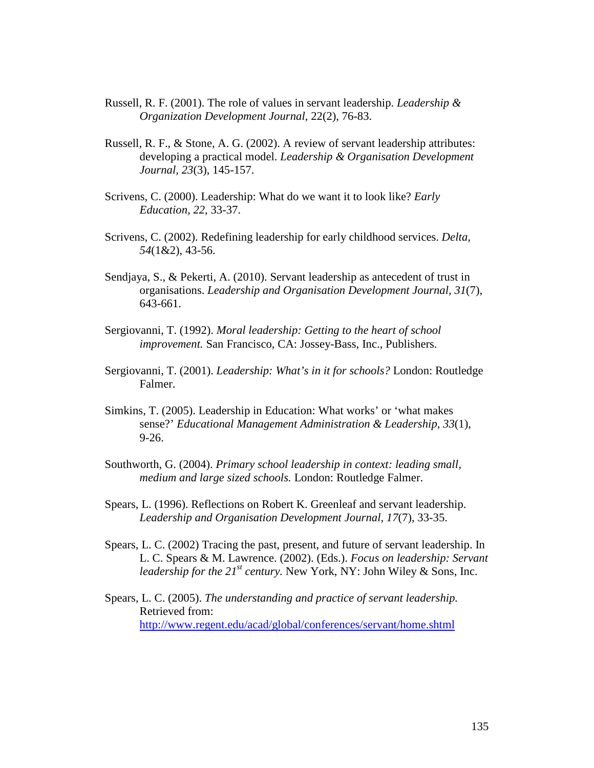Russell, R. F. (2001). The role of values in servant leadership. *Leadership & Organization Development Journal,* 22(2), 76-83.

Russell, R. F., & Stone, A. G. (2002). A review of servant leadership attributes: developing a practical model. *Leadership & Organisation Development Journal, 23*(3), 145-157.

Scrivens, C. (2000). Leadership: What do we want it to look like? *Early Education, 22,* 33-37.

Scrivens, C. (2002). Redefining leadership for early childhood services. *Delta, 54*(1&2), 43-56.

Sendjaya, S., & Pekerti, A. (2010). Servant leadership as antecedent of trust in organisations. *Leadership and Organisation Development Journal, 31*(7), 643-661.

Sergiovanni, T. (1992). *Moral leadership: Getting to the heart of school improvement.* San Francisco, CA: Jossey-Bass, Inc., Publishers.

Sergiovanni, T. (2001). *Leadership: What's in it for schools?* London: Routledge Falmer.

Simkins, T. (2005). Leadership in Education: What works' or 'what makes sense?' *Educational Management Administration & Leadership, 33*(1), 9-26.

Southworth, G. (2004). *Primary school leadership in context: leading small, medium and large sized schools.* London: Routledge Falmer.

Spears, L. (1996). Reflections on Robert K. Greenleaf and servant leadership. *Leadership and Organisation Development Journal, 17*(7), 33-35.

Spears, L. C. (2002) Tracing the past, present, and future of servant leadership. In L. C. Spears & M. Lawrence. (2002). (Eds.). *Focus on leadership: Servant leadership for the 21st century.* New York, NY: John Wiley & Sons, Inc.

Spears, L. C. (2005). *The understanding and practice of servant leadership.* Retrieved from: http://www.regent.edu/acad/global/conferences/servant/home.shtml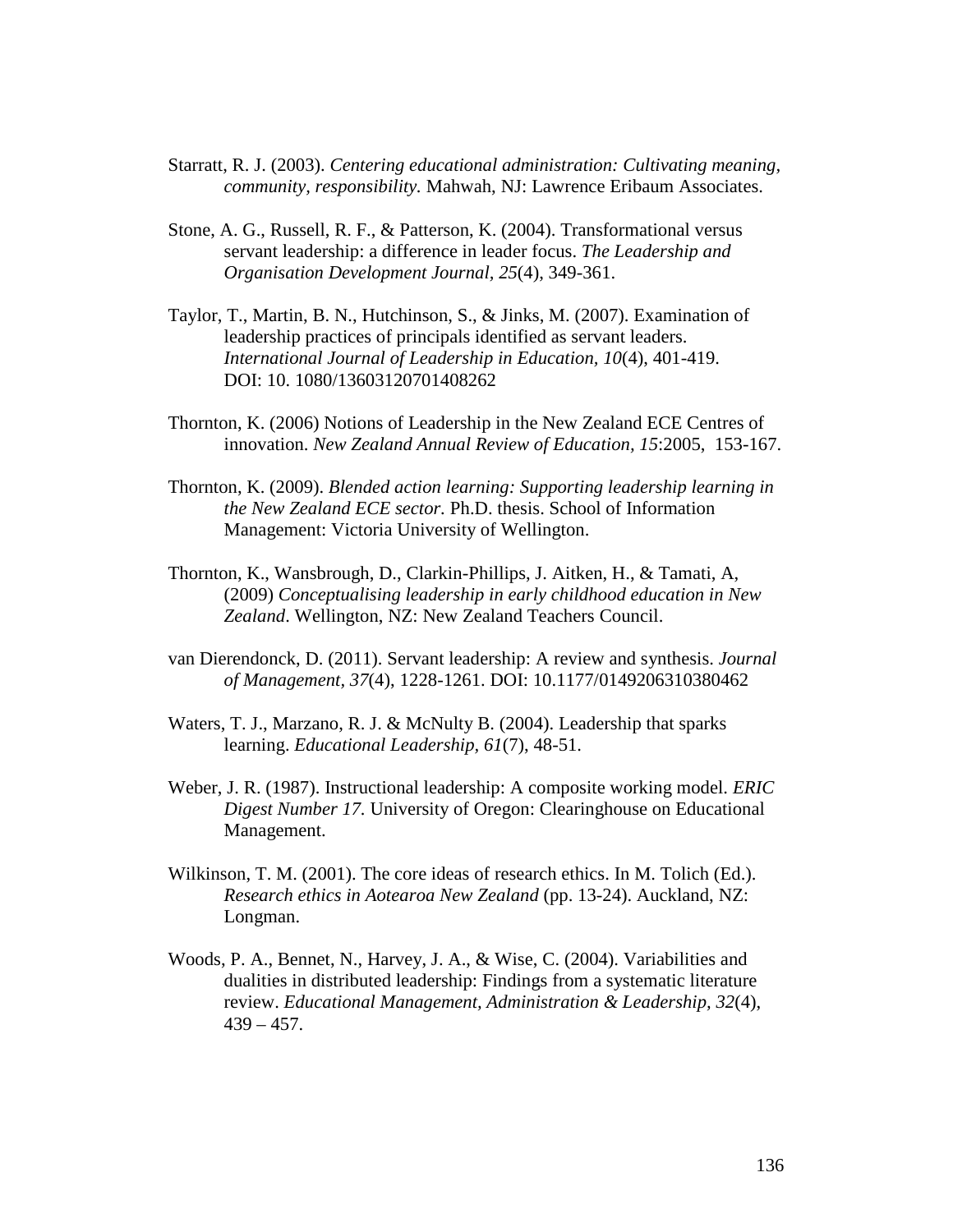Starratt, R. J. (2003). *Centering educational administration: Cultivating meaning, community, responsibility.* Mahwah, NJ: Lawrence Eribaum Associates.

Stone, A. G., Russell, R. F., & Patterson, K. (2004). Transformational versus servant leadership: a difference in leader focus. *The Leadership and Organisation Development Journal*, *25*(4), 349-361.

Taylor, T., Martin, B. N., Hutchinson, S., & Jinks, M. (2007). Examination of leadership practices of principals identified as servant leaders. *International Journal of Leadership in Education, 10*(4), 401-419. DOI: 10. 1080/13603120701408262

Thornton, K. (2006) Notions of Leadership in the New Zealand ECE Centres of innovation. *New Zealand Annual Review of Education, 15*:2005, 153-167.

Thornton, K. (2009). *Blended action learning: Supporting leadership learning in the New Zealand ECE sector.* Ph.D. thesis. School of Information Management: Victoria University of Wellington.

Thornton, K., Wansbrough, D., Clarkin-Phillips, J. Aitken, H., & Tamati, A, (2009) *Conceptualising leadership in early childhood education in New Zealand*. Wellington, NZ: New Zealand Teachers Council.

van Dierendonck, D. (2011). Servant leadership: A review and synthesis. *Journal of Management, 37*(4), 1228-1261. DOI: 10.1177/0149206310380462

Waters, T. J., Marzano, R. J. & McNulty B. (2004). Leadership that sparks learning. *Educational Leadership, 61*(7), 48-51.

Weber, J. R. (1987). Instructional leadership: A composite working model. *ERIC Digest Number 17.* University of Oregon: Clearinghouse on Educational Management.

Wilkinson, T. M. (2001). The core ideas of research ethics. In M. Tolich (Ed.). *Research ethics in Aotearoa New Zealand* (pp. 13-24). Auckland, NZ: Longman.

Woods, P. A., Bennet, N., Harvey, J. A., & Wise, C. (2004). Variabilities and dualities in distributed leadership: Findings from a systematic literature review. *Educational Management, Administration & Leadership, 32*(4), 439 – 457.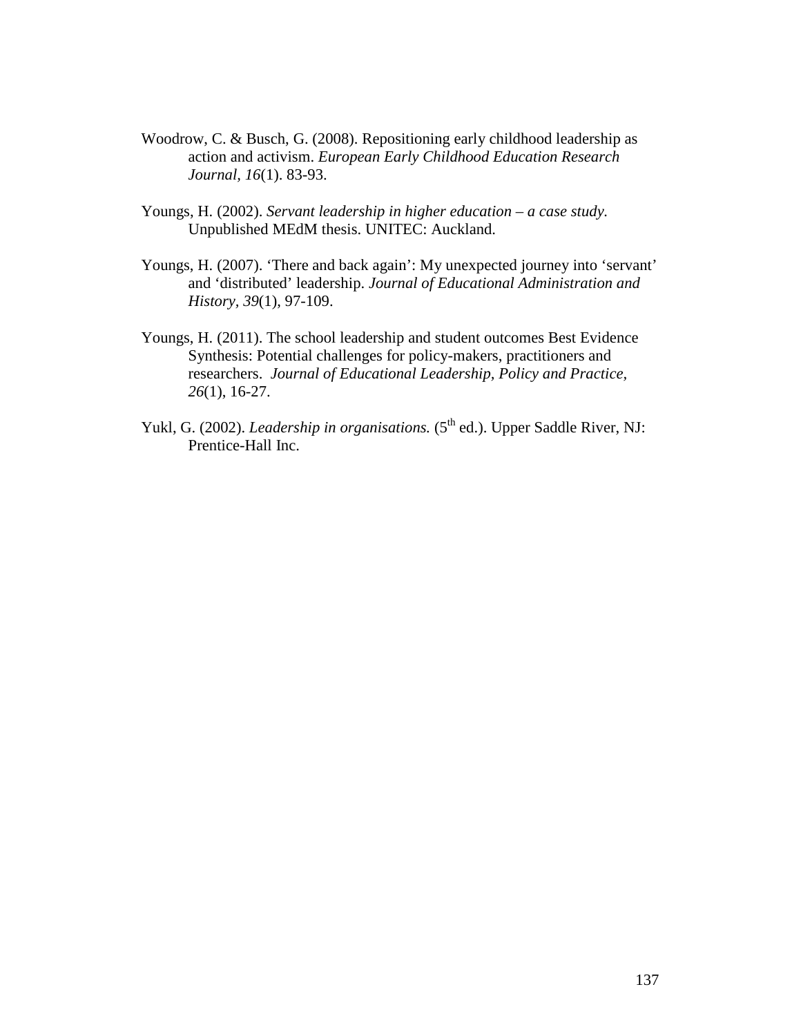Woodrow, C. & Busch, G. (2008). Repositioning early childhood leadership as action and activism. *European Early Childhood Education Research Journal*, *16*(1). 83-93.

Youngs, H. (2002). *Servant leadership in higher education – a case study.* Unpublished MEdM thesis. UNITEC: Auckland.

Youngs, H. (2007). 'There and back again': My unexpected journey into 'servant' and 'distributed' leadership. *Journal of Educational Administration and History, 39*(1), 97-109.

Youngs, H. (2011). The school leadership and student outcomes Best Evidence Synthesis: Potential challenges for policy-makers, practitioners and researchers. *Journal of Educational Leadership, Policy and Practice, 26*(1), 16-27.

Yukl, G. (2002). *Leadership in organisations.* (5th ed.). Upper Saddle River, NJ: Prentice-Hall Inc.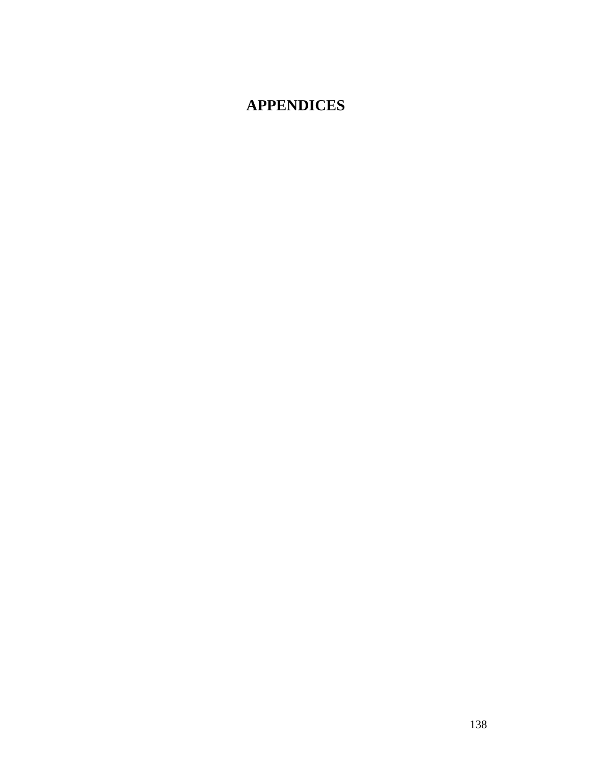# APPENDICES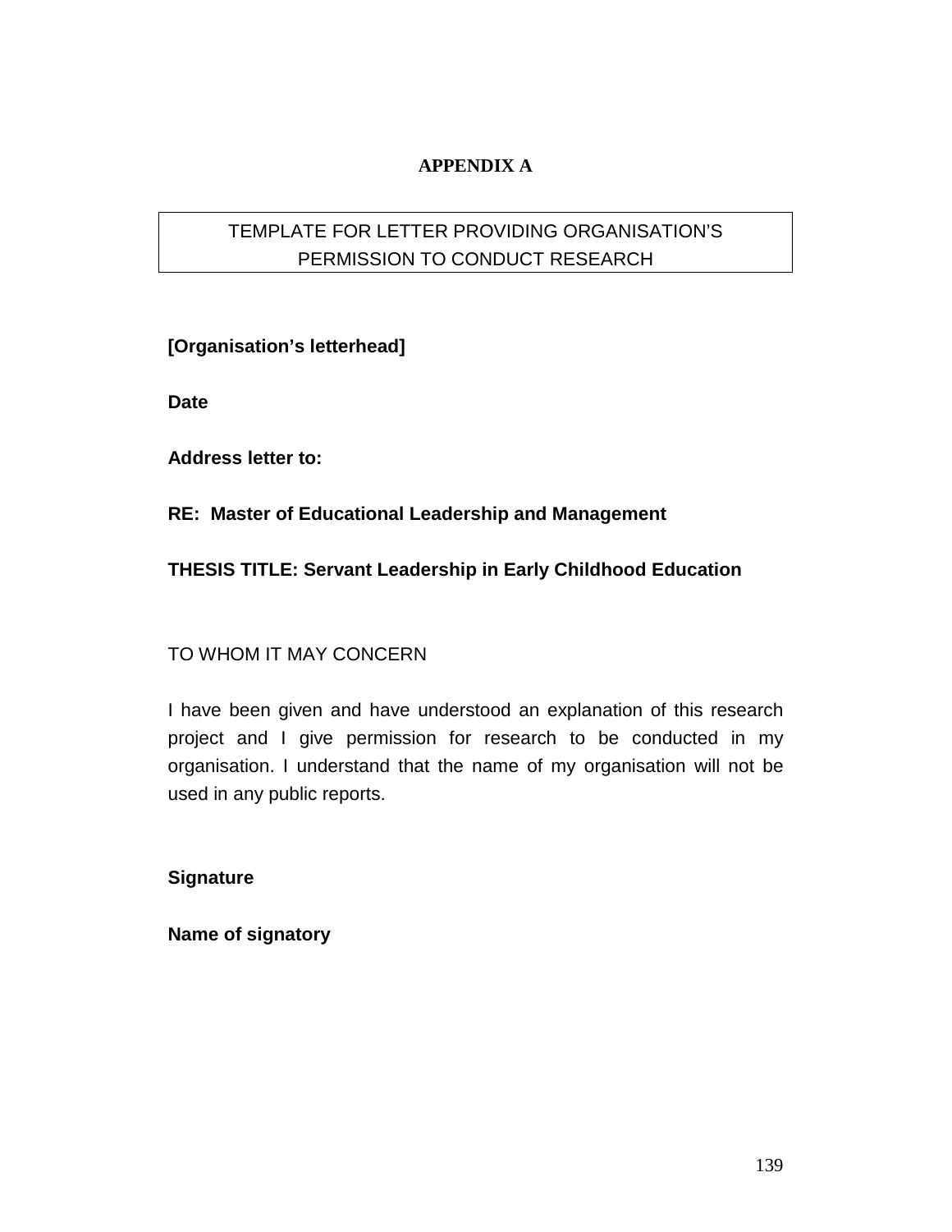# APPENDIX A

TEMPLATE FOR LETTER PROVIDING ORGANISATION'S PERMISSION TO CONDUCT RESEARCH

**[Organisation's letterhead]**

**Date**

**Address letter to:**

**RE: Master of Educational Leadership and Management**

**THESIS TITLE: Servant Leadership in Early Childhood Education**

TO WHOM IT MAY CONCERN

I have been given and have understood an explanation of this research project and I give permission for research to be conducted in my organisation. I understand that the name of my organisation will not be used in any public reports.

**Signature**

**Name of signatory**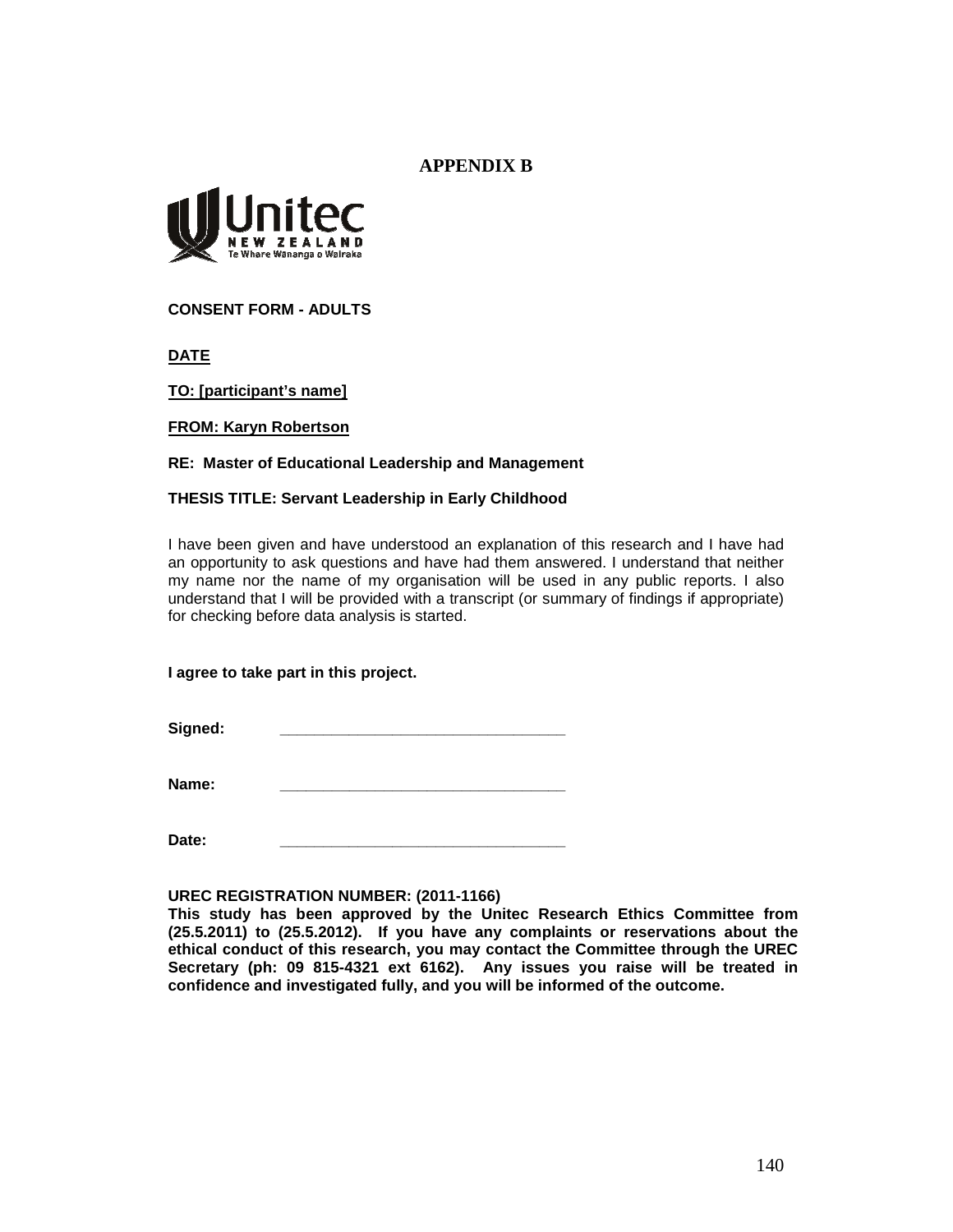# APPENDIX B

Unitec
NEW ZEALAND
Te Whare Wananga o Wairaka

**CONSENT FORM - ADULTS**

**DATE**

**TO: [participant's name]**

**FROM: Karyn Robertson**

**RE: Master of Educational Leadership and Management**

**THESIS TITLE: Servant Leadership in Early Childhood**

I have been given and have understood an explanation of this research and I have had an opportunity to ask questions and have had them answered. I understand that neither my name nor the name of my organisation will be used in any public reports. I also understand that I will be provided with a transcript (or summary of findings if appropriate) for checking before data analysis is started.

**I agree to take part in this project.**

**Signed:** ________________________________

**Name:** ________________________________

**Date:** ________________________________

**UREC REGISTRATION NUMBER: (2011-1166)**
**This study has been approved by the Unitec Research Ethics Committee from (25.5.2011) to (25.5.2012). If you have any complaints or reservations about the ethical conduct of this research, you may contact the Committee through the UREC Secretary (ph: 09 815-4321 ext 6162). Any issues you raise will be treated in confidence and investigated fully, and you will be informed of the outcome.**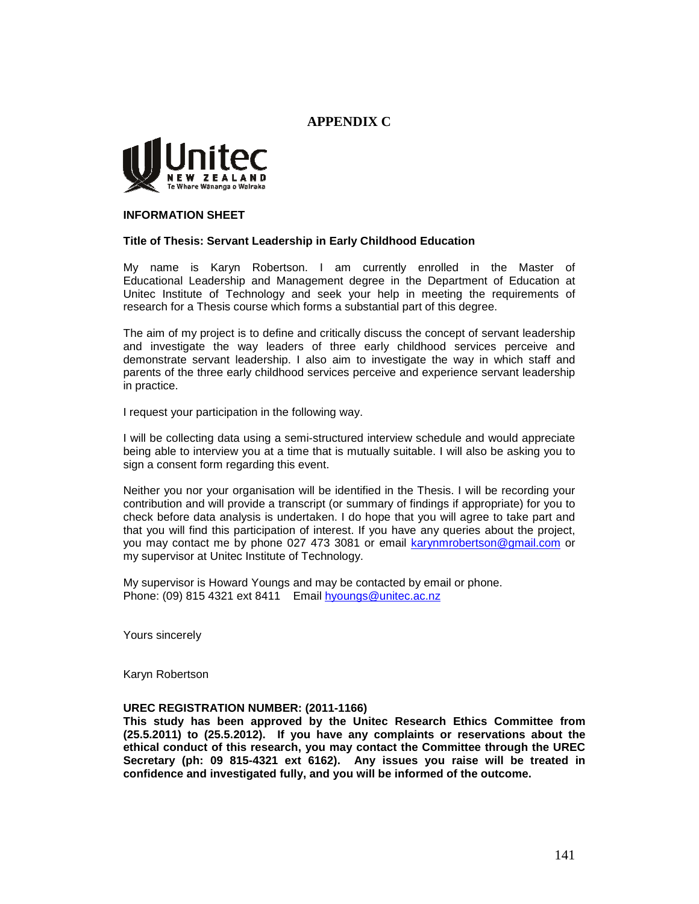# APPENDIX C

**INFORMATION SHEET**

**Title of Thesis: Servant Leadership in Early Childhood Education**

My name is Karyn Robertson. I am currently enrolled in the Master of Educational Leadership and Management degree in the Department of Education at Unitec Institute of Technology and seek your help in meeting the requirements of research for a Thesis course which forms a substantial part of this degree.

The aim of my project is to define and critically discuss the concept of servant leadership and investigate the way leaders of three early childhood services perceive and demonstrate servant leadership. I also aim to investigate the way in which staff and parents of the three early childhood services perceive and experience servant leadership in practice.

I request your participation in the following way.

I will be collecting data using a semi-structured interview schedule and would appreciate being able to interview you at a time that is mutually suitable. I will also be asking you to sign a consent form regarding this event.

Neither you nor your organisation will be identified in the Thesis. I will be recording your contribution and will provide a transcript (or summary of findings if appropriate) for you to check before data analysis is undertaken. I do hope that you will agree to take part and that you will find this participation of interest. If you have any queries about the project, you may contact me by phone 027 473 3081 or email karynmrobertson@gmail.com or my supervisor at Unitec Institute of Technology.

My supervisor is Howard Youngs and may be contacted by email or phone.
Phone: (09) 815 4321 ext 8411 Email hyoungs@unitec.ac.nz

Yours sincerely

Karyn Robertson

**UREC REGISTRATION NUMBER: (2011-1166)**
**This study has been approved by the Unitec Research Ethics Committee from (25.5.2011) to (25.5.2012). If you have any complaints or reservations about the ethical conduct of this research, you may contact the Committee through the UREC Secretary (ph: 09 815-4321 ext 6162). Any issues you raise will be treated in confidence and investigated fully, and you will be informed of the outcome.**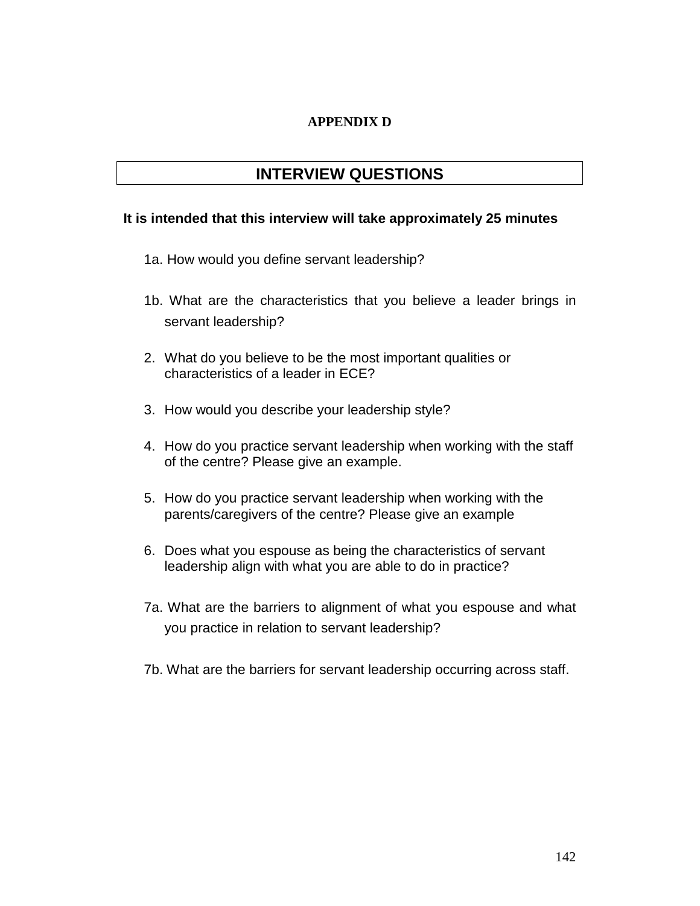# APPENDIX D

## INTERVIEW QUESTIONS

**It is intended that this interview will take approximately 25 minutes**

1a. How would you define servant leadership?

1b. What are the characteristics that you believe a leader brings in servant leadership?

2. What do you believe to be the most important qualities or characteristics of a leader in ECE?

3. How would you describe your leadership style?

4. How do you practice servant leadership when working with the staff of the centre? Please give an example.

5. How do you practice servant leadership when working with the parents/caregivers of the centre? Please give an example

6. Does what you espouse as being the characteristics of servant leadership align with what you are able to do in practice?

7a. What are the barriers to alignment of what you espouse and what you practice in relation to servant leadership?

7b. What are the barriers for servant leadership occurring across staff.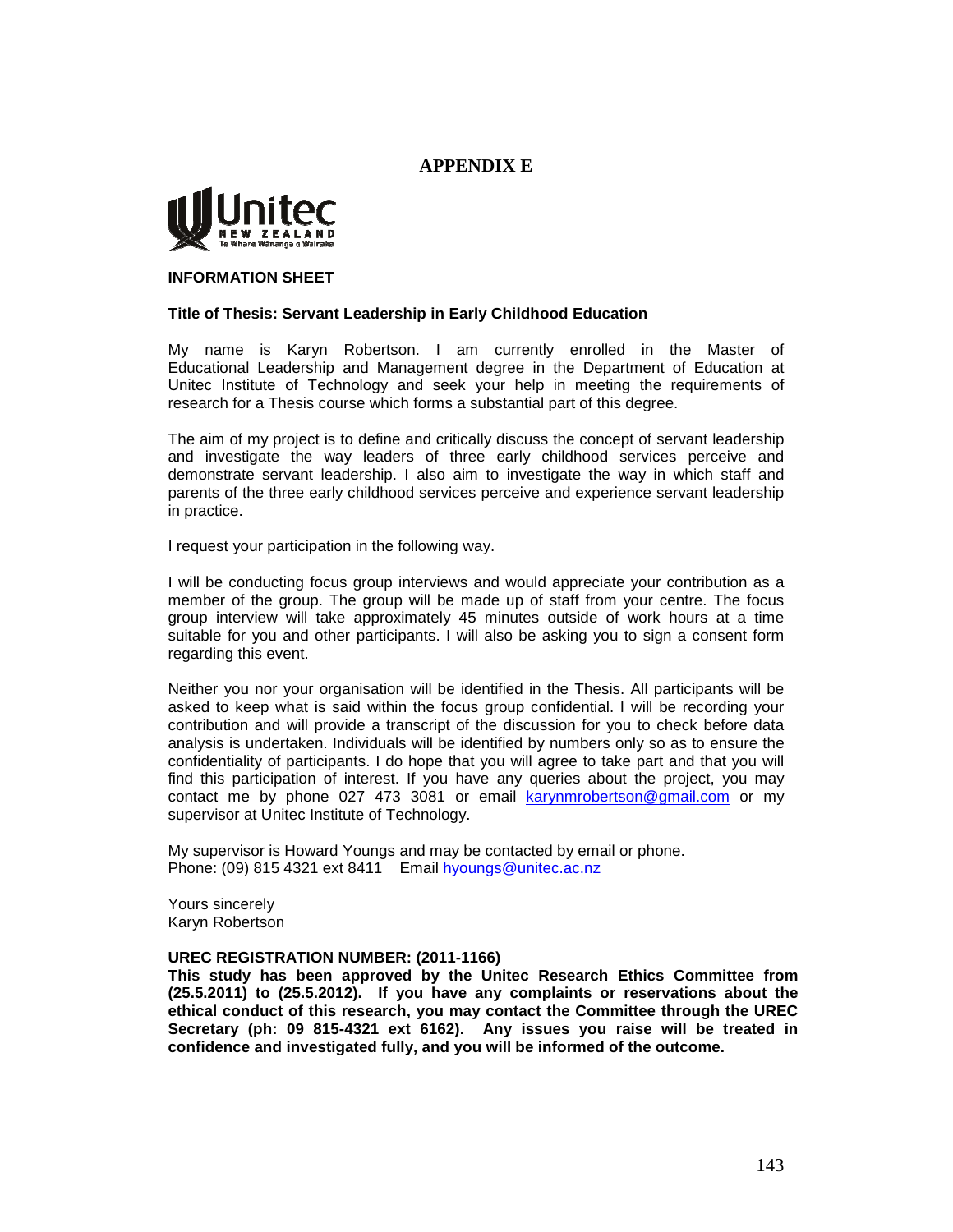# APPENDIX E

Unitec NEW ZEALAND Te Whare Wananga o Wairaka

**INFORMATION SHEET**

**Title of Thesis: Servant Leadership in Early Childhood Education**

My name is Karyn Robertson. I am currently enrolled in the Master of Educational Leadership and Management degree in the Department of Education at Unitec Institute of Technology and seek your help in meeting the requirements of research for a Thesis course which forms a substantial part of this degree.

The aim of my project is to define and critically discuss the concept of servant leadership and investigate the way leaders of three early childhood services perceive and demonstrate servant leadership. I also aim to investigate the way in which staff and parents of the three early childhood services perceive and experience servant leadership in practice.

I request your participation in the following way.

I will be conducting focus group interviews and would appreciate your contribution as a member of the group. The group will be made up of staff from your centre. The focus group interview will take approximately 45 minutes outside of work hours at a time suitable for you and other participants. I will also be asking you to sign a consent form regarding this event.

Neither you nor your organisation will be identified in the Thesis. All participants will be asked to keep what is said within the focus group confidential. I will be recording your contribution and will provide a transcript of the discussion for you to check before data analysis is undertaken. Individuals will be identified by numbers only so as to ensure the confidentiality of participants. I do hope that you will agree to take part and that you will find this participation of interest. If you have any queries about the project, you may contact me by phone 027 473 3081 or email karynmrobertson@gmail.com or my supervisor at Unitec Institute of Technology.

My supervisor is Howard Youngs and may be contacted by email or phone.
Phone: (09) 815 4321 ext 8411 Email hyoungs@unitec.ac.nz

Yours sincerely
Karyn Robertson

**UREC REGISTRATION NUMBER: (2011-1166)**
**This study has been approved by the Unitec Research Ethics Committee from (25.5.2011) to (25.5.2012). If you have any complaints or reservations about the ethical conduct of this research, you may contact the Committee through the UREC Secretary (ph: 09 815-4321 ext 6162). Any issues you raise will be treated in confidence and investigated fully, and you will be informed of the outcome.**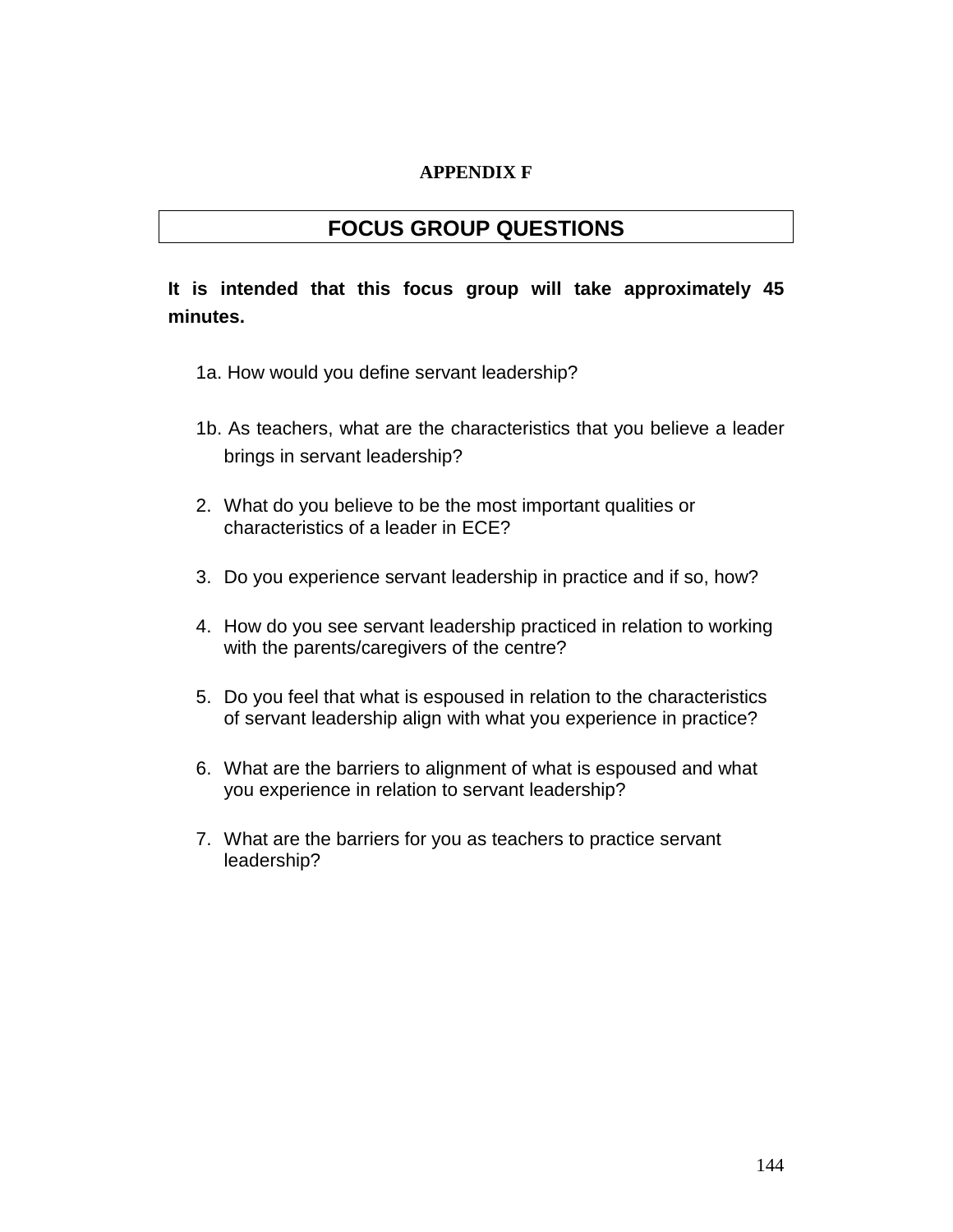# APPENDIX F

## FOCUS GROUP QUESTIONS

**It is intended that this focus group will take approximately 45 minutes.**

1a. How would you define servant leadership?

1b. As teachers, what are the characteristics that you believe a leader brings in servant leadership?

2. What do you believe to be the most important qualities or characteristics of a leader in ECE?
3. Do you experience servant leadership in practice and if so, how?
4. How do you see servant leadership practiced in relation to working with the parents/caregivers of the centre?
5. Do you feel that what is espoused in relation to the characteristics of servant leadership align with what you experience in practice?
6. What are the barriers to alignment of what is espoused and what you experience in relation to servant leadership?
7. What are the barriers for you as teachers to practice servant leadership?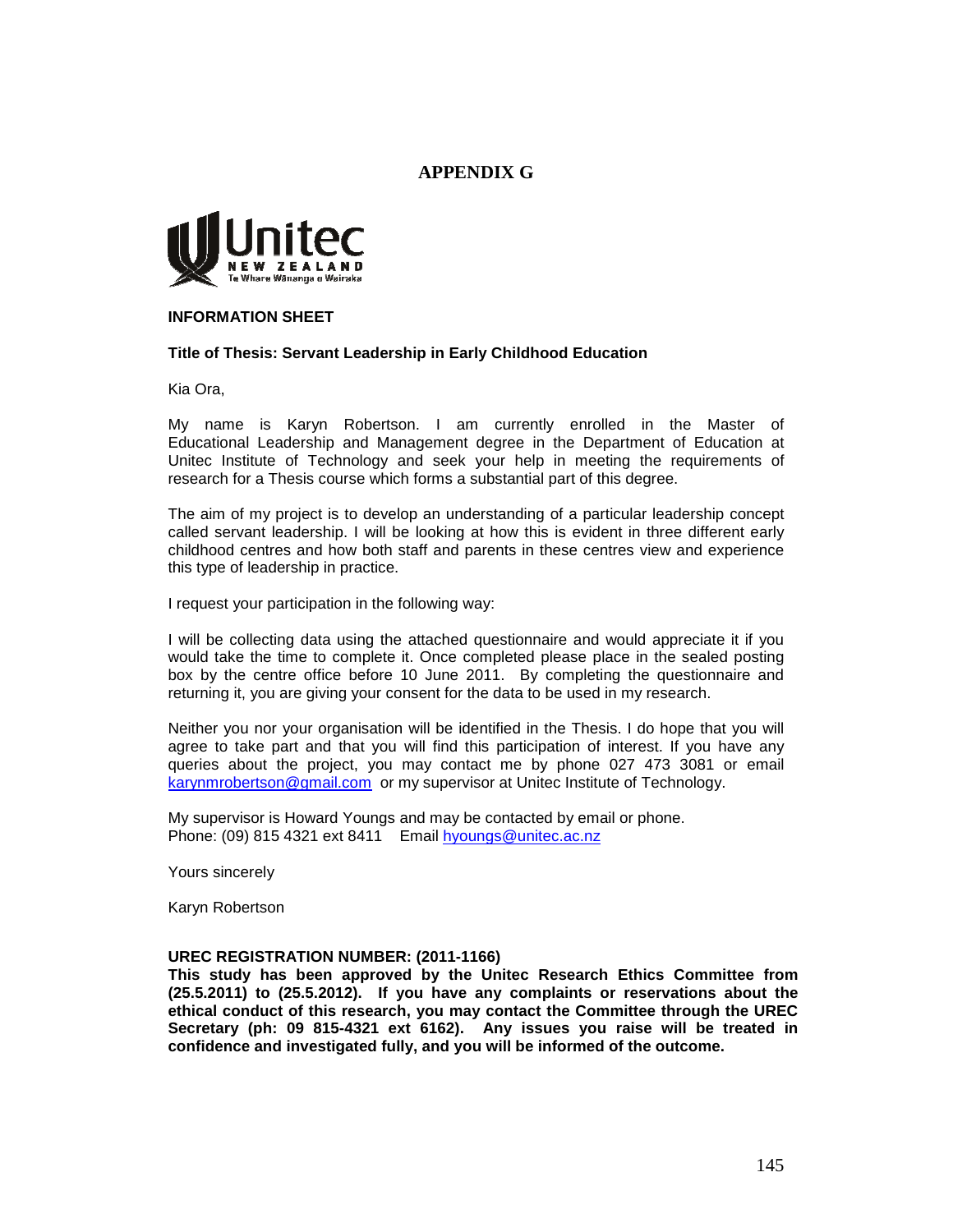# APPENDIX G

**INFORMATION SHEET**

**Title of Thesis: Servant Leadership in Early Childhood Education**

Kia Ora,

My name is Karyn Robertson. I am currently enrolled in the Master of Educational Leadership and Management degree in the Department of Education at Unitec Institute of Technology and seek your help in meeting the requirements of research for a Thesis course which forms a substantial part of this degree.

The aim of my project is to develop an understanding of a particular leadership concept called servant leadership. I will be looking at how this is evident in three different early childhood centres and how both staff and parents in these centres view and experience this type of leadership in practice.

I request your participation in the following way:

I will be collecting data using the attached questionnaire and would appreciate it if you would take the time to complete it. Once completed please place in the sealed posting box by the centre office before 10 June 2011. By completing the questionnaire and returning it, you are giving your consent for the data to be used in my research.

Neither you nor your organisation will be identified in the Thesis. I do hope that you will agree to take part and that you will find this participation of interest. If you have any queries about the project, you may contact me by phone 027 473 3081 or email karynmrobertson@gmail.com or my supervisor at Unitec Institute of Technology.

My supervisor is Howard Youngs and may be contacted by email or phone.
Phone: (09) 815 4321 ext 8411 Email hyoungs@unitec.ac.nz

Yours sincerely

Karyn Robertson

**UREC REGISTRATION NUMBER: (2011-1166)**
**This study has been approved by the Unitec Research Ethics Committee from (25.5.2011) to (25.5.2012). If you have any complaints or reservations about the ethical conduct of this research, you may contact the Committee through the UREC Secretary (ph: 09 815-4321 ext 6162). Any issues you raise will be treated in confidence and investigated fully, and you will be informed of the outcome.**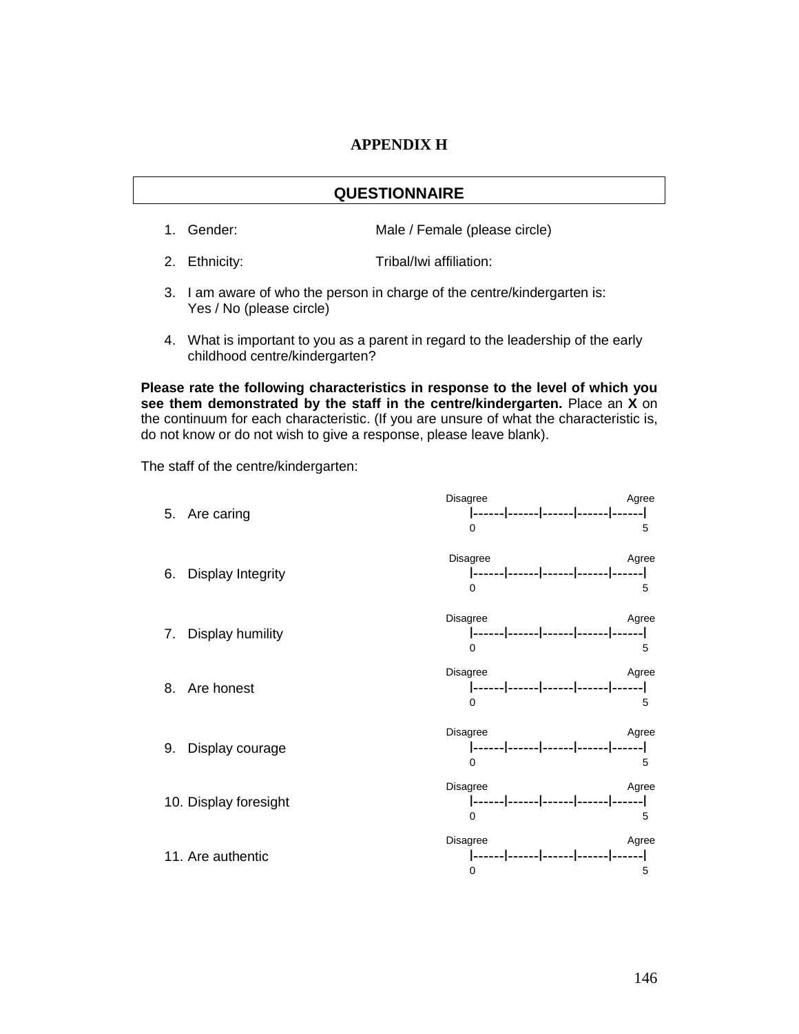# APPENDIX H

## QUESTIONNAIRE

1. Gender: Male / Female (please circle)

2. Ethnicity: Tribal/Iwi affiliation:

3. I am aware of who the person in charge of the centre/kindergarten is:
   Yes / No (please circle)

4. What is important to you as a parent in regard to the leadership of the early childhood centre/kindergarten?

**Please rate the following characteristics in response to the level of which you see them demonstrated by the staff in the centre/kindergarten.** Place an **X** on the continuum for each characteristic. (If you are unsure of what the characteristic is, do not know or do not wish to give a response, please leave blank).

The staff of the centre/kindergarten:

5. Are caring
```
Disagree                      Agree
|------|------|------|------|------|
0                                 5
```

6. Display Integrity
```
Disagree                      Agree
|------|------|------|------|------|
0                                 5
```

7. Display humility
```
Disagree                      Agree
|------|------|------|------|------|
0                                 5
```

8. Are honest
```
Disagree                      Agree
|------|------|------|------|------|
0                                 5
```

9. Display courage
```
Disagree                      Agree
|------|------|------|------|------|
0                                 5
```

10. Display foresight
```
Disagree                      Agree
|------|------|------|------|------|
0                                 5
```

11. Are authentic
```
Disagree                      Agree
|------|------|------|------|------|
0                                 5
```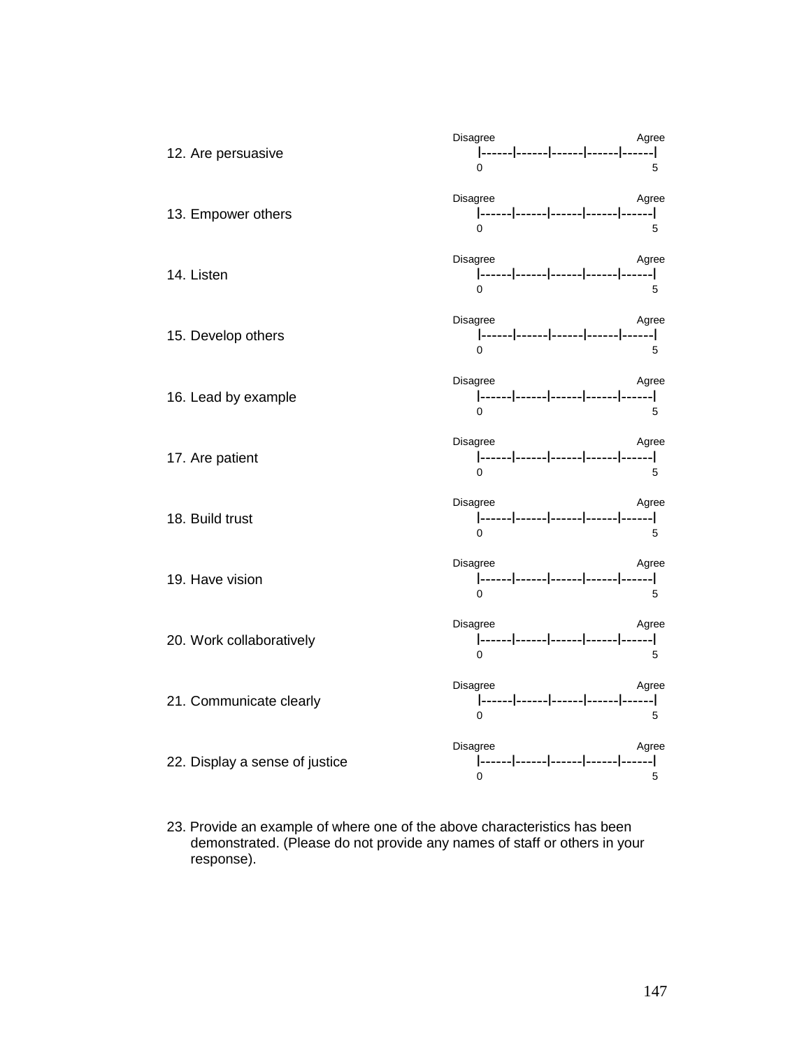12. Are persuasive

Disagree |------|------|------|------|------| Agree
0 5

13. Empower others

Disagree |------|------|------|------|------| Agree
0 5

14. Listen

Disagree |------|------|------|------|------| Agree
0 5

15. Develop others

Disagree |------|------|------|------|------| Agree
0 5

16. Lead by example

Disagree |------|------|------|------|------| Agree
0 5

17. Are patient

Disagree |------|------|------|------|------| Agree
0 5

18. Build trust

Disagree |------|------|------|------|------| Agree
0 5

19. Have vision

Disagree |------|------|------|------|------| Agree
0 5

20. Work collaboratively

Disagree |------|------|------|------|------| Agree
0 5

21. Communicate clearly

Disagree |------|------|------|------|------| Agree
0 5

22. Display a sense of justice

Disagree |------|------|------|------|------| Agree
0 5

23. Provide an example of where one of the above characteristics has been demonstrated. (Please do not provide any names of staff or others in your response).